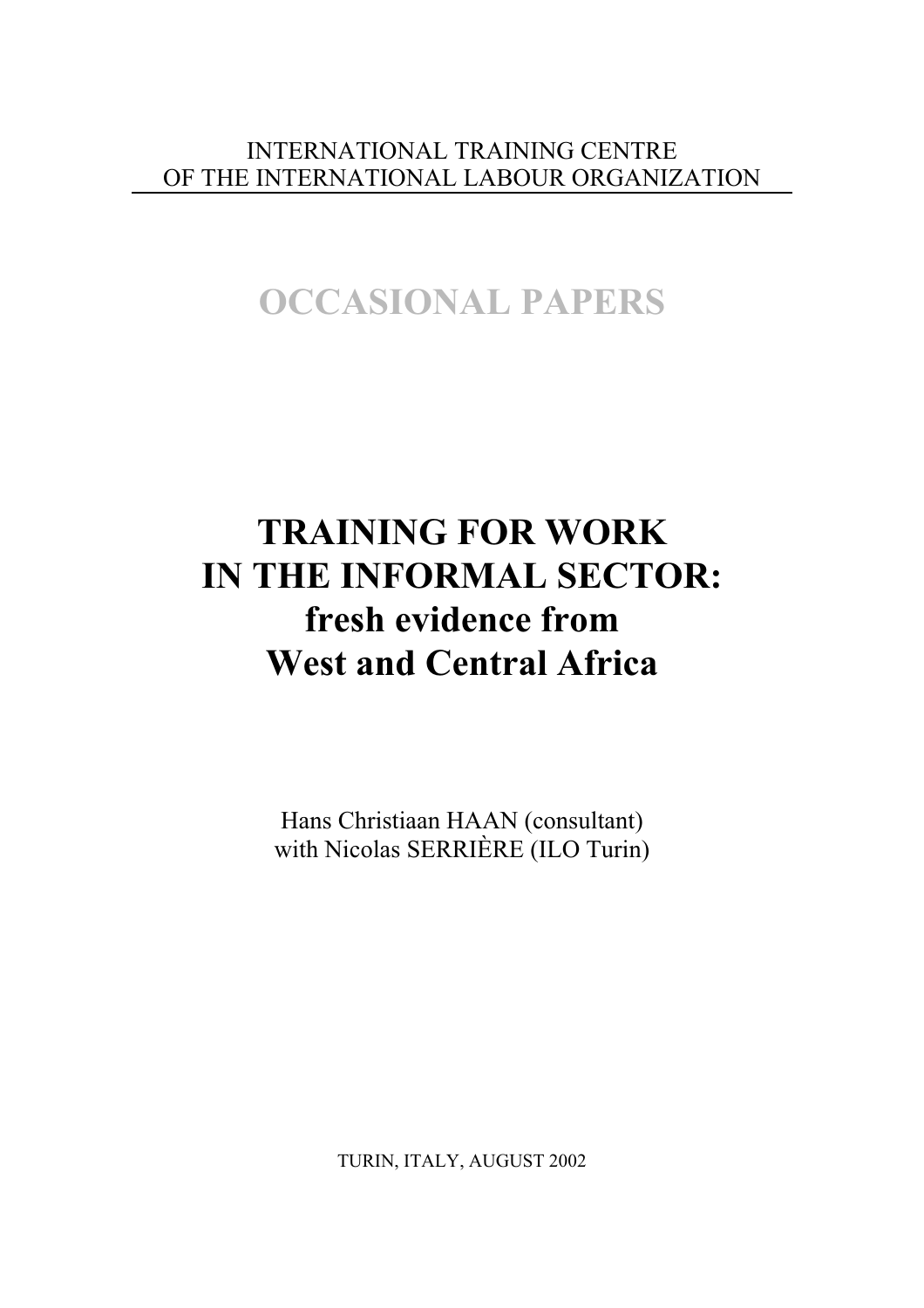INTERNATIONAL TRAINING CENTRE
OF THE INTERNATIONAL LABOUR ORGANIZATION

## OCCASIONAL PAPERS

# TRAINING FOR WORK IN THE INFORMAL SECTOR:
## fresh evidence from West and Central Africa

Hans Christiaan HAAN (consultant)
with Nicolas SERRIÈRE (ILO Turin)

TURIN, ITALY, AUGUST 2002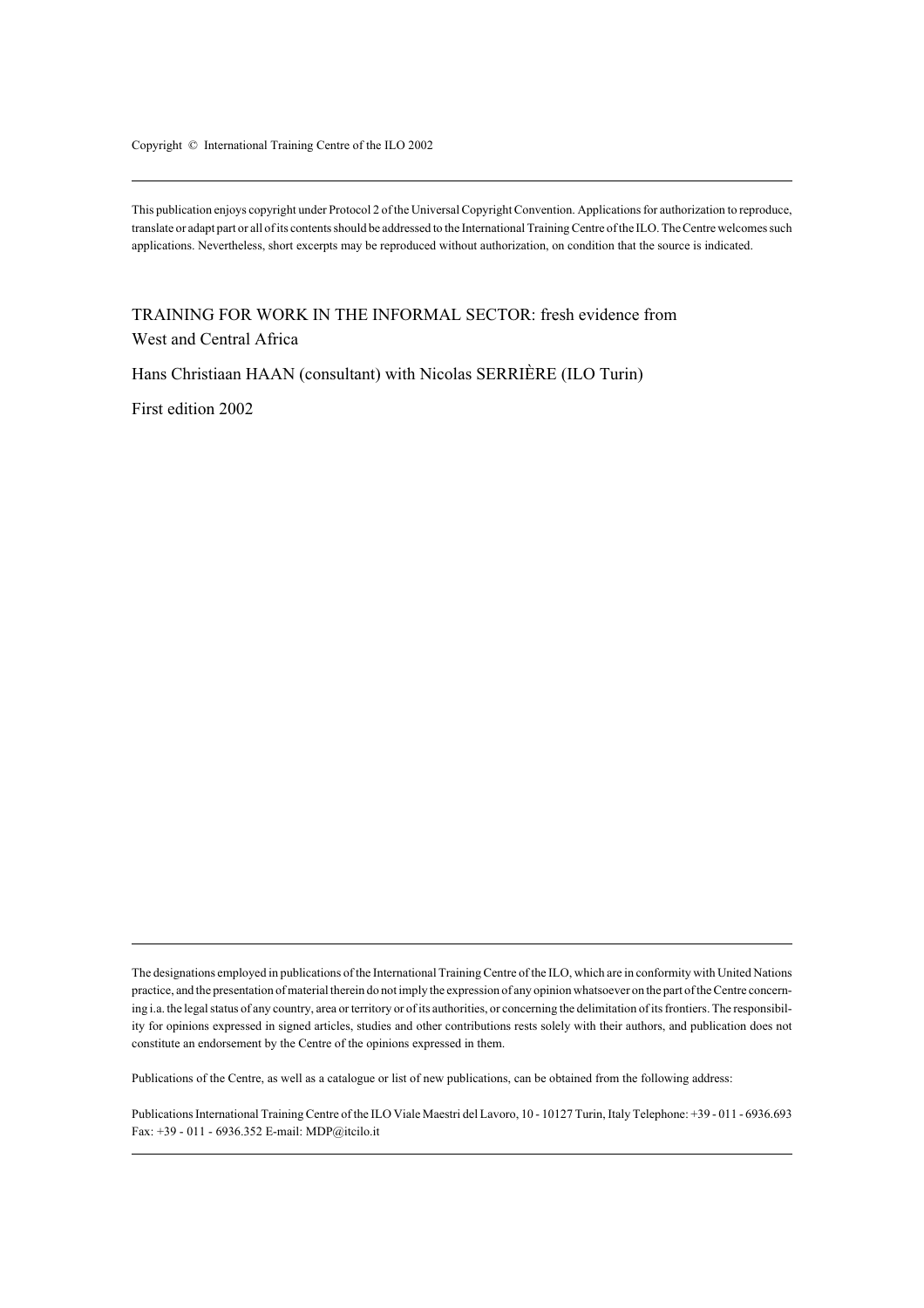Copyright © International Training Centre of the ILO 2002

---

This publication enjoys copyright under Protocol 2 of the Universal Copyright Convention. Applications for authorization to reproduce, translate or adapt part or all of its contents should be addressed to the International Training Centre of the ILO. The Centre welcomes such applications. Nevertheless, short excerpts may be reproduced without authorization, on condition that the source is indicated.

TRAINING FOR WORK IN THE INFORMAL SECTOR: fresh evidence from West and Central Africa

Hans Christiaan HAAN (consultant) with Nicolas SERRIÈRE (ILO Turin)

First edition 2002

---

The designations employed in publications of the International Training Centre of the ILO, which are in conformity with United Nations practice, and the presentation of material therein do not imply the expression of any opinion whatsoever on the part of the Centre concerning i.a. the legal status of any country, area or territory or of its authorities, or concerning the delimitation of its frontiers. The responsibility for opinions expressed in signed articles, studies and other contributions rests solely with their authors, and publication does not constitute an endorsement by the Centre of the opinions expressed in them.

Publications of the Centre, as well as a catalogue or list of new publications, can be obtained from the following address:

Publications International Training Centre of the ILO Viale Maestri del Lavoro, 10 - 10127 Turin, Italy Telephone: +39 - 011 - 6936.693 Fax: +39 - 011 - 6936.352 E-mail: MDP@itcilo.it

---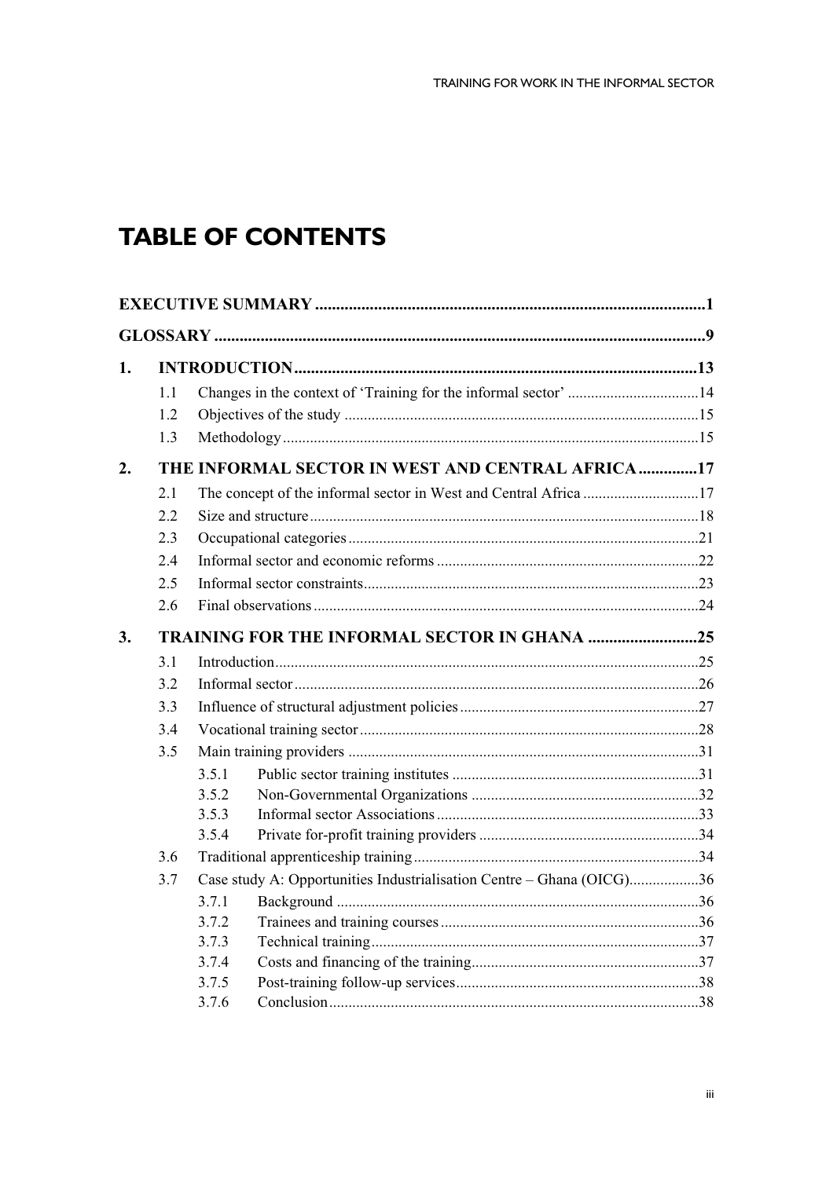# TABLE OF CONTENTS

**EXECUTIVE SUMMARY** .......... **1**

**GLOSSARY** .......... **9**

**1. INTRODUCTION** .......... **13**

- 1.1 Changes in the context of 'Training for the informal sector' .......... 14
- 1.2 Objectives of the study .......... 15
- 1.3 Methodology .......... 15

**2. THE INFORMAL SECTOR IN WEST AND CENTRAL AFRICA** .......... **17**

- 2.1 The concept of the informal sector in West and Central Africa .......... 17
- 2.2 Size and structure .......... 18
- 2.3 Occupational categories .......... 21
- 2.4 Informal sector and economic reforms .......... 22
- 2.5 Informal sector constraints .......... 23
- 2.6 Final observations .......... 24

**3. TRAINING FOR THE INFORMAL SECTOR IN GHANA** .......... **25**

- 3.1 Introduction .......... 25
- 3.2 Informal sector .......... 26
- 3.3 Influence of structural adjustment policies .......... 27
- 3.4 Vocational training sector .......... 28
- 3.5 Main training providers .......... 31
  - 3.5.1 Public sector training institutes .......... 31
  - 3.5.2 Non-Governmental Organizations .......... 32
  - 3.5.3 Informal sector Associations .......... 33
  - 3.5.4 Private for-profit training providers .......... 34
- 3.6 Traditional apprenticeship training .......... 34
- 3.7 Case study A: Opportunities Industrialisation Centre – Ghana (OICG) .......... 36
  - 3.7.1 Background .......... 36
  - 3.7.2 Trainees and training courses .......... 36
  - 3.7.3 Technical training .......... 37
  - 3.7.4 Costs and financing of the training .......... 37
  - 3.7.5 Post-training follow-up services .......... 38
  - 3.7.6 Conclusion .......... 38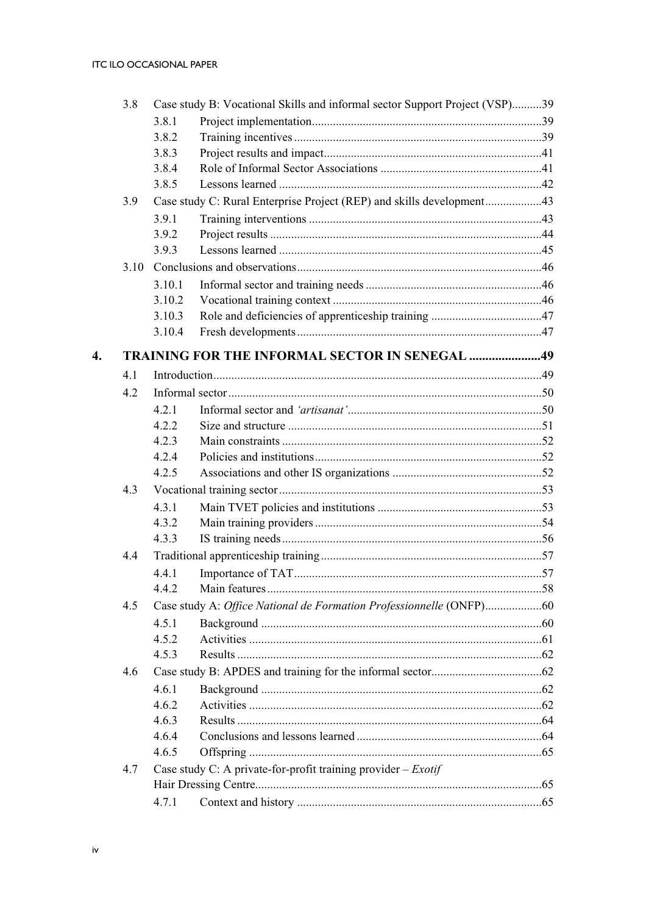| | | | |
|---|---|---|---|
| 3.8 | Case study B: Vocational Skills and informal sector Support Project (VSP) | | 39 |
| | 3.8.1 | Project implementation | 39 |
| | 3.8.2 | Training incentives | 39 |
| | 3.8.3 | Project results and impact | 41 |
| | 3.8.4 | Role of Informal Sector Associations | 41 |
| | 3.8.5 | Lessons learned | 42 |
| 3.9 | Case study C: Rural Enterprise Project (REP) and skills development | | 43 |
| | 3.9.1 | Training interventions | 43 |
| | 3.9.2 | Project results | 44 |
| | 3.9.3 | Lessons learned | 45 |
| 3.10 | Conclusions and observations | | 46 |
| | 3.10.1 | Informal sector and training needs | 46 |
| | 3.10.2 | Vocational training context | 46 |
| | 3.10.3 | Role and deficiencies of apprenticeship training | 47 |
| | 3.10.4 | Fresh developments | 47 |

**4. TRAINING FOR THE INFORMAL SECTOR IN SENEGAL ...... 49**

| | | | |
|---|---|---|---|
| 4.1 | Introduction | | 49 |
| 4.2 | Informal sector | | 50 |
| | 4.2.1 | Informal sector and *'artisanat'* | 50 |
| | 4.2.2 | Size and structure | 51 |
| | 4.2.3 | Main constraints | 52 |
| | 4.2.4 | Policies and institutions | 52 |
| | 4.2.5 | Associations and other IS organizations | 52 |
| 4.3 | Vocational training sector | | 53 |
| | 4.3.1 | Main TVET policies and institutions | 53 |
| | 4.3.2 | Main training providers | 54 |
| | 4.3.3 | IS training needs | 56 |
| 4.4 | Traditional apprenticeship training | | 57 |
| | 4.4.1 | Importance of TAT | 57 |
| | 4.4.2 | Main features | 58 |
| 4.5 | Case study A: *Office National de Formation Professionnelle* (ONFP) | | 60 |
| | 4.5.1 | Background | 60 |
| | 4.5.2 | Activities | 61 |
| | 4.5.3 | Results | 62 |
| 4.6 | Case study B: APDES and training for the informal sector | | 62 |
| | 4.6.1 | Background | 62 |
| | 4.6.2 | Activities | 62 |
| | 4.6.3 | Results | 64 |
| | 4.6.4 | Conclusions and lessons learned | 64 |
| | 4.6.5 | Offspring | 65 |
| 4.7 | Case study C: A private-for-profit training provider – *Exotif* Hair Dressing Centre | | 65 |
| | 4.7.1 | Context and history | 65 |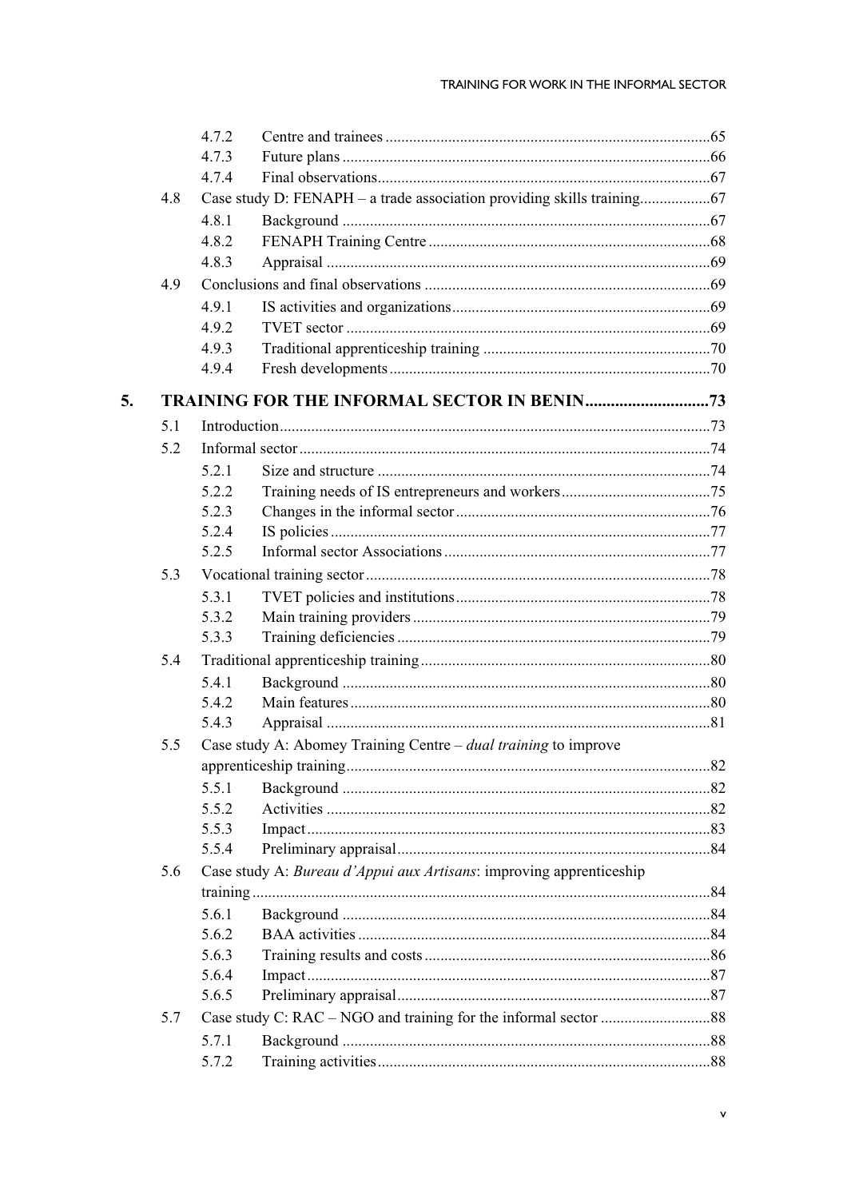- 4.7.2 Centre and trainees ....65
- 4.7.3 Future plans ....66
- 4.7.4 Final observations....67
- 4.8 Case study D: FENAPH – a trade association providing skills training....67
  - 4.8.1 Background ....67
  - 4.8.2 FENAPH Training Centre ....68
  - 4.8.3 Appraisal ....69
- 4.9 Conclusions and final observations ....69
  - 4.9.1 IS activities and organizations....69
  - 4.9.2 TVET sector ....69
  - 4.9.3 Traditional apprenticeship training ....70
  - 4.9.4 Fresh developments....70

**5. TRAINING FOR THE INFORMAL SECTOR IN BENIN....73**

- 5.1 Introduction....73
- 5.2 Informal sector....74
  - 5.2.1 Size and structure ....74
  - 5.2.2 Training needs of IS entrepreneurs and workers....75
  - 5.2.3 Changes in the informal sector....76
  - 5.2.4 IS policies....77
  - 5.2.5 Informal sector Associations....77
- 5.3 Vocational training sector....78
  - 5.3.1 TVET policies and institutions....78
  - 5.3.2 Main training providers....79
  - 5.3.3 Training deficiencies....79
- 5.4 Traditional apprenticeship training....80
  - 5.4.1 Background ....80
  - 5.4.2 Main features....80
  - 5.4.3 Appraisal ....81
- 5.5 Case study A: Abomey Training Centre – *dual training* to improve apprenticeship training....82
  - 5.5.1 Background ....82
  - 5.5.2 Activities ....82
  - 5.5.3 Impact....83
  - 5.5.4 Preliminary appraisal....84
- 5.6 Case study A: *Bureau d'Appui aux Artisans*: improving apprenticeship training....84
  - 5.6.1 Background ....84
  - 5.6.2 BAA activities ....84
  - 5.6.3 Training results and costs....86
  - 5.6.4 Impact....87
  - 5.6.5 Preliminary appraisal....87
- 5.7 Case study C: RAC – NGO and training for the informal sector ....88
  - 5.7.1 Background ....88
  - 5.7.2 Training activities....88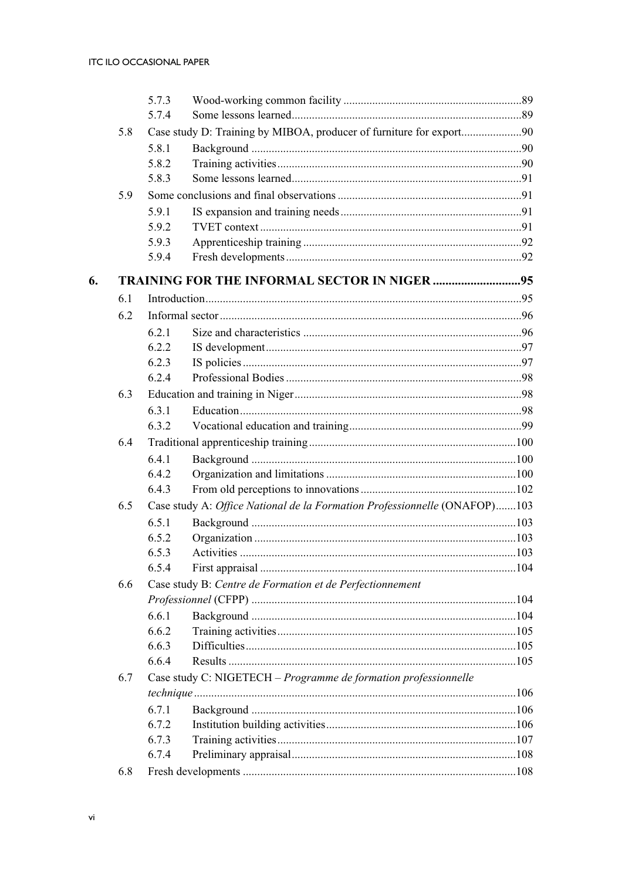| | | | |
|---|---|---|---|
| | 5.7.3 | Wood-working common facility | 89 |
| | 5.7.4 | Some lessons learned | 89 |
| 5.8 | Case study D: Training by MIBOA, producer of furniture for export | | 90 |
| | 5.8.1 | Background | 90 |
| | 5.8.2 | Training activities | 90 |
| | 5.8.3 | Some lessons learned | 91 |
| 5.9 | Some conclusions and final observations | | 91 |
| | 5.9.1 | IS expansion and training needs | 91 |
| | 5.9.2 | TVET context | 91 |
| | 5.9.3 | Apprenticeship training | 92 |
| | 5.9.4 | Fresh developments | 92 |

**6. TRAINING FOR THE INFORMAL SECTOR IN NIGER .......... 95**

| | | | |
|---|---|---|---|
| 6.1 | Introduction | | 95 |
| 6.2 | Informal sector | | 96 |
| | 6.2.1 | Size and characteristics | 96 |
| | 6.2.2 | IS development | 97 |
| | 6.2.3 | IS policies | 97 |
| | 6.2.4 | Professional Bodies | 98 |
| 6.3 | Education and training in Niger | | 98 |
| | 6.3.1 | Education | 98 |
| | 6.3.2 | Vocational education and training | 99 |
| 6.4 | Traditional apprenticeship training | | 100 |
| | 6.4.1 | Background | 100 |
| | 6.4.2 | Organization and limitations | 100 |
| | 6.4.3 | From old perceptions to innovations | 102 |
| 6.5 | Case study A: *Office National de la Formation Professionnelle* (ONAFOP) | | 103 |
| | 6.5.1 | Background | 103 |
| | 6.5.2 | Organization | 103 |
| | 6.5.3 | Activities | 103 |
| | 6.5.4 | First appraisal | 104 |
| 6.6 | Case study B: *Centre de Formation et de Perfectionnement Professionnel* (CFPP) | | 104 |
| | 6.6.1 | Background | 104 |
| | 6.6.2 | Training activities | 105 |
| | 6.6.3 | Difficulties | 105 |
| | 6.6.4 | Results | 105 |
| 6.7 | Case study C: NIGETECH – *Programme de formation professionnelle technique* | | 106 |
| | 6.7.1 | Background | 106 |
| | 6.7.2 | Institution building activities | 106 |
| | 6.7.3 | Training activities | 107 |
| | 6.7.4 | Preliminary appraisal | 108 |
| 6.8 | Fresh developments | | 108 |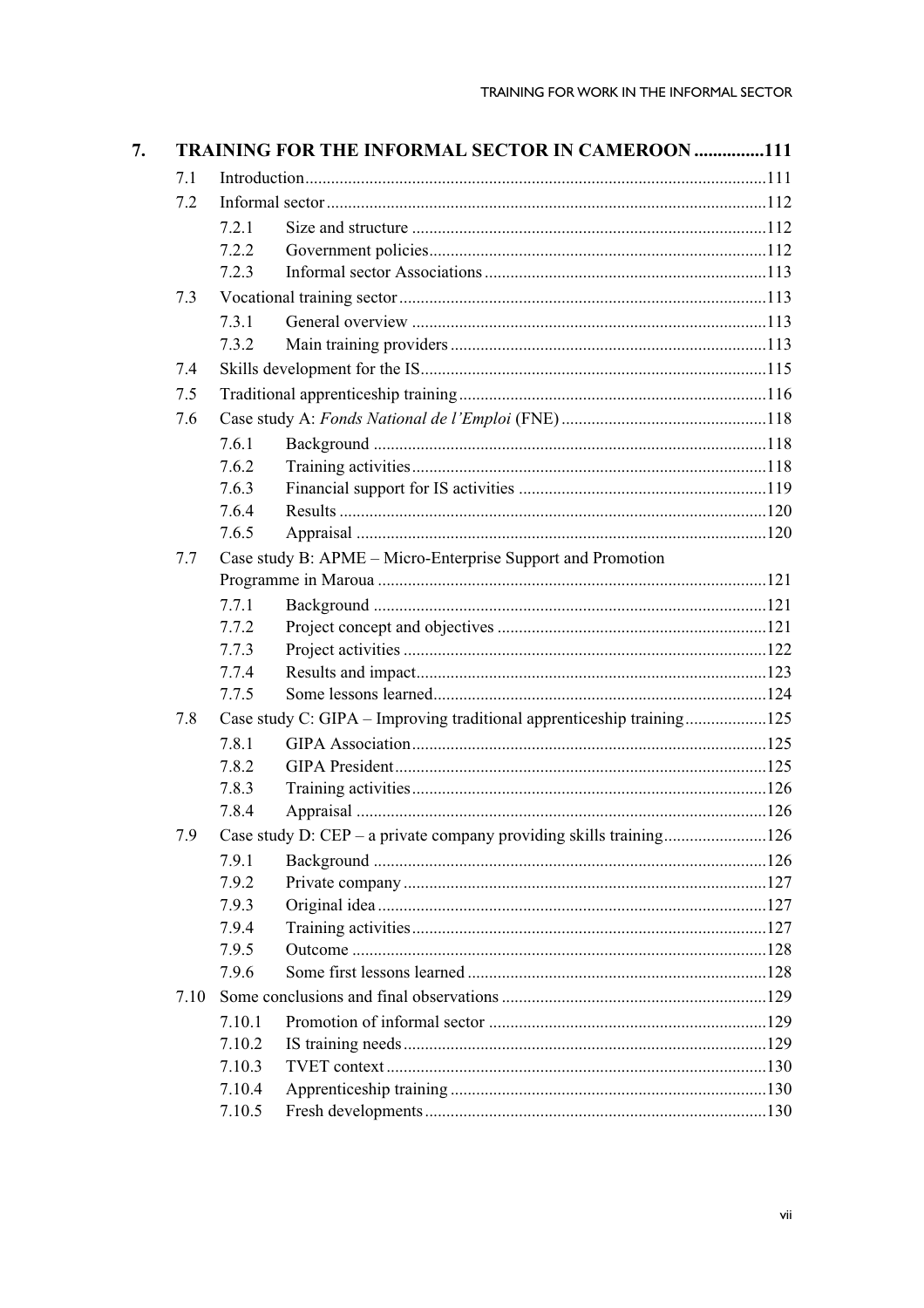**7. TRAINING FOR THE INFORMAL SECTOR IN CAMEROON ...............111**

- 7.1 Introduction...........................................................................................111
- 7.2 Informal sector.......................................................................................112
  - 7.2.1 Size and structure ..................................................................................112
  - 7.2.2 Government policies...............................................................................112
  - 7.2.3 Informal sector Associations ..................................................................113
- 7.3 Vocational training sector .....................................................................113
  - 7.3.1 General overview ..................................................................................113
  - 7.3.2 Main training providers .........................................................................113
- 7.4 Skills development for the IS.................................................................115
- 7.5 Traditional apprenticeship training........................................................116
- 7.6 Case study A: *Fonds National de l'Emploi* (FNE) ................................118
  - 7.6.1 Background ...........................................................................................118
  - 7.6.2 Training activities..................................................................................118
  - 7.6.3 Financial support for IS activities ..........................................................119
  - 7.6.4 Results ...................................................................................................120
  - 7.6.5 Appraisal ...............................................................................................120
- 7.7 Case study B: APME – Micro-Enterprise Support and Promotion Programme in Maroua ..........................................................................121
  - 7.7.1 Background ...........................................................................................121
  - 7.7.2 Project concept and objectives ...............................................................121
  - 7.7.3 Project activities ....................................................................................122
  - 7.7.4 Results and impact.................................................................................123
  - 7.7.5 Some lessons learned.............................................................................124
- 7.8 Case study C: GIPA – Improving traditional apprenticeship training...................125
  - 7.8.1 GIPA Association..................................................................................125
  - 7.8.2 GIPA President......................................................................................125
  - 7.8.3 Training activities..................................................................................126
  - 7.8.4 Appraisal ...............................................................................................126
- 7.9 Case study D: CEP – a private company providing skills training........................126
  - 7.9.1 Background ...........................................................................................126
  - 7.9.2 Private company ....................................................................................127
  - 7.9.3 Original idea ..........................................................................................127
  - 7.9.4 Training activities..................................................................................127
  - 7.9.5 Outcome ................................................................................................128
  - 7.9.6 Some first lessons learned .....................................................................128
- 7.10 Some conclusions and final observations .............................................129
  - 7.10.1 Promotion of informal sector ................................................................129
  - 7.10.2 IS training needs ....................................................................................129
  - 7.10.3 TVET context ........................................................................................130
  - 7.10.4 Apprenticeship training .........................................................................130
  - 7.10.5 Fresh developments ...............................................................................130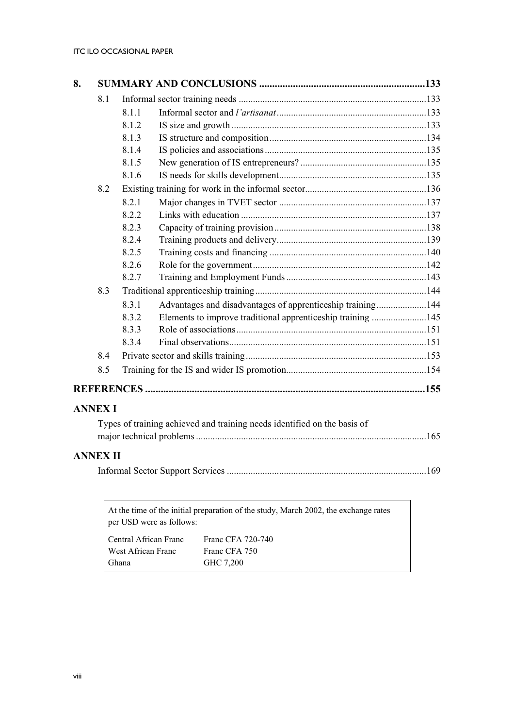**8. SUMMARY AND CONCLUSIONS ............................................................133**

- 8.1 Informal sector training needs ............................................................133
  - 8.1.1 Informal sector and *l'artisanat* ............................................................133
  - 8.1.2 IS size and growth ............................................................133
  - 8.1.3 IS structure and composition ............................................................134
  - 8.1.4 IS policies and associations ............................................................135
  - 8.1.5 New generation of IS entrepreneurs? ............................................................135
  - 8.1.6 IS needs for skills development ............................................................135
- 8.2 Existing training for work in the informal sector ............................................................136
  - 8.2.1 Major changes in TVET sector ............................................................137
  - 8.2.2 Links with education ............................................................137
  - 8.2.3 Capacity of training provision ............................................................138
  - 8.2.4 Training products and delivery ............................................................139
  - 8.2.5 Training costs and financing ............................................................140
  - 8.2.6 Role for the government ............................................................142
  - 8.2.7 Training and Employment Funds ............................................................143
- 8.3 Traditional apprenticeship training ............................................................144
  - 8.3.1 Advantages and disadvantages of apprenticeship training ............................................................144
  - 8.3.2 Elements to improve traditional apprenticeship training ............................................................145
  - 8.3.3 Role of associations ............................................................151
  - 8.3.4 Final observations ............................................................151
- 8.4 Private sector and skills training ............................................................153
- 8.5 Training for the IS and wider IS promotion ............................................................154

**REFERENCES ............................................................155**

**ANNEX I**

Types of training achieved and training needs identified on the basis of major technical problems ............................................................165

**ANNEX II**

Informal Sector Support Services ............................................................169

At the time of the initial preparation of the study, March 2002, the exchange rates per USD were as follows:

| | |
|---|---|
| Central African Franc | Franc CFA 720-740 |
| West African Franc | Franc CFA 750 |
| Ghana | GHC 7,200 |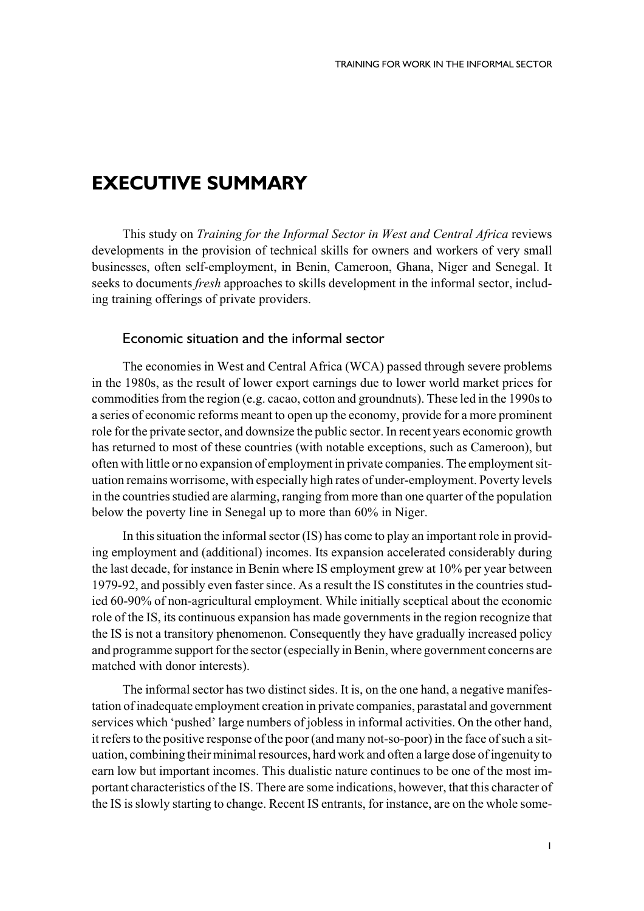# EXECUTIVE SUMMARY

This study on *Training for the Informal Sector in West and Central Africa* reviews developments in the provision of technical skills for owners and workers of very small businesses, often self-employment, in Benin, Cameroon, Ghana, Niger and Senegal. It seeks to documents *fresh* approaches to skills development in the informal sector, including training offerings of private providers.

## Economic situation and the informal sector

The economies in West and Central Africa (WCA) passed through severe problems in the 1980s, as the result of lower export earnings due to lower world market prices for commodities from the region (e.g. cacao, cotton and groundnuts). These led in the 1990s to a series of economic reforms meant to open up the economy, provide for a more prominent role for the private sector, and downsize the public sector. In recent years economic growth has returned to most of these countries (with notable exceptions, such as Cameroon), but often with little or no expansion of employment in private companies. The employment situation remains worrisome, with especially high rates of under-employment. Poverty levels in the countries studied are alarming, ranging from more than one quarter of the population below the poverty line in Senegal up to more than 60% in Niger.

In this situation the informal sector (IS) has come to play an important role in providing employment and (additional) incomes. Its expansion accelerated considerably during the last decade, for instance in Benin where IS employment grew at 10% per year between 1979-92, and possibly even faster since. As a result the IS constitutes in the countries studied 60-90% of non-agricultural employment. While initially sceptical about the economic role of the IS, its continuous expansion has made governments in the region recognize that the IS is not a transitory phenomenon. Consequently they have gradually increased policy and programme support for the sector (especially in Benin, where government concerns are matched with donor interests).

The informal sector has two distinct sides. It is, on the one hand, a negative manifestation of inadequate employment creation in private companies, parastatal and government services which 'pushed' large numbers of jobless in informal activities. On the other hand, it refers to the positive response of the poor (and many not-so-poor) in the face of such a situation, combining their minimal resources, hard work and often a large dose of ingenuity to earn low but important incomes. This dualistic nature continues to be one of the most important characteristics of the IS. There are some indications, however, that this character of the IS is slowly starting to change. Recent IS entrants, for instance, are on the whole some-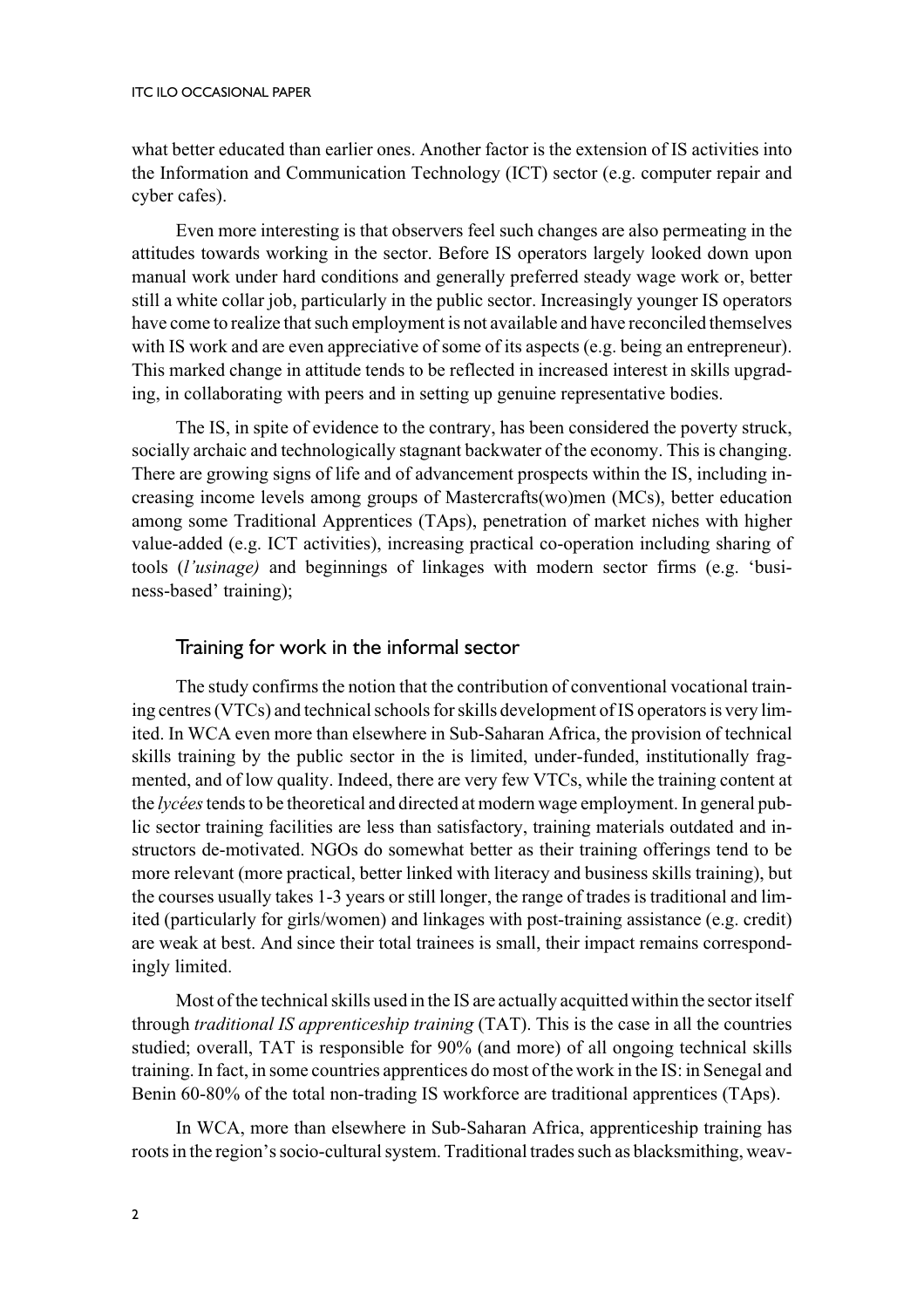what better educated than earlier ones. Another factor is the extension of IS activities into the Information and Communication Technology (ICT) sector (e.g. computer repair and cyber cafes).

Even more interesting is that observers feel such changes are also permeating in the attitudes towards working in the sector. Before IS operators largely looked down upon manual work under hard conditions and generally preferred steady wage work or, better still a white collar job, particularly in the public sector. Increasingly younger IS operators have come to realize that such employment is not available and have reconciled themselves with IS work and are even appreciative of some of its aspects (e.g. being an entrepreneur). This marked change in attitude tends to be reflected in increased interest in skills upgrading, in collaborating with peers and in setting up genuine representative bodies.

The IS, in spite of evidence to the contrary, has been considered the poverty struck, socially archaic and technologically stagnant backwater of the economy. This is changing. There are growing signs of life and of advancement prospects within the IS, including increasing income levels among groups of Mastercrafts(wo)men (MCs), better education among some Traditional Apprentices (TAps), penetration of market niches with higher value-added (e.g. ICT activities), increasing practical co-operation including sharing of tools (*l'usinage)* and beginnings of linkages with modern sector firms (e.g. 'business-based' training);

## Training for work in the informal sector

The study confirms the notion that the contribution of conventional vocational training centres (VTCs) and technical schools for skills development of IS operators is very limited. In WCA even more than elsewhere in Sub-Saharan Africa, the provision of technical skills training by the public sector in the is limited, under-funded, institutionally fragmented, and of low quality. Indeed, there are very few VTCs, while the training content at the *lycées* tends to be theoretical and directed at modern wage employment. In general public sector training facilities are less than satisfactory, training materials outdated and instructors de-motivated. NGOs do somewhat better as their training offerings tend to be more relevant (more practical, better linked with literacy and business skills training), but the courses usually takes 1-3 years or still longer, the range of trades is traditional and limited (particularly for girls/women) and linkages with post-training assistance (e.g. credit) are weak at best. And since their total trainees is small, their impact remains correspondingly limited.

Most of the technical skills used in the IS are actually acquitted within the sector itself through *traditional IS apprenticeship training* (TAT). This is the case in all the countries studied; overall, TAT is responsible for 90% (and more) of all ongoing technical skills training. In fact, in some countries apprentices do most of the work in the IS: in Senegal and Benin 60-80% of the total non-trading IS workforce are traditional apprentices (TAps).

In WCA, more than elsewhere in Sub-Saharan Africa, apprenticeship training has roots in the region's socio-cultural system. Traditional trades such as blacksmithing, weav-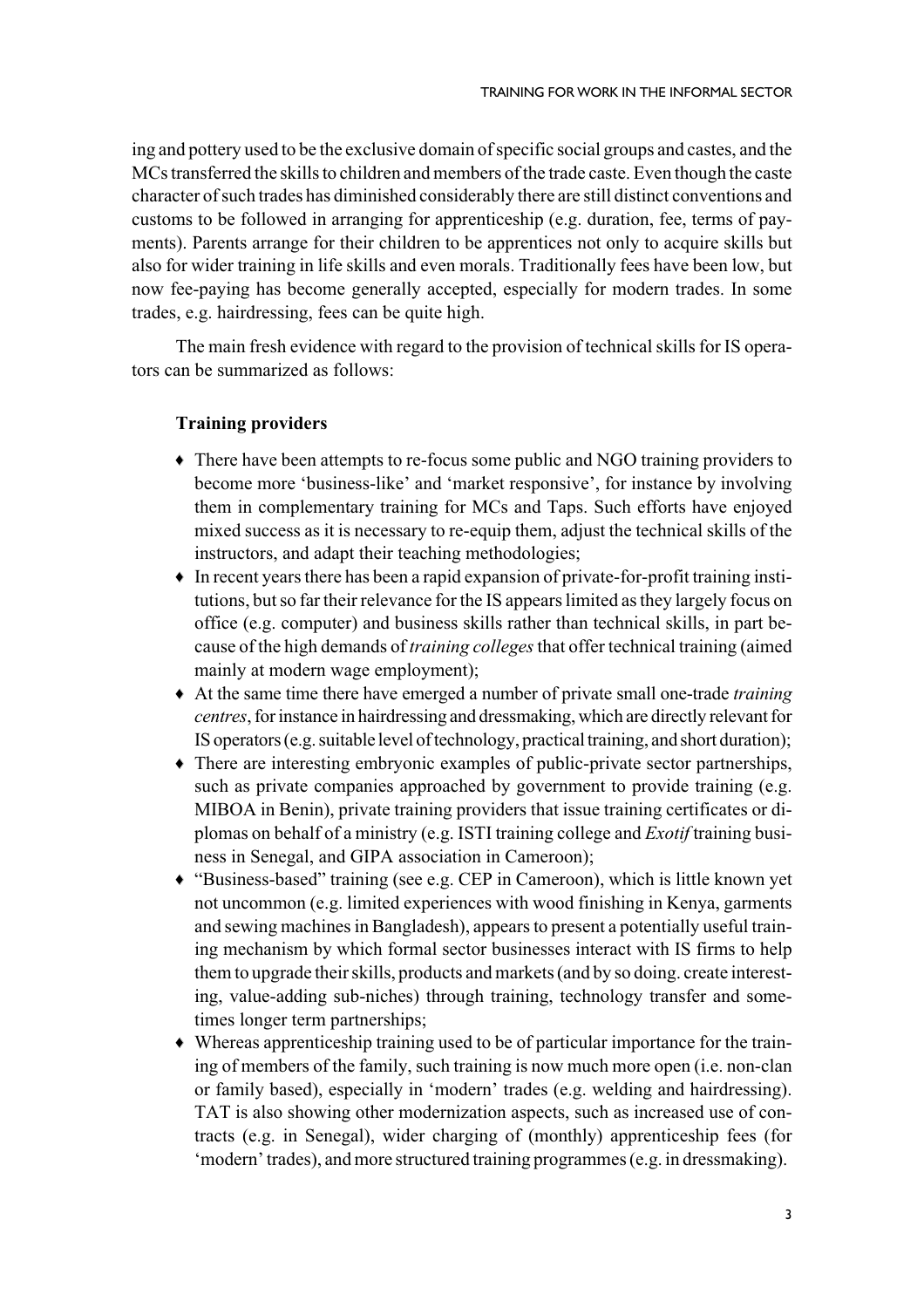ing and pottery used to be the exclusive domain of specific social groups and castes, and the MCs transferred the skills to children and members of the trade caste. Even though the caste character of such trades has diminished considerably there are still distinct conventions and customs to be followed in arranging for apprenticeship (e.g. duration, fee, terms of payments). Parents arrange for their children to be apprentices not only to acquire skills but also for wider training in life skills and even morals. Traditionally fees have been low, but now fee-paying has become generally accepted, especially for modern trades. In some trades, e.g. hairdressing, fees can be quite high.

The main fresh evidence with regard to the provision of technical skills for IS operators can be summarized as follows:

**Training providers**

- There have been attempts to re-focus some public and NGO training providers to become more 'business-like' and 'market responsive', for instance by involving them in complementary training for MCs and Taps. Such efforts have enjoyed mixed success as it is necessary to re-equip them, adjust the technical skills of the instructors, and adapt their teaching methodologies;
- In recent years there has been a rapid expansion of private-for-profit training institutions, but so far their relevance for the IS appears limited as they largely focus on office (e.g. computer) and business skills rather than technical skills, in part because of the high demands of *training colleges* that offer technical training (aimed mainly at modern wage employment);
- At the same time there have emerged a number of private small one-trade *training centres*, for instance in hairdressing and dressmaking, which are directly relevant for IS operators (e.g. suitable level of technology, practical training, and short duration);
- There are interesting embryonic examples of public-private sector partnerships, such as private companies approached by government to provide training (e.g. MIBOA in Benin), private training providers that issue training certificates or diplomas on behalf of a ministry (e.g. ISTI training college and *Exotif* training business in Senegal, and GIPA association in Cameroon);
- "Business-based" training (see e.g. CEP in Cameroon), which is little known yet not uncommon (e.g. limited experiences with wood finishing in Kenya, garments and sewing machines in Bangladesh), appears to present a potentially useful training mechanism by which formal sector businesses interact with IS firms to help them to upgrade their skills, products and markets (and by so doing. create interesting, value-adding sub-niches) through training, technology transfer and sometimes longer term partnerships;
- Whereas apprenticeship training used to be of particular importance for the training of members of the family, such training is now much more open (i.e. non-clan or family based), especially in 'modern' trades (e.g. welding and hairdressing). TAT is also showing other modernization aspects, such as increased use of contracts (e.g. in Senegal), wider charging of (monthly) apprenticeship fees (for 'modern' trades), and more structured training programmes (e.g. in dressmaking).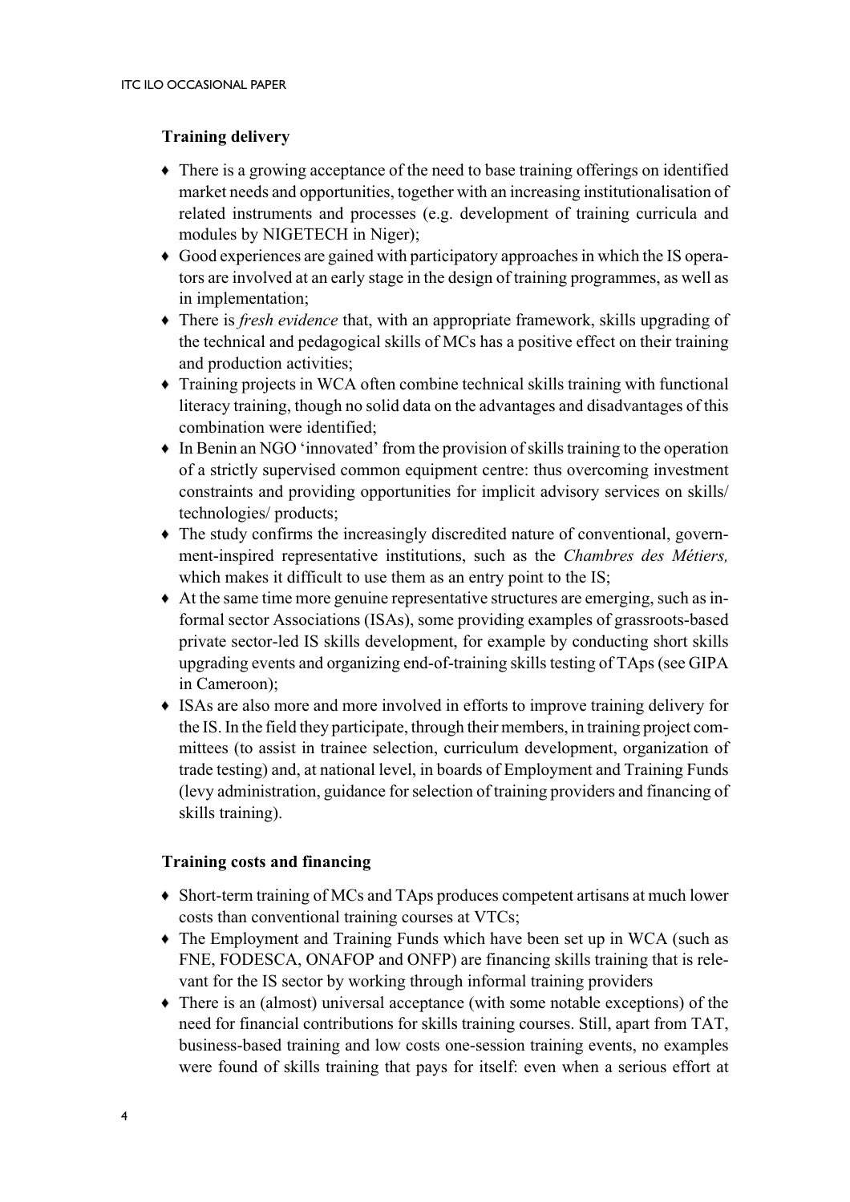### Training delivery

- There is a growing acceptance of the need to base training offerings on identified market needs and opportunities, together with an increasing institutionalisation of related instruments and processes (e.g. development of training curricula and modules by NIGETECH in Niger);
- Good experiences are gained with participatory approaches in which the IS operators are involved at an early stage in the design of training programmes, as well as in implementation;
- There is *fresh evidence* that, with an appropriate framework, skills upgrading of the technical and pedagogical skills of MCs has a positive effect on their training and production activities;
- Training projects in WCA often combine technical skills training with functional literacy training, though no solid data on the advantages and disadvantages of this combination were identified;
- In Benin an NGO 'innovated' from the provision of skills training to the operation of a strictly supervised common equipment centre: thus overcoming investment constraints and providing opportunities for implicit advisory services on skills/ technologies/ products;
- The study confirms the increasingly discredited nature of conventional, government-inspired representative institutions, such as the *Chambres des Métiers,* which makes it difficult to use them as an entry point to the IS;
- At the same time more genuine representative structures are emerging, such as informal sector Associations (ISAs), some providing examples of grassroots-based private sector-led IS skills development, for example by conducting short skills upgrading events and organizing end-of-training skills testing of TAps (see GIPA in Cameroon);
- ISAs are also more and more involved in efforts to improve training delivery for the IS. In the field they participate, through their members, in training project committees (to assist in trainee selection, curriculum development, organization of trade testing) and, at national level, in boards of Employment and Training Funds (levy administration, guidance for selection of training providers and financing of skills training).

### Training costs and financing

- Short-term training of MCs and TAps produces competent artisans at much lower costs than conventional training courses at VTCs;
- The Employment and Training Funds which have been set up in WCA (such as FNE, FODESCA, ONAFOP and ONFP) are financing skills training that is relevant for the IS sector by working through informal training providers
- There is an (almost) universal acceptance (with some notable exceptions) of the need for financial contributions for skills training courses. Still, apart from TAT, business-based training and low costs one-session training events, no examples were found of skills training that pays for itself: even when a serious effort at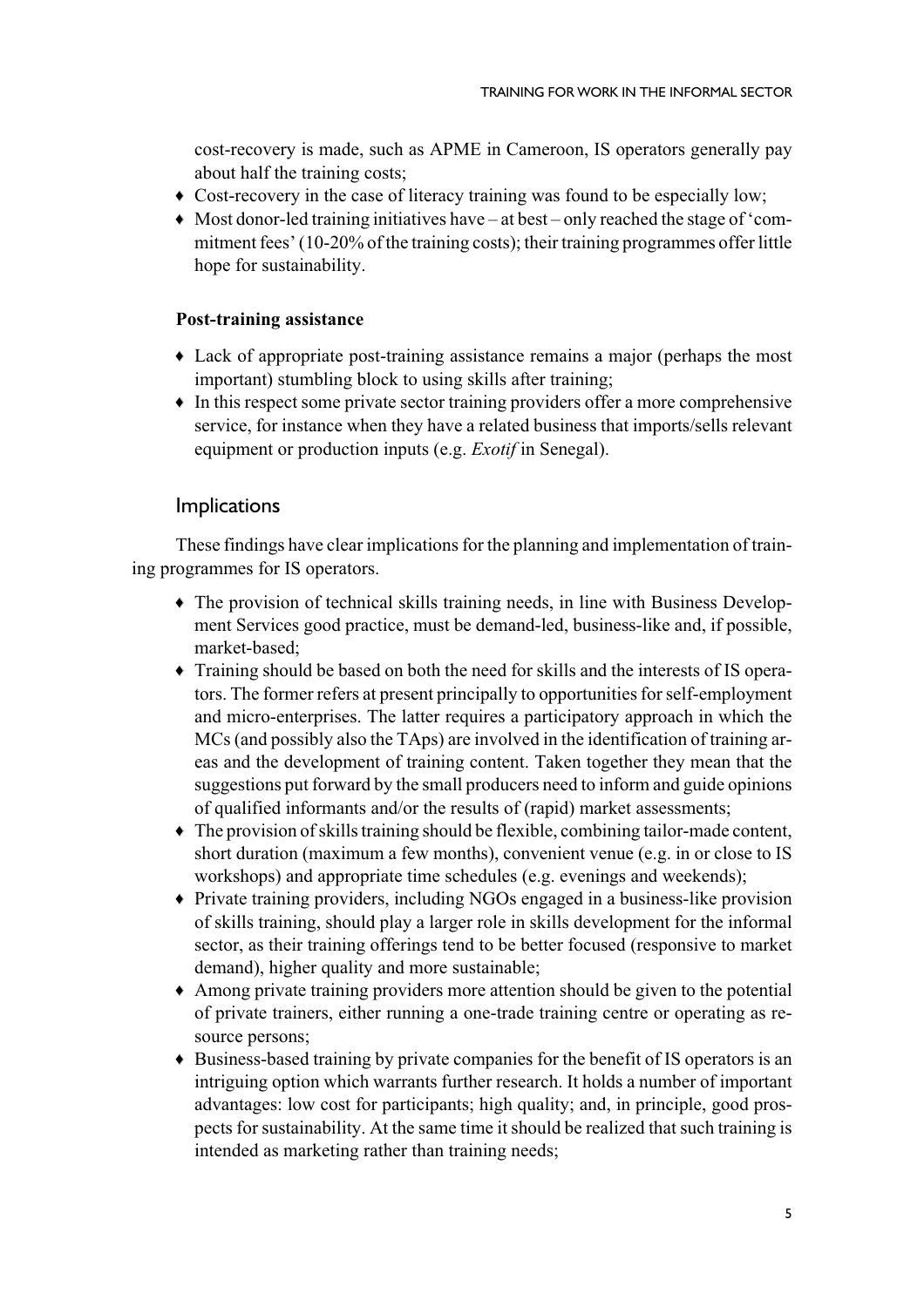cost-recovery is made, such as APME in Cameroon, IS operators generally pay about half the training costs;

- Cost-recovery in the case of literacy training was found to be especially low;
- Most donor-led training initiatives have – at best – only reached the stage of 'commitment fees' (10-20% of the training costs); their training programmes offer little hope for sustainability.

**Post-training assistance**

- Lack of appropriate post-training assistance remains a major (perhaps the most important) stumbling block to using skills after training;
- In this respect some private sector training providers offer a more comprehensive service, for instance when they have a related business that imports/sells relevant equipment or production inputs (e.g. *Exotif* in Senegal).

## Implications

These findings have clear implications for the planning and implementation of training programmes for IS operators.

- The provision of technical skills training needs, in line with Business Development Services good practice, must be demand-led, business-like and, if possible, market-based;
- Training should be based on both the need for skills and the interests of IS operators. The former refers at present principally to opportunities for self-employment and micro-enterprises. The latter requires a participatory approach in which the MCs (and possibly also the TAps) are involved in the identification of training areas and the development of training content. Taken together they mean that the suggestions put forward by the small producers need to inform and guide opinions of qualified informants and/or the results of (rapid) market assessments;
- The provision of skills training should be flexible, combining tailor-made content, short duration (maximum a few months), convenient venue (e.g. in or close to IS workshops) and appropriate time schedules (e.g. evenings and weekends);
- Private training providers, including NGOs engaged in a business-like provision of skills training, should play a larger role in skills development for the informal sector, as their training offerings tend to be better focused (responsive to market demand), higher quality and more sustainable;
- Among private training providers more attention should be given to the potential of private trainers, either running a one-trade training centre or operating as resource persons;
- Business-based training by private companies for the benefit of IS operators is an intriguing option which warrants further research. It holds a number of important advantages: low cost for participants; high quality; and, in principle, good prospects for sustainability. At the same time it should be realized that such training is intended as marketing rather than training needs;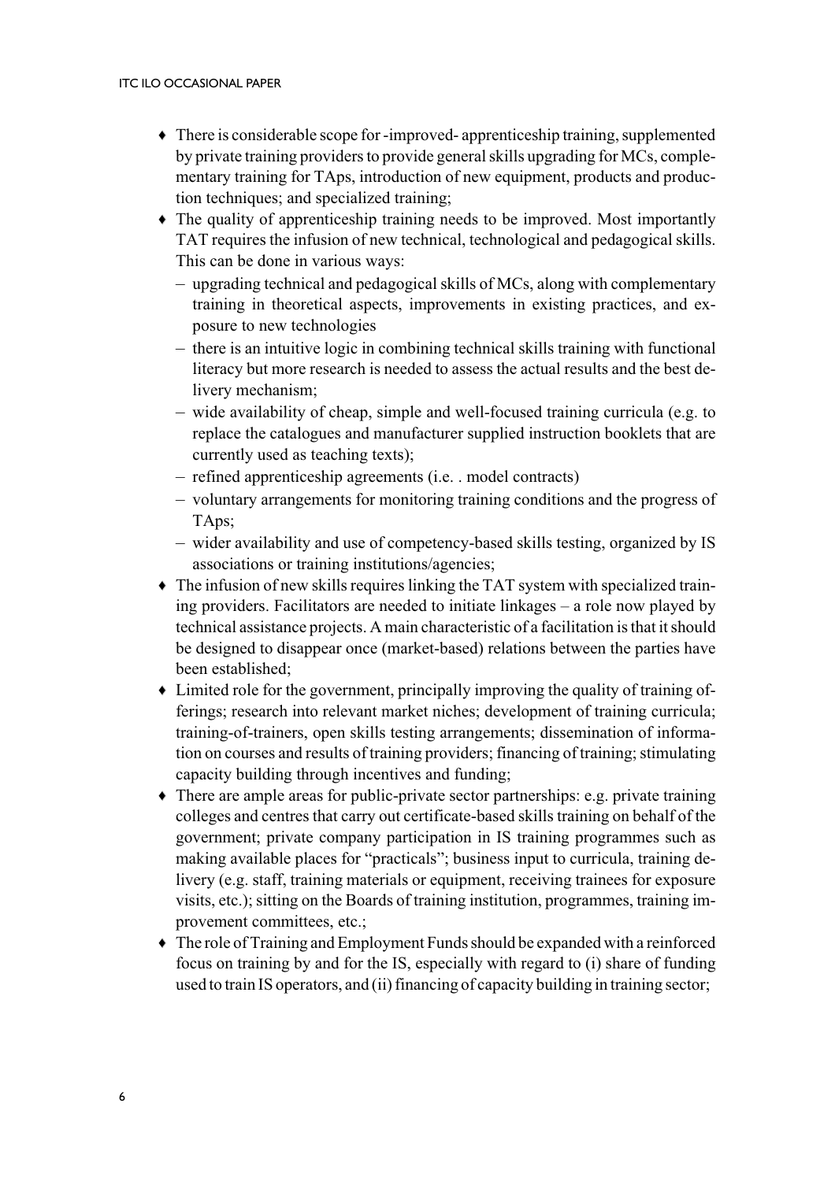- There is considerable scope for -improved- apprenticeship training, supplemented by private training providers to provide general skills upgrading for MCs, complementary training for TAps, introduction of new equipment, products and production techniques; and specialized training;
- The quality of apprenticeship training needs to be improved. Most importantly TAT requires the infusion of new technical, technological and pedagogical skills. This can be done in various ways:
  - upgrading technical and pedagogical skills of MCs, along with complementary training in theoretical aspects, improvements in existing practices, and exposure to new technologies
  - there is an intuitive logic in combining technical skills training with functional literacy but more research is needed to assess the actual results and the best delivery mechanism;
  - wide availability of cheap, simple and well-focused training curricula (e.g. to replace the catalogues and manufacturer supplied instruction booklets that are currently used as teaching texts);
  - refined apprenticeship agreements (i.e. . model contracts)
  - voluntary arrangements for monitoring training conditions and the progress of TAps;
  - wider availability and use of competency-based skills testing, organized by IS associations or training institutions/agencies;
- The infusion of new skills requires linking the TAT system with specialized training providers. Facilitators are needed to initiate linkages – a role now played by technical assistance projects. A main characteristic of a facilitation is that it should be designed to disappear once (market-based) relations between the parties have been established;
- Limited role for the government, principally improving the quality of training offerings; research into relevant market niches; development of training curricula; training-of-trainers, open skills testing arrangements; dissemination of information on courses and results of training providers; financing of training; stimulating capacity building through incentives and funding;
- There are ample areas for public-private sector partnerships: e.g. private training colleges and centres that carry out certificate-based skills training on behalf of the government; private company participation in IS training programmes such as making available places for "practicals"; business input to curricula, training delivery (e.g. staff, training materials or equipment, receiving trainees for exposure visits, etc.); sitting on the Boards of training institution, programmes, training improvement committees, etc.;
- The role of Training and Employment Funds should be expanded with a reinforced focus on training by and for the IS, especially with regard to (i) share of funding used to train IS operators, and (ii) financing of capacity building in training sector;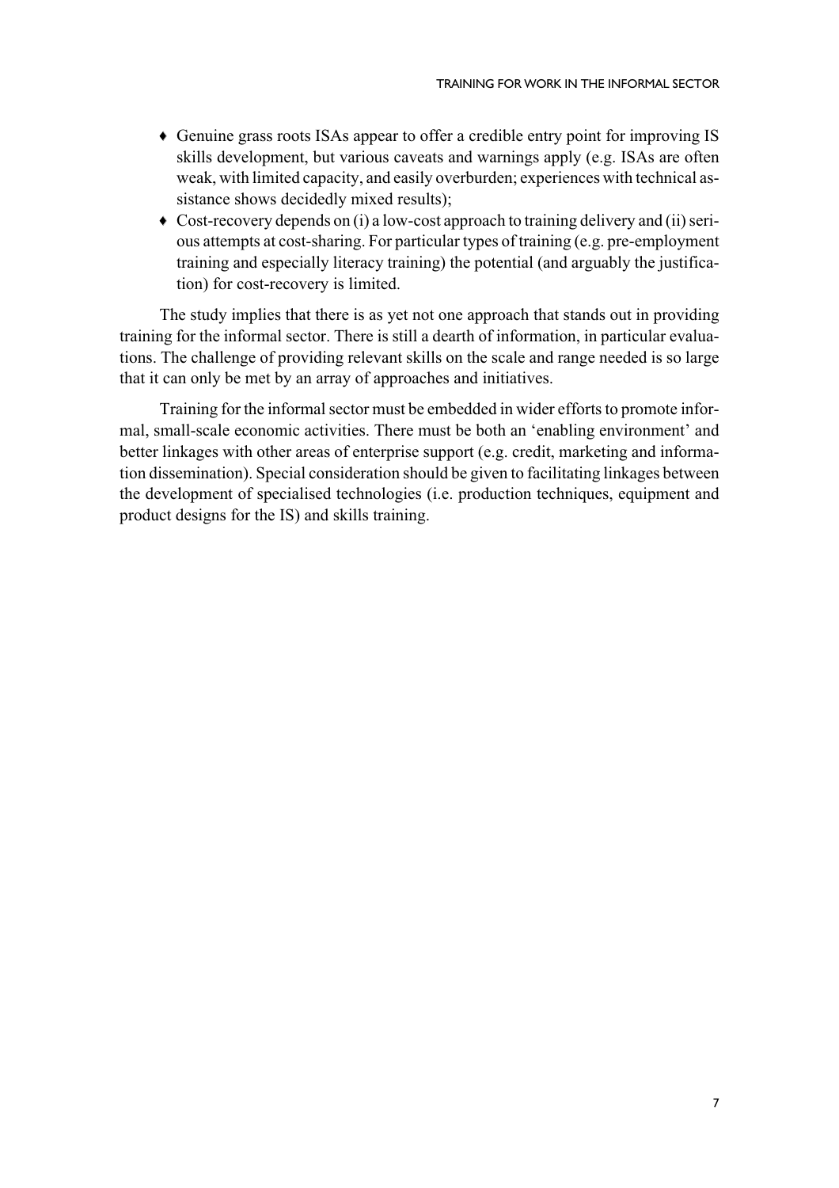- Genuine grass roots ISAs appear to offer a credible entry point for improving IS skills development, but various caveats and warnings apply (e.g. ISAs are often weak, with limited capacity, and easily overburden; experiences with technical assistance shows decidedly mixed results);
- Cost-recovery depends on (i) a low-cost approach to training delivery and (ii) serious attempts at cost-sharing. For particular types of training (e.g. pre-employment training and especially literacy training) the potential (and arguably the justification) for cost-recovery is limited.

The study implies that there is as yet not one approach that stands out in providing training for the informal sector. There is still a dearth of information, in particular evaluations. The challenge of providing relevant skills on the scale and range needed is so large that it can only be met by an array of approaches and initiatives.

Training for the informal sector must be embedded in wider efforts to promote informal, small-scale economic activities. There must be both an 'enabling environment' and better linkages with other areas of enterprise support (e.g. credit, marketing and information dissemination). Special consideration should be given to facilitating linkages between the development of specialised technologies (i.e. production techniques, equipment and product designs for the IS) and skills training.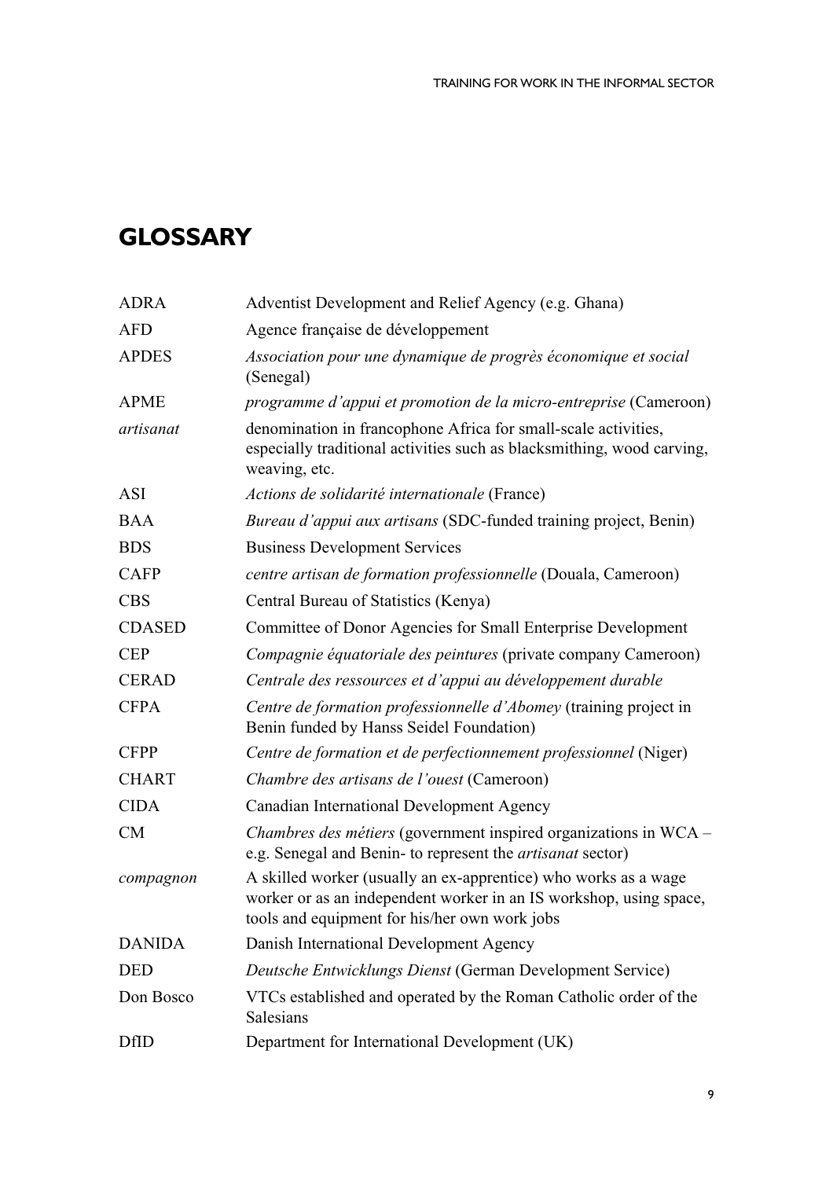# GLOSSARY

| | |
|---|---|
| ADRA | Adventist Development and Relief Agency (e.g. Ghana) |
| AFD | Agence française de développement |
| APDES | *Association pour une dynamique de progrès économique et social* (Senegal) |
| APME | *programme d'appui et promotion de la micro-entreprise* (Cameroon) |
| *artisanat* | denomination in francophone Africa for small-scale activities, especially traditional activities such as blacksmithing, wood carving, weaving, etc. |
| ASI | *Actions de solidarité internationale* (France) |
| BAA | *Bureau d'appui aux artisans* (SDC-funded training project, Benin) |
| BDS | Business Development Services |
| CAFP | *centre artisan de formation professionnelle* (Douala, Cameroon) |
| CBS | Central Bureau of Statistics (Kenya) |
| CDASED | Committee of Donor Agencies for Small Enterprise Development |
| CEP | *Compagnie équatoriale des peintures* (private company Cameroon) |
| CERAD | *Centrale des ressources et d'appui au développement durable* |
| CFPA | *Centre de formation professionnelle d'Abomey* (training project in Benin funded by Hanss Seidel Foundation) |
| CFPP | *Centre de formation et de perfectionnement professionnel* (Niger) |
| CHART | *Chambre des artisans de l'ouest* (Cameroon) |
| CIDA | Canadian International Development Agency |
| CM | *Chambres des métiers* (government inspired organizations in WCA – e.g. Senegal and Benin- to represent the *artisanat* sector) |
| *compagnon* | A skilled worker (usually an ex-apprentice) who works as a wage worker or as an independent worker in an IS workshop, using space, tools and equipment for his/her own work jobs |
| DANIDA | Danish International Development Agency |
| DED | *Deutsche Entwicklungs Dienst* (German Development Service) |
| Don Bosco | VTCs established and operated by the Roman Catholic order of the Salesians |
| DfID | Department for International Development (UK) |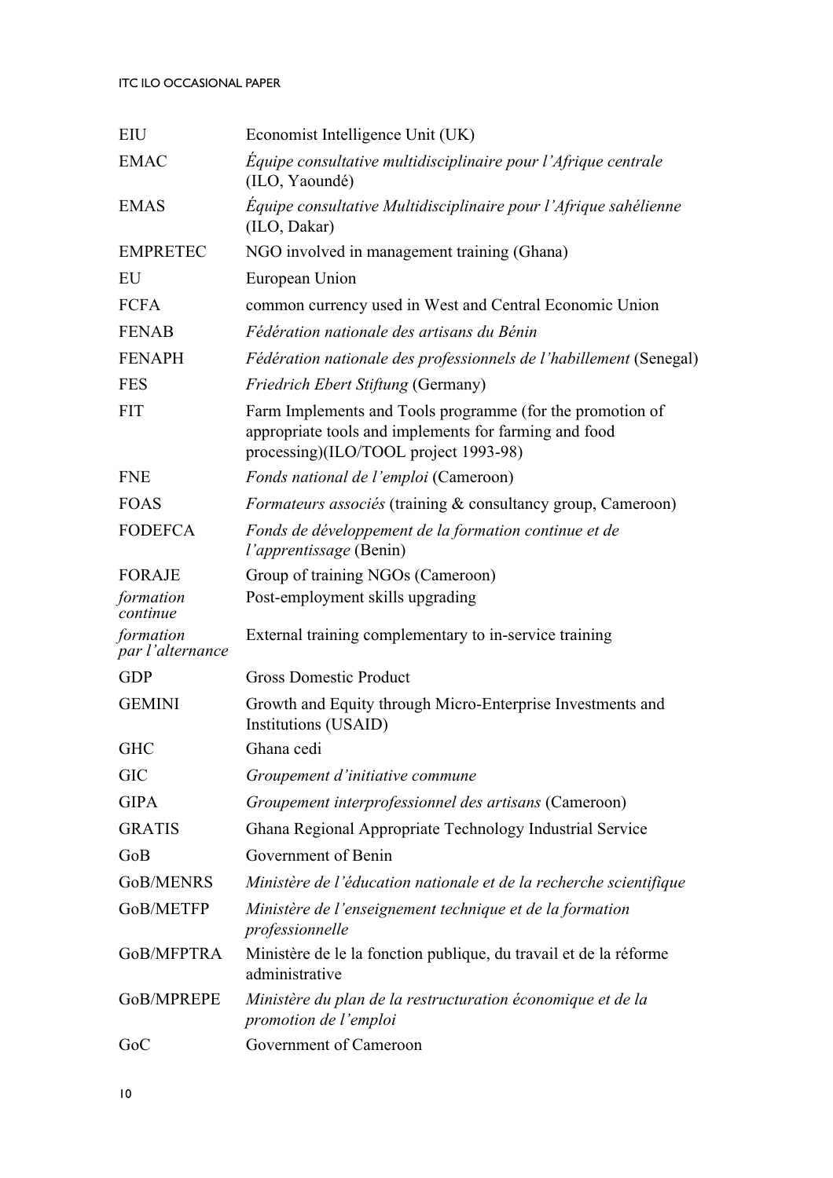| | |
|---|---|
| EIU | Economist Intelligence Unit (UK) |
| EMAC | *Équipe consultative multidisciplinaire pour l'Afrique centrale* (ILO, Yaoundé) |
| EMAS | *Équipe consultative Multidisciplinaire pour l'Afrique sahélienne* (ILO, Dakar) |
| EMPRETEC | NGO involved in management training (Ghana) |
| EU | European Union |
| FCFA | common currency used in West and Central Economic Union |
| FENAB | *Fédération nationale des artisans du Bénin* |
| FENAPH | *Fédération nationale des professionnels de l'habillement* (Senegal) |
| FES | *Friedrich Ebert Stiftung* (Germany) |
| FIT | Farm Implements and Tools programme (for the promotion of appropriate tools and implements for farming and food processing)(ILO/TOOL project 1993-98) |
| FNE | *Fonds national de l'emploi* (Cameroon) |
| FOAS | *Formateurs associés* (training & consultancy group, Cameroon) |
| FODEFCA | *Fonds de développement de la formation continue et de l'apprentissage* (Benin) |
| FORAJE | Group of training NGOs (Cameroon) |
| *formation continue* | Post-employment skills upgrading |
| *formation par l'alternance* | External training complementary to in-service training |
| GDP | Gross Domestic Product |
| GEMINI | Growth and Equity through Micro-Enterprise Investments and Institutions (USAID) |
| GHC | Ghana cedi |
| GIC | *Groupement d'initiative commune* |
| GIPA | *Groupement interprofessionnel des artisans* (Cameroon) |
| GRATIS | Ghana Regional Appropriate Technology Industrial Service |
| GoB | Government of Benin |
| GoB/MENRS | *Ministère de l'éducation nationale et de la recherche scientifique* |
| GoB/METFP | *Ministère de l'enseignement technique et de la formation professionnelle* |
| GoB/MFPTRA | Ministère de le la fonction publique, du travail et de la réforme administrative |
| GoB/MPREPE | *Ministère du plan de la restructuration économique et de la promotion de l'emploi* |
| GoC | Government of Cameroon |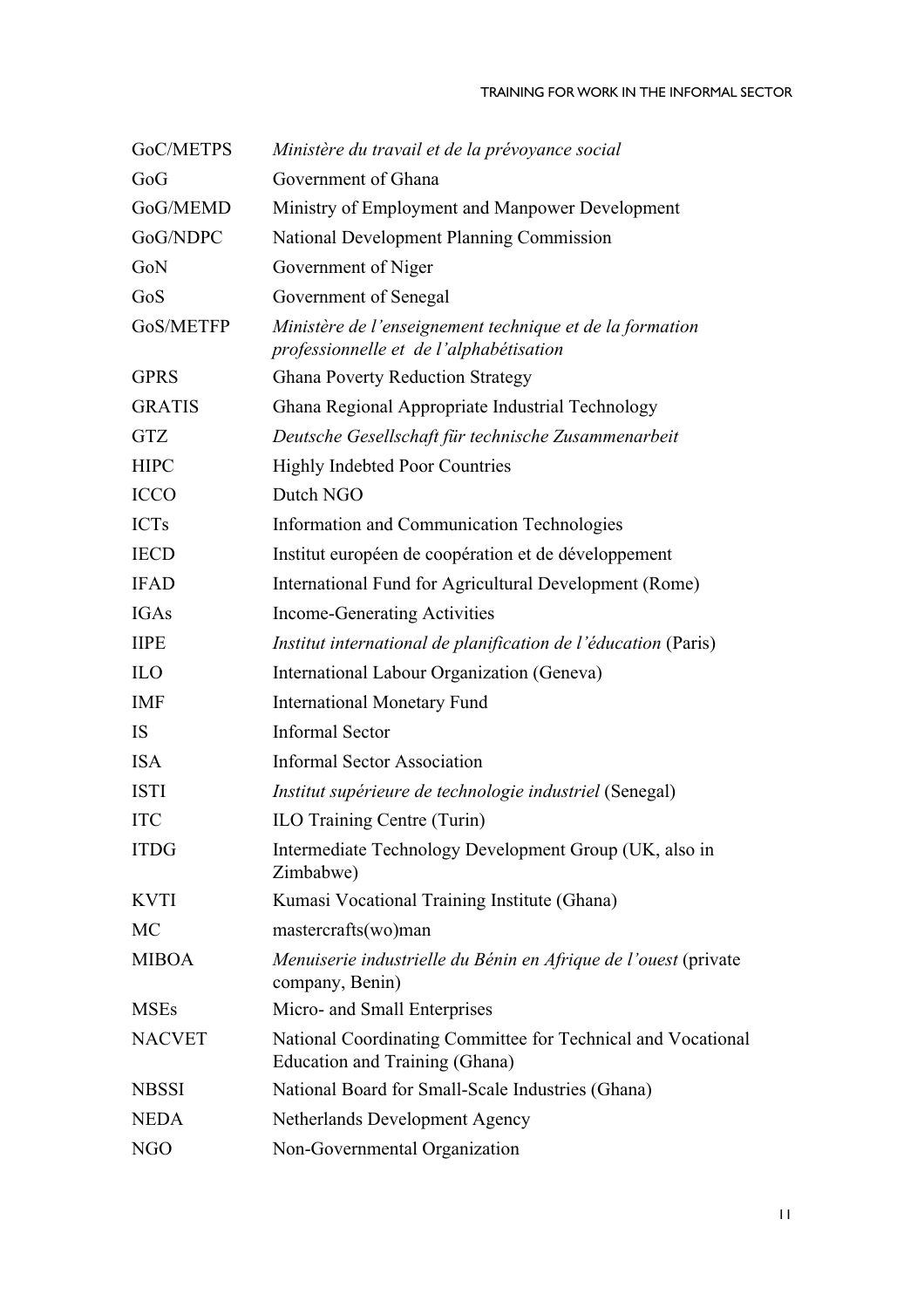| | |
|---|---|
| GoC/METPS | *Ministère du travail et de la prévoyance social* |
| GoG | Government of Ghana |
| GoG/MEMD | Ministry of Employment and Manpower Development |
| GoG/NDPC | National Development Planning Commission |
| GoN | Government of Niger |
| GoS | Government of Senegal |
| GoS/METFP | *Ministère de l'enseignement technique et de la formation professionnelle et de l'alphabétisation* |
| GPRS | Ghana Poverty Reduction Strategy |
| GRATIS | Ghana Regional Appropriate Industrial Technology |
| GTZ | *Deutsche Gesellschaft für technische Zusammenarbeit* |
| HIPC | Highly Indebted Poor Countries |
| ICCO | Dutch NGO |
| ICTs | Information and Communication Technologies |
| IECD | Institut européen de coopération et de développement |
| IFAD | International Fund for Agricultural Development (Rome) |
| IGAs | Income-Generating Activities |
| IIPE | *Institut international de planification de l'éducation* (Paris) |
| ILO | International Labour Organization (Geneva) |
| IMF | International Monetary Fund |
| IS | Informal Sector |
| ISA | Informal Sector Association |
| ISTI | *Institut supérieure de technologie industriel* (Senegal) |
| ITC | ILO Training Centre (Turin) |
| ITDG | Intermediate Technology Development Group (UK, also in Zimbabwe) |
| KVTI | Kumasi Vocational Training Institute (Ghana) |
| MC | mastercrafts(wo)man |
| MIBOA | *Menuiserie industrielle du Bénin en Afrique de l'ouest* (private company, Benin) |
| MSEs | Micro- and Small Enterprises |
| NACVET | National Coordinating Committee for Technical and Vocational Education and Training (Ghana) |
| NBSSI | National Board for Small-Scale Industries (Ghana) |
| NEDA | Netherlands Development Agency |
| NGO | Non-Governmental Organization |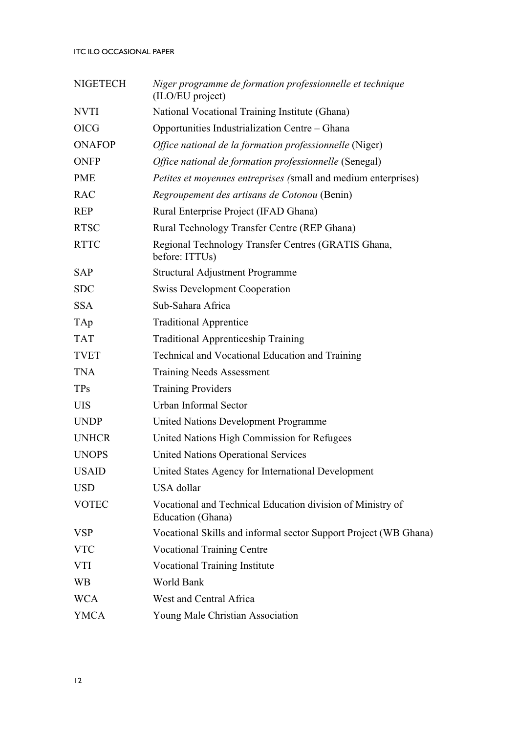| | |
|---|---|
| NIGETECH | *Niger programme de formation professionnelle et technique* (ILO/EU project) |
| NVTI | National Vocational Training Institute (Ghana) |
| OICG | Opportunities Industrialization Centre – Ghana |
| ONAFOP | *Office national de la formation professionnelle* (Niger) |
| ONFP | *Office national de formation professionnelle* (Senegal) |
| PME | *Petites et moyennes entreprises (*small and medium enterprises) |
| RAC | *Regroupement des artisans de Cotonou* (Benin) |
| REP | Rural Enterprise Project (IFAD Ghana) |
| RTSC | Rural Technology Transfer Centre (REP Ghana) |
| RTTC | Regional Technology Transfer Centres (GRATIS Ghana, before: ITTUs) |
| SAP | Structural Adjustment Programme |
| SDC | Swiss Development Cooperation |
| SSA | Sub-Sahara Africa |
| TAp | Traditional Apprentice |
| TAT | Traditional Apprenticeship Training |
| TVET | Technical and Vocational Education and Training |
| TNA | Training Needs Assessment |
| TPs | Training Providers |
| UIS | Urban Informal Sector |
| UNDP | United Nations Development Programme |
| UNHCR | United Nations High Commission for Refugees |
| UNOPS | United Nations Operational Services |
| USAID | United States Agency for International Development |
| USD | USA dollar |
| VOTEC | Vocational and Technical Education division of Ministry of Education (Ghana) |
| VSP | Vocational Skills and informal sector Support Project (WB Ghana) |
| VTC | Vocational Training Centre |
| VTI | Vocational Training Institute |
| WB | World Bank |
| WCA | West and Central Africa |
| YMCA | Young Male Christian Association |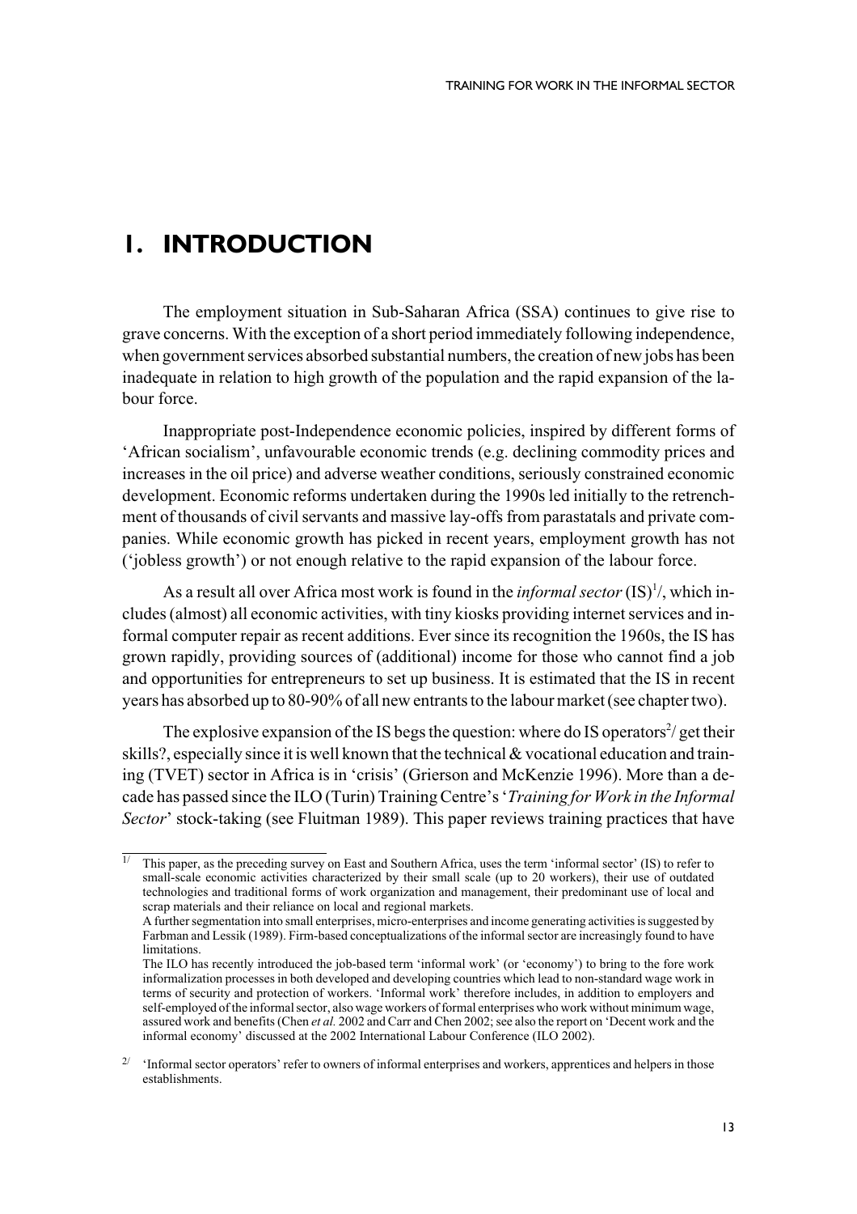# 1. INTRODUCTION

The employment situation in Sub-Saharan Africa (SSA) continues to give rise to grave concerns. With the exception of a short period immediately following independence, when government services absorbed substantial numbers, the creation of new jobs has been inadequate in relation to high growth of the population and the rapid expansion of the labour force.

Inappropriate post-Independence economic policies, inspired by different forms of 'African socialism', unfavourable economic trends (e.g. declining commodity prices and increases in the oil price) and adverse weather conditions, seriously constrained economic development. Economic reforms undertaken during the 1990s led initially to the retrenchment of thousands of civil servants and massive lay-offs from parastatals and private companies. While economic growth has picked in recent years, employment growth has not ('jobless growth') or not enough relative to the rapid expansion of the labour force.

As a result all over Africa most work is found in the *informal sector* (IS)[1/], which includes (almost) all economic activities, with tiny kiosks providing internet services and informal computer repair as recent additions. Ever since its recognition the 1960s, the IS has grown rapidly, providing sources of (additional) income for those who cannot find a job and opportunities for entrepreneurs to set up business. It is estimated that the IS in recent years has absorbed up to 80-90% of all new entrants to the labour market (see chapter two).

The explosive expansion of the IS begs the question: where do IS operators[2/] get their skills?, especially since it is well known that the technical & vocational education and training (TVET) sector in Africa is in 'crisis' (Grierson and McKenzie 1996). More than a decade has passed since the ILO (Turin) Training Centre's '*Training for Work in the Informal Sector*' stock-taking (see Fluitman 1989). This paper reviews training practices that have

---

[1/] This paper, as the preceding survey on East and Southern Africa, uses the term 'informal sector' (IS) to refer to small-scale economic activities characterized by their small scale (up to 20 workers), their use of outdated technologies and traditional forms of work organization and management, their predominant use of local and scrap materials and their reliance on local and regional markets.
A further segmentation into small enterprises, micro-enterprises and income generating activities is suggested by Farbman and Lessik (1989). Firm-based conceptualizations of the informal sector are increasingly found to have limitations.
The ILO has recently introduced the job-based term 'informal work' (or 'economy') to bring to the fore work informalization processes in both developed and developing countries which lead to non-standard wage work in terms of security and protection of workers. 'Informal work' therefore includes, in addition to employers and self-employed of the informal sector, also wage workers of formal enterprises who work without minimum wage, assured work and benefits (Chen *et al.* 2002 and Carr and Chen 2002; see also the report on 'Decent work and the informal economy' discussed at the 2002 International Labour Conference (ILO 2002).

[2/] 'Informal sector operators' refer to owners of informal enterprises and workers, apprentices and helpers in those establishments.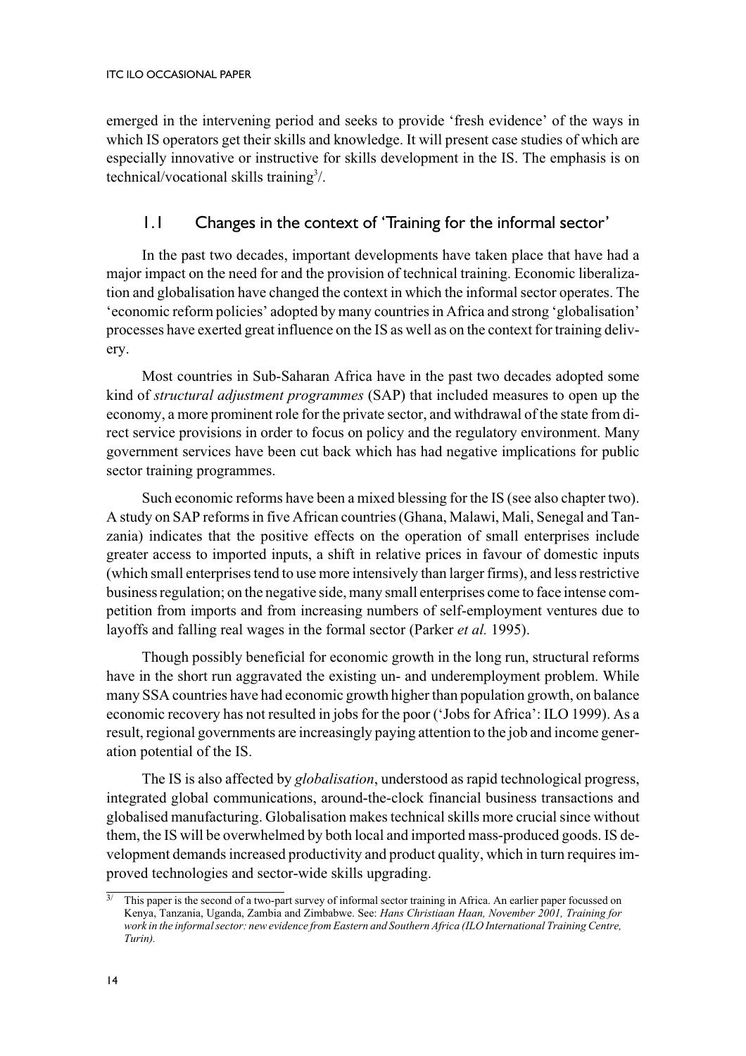emerged in the intervening period and seeks to provide 'fresh evidence' of the ways in which IS operators get their skills and knowledge. It will present case studies of which are especially innovative or instructive for skills development in the IS. The emphasis is on technical/vocational skills training[3]/.

## 1.1 Changes in the context of 'Training for the informal sector'

In the past two decades, important developments have taken place that have had a major impact on the need for and the provision of technical training. Economic liberalization and globalisation have changed the context in which the informal sector operates. The 'economic reform policies' adopted by many countries in Africa and strong 'globalisation' processes have exerted great influence on the IS as well as on the context for training delivery.

Most countries in Sub-Saharan Africa have in the past two decades adopted some kind of *structural adjustment programmes* (SAP) that included measures to open up the economy, a more prominent role for the private sector, and withdrawal of the state from direct service provisions in order to focus on policy and the regulatory environment. Many government services have been cut back which has had negative implications for public sector training programmes.

Such economic reforms have been a mixed blessing for the IS (see also chapter two). A study on SAP reforms in five African countries (Ghana, Malawi, Mali, Senegal and Tanzania) indicates that the positive effects on the operation of small enterprises include greater access to imported inputs, a shift in relative prices in favour of domestic inputs (which small enterprises tend to use more intensively than larger firms), and less restrictive business regulation; on the negative side, many small enterprises come to face intense competition from imports and from increasing numbers of self-employment ventures due to layoffs and falling real wages in the formal sector (Parker *et al.* 1995).

Though possibly beneficial for economic growth in the long run, structural reforms have in the short run aggravated the existing un- and underemployment problem. While many SSA countries have had economic growth higher than population growth, on balance economic recovery has not resulted in jobs for the poor ('Jobs for Africa': ILO 1999). As a result, regional governments are increasingly paying attention to the job and income generation potential of the IS.

The IS is also affected by *globalisation*, understood as rapid technological progress, integrated global communications, around-the-clock financial business transactions and globalised manufacturing. Globalisation makes technical skills more crucial since without them, the IS will be overwhelmed by both local and imported mass-produced goods. IS development demands increased productivity and product quality, which in turn requires improved technologies and sector-wide skills upgrading.

---

[3]/ This paper is the second of a two-part survey of informal sector training in Africa. An earlier paper focussed on Kenya, Tanzania, Uganda, Zambia and Zimbabwe. See: *Hans Christiaan Haan, November 2001, Training for work in the informal sector: new evidence from Eastern and Southern Africa (ILO International Training Centre, Turin).*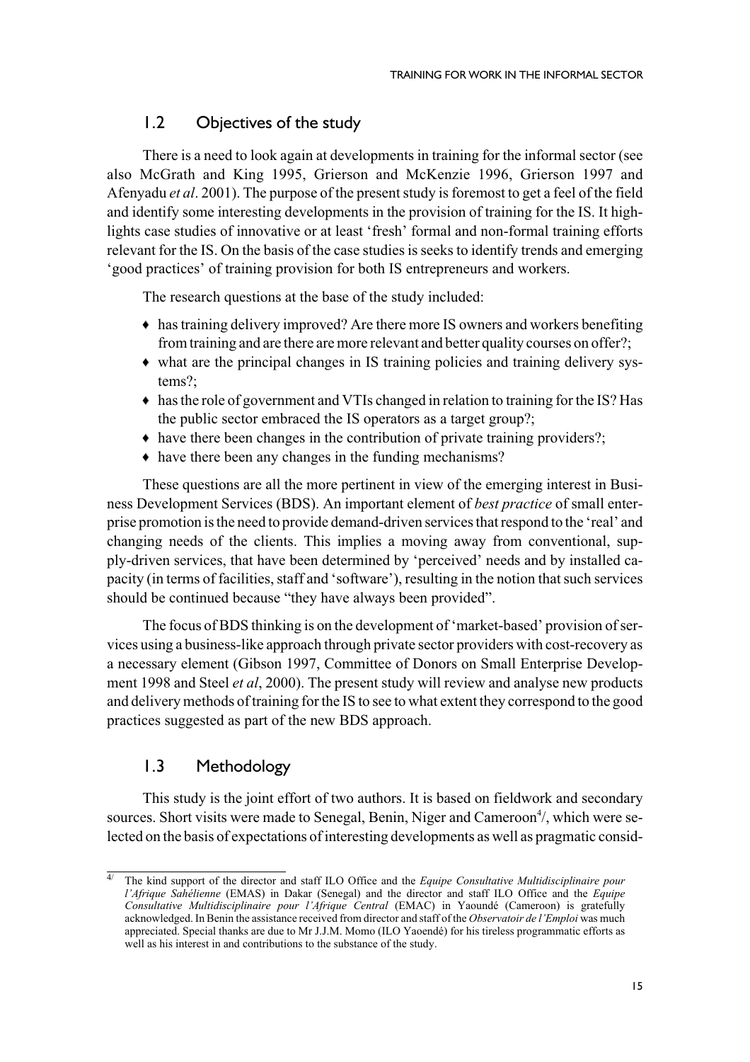## 1.2 Objectives of the study

There is a need to look again at developments in training for the informal sector (see also McGrath and King 1995, Grierson and McKenzie 1996, Grierson 1997 and Afenyadu *et al*. 2001). The purpose of the present study is foremost to get a feel of the field and identify some interesting developments in the provision of training for the IS. It highlights case studies of innovative or at least 'fresh' formal and non-formal training efforts relevant for the IS. On the basis of the case studies is seeks to identify trends and emerging 'good practices' of training provision for both IS entrepreneurs and workers.

The research questions at the base of the study included:

- has training delivery improved? Are there more IS owners and workers benefiting from training and are there are more relevant and better quality courses on offer?;
- what are the principal changes in IS training policies and training delivery systems?;
- has the role of government and VTIs changed in relation to training for the IS? Has the public sector embraced the IS operators as a target group?;
- have there been changes in the contribution of private training providers?;
- have there been any changes in the funding mechanisms?

These questions are all the more pertinent in view of the emerging interest in Business Development Services (BDS). An important element of *best practice* of small enterprise promotion is the need to provide demand-driven services that respond to the 'real' and changing needs of the clients. This implies a moving away from conventional, supply-driven services, that have been determined by 'perceived' needs and by installed capacity (in terms of facilities, staff and 'software'), resulting in the notion that such services should be continued because "they have always been provided".

The focus of BDS thinking is on the development of 'market-based' provision of services using a business-like approach through private sector providers with cost-recovery as a necessary element (Gibson 1997, Committee of Donors on Small Enterprise Development 1998 and Steel *et al*, 2000). The present study will review and analyse new products and delivery methods of training for the IS to see to what extent they correspond to the good practices suggested as part of the new BDS approach.

## 1.3 Methodology

This study is the joint effort of two authors. It is based on fieldwork and secondary sources. Short visits were made to Senegal, Benin, Niger and Cameroon[4/], which were selected on the basis of expectations of interesting developments as well as pragmatic consid-

---

4/ The kind support of the director and staff ILO Office and the *Equipe Consultative Multidisciplinaire pour l'Afrique Sahélienne* (EMAS) in Dakar (Senegal) and the director and staff ILO Office and the *Equipe Consultative Multidisciplinaire pour l'Afrique Central* (EMAC) in Yaoundé (Cameroon) is gratefully acknowledged. In Benin the assistance received from director and staff of the *Observatoir de l'Emploi* was much appreciated. Special thanks are due to Mr J.J.M. Momo (ILO Yaoendé) for his tireless programmatic efforts as well as his interest in and contributions to the substance of the study.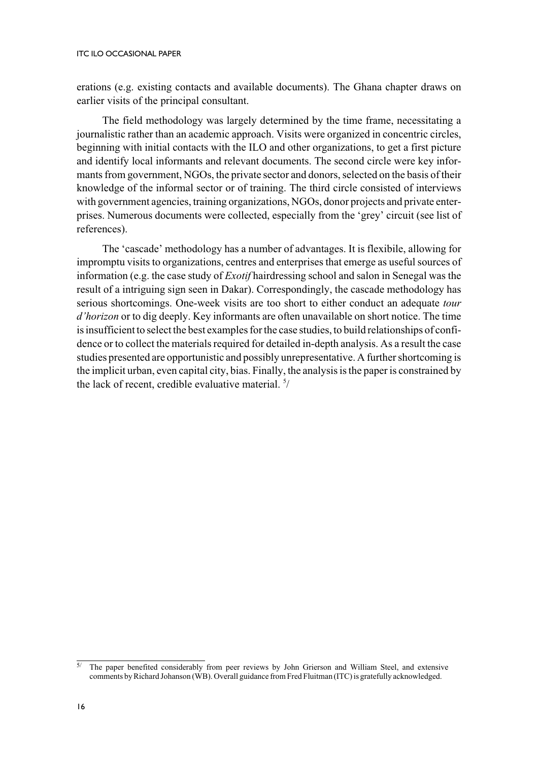erations (e.g. existing contacts and available documents). The Ghana chapter draws on earlier visits of the principal consultant.

The field methodology was largely determined by the time frame, necessitating a journalistic rather than an academic approach. Visits were organized in concentric circles, beginning with initial contacts with the ILO and other organizations, to get a first picture and identify local informants and relevant documents. The second circle were key informants from government, NGOs, the private sector and donors, selected on the basis of their knowledge of the informal sector or of training. The third circle consisted of interviews with government agencies, training organizations, NGOs, donor projects and private enterprises. Numerous documents were collected, especially from the 'grey' circuit (see list of references).

The 'cascade' methodology has a number of advantages. It is flexibile, allowing for impromptu visits to organizations, centres and enterprises that emerge as useful sources of information (e.g. the case study of *Exotif* hairdressing school and salon in Senegal was the result of a intriguing sign seen in Dakar). Correspondingly, the cascade methodology has serious shortcomings. One-week visits are too short to either conduct an adequate *tour d'horizon* or to dig deeply. Key informants are often unavailable on short notice. The time is insufficient to select the best examples for the case studies, to build relationships of confidence or to collect the materials required for detailed in-depth analysis. As a result the case studies presented are opportunistic and possibly unrepresentative. A further shortcoming is the implicit urban, even capital city, bias. Finally, the analysis is the paper is constrained by the lack of recent, credible evaluative material. [5]/

---

5/ The paper benefited considerably from peer reviews by John Grierson and William Steel, and extensive comments by Richard Johanson (WB). Overall guidance from Fred Fluitman (ITC) is gratefully acknowledged.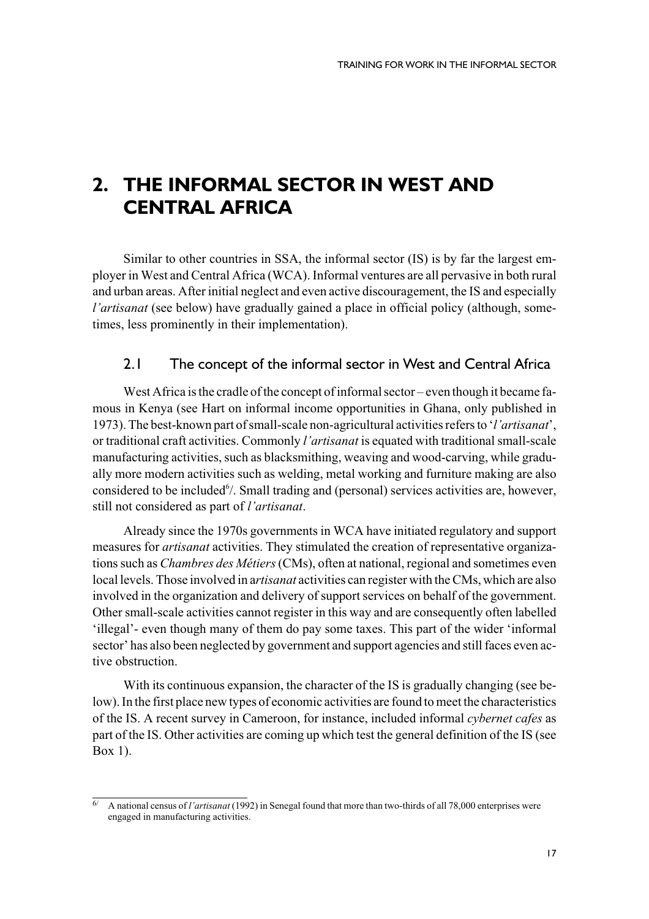# 2. THE INFORMAL SECTOR IN WEST AND CENTRAL AFRICA

Similar to other countries in SSA, the informal sector (IS) is by far the largest employer in West and Central Africa (WCA). Informal ventures are all pervasive in both rural and urban areas. After initial neglect and even active discouragement, the IS and especially *l'artisanat* (see below) have gradually gained a place in official policy (although, sometimes, less prominently in their implementation).

## 2.1 The concept of the informal sector in West and Central Africa

West Africa is the cradle of the concept of informal sector – even though it became famous in Kenya (see Hart on informal income opportunities in Ghana, only published in 1973). The best-known part of small-scale non-agricultural activities refers to '*l'artisanat*', or traditional craft activities. Commonly *l'artisanat* is equated with traditional small-scale manufacturing activities, such as blacksmithing, weaving and wood-carving, while gradually more modern activities such as welding, metal working and furniture making are also considered to be included[6/]. Small trading and (personal) services activities are, however, still not considered as part of *l'artisanat*.

Already since the 1970s governments in WCA have initiated regulatory and support measures for *artisanat* activities. They stimulated the creation of representative organizations such as *Chambres des Métiers* (CMs), often at national, regional and sometimes even local levels. Those involved in a*rtisanat* activities can register with the CMs, which are also involved in the organization and delivery of support services on behalf of the government. Other small-scale activities cannot register in this way and are consequently often labelled 'illegal'- even though many of them do pay some taxes. This part of the wider 'informal sector' has also been neglected by government and support agencies and still faces even active obstruction.

With its continuous expansion, the character of the IS is gradually changing (see below). In the first place new types of economic activities are found to meet the characteristics of the IS. A recent survey in Cameroon, for instance, included informal *cybernet cafes* as part of the IS. Other activities are coming up which test the general definition of the IS (see Box 1).

---

[6/] A national census of *l'artisanat* (1992) in Senegal found that more than two-thirds of all 78,000 enterprises were engaged in manufacturing activities.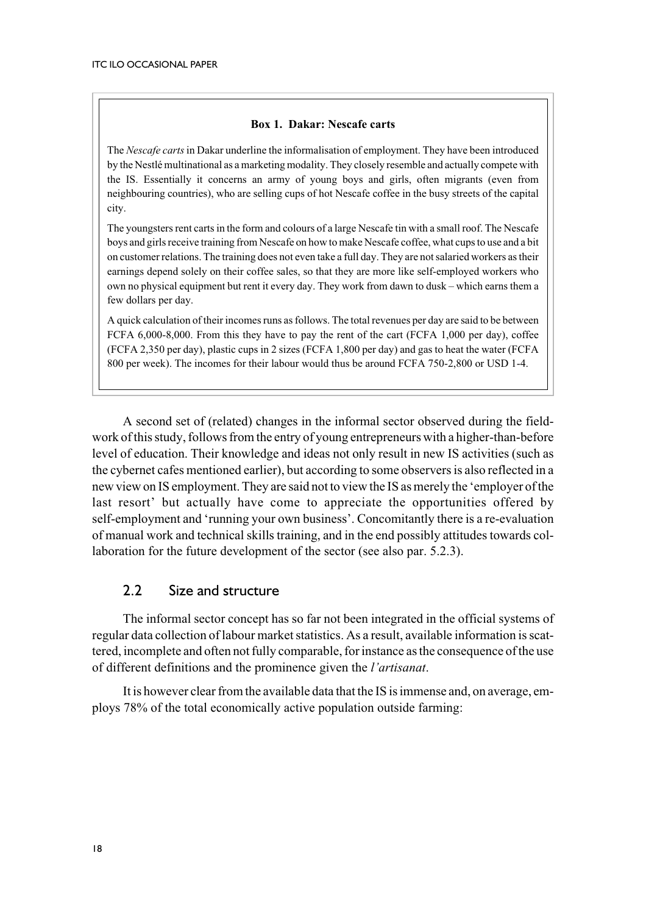**Box 1. Dakar: Nescafe carts**

The *Nescafe carts* in Dakar underline the informalisation of employment. They have been introduced by the Nestlé multinational as a marketing modality. They closely resemble and actually compete with the IS. Essentially it concerns an army of young boys and girls, often migrants (even from neighbouring countries), who are selling cups of hot Nescafe coffee in the busy streets of the capital city.

The youngsters rent carts in the form and colours of a large Nescafe tin with a small roof. The Nescafe boys and girls receive training from Nescafe on how to make Nescafe coffee, what cups to use and a bit on customer relations. The training does not even take a full day. They are not salaried workers as their earnings depend solely on their coffee sales, so that they are more like self-employed workers who own no physical equipment but rent it every day. They work from dawn to dusk – which earns them a few dollars per day.

A quick calculation of their incomes runs as follows. The total revenues per day are said to be between FCFA 6,000-8,000. From this they have to pay the rent of the cart (FCFA 1,000 per day), coffee (FCFA 2,350 per day), plastic cups in 2 sizes (FCFA 1,800 per day) and gas to heat the water (FCFA 800 per week). The incomes for their labour would thus be around FCFA 750-2,800 or USD 1-4.

A second set of (related) changes in the informal sector observed during the fieldwork of this study, follows from the entry of young entrepreneurs with a higher-than-before level of education. Their knowledge and ideas not only result in new IS activities (such as the cybernet cafes mentioned earlier), but according to some observers is also reflected in a new view on IS employment. They are said not to view the IS as merely the 'employer of the last resort' but actually have come to appreciate the opportunities offered by self-employment and 'running your own business'. Concomitantly there is a re-evaluation of manual work and technical skills training, and in the end possibly attitudes towards collaboration for the future development of the sector (see also par. 5.2.3).

## 2.2 Size and structure

The informal sector concept has so far not been integrated in the official systems of regular data collection of labour market statistics. As a result, available information is scattered, incomplete and often not fully comparable, for instance as the consequence of the use of different definitions and the prominence given the *l'artisanat*.

It is however clear from the available data that the IS is immense and, on average, employs 78% of the total economically active population outside farming: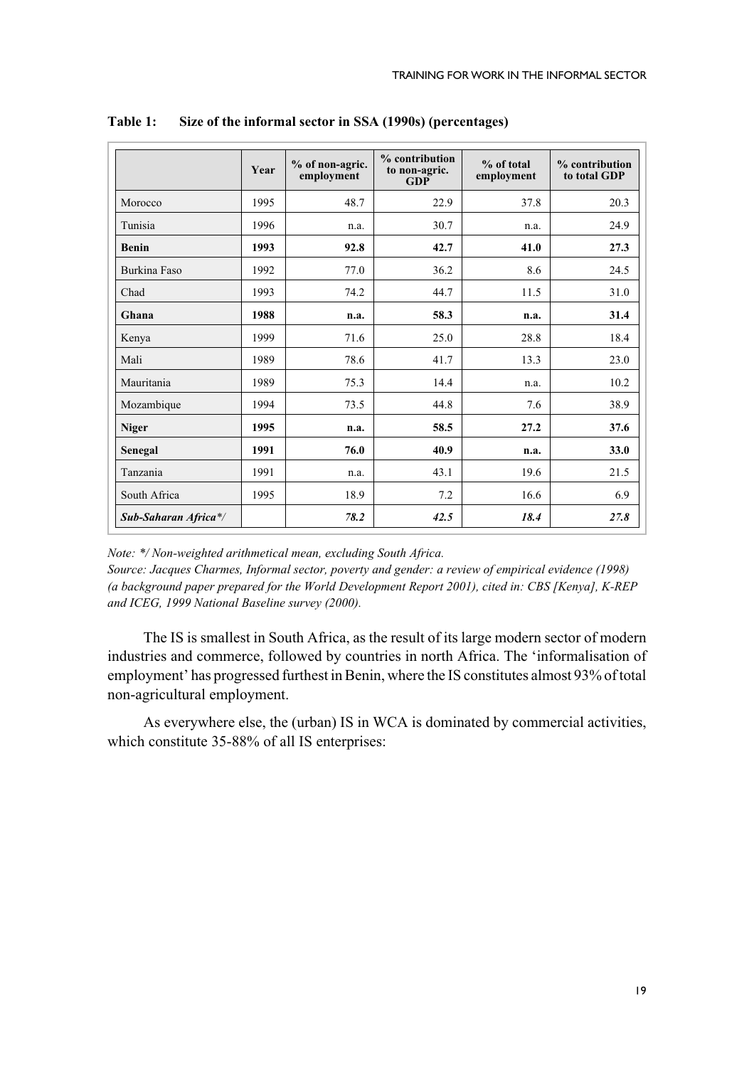**Table 1: Size of the informal sector in SSA (1990s) (percentages)**

| | Year | % of non-agric. employment | % contribution to non-agric. GDP | % of total employment | % contribution to total GDP |
|---|---|---|---|---|---|
| Morocco | 1995 | 48.7 | 22.9 | 37.8 | 20.3 |
| Tunisia | 1996 | n.a. | 30.7 | n.a. | 24.9 |
| **Benin** | **1993** | **92.8** | **42.7** | **41.0** | **27.3** |
| Burkina Faso | 1992 | 77.0 | 36.2 | 8.6 | 24.5 |
| Chad | 1993 | 74.2 | 44.7 | 11.5 | 31.0 |
| **Ghana** | **1988** | **n.a.** | **58.3** | **n.a.** | **31.4** |
| Kenya | 1999 | 71.6 | 25.0 | 28.8 | 18.4 |
| Mali | 1989 | 78.6 | 41.7 | 13.3 | 23.0 |
| Mauritania | 1989 | 75.3 | 14.4 | n.a. | 10.2 |
| Mozambique | 1994 | 73.5 | 44.8 | 7.6 | 38.9 |
| **Niger** | **1995** | **n.a.** | **58.5** | **27.2** | **37.6** |
| **Senegal** | **1991** | **76.0** | **40.9** | **n.a.** | **33.0** |
| Tanzania | 1991 | n.a. | 43.1 | 19.6 | 21.5 |
| South Africa | 1995 | 18.9 | 7.2 | 16.6 | 6.9 |
| ***Sub-Saharan Africa*/*** | | ***78.2*** | ***42.5*** | ***18.4*** | ***27.8*** |

*Note: */ Non-weighted arithmetical mean, excluding South Africa.*
*Source: Jacques Charmes, Informal sector, poverty and gender: a review of empirical evidence (1998) (a background paper prepared for the World Development Report 2001), cited in: CBS [Kenya], K-REP and ICEG, 1999 National Baseline survey (2000).*

The IS is smallest in South Africa, as the result of its large modern sector of modern industries and commerce, followed by countries in north Africa. The 'informalisation of employment' has progressed furthest in Benin, where the IS constitutes almost 93% of total non-agricultural employment.

As everywhere else, the (urban) IS in WCA is dominated by commercial activities, which constitute 35-88% of all IS enterprises: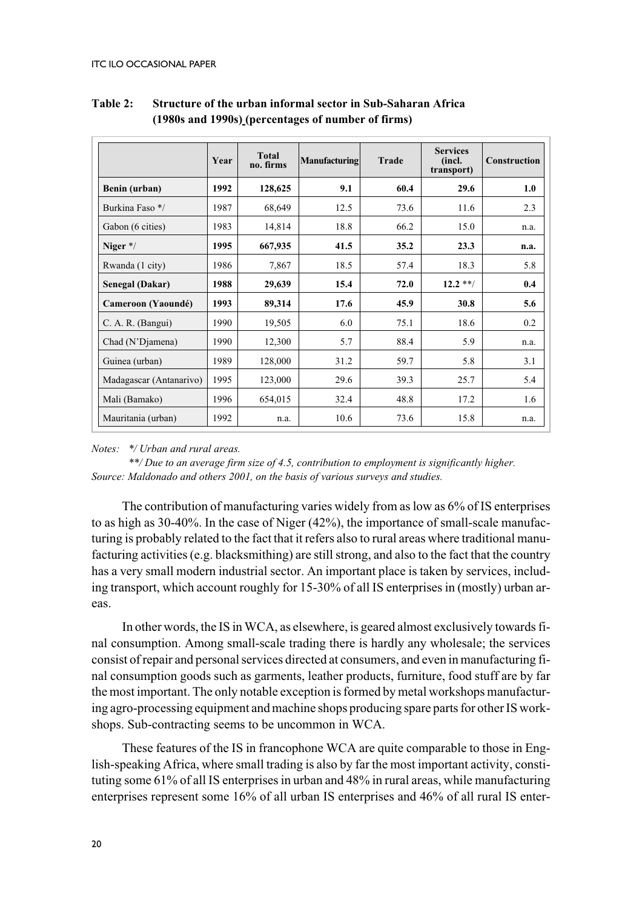**Table 2: Structure of the urban informal sector in Sub-Saharan Africa (1980s and 1990s) (percentages of number of firms)**

| | Year | Total no. firms | Manufacturing | Trade | Services (incl. transport) | Construction |
|---|---|---|---|---|---|---|
| **Benin (urban)** | **1992** | **128,625** | **9.1** | **60.4** | **29.6** | **1.0** |
| Burkina Faso */ | 1987 | 68,649 | 12.5 | 73.6 | 11.6 | 2.3 |
| Gabon (6 cities) | 1983 | 14,814 | 18.8 | 66.2 | 15.0 | n.a. |
| **Niger */** | **1995** | **667,935** | **41.5** | **35.2** | **23.3** | **n.a.** |
| Rwanda (1 city) | 1986 | 7,867 | 18.5 | 57.4 | 18.3 | 5.8 |
| **Senegal (Dakar)** | **1988** | **29,639** | **15.4** | **72.0** | **12.2 **/** | **0.4** |
| **Cameroon (Yaoundé)** | **1993** | **89,314** | **17.6** | **45.9** | **30.8** | **5.6** |
| C. A. R. (Bangui) | 1990 | 19,505 | 6.0 | 75.1 | 18.6 | 0.2 |
| Chad (N'Djamena) | 1990 | 12,300 | 5.7 | 88.4 | 5.9 | n.a. |
| Guinea (urban) | 1989 | 128,000 | 31.2 | 59.7 | 5.8 | 3.1 |
| Madagascar (Antanarivo) | 1995 | 123,000 | 29.6 | 39.3 | 25.7 | 5.4 |
| Mali (Bamako) | 1996 | 654,015 | 32.4 | 48.8 | 17.2 | 1.6 |
| Mauritania (urban) | 1992 | n.a. | 10.6 | 73.6 | 15.8 | n.a. |

*Notes: */ Urban and rural areas.*

***/ Due to an average firm size of 4.5, contribution to employment is significantly higher.*

*Source: Maldonado and others 2001, on the basis of various surveys and studies.*

The contribution of manufacturing varies widely from as low as 6% of IS enterprises to as high as 30-40%. In the case of Niger (42%), the importance of small-scale manufacturing is probably related to the fact that it refers also to rural areas where traditional manufacturing activities (e.g. blacksmithing) are still strong, and also to the fact that the country has a very small modern industrial sector. An important place is taken by services, including transport, which account roughly for 15-30% of all IS enterprises in (mostly) urban areas.

In other words, the IS in WCA, as elsewhere, is geared almost exclusively towards final consumption. Among small-scale trading there is hardly any wholesale; the services consist of repair and personal services directed at consumers, and even in manufacturing final consumption goods such as garments, leather products, furniture, food stuff are by far the most important. The only notable exception is formed by metal workshops manufacturing agro-processing equipment and machine shops producing spare parts for other IS workshops. Sub-contracting seems to be uncommon in WCA.

These features of the IS in francophone WCA are quite comparable to those in English-speaking Africa, where small trading is also by far the most important activity, constituting some 61% of all IS enterprises in urban and 48% in rural areas, while manufacturing enterprises represent some 16% of all urban IS enterprises and 46% of all rural IS enter-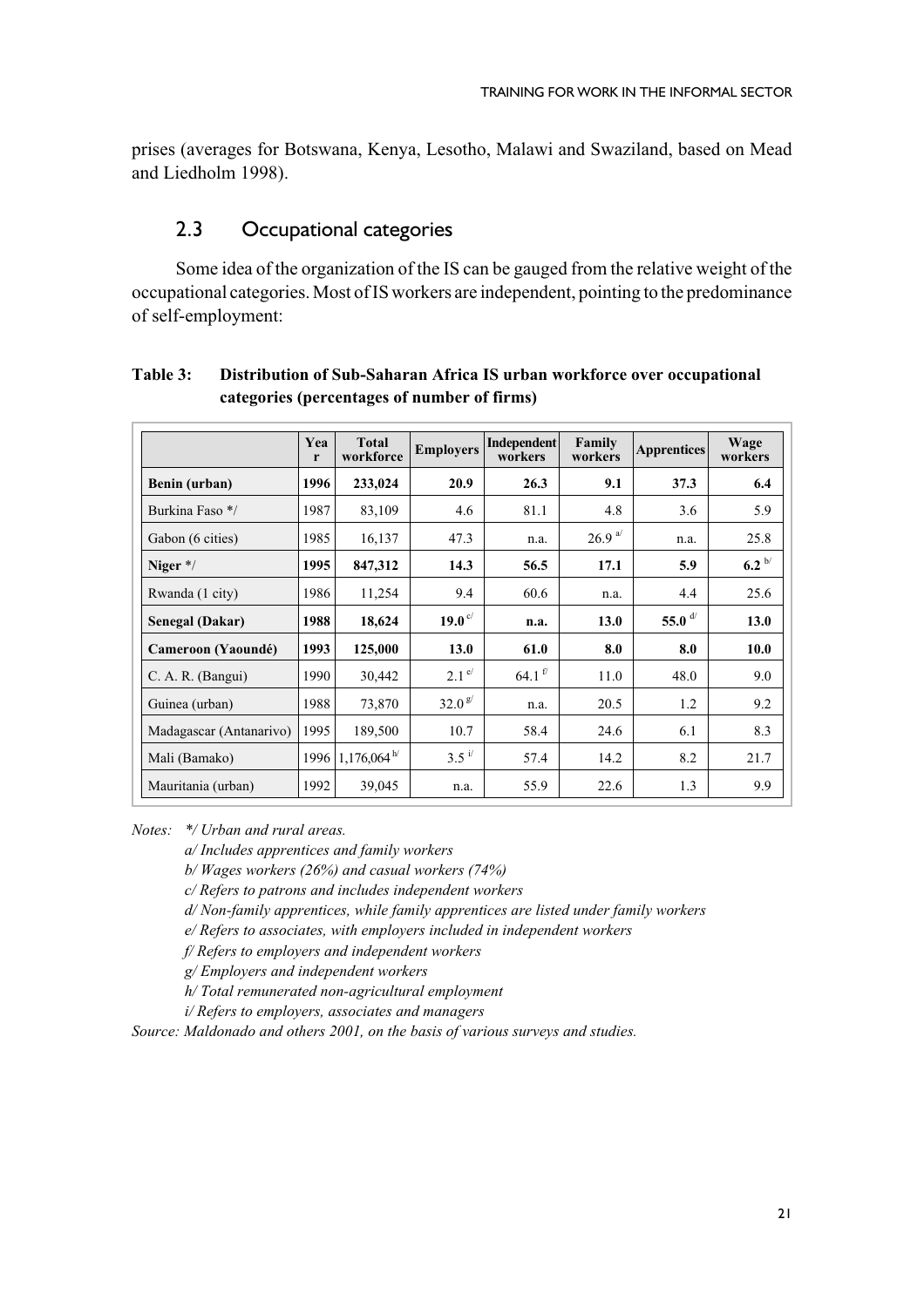prises (averages for Botswana, Kenya, Lesotho, Malawi and Swaziland, based on Mead and Liedholm 1998).

## 2.3 Occupational categories

Some idea of the organization of the IS can be gauged from the relative weight of the occupational categories. Most of IS workers are independent, pointing to the predominance of self-employment:

**Table 3: Distribution of Sub-Saharan Africa IS urban workforce over occupational categories (percentages of number of firms)**

| | Year | Total workforce | Employers | Independent workers | Family workers | Apprentices | Wage workers |
|---|---|---|---|---|---|---|---|
| **Benin (urban)** | **1996** | **233,024** | **20.9** | **26.3** | **9.1** | **37.3** | **6.4** |
| Burkina Faso */ | 1987 | 83,109 | 4.6 | 81.1 | 4.8 | 3.6 | 5.9 |
| Gabon (6 cities) | 1985 | 16,137 | 47.3 | n.a. | 26.9 [a/] | n.a. | 25.8 |
| **Niger */** | **1995** | **847,312** | **14.3** | **56.5** | **17.1** | **5.9** | **6.2** [b/] |
| Rwanda (1 city) | 1986 | 11,254 | 9.4 | 60.6 | n.a. | 4.4 | 25.6 |
| **Senegal (Dakar)** | **1988** | **18,624** | **19.0** [c/] | **n.a.** | **13.0** | **55.0** [d/] | **13.0** |
| **Cameroon (Yaoundé)** | **1993** | **125,000** | **13.0** | **61.0** | **8.0** | **8.0** | **10.0** |
| C. A. R. (Bangui) | 1990 | 30,442 | 2.1 [e/] | 64.1 [f/] | 11.0 | 48.0 | 9.0 |
| Guinea (urban) | 1988 | 73,870 | 32.0 [g/] | n.a. | 20.5 | 1.2 | 9.2 |
| Madagascar (Antanarivo) | 1995 | 189,500 | 10.7 | 58.4 | 24.6 | 6.1 | 8.3 |
| Mali (Bamako) | 1996 | 1,176,064 [h/] | 3.5 [i/] | 57.4 | 14.2 | 8.2 | 21.7 |
| Mauritania (urban) | 1992 | 39,045 | n.a. | 55.9 | 22.6 | 1.3 | 9.9 |

*Notes: */ Urban and rural areas.*

*a/ Includes apprentices and family workers*

*b/ Wages workers (26%) and casual workers (74%)*

*c/ Refers to patrons and includes independent workers*

*d/ Non-family apprentices, while family apprentices are listed under family workers*

*e/ Refers to associates, with employers included in independent workers*

*f/ Refers to employers and independent workers*

*g/ Employers and independent workers*

*h/ Total remunerated non-agricultural employment*

*i/ Refers to employers, associates and managers*

*Source: Maldonado and others 2001, on the basis of various surveys and studies.*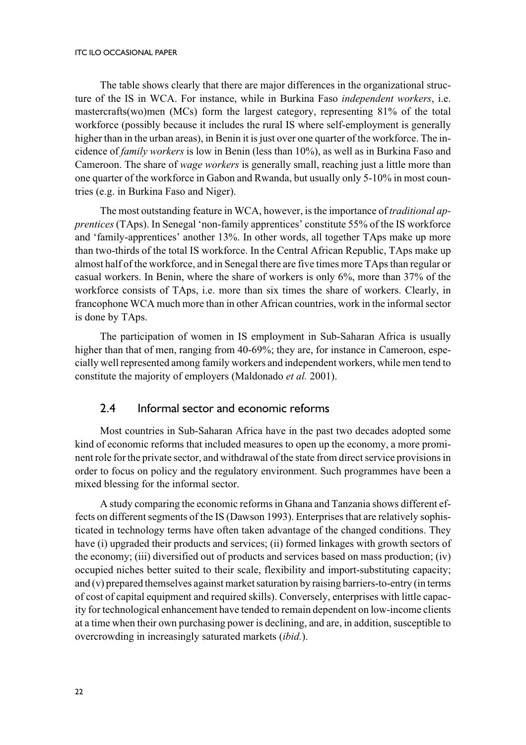The table shows clearly that there are major differences in the organizational structure of the IS in WCA. For instance, while in Burkina Faso *independent workers*, i.e. mastercrafts(wo)men (MCs) form the largest category, representing 81% of the total workforce (possibly because it includes the rural IS where self-employment is generally higher than in the urban areas), in Benin it is just over one quarter of the workforce. The incidence of *family workers* is low in Benin (less than 10%), as well as in Burkina Faso and Cameroon. The share of *wage workers* is generally small, reaching just a little more than one quarter of the workforce in Gabon and Rwanda, but usually only 5-10% in most countries (e.g. in Burkina Faso and Niger).

The most outstanding feature in WCA, however, is the importance of *traditional apprentices* (TAps). In Senegal 'non-family apprentices' constitute 55% of the IS workforce and 'family-apprentices' another 13%. In other words, all together TAps make up more than two-thirds of the total IS workforce. In the Central African Republic, TAps make up almost half of the workforce, and in Senegal there are five times more TAps than regular or casual workers. In Benin, where the share of workers is only 6%, more than 37% of the workforce consists of TAps, i.e. more than six times the share of workers. Clearly, in francophone WCA much more than in other African countries, work in the informal sector is done by TAps.

The participation of women in IS employment in Sub-Saharan Africa is usually higher than that of men, ranging from 40-69%; they are, for instance in Cameroon, especially well represented among family workers and independent workers, while men tend to constitute the majority of employers (Maldonado *et al.* 2001).

## 2.4 Informal sector and economic reforms

Most countries in Sub-Saharan Africa have in the past two decades adopted some kind of economic reforms that included measures to open up the economy, a more prominent role for the private sector, and withdrawal of the state from direct service provisions in order to focus on policy and the regulatory environment. Such programmes have been a mixed blessing for the informal sector.

A study comparing the economic reforms in Ghana and Tanzania shows different effects on different segments of the IS (Dawson 1993). Enterprises that are relatively sophisticated in technology terms have often taken advantage of the changed conditions. They have (i) upgraded their products and services; (ii) formed linkages with growth sectors of the economy; (iii) diversified out of products and services based on mass production; (iv) occupied niches better suited to their scale, flexibility and import-substituting capacity; and (v) prepared themselves against market saturation by raising barriers-to-entry (in terms of cost of capital equipment and required skills). Conversely, enterprises with little capacity for technological enhancement have tended to remain dependent on low-income clients at a time when their own purchasing power is declining, and are, in addition, susceptible to overcrowding in increasingly saturated markets (*ibid.*).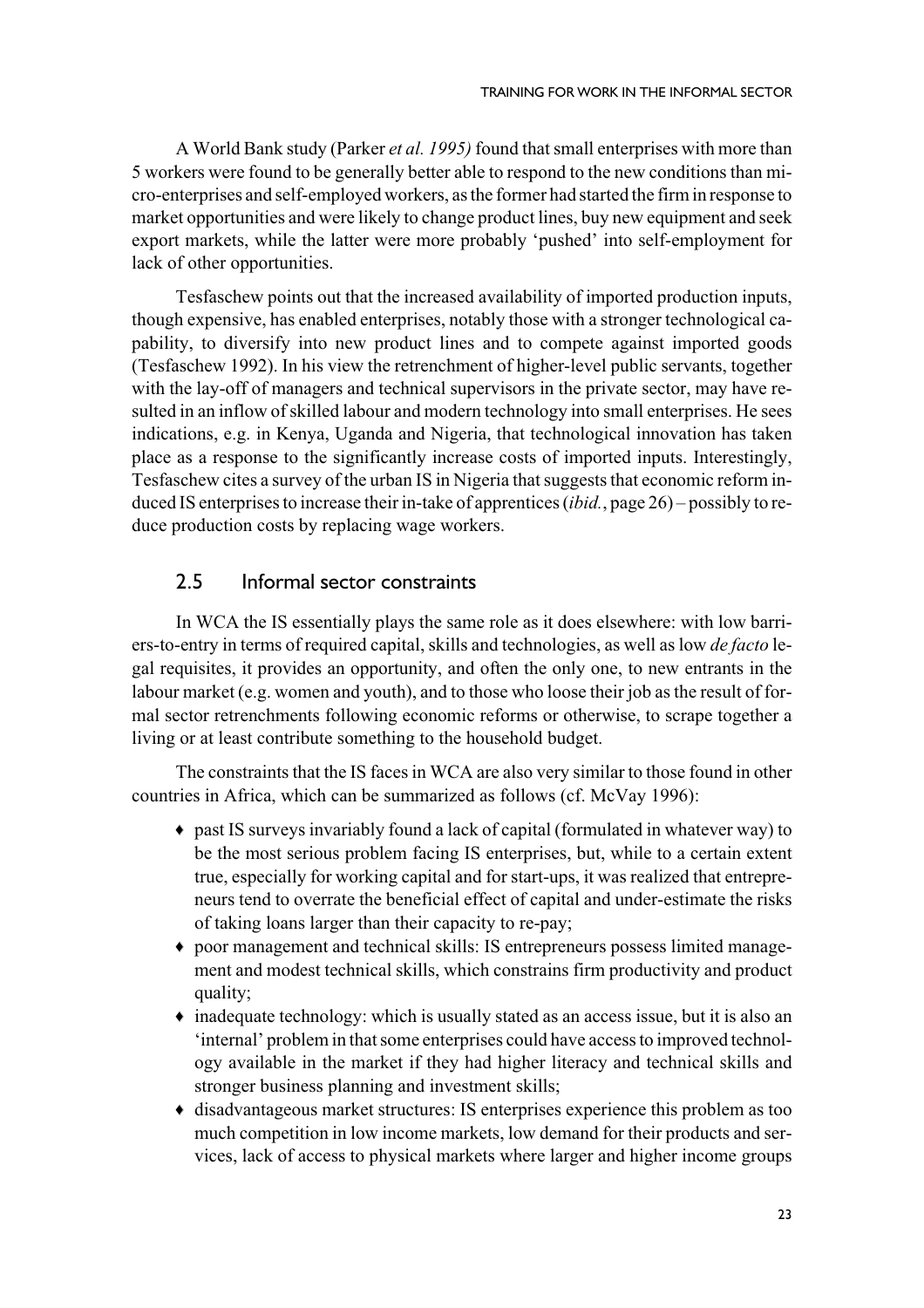A World Bank study (Parker *et al. 1995)* found that small enterprises with more than 5 workers were found to be generally better able to respond to the new conditions than micro-enterprises and self-employed workers, as the former had started the firm in response to market opportunities and were likely to change product lines, buy new equipment and seek export markets, while the latter were more probably 'pushed' into self-employment for lack of other opportunities.

Tesfaschew points out that the increased availability of imported production inputs, though expensive, has enabled enterprises, notably those with a stronger technological capability, to diversify into new product lines and to compete against imported goods (Tesfaschew 1992). In his view the retrenchment of higher-level public servants, together with the lay-off of managers and technical supervisors in the private sector, may have resulted in an inflow of skilled labour and modern technology into small enterprises. He sees indications, e.g. in Kenya, Uganda and Nigeria, that technological innovation has taken place as a response to the significantly increase costs of imported inputs. Interestingly, Tesfaschew cites a survey of the urban IS in Nigeria that suggests that economic reform induced IS enterprises to increase their in-take of apprentices (*ibid.*, page 26) – possibly to reduce production costs by replacing wage workers.

## 2.5 Informal sector constraints

In WCA the IS essentially plays the same role as it does elsewhere: with low barriers-to-entry in terms of required capital, skills and technologies, as well as low *de facto* legal requisites, it provides an opportunity, and often the only one, to new entrants in the labour market (e.g. women and youth), and to those who loose their job as the result of formal sector retrenchments following economic reforms or otherwise, to scrape together a living or at least contribute something to the household budget.

The constraints that the IS faces in WCA are also very similar to those found in other countries in Africa, which can be summarized as follows (cf. McVay 1996):

- past IS surveys invariably found a lack of capital (formulated in whatever way) to be the most serious problem facing IS enterprises, but, while to a certain extent true, especially for working capital and for start-ups, it was realized that entrepreneurs tend to overrate the beneficial effect of capital and under-estimate the risks of taking loans larger than their capacity to re-pay;
- poor management and technical skills: IS entrepreneurs possess limited management and modest technical skills, which constrains firm productivity and product quality;
- inadequate technology: which is usually stated as an access issue, but it is also an 'internal' problem in that some enterprises could have access to improved technology available in the market if they had higher literacy and technical skills and stronger business planning and investment skills;
- disadvantageous market structures: IS enterprises experience this problem as too much competition in low income markets, low demand for their products and services, lack of access to physical markets where larger and higher income groups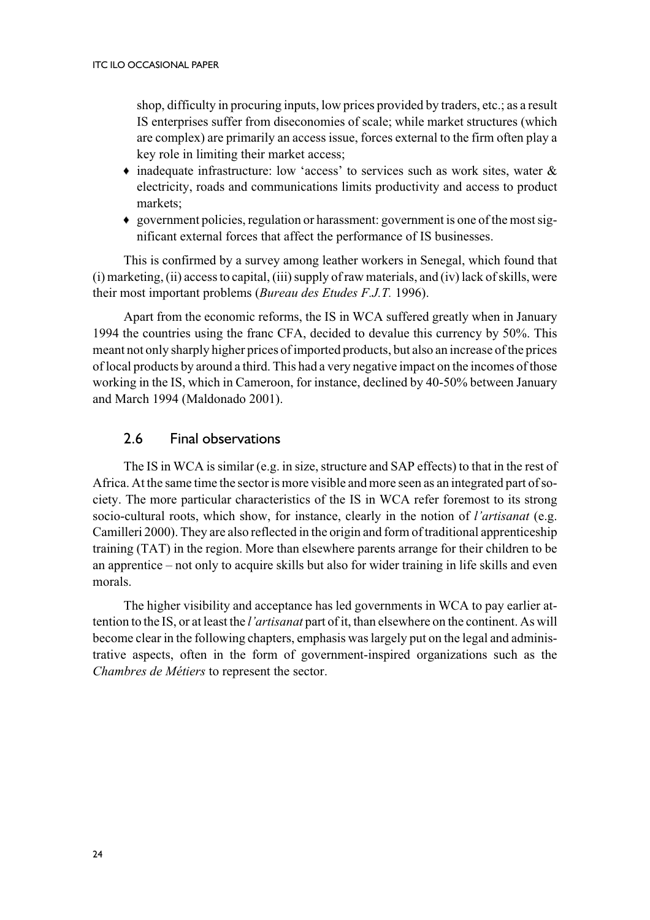shop, difficulty in procuring inputs, low prices provided by traders, etc.; as a result IS enterprises suffer from diseconomies of scale; while market structures (which are complex) are primarily an access issue, forces external to the firm often play a key role in limiting their market access;

- inadequate infrastructure: low 'access' to services such as work sites, water & electricity, roads and communications limits productivity and access to product markets;
- government policies, regulation or harassment: government is one of the most significant external forces that affect the performance of IS businesses.

This is confirmed by a survey among leather workers in Senegal, which found that (i) marketing, (ii) access to capital, (iii) supply of raw materials, and (iv) lack of skills, were their most important problems (*Bureau des Etudes F.J.T.* 1996).

Apart from the economic reforms, the IS in WCA suffered greatly when in January 1994 the countries using the franc CFA, decided to devalue this currency by 50%. This meant not only sharply higher prices of imported products, but also an increase of the prices of local products by around a third. This had a very negative impact on the incomes of those working in the IS, which in Cameroon, for instance, declined by 40-50% between January and March 1994 (Maldonado 2001).

## 2.6 Final observations

The IS in WCA is similar (e.g. in size, structure and SAP effects) to that in the rest of Africa. At the same time the sector is more visible and more seen as an integrated part of society. The more particular characteristics of the IS in WCA refer foremost to its strong socio-cultural roots, which show, for instance, clearly in the notion of *l'artisanat* (e.g. Camilleri 2000). They are also reflected in the origin and form of traditional apprenticeship training (TAT) in the region. More than elsewhere parents arrange for their children to be an apprentice – not only to acquire skills but also for wider training in life skills and even morals.

The higher visibility and acceptance has led governments in WCA to pay earlier attention to the IS, or at least the *l'artisanat* part of it, than elsewhere on the continent. As will become clear in the following chapters, emphasis was largely put on the legal and administrative aspects, often in the form of government-inspired organizations such as the *Chambres de Métiers* to represent the sector.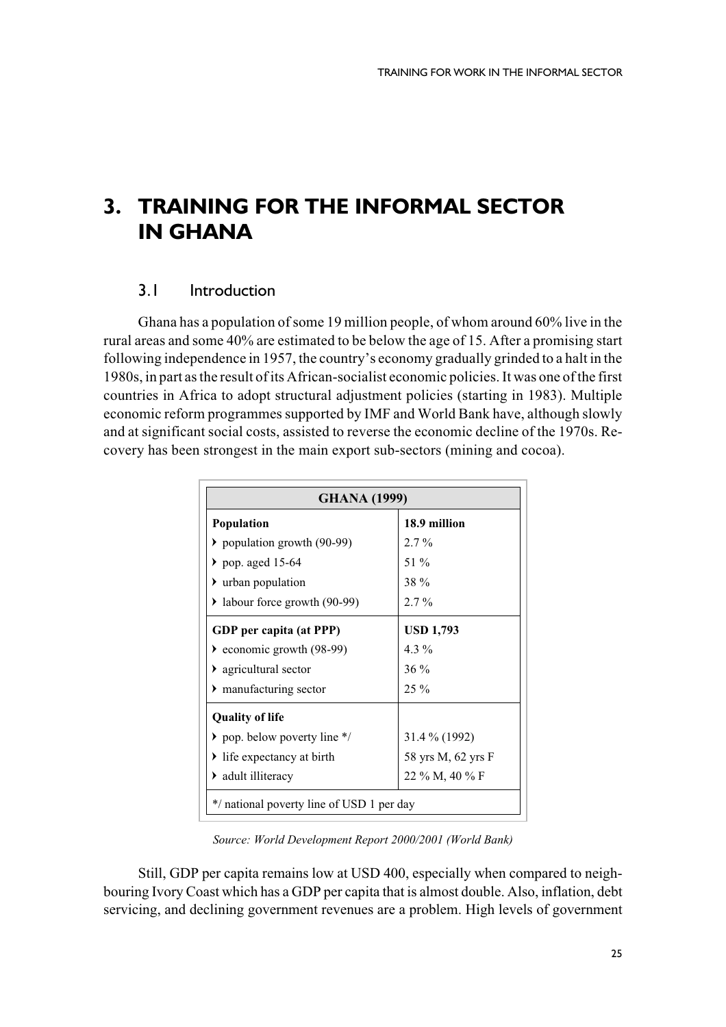# 3. TRAINING FOR THE INFORMAL SECTOR IN GHANA

## 3.1 Introduction

Ghana has a population of some 19 million people, of whom around 60% live in the rural areas and some 40% are estimated to be below the age of 15. After a promising start following independence in 1957, the country's economy gradually grinded to a halt in the 1980s, in part as the result of its African-socialist economic policies. It was one of the first countries in Africa to adopt structural adjustment policies (starting in 1983). Multiple economic reform programmes supported by IMF and World Bank have, although slowly and at significant social costs, assisted to reverse the economic decline of the 1970s. Recovery has been strongest in the main export sub-sectors (mining and cocoa).

| GHANA (1999) | |
|---|---|
| **Population** | **18.9 million** |
| ‣ population growth (90-99) | 2.7 % |
| ‣ pop. aged 15-64 | 51 % |
| ‣ urban population | 38 % |
| ‣ labour force growth (90-99) | 2.7 % |
| **GDP per capita (at PPP)** | **USD 1,793** |
| ‣ economic growth (98-99) | 4.3 % |
| ‣ agricultural sector | 36 % |
| ‣ manufacturing sector | 25 % |
| **Quality of life** | |
| ‣ pop. below poverty line */ | 31.4 % (1992) |
| ‣ life expectancy at birth | 58 yrs M, 62 yrs F |
| ‣ adult illiteracy | 22 % M, 40 % F |
| */ national poverty line of USD 1 per day | |

*Source: World Development Report 2000/2001 (World Bank)*

Still, GDP per capita remains low at USD 400, especially when compared to neighbouring Ivory Coast which has a GDP per capita that is almost double. Also, inflation, debt servicing, and declining government revenues are a problem. High levels of government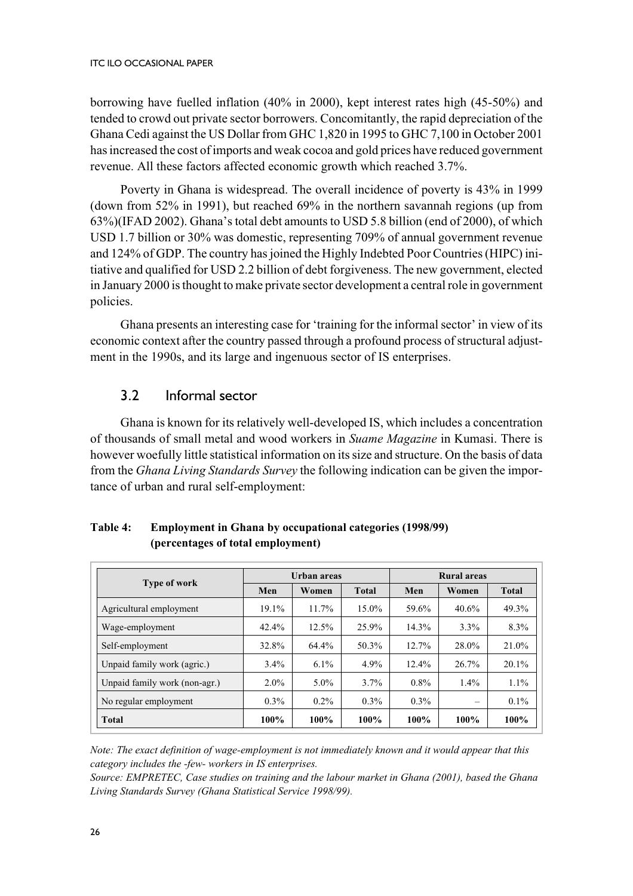borrowing have fuelled inflation (40% in 2000), kept interest rates high (45-50%) and tended to crowd out private sector borrowers. Concomitantly, the rapid depreciation of the Ghana Cedi against the US Dollar from GHC 1,820 in 1995 to GHC 7,100 in October 2001 has increased the cost of imports and weak cocoa and gold prices have reduced government revenue. All these factors affected economic growth which reached 3.7%.

Poverty in Ghana is widespread. The overall incidence of poverty is 43% in 1999 (down from 52% in 1991), but reached 69% in the northern savannah regions (up from 63%)(IFAD 2002). Ghana's total debt amounts to USD 5.8 billion (end of 2000), of which USD 1.7 billion or 30% was domestic, representing 709% of annual government revenue and 124% of GDP. The country has joined the Highly Indebted Poor Countries (HIPC) initiative and qualified for USD 2.2 billion of debt forgiveness. The new government, elected in January 2000 is thought to make private sector development a central role in government policies.

Ghana presents an interesting case for 'training for the informal sector' in view of its economic context after the country passed through a profound process of structural adjustment in the 1990s, and its large and ingenuous sector of IS enterprises.

## 3.2 Informal sector

Ghana is known for its relatively well-developed IS, which includes a concentration of thousands of small metal and wood workers in *Suame Magazine* in Kumasi. There is however woefully little statistical information on its size and structure. On the basis of data from the *Ghana Living Standards Survey* the following indication can be given the importance of urban and rural self-employment:

**Table 4: Employment in Ghana by occupational categories (1998/99) (percentages of total employment)**

| Type of work | Urban areas | | | Rural areas | | |
|---|---|---|---|---|---|---|
| | Men | Women | Total | Men | Women | Total |
| Agricultural employment | 19.1% | 11.7% | 15.0% | 59.6% | 40.6% | 49.3% |
| Wage-employment | 42.4% | 12.5% | 25.9% | 14.3% | 3.3% | 8.3% |
| Self-employment | 32.8% | 64.4% | 50.3% | 12.7% | 28.0% | 21.0% |
| Unpaid family work (agric.) | 3.4% | 6.1% | 4.9% | 12.4% | 26.7% | 20.1% |
| Unpaid family work (non-agr.) | 2.0% | 5.0% | 3.7% | 0.8% | 1.4% | 1.1% |
| No regular employment | 0.3% | 0.2% | 0.3% | 0.3% | – | 0.1% |
| **Total** | **100%** | **100%** | **100%** | **100%** | **100%** | **100%** |

*Note: The exact definition of wage-employment is not immediately known and it would appear that this category includes the -few- workers in IS enterprises.*

*Source: EMPRETEC, Case studies on training and the labour market in Ghana (2001), based the Ghana Living Standards Survey (Ghana Statistical Service 1998/99).*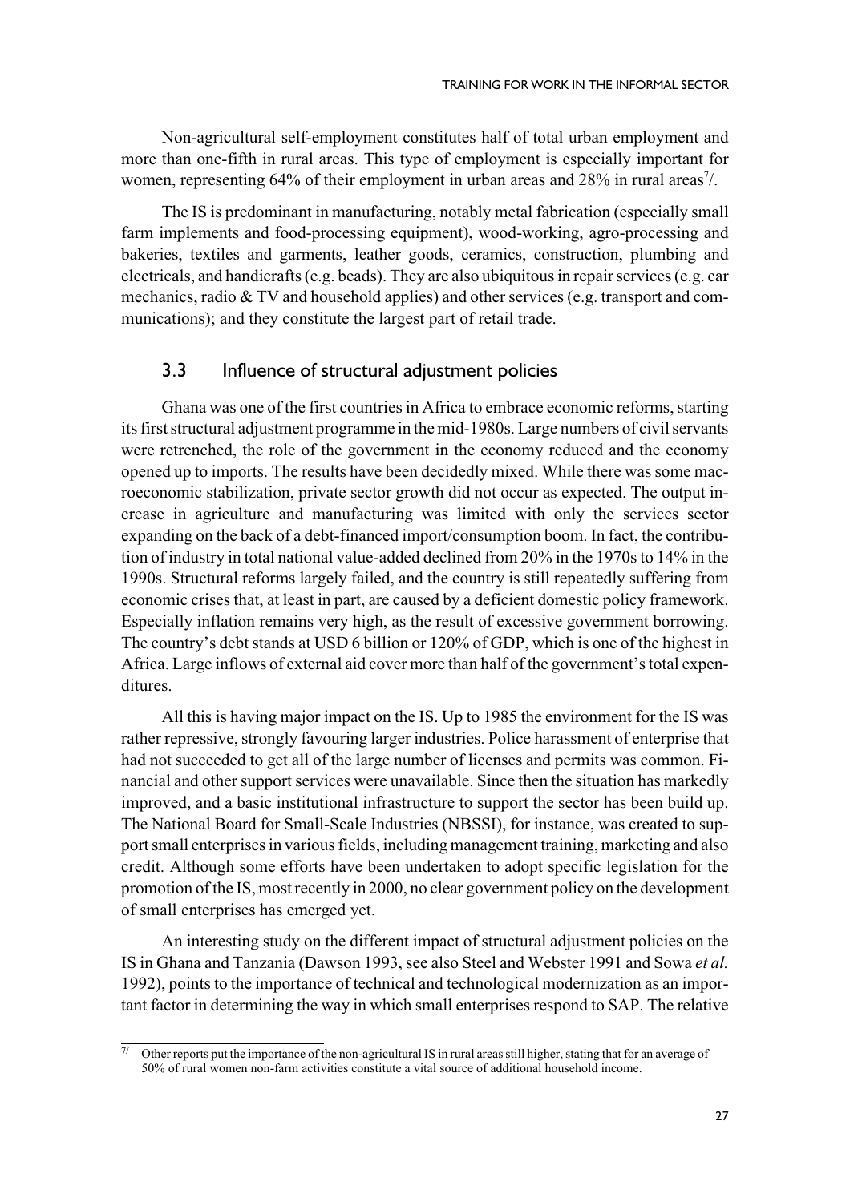Non-agricultural self-employment constitutes half of total urban employment and more than one-fifth in rural areas. This type of employment is especially important for women, representing 64% of their employment in urban areas and 28% in rural areas[7/].

The IS is predominant in manufacturing, notably metal fabrication (especially small farm implements and food-processing equipment), wood-working, agro-processing and bakeries, textiles and garments, leather goods, ceramics, construction, plumbing and electricals, and handicrafts (e.g. beads). They are also ubiquitous in repair services (e.g. car mechanics, radio & TV and household applies) and other services (e.g. transport and communications); and they constitute the largest part of retail trade.

### 3.3 Influence of structural adjustment policies

Ghana was one of the first countries in Africa to embrace economic reforms, starting its first structural adjustment programme in the mid-1980s. Large numbers of civil servants were retrenched, the role of the government in the economy reduced and the economy opened up to imports. The results have been decidedly mixed. While there was some macroeconomic stabilization, private sector growth did not occur as expected. The output increase in agriculture and manufacturing was limited with only the services sector expanding on the back of a debt-financed import/consumption boom. In fact, the contribution of industry in total national value-added declined from 20% in the 1970s to 14% in the 1990s. Structural reforms largely failed, and the country is still repeatedly suffering from economic crises that, at least in part, are caused by a deficient domestic policy framework. Especially inflation remains very high, as the result of excessive government borrowing. The country's debt stands at USD 6 billion or 120% of GDP, which is one of the highest in Africa. Large inflows of external aid cover more than half of the government's total expenditures.

All this is having major impact on the IS. Up to 1985 the environment for the IS was rather repressive, strongly favouring larger industries. Police harassment of enterprise that had not succeeded to get all of the large number of licenses and permits was common. Financial and other support services were unavailable. Since then the situation has markedly improved, and a basic institutional infrastructure to support the sector has been build up. The National Board for Small-Scale Industries (NBSSI), for instance, was created to support small enterprises in various fields, including management training, marketing and also credit. Although some efforts have been undertaken to adopt specific legislation for the promotion of the IS, most recently in 2000, no clear government policy on the development of small enterprises has emerged yet.

An interesting study on the different impact of structural adjustment policies on the IS in Ghana and Tanzania (Dawson 1993, see also Steel and Webster 1991 and Sowa *et al.* 1992), points to the importance of technical and technological modernization as an important factor in determining the way in which small enterprises respond to SAP. The relative

---

[7/] Other reports put the importance of the non-agricultural IS in rural areas still higher, stating that for an average of 50% of rural women non-farm activities constitute a vital source of additional household income.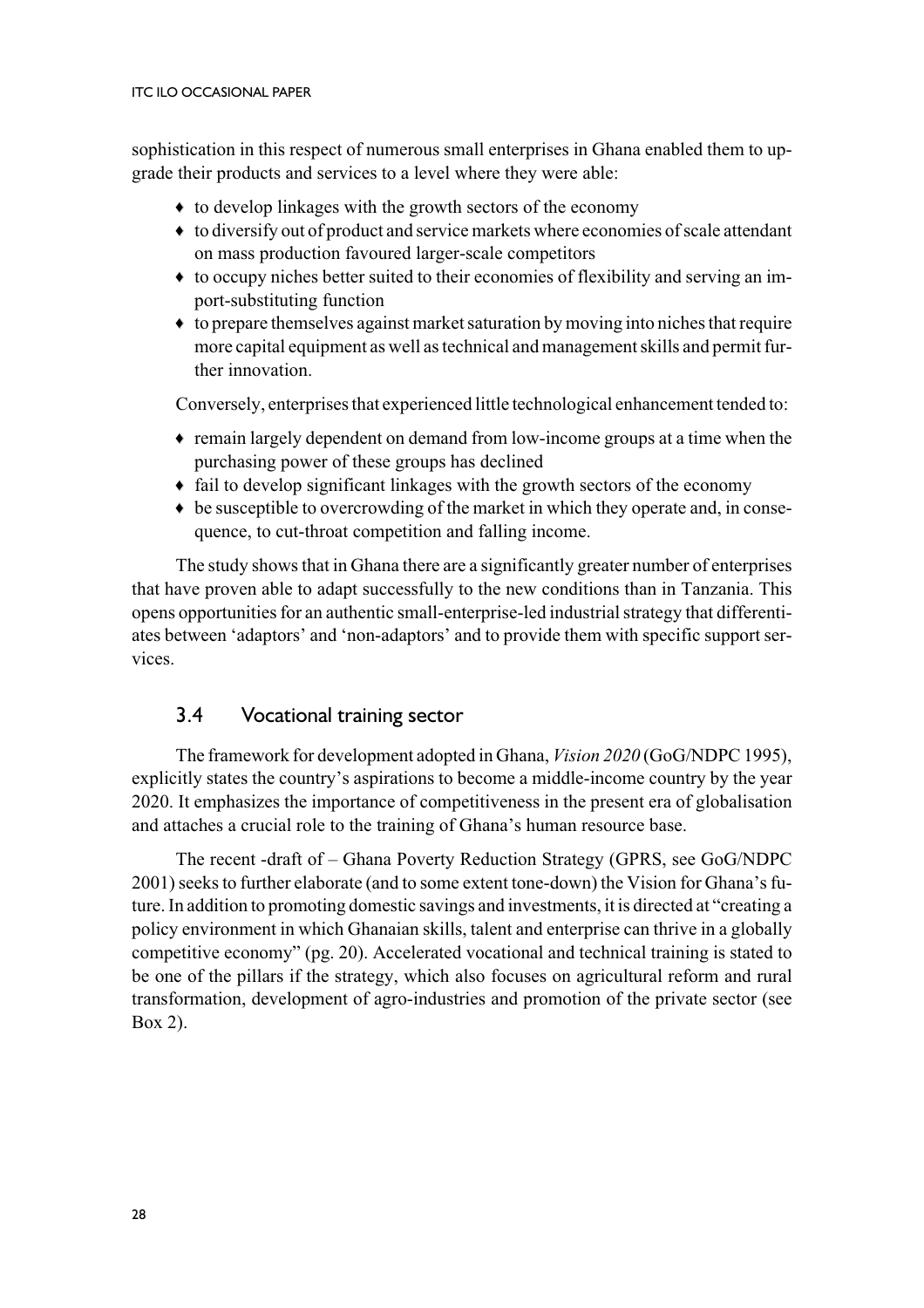sophistication in this respect of numerous small enterprises in Ghana enabled them to upgrade their products and services to a level where they were able:

- to develop linkages with the growth sectors of the economy
- to diversify out of product and service markets where economies of scale attendant on mass production favoured larger-scale competitors
- to occupy niches better suited to their economies of flexibility and serving an import-substituting function
- to prepare themselves against market saturation by moving into niches that require more capital equipment as well as technical and management skills and permit further innovation.

Conversely, enterprises that experienced little technological enhancement tended to:

- remain largely dependent on demand from low-income groups at a time when the purchasing power of these groups has declined
- fail to develop significant linkages with the growth sectors of the economy
- be susceptible to overcrowding of the market in which they operate and, in consequence, to cut-throat competition and falling income.

The study shows that in Ghana there are a significantly greater number of enterprises that have proven able to adapt successfully to the new conditions than in Tanzania. This opens opportunities for an authentic small-enterprise-led industrial strategy that differentiates between 'adaptors' and 'non-adaptors' and to provide them with specific support services.

## 3.4 Vocational training sector

The framework for development adopted in Ghana, *Vision 2020* (GoG/NDPC 1995), explicitly states the country's aspirations to become a middle-income country by the year 2020. It emphasizes the importance of competitiveness in the present era of globalisation and attaches a crucial role to the training of Ghana's human resource base.

The recent -draft of – Ghana Poverty Reduction Strategy (GPRS, see GoG/NDPC 2001) seeks to further elaborate (and to some extent tone-down) the Vision for Ghana's future. In addition to promoting domestic savings and investments, it is directed at "creating a policy environment in which Ghanaian skills, talent and enterprise can thrive in a globally competitive economy" (pg. 20). Accelerated vocational and technical training is stated to be one of the pillars if the strategy, which also focuses on agricultural reform and rural transformation, development of agro-industries and promotion of the private sector (see Box 2).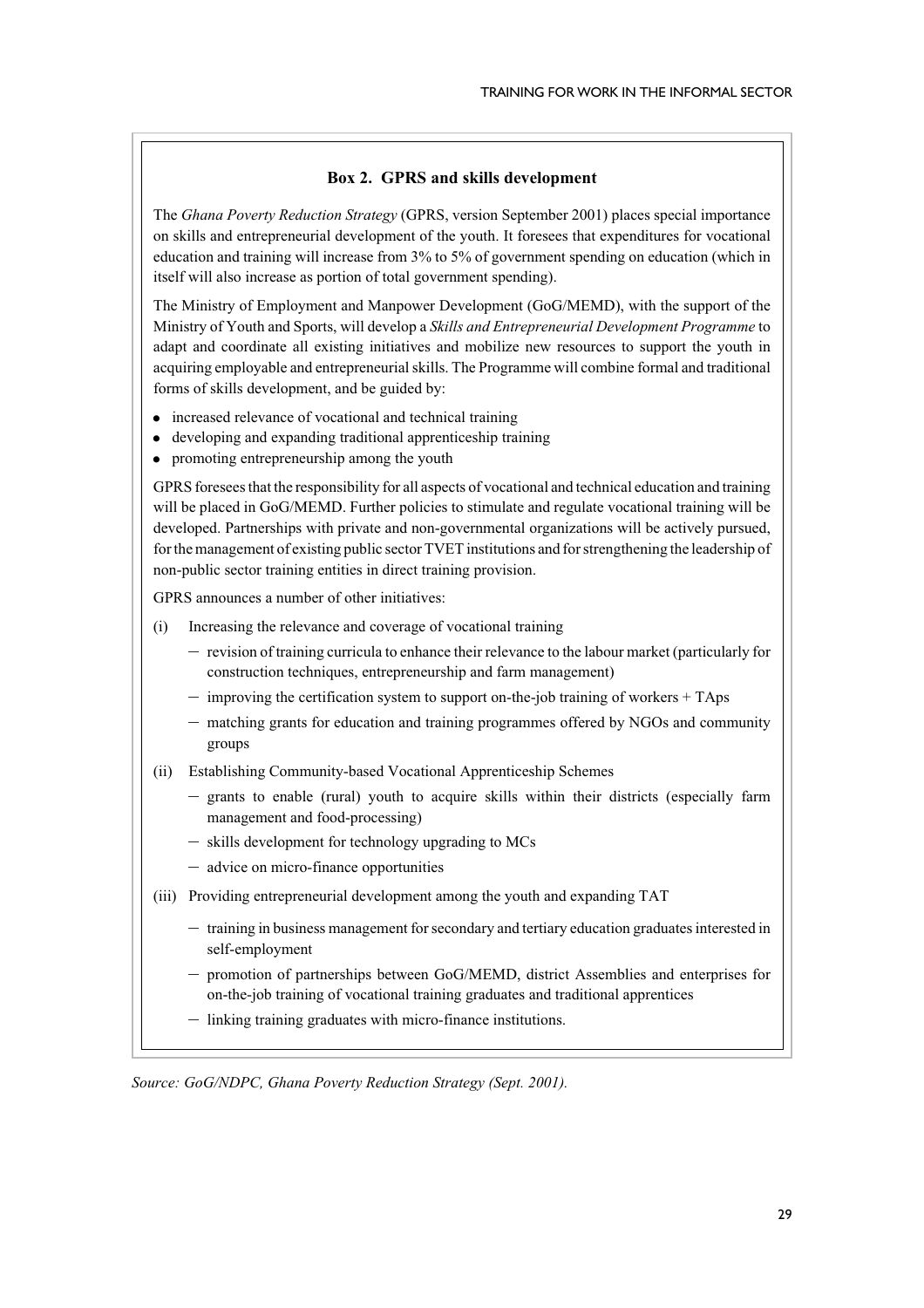### Box 2. GPRS and skills development

The *Ghana Poverty Reduction Strategy* (GPRS, version September 2001) places special importance on skills and entrepreneurial development of the youth. It foresees that expenditures for vocational education and training will increase from 3% to 5% of government spending on education (which in itself will also increase as portion of total government spending).

The Ministry of Employment and Manpower Development (GoG/MEMD), with the support of the Ministry of Youth and Sports, will develop a *Skills and Entrepreneurial Development Programme* to adapt and coordinate all existing initiatives and mobilize new resources to support the youth in acquiring employable and entrepreneurial skills. The Programme will combine formal and traditional forms of skills development, and be guided by:

- increased relevance of vocational and technical training
- developing and expanding traditional apprenticeship training
- promoting entrepreneurship among the youth

GPRS foresees that the responsibility for all aspects of vocational and technical education and training will be placed in GoG/MEMD. Further policies to stimulate and regulate vocational training will be developed. Partnerships with private and non-governmental organizations will be actively pursued, for the management of existing public sector TVET institutions and for strengthening the leadership of non-public sector training entities in direct training provision.

GPRS announces a number of other initiatives:

(i) Increasing the relevance and coverage of vocational training
  - revision of training curricula to enhance their relevance to the labour market (particularly for construction techniques, entrepreneurship and farm management)
  - improving the certification system to support on-the-job training of workers + TAps
  - matching grants for education and training programmes offered by NGOs and community groups

(ii) Establishing Community-based Vocational Apprenticeship Schemes
  - grants to enable (rural) youth to acquire skills within their districts (especially farm management and food-processing)
  - skills development for technology upgrading to MCs
  - advice on micro-finance opportunities

(iii) Providing entrepreneurial development among the youth and expanding TAT
  - training in business management for secondary and tertiary education graduates interested in self-employment
  - promotion of partnerships between GoG/MEMD, district Assemblies and enterprises for on-the-job training of vocational training graduates and traditional apprentices
  - linking training graduates with micro-finance institutions.

*Source: GoG/NDPC, Ghana Poverty Reduction Strategy (Sept. 2001).*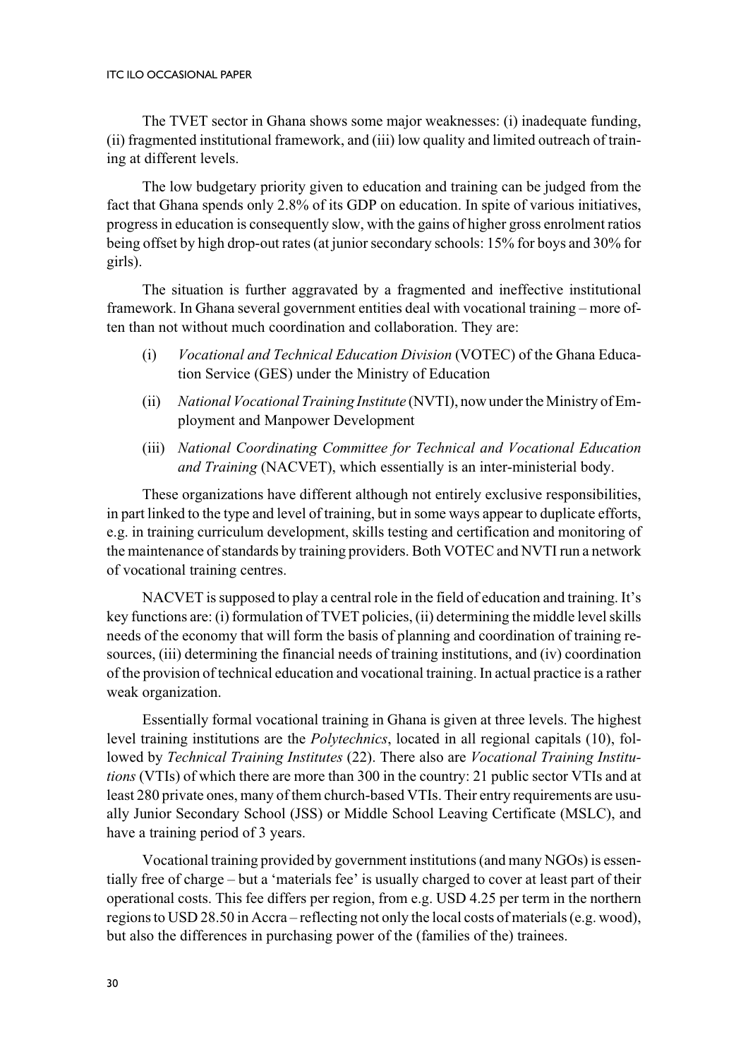The TVET sector in Ghana shows some major weaknesses: (i) inadequate funding, (ii) fragmented institutional framework, and (iii) low quality and limited outreach of training at different levels.

The low budgetary priority given to education and training can be judged from the fact that Ghana spends only 2.8% of its GDP on education. In spite of various initiatives, progress in education is consequently slow, with the gains of higher gross enrolment ratios being offset by high drop-out rates (at junior secondary schools: 15% for boys and 30% for girls).

The situation is further aggravated by a fragmented and ineffective institutional framework. In Ghana several government entities deal with vocational training – more often than not without much coordination and collaboration. They are:

(i) *Vocational and Technical Education Division* (VOTEC) of the Ghana Education Service (GES) under the Ministry of Education

(ii) *National Vocational Training Institute* (NVTI), now under the Ministry of Employment and Manpower Development

(iii) *National Coordinating Committee for Technical and Vocational Education and Training* (NACVET), which essentially is an inter-ministerial body.

These organizations have different although not entirely exclusive responsibilities, in part linked to the type and level of training, but in some ways appear to duplicate efforts, e.g. in training curriculum development, skills testing and certification and monitoring of the maintenance of standards by training providers. Both VOTEC and NVTI run a network of vocational training centres.

NACVET is supposed to play a central role in the field of education and training. It's key functions are: (i) formulation of TVET policies, (ii) determining the middle level skills needs of the economy that will form the basis of planning and coordination of training resources, (iii) determining the financial needs of training institutions, and (iv) coordination of the provision of technical education and vocational training. In actual practice is a rather weak organization.

Essentially formal vocational training in Ghana is given at three levels. The highest level training institutions are the *Polytechnics*, located in all regional capitals (10), followed by *Technical Training Institutes* (22). There also are *Vocational Training Institutions* (VTIs) of which there are more than 300 in the country: 21 public sector VTIs and at least 280 private ones, many of them church-based VTIs. Their entry requirements are usually Junior Secondary School (JSS) or Middle School Leaving Certificate (MSLC), and have a training period of 3 years.

Vocational training provided by government institutions (and many NGOs) is essentially free of charge – but a 'materials fee' is usually charged to cover at least part of their operational costs. This fee differs per region, from e.g. USD 4.25 per term in the northern regions to USD 28.50 in Accra – reflecting not only the local costs of materials (e.g. wood), but also the differences in purchasing power of the (families of the) trainees.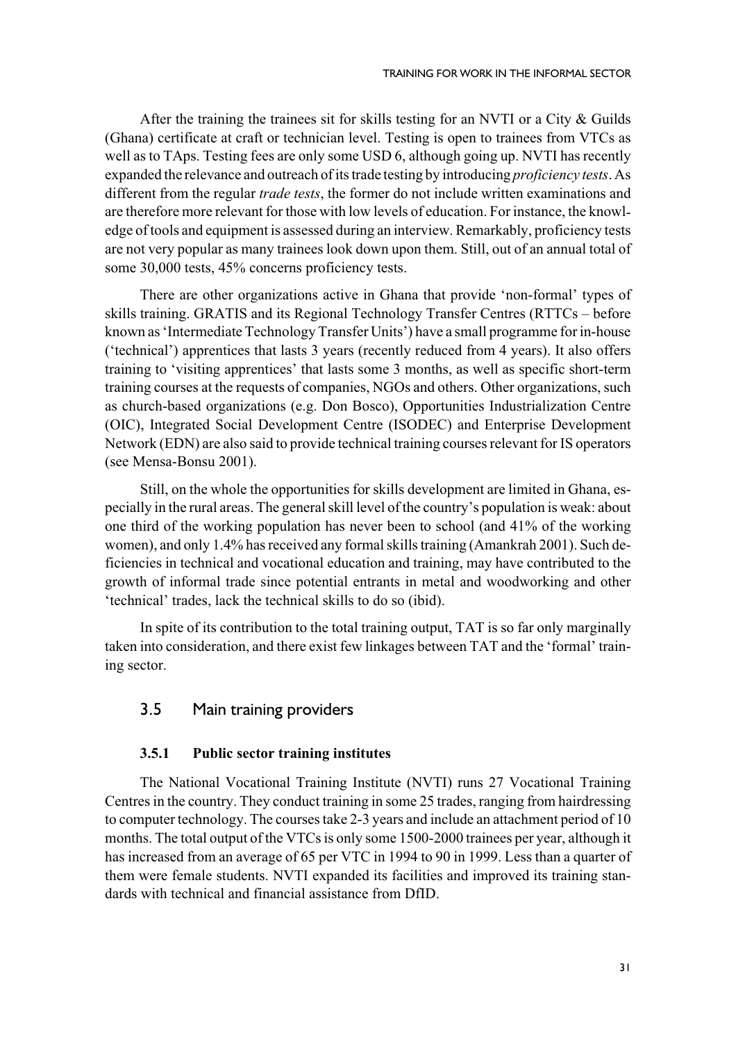After the training the trainees sit for skills testing for an NVTI or a City & Guilds (Ghana) certificate at craft or technician level. Testing is open to trainees from VTCs as well as to TAps. Testing fees are only some USD 6, although going up. NVTI has recently expanded the relevance and outreach of its trade testing by introducing *proficiency tests*. As different from the regular *trade tests*, the former do not include written examinations and are therefore more relevant for those with low levels of education. For instance, the knowledge of tools and equipment is assessed during an interview. Remarkably, proficiency tests are not very popular as many trainees look down upon them. Still, out of an annual total of some 30,000 tests, 45% concerns proficiency tests.

There are other organizations active in Ghana that provide 'non-formal' types of skills training. GRATIS and its Regional Technology Transfer Centres (RTTCs – before known as 'Intermediate Technology Transfer Units') have a small programme for in-house ('technical') apprentices that lasts 3 years (recently reduced from 4 years). It also offers training to 'visiting apprentices' that lasts some 3 months, as well as specific short-term training courses at the requests of companies, NGOs and others. Other organizations, such as church-based organizations (e.g. Don Bosco), Opportunities Industrialization Centre (OIC), Integrated Social Development Centre (ISODEC) and Enterprise Development Network (EDN) are also said to provide technical training courses relevant for IS operators (see Mensa-Bonsu 2001).

Still, on the whole the opportunities for skills development are limited in Ghana, especially in the rural areas. The general skill level of the country's population is weak: about one third of the working population has never been to school (and 41% of the working women), and only 1.4% has received any formal skills training (Amankrah 2001). Such deficiencies in technical and vocational education and training, may have contributed to the growth of informal trade since potential entrants in metal and woodworking and other 'technical' trades, lack the technical skills to do so (ibid).

In spite of its contribution to the total training output, TAT is so far only marginally taken into consideration, and there exist few linkages between TAT and the 'formal' training sector.

## 3.5 Main training providers

### 3.5.1 Public sector training institutes

The National Vocational Training Institute (NVTI) runs 27 Vocational Training Centres in the country. They conduct training in some 25 trades, ranging from hairdressing to computer technology. The courses take 2-3 years and include an attachment period of 10 months. The total output of the VTCs is only some 1500-2000 trainees per year, although it has increased from an average of 65 per VTC in 1994 to 90 in 1999. Less than a quarter of them were female students. NVTI expanded its facilities and improved its training standards with technical and financial assistance from DfID.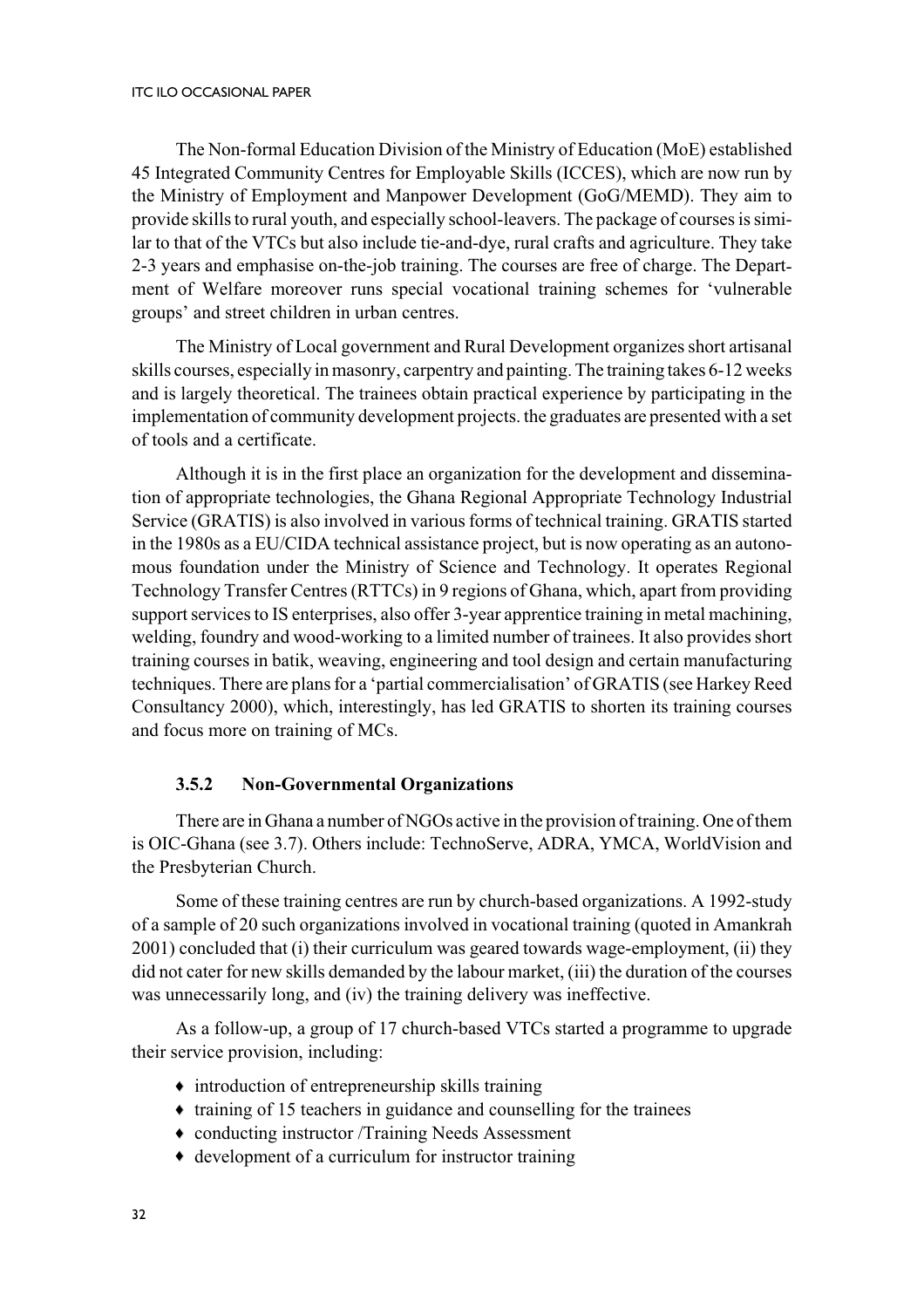The Non-formal Education Division of the Ministry of Education (MoE) established 45 Integrated Community Centres for Employable Skills (ICCES), which are now run by the Ministry of Employment and Manpower Development (GoG/MEMD). They aim to provide skills to rural youth, and especially school-leavers. The package of courses is similar to that of the VTCs but also include tie-and-dye, rural crafts and agriculture. They take 2-3 years and emphasise on-the-job training. The courses are free of charge. The Department of Welfare moreover runs special vocational training schemes for 'vulnerable groups' and street children in urban centres.

The Ministry of Local government and Rural Development organizes short artisanal skills courses, especially in masonry, carpentry and painting. The training takes 6-12 weeks and is largely theoretical. The trainees obtain practical experience by participating in the implementation of community development projects. the graduates are presented with a set of tools and a certificate.

Although it is in the first place an organization for the development and dissemination of appropriate technologies, the Ghana Regional Appropriate Technology Industrial Service (GRATIS) is also involved in various forms of technical training. GRATIS started in the 1980s as a EU/CIDA technical assistance project, but is now operating as an autonomous foundation under the Ministry of Science and Technology. It operates Regional Technology Transfer Centres (RTTCs) in 9 regions of Ghana, which, apart from providing support services to IS enterprises, also offer 3-year apprentice training in metal machining, welding, foundry and wood-working to a limited number of trainees. It also provides short training courses in batik, weaving, engineering and tool design and certain manufacturing techniques. There are plans for a 'partial commercialisation' of GRATIS (see Harkey Reed Consultancy 2000), which, interestingly, has led GRATIS to shorten its training courses and focus more on training of MCs.

### 3.5.2 Non-Governmental Organizations

There are in Ghana a number of NGOs active in the provision of training. One of them is OIC-Ghana (see 3.7). Others include: TechnoServe, ADRA, YMCA, WorldVision and the Presbyterian Church.

Some of these training centres are run by church-based organizations. A 1992-study of a sample of 20 such organizations involved in vocational training (quoted in Amankrah 2001) concluded that (i) their curriculum was geared towards wage-employment, (ii) they did not cater for new skills demanded by the labour market, (iii) the duration of the courses was unnecessarily long, and (iv) the training delivery was ineffective.

As a follow-up, a group of 17 church-based VTCs started a programme to upgrade their service provision, including:

- introduction of entrepreneurship skills training
- training of 15 teachers in guidance and counselling for the trainees
- conducting instructor /Training Needs Assessment
- development of a curriculum for instructor training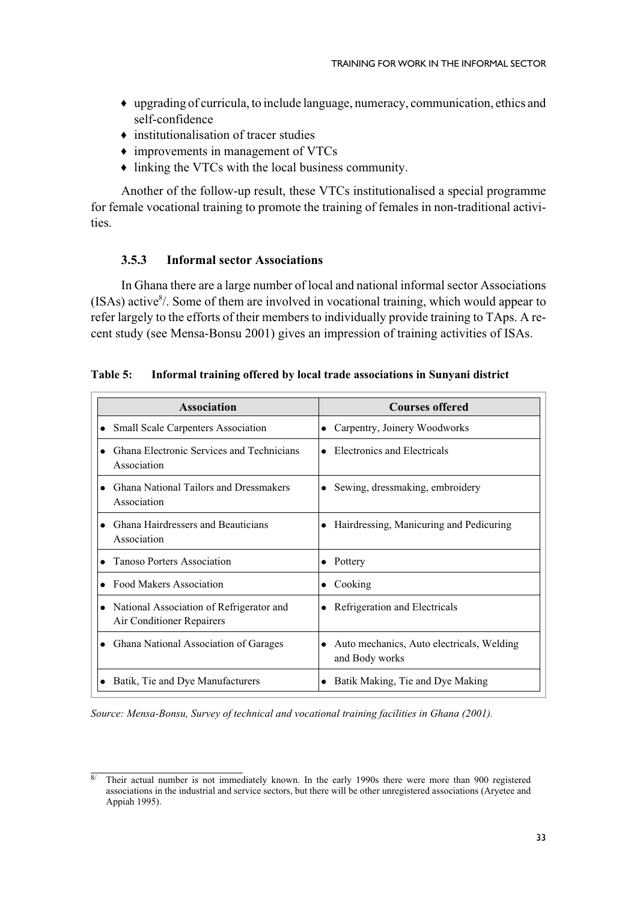- upgrading of curricula, to include language, numeracy, communication, ethics and self-confidence
- institutionalisation of tracer studies
- improvements in management of VTCs
- linking the VTCs with the local business community.

Another of the follow-up result, these VTCs institutionalised a special programme for female vocational training to promote the training of females in non-traditional activities.

### 3.5.3 Informal sector Associations

In Ghana there are a large number of local and national informal sector Associations (ISAs) active[8]/. Some of them are involved in vocational training, which would appear to refer largely to the efforts of their members to individually provide training to TAps. A recent study (see Mensa-Bonsu 2001) gives an impression of training activities of ISAs.

**Table 5: Informal training offered by local trade associations in Sunyani district**

| Association | Courses offered |
|---|---|
| • Small Scale Carpenters Association | • Carpentry, Joinery Woodworks |
| • Ghana Electronic Services and Technicians Association | • Electronics and Electricals |
| • Ghana National Tailors and Dressmakers Association | • Sewing, dressmaking, embroidery |
| • Ghana Hairdressers and Beauticians Association | • Hairdressing, Manicuring and Pedicuring |
| • Tanoso Porters Association | • Pottery |
| • Food Makers Association | • Cooking |
| • National Association of Refrigerator and Air Conditioner Repairers | • Refrigeration and Electricals |
| • Ghana National Association of Garages | • Auto mechanics, Auto electricals, Welding and Body works |
| • Batik, Tie and Dye Manufacturers | • Batik Making, Tie and Dye Making |

*Source: Mensa-Bonsu, Survey of technical and vocational training facilities in Ghana (2001).*

---

8/ Their actual number is not immediately known. In the early 1990s there were more than 900 registered associations in the industrial and service sectors, but there will be other unregistered associations (Aryetee and Appiah 1995).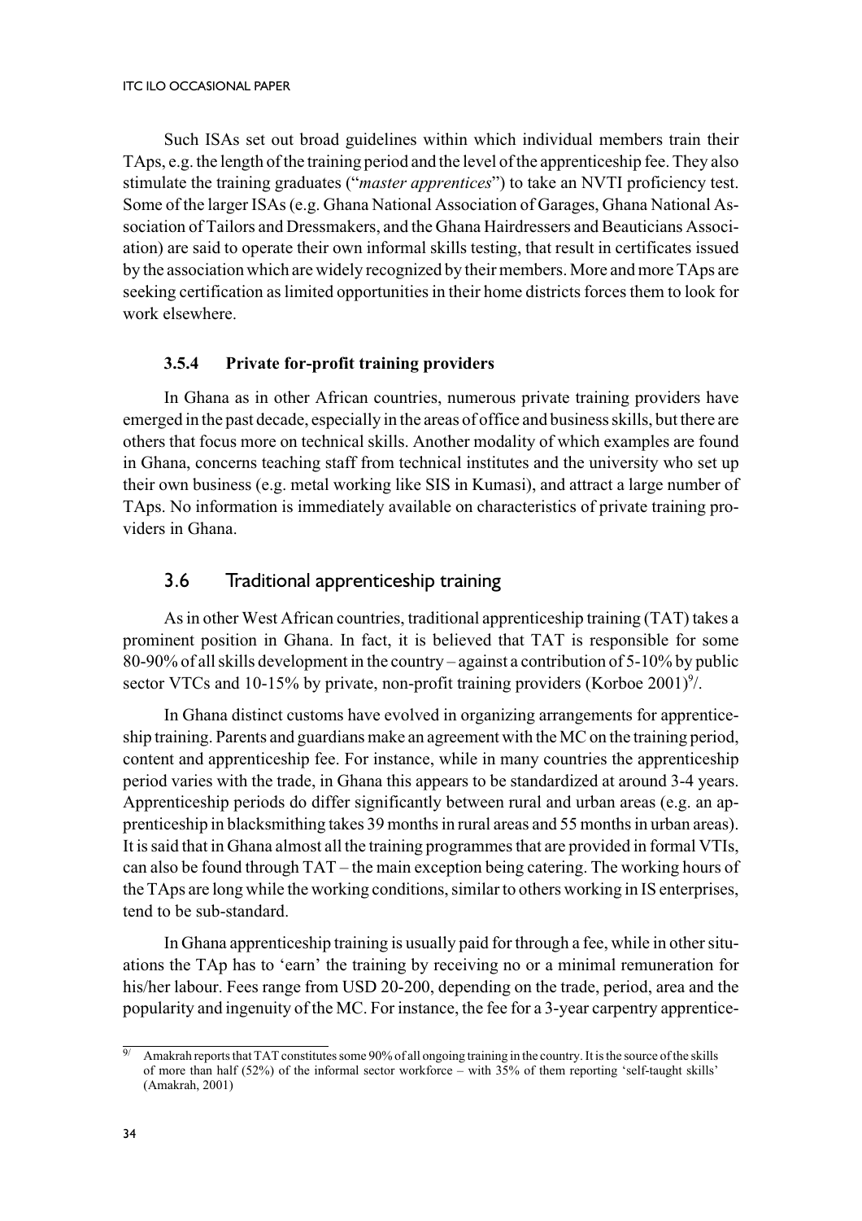Such ISAs set out broad guidelines within which individual members train their TAps, e.g. the length of the training period and the level of the apprenticeship fee. They also stimulate the training graduates ("*master apprentices*") to take an NVTI proficiency test. Some of the larger ISAs (e.g. Ghana National Association of Garages, Ghana National Association of Tailors and Dressmakers, and the Ghana Hairdressers and Beauticians Association) are said to operate their own informal skills testing, that result in certificates issued by the association which are widely recognized by their members. More and more TAps are seeking certification as limited opportunities in their home districts forces them to look for work elsewhere.

#### 3.5.4 Private for-profit training providers

In Ghana as in other African countries, numerous private training providers have emerged in the past decade, especially in the areas of office and business skills, but there are others that focus more on technical skills. Another modality of which examples are found in Ghana, concerns teaching staff from technical institutes and the university who set up their own business (e.g. metal working like SIS in Kumasi), and attract a large number of TAps. No information is immediately available on characteristics of private training providers in Ghana.

### 3.6 Traditional apprenticeship training

As in other West African countries, traditional apprenticeship training (TAT) takes a prominent position in Ghana. In fact, it is believed that TAT is responsible for some 80-90% of all skills development in the country – against a contribution of 5-10% by public sector VTCs and 10-15% by private, non-profit training providers (Korboe 2001)[9]/.

In Ghana distinct customs have evolved in organizing arrangements for apprenticeship training. Parents and guardians make an agreement with the MC on the training period, content and apprenticeship fee. For instance, while in many countries the apprenticeship period varies with the trade, in Ghana this appears to be standardized at around 3-4 years. Apprenticeship periods do differ significantly between rural and urban areas (e.g. an apprenticeship in blacksmithing takes 39 months in rural areas and 55 months in urban areas). It is said that in Ghana almost all the training programmes that are provided in formal VTIs, can also be found through TAT – the main exception being catering. The working hours of the TAps are long while the working conditions, similar to others working in IS enterprises, tend to be sub-standard.

In Ghana apprenticeship training is usually paid for through a fee, while in other situations the TAp has to 'earn' the training by receiving no or a minimal remuneration for his/her labour. Fees range from USD 20-200, depending on the trade, period, area and the popularity and ingenuity of the MC. For instance, the fee for a 3-year carpentry apprentice-

---

9/ Amakrah reports that TAT constitutes some 90% of all ongoing training in the country. It is the source of the skills of more than half (52%) of the informal sector workforce – with 35% of them reporting 'self-taught skills' (Amakrah, 2001)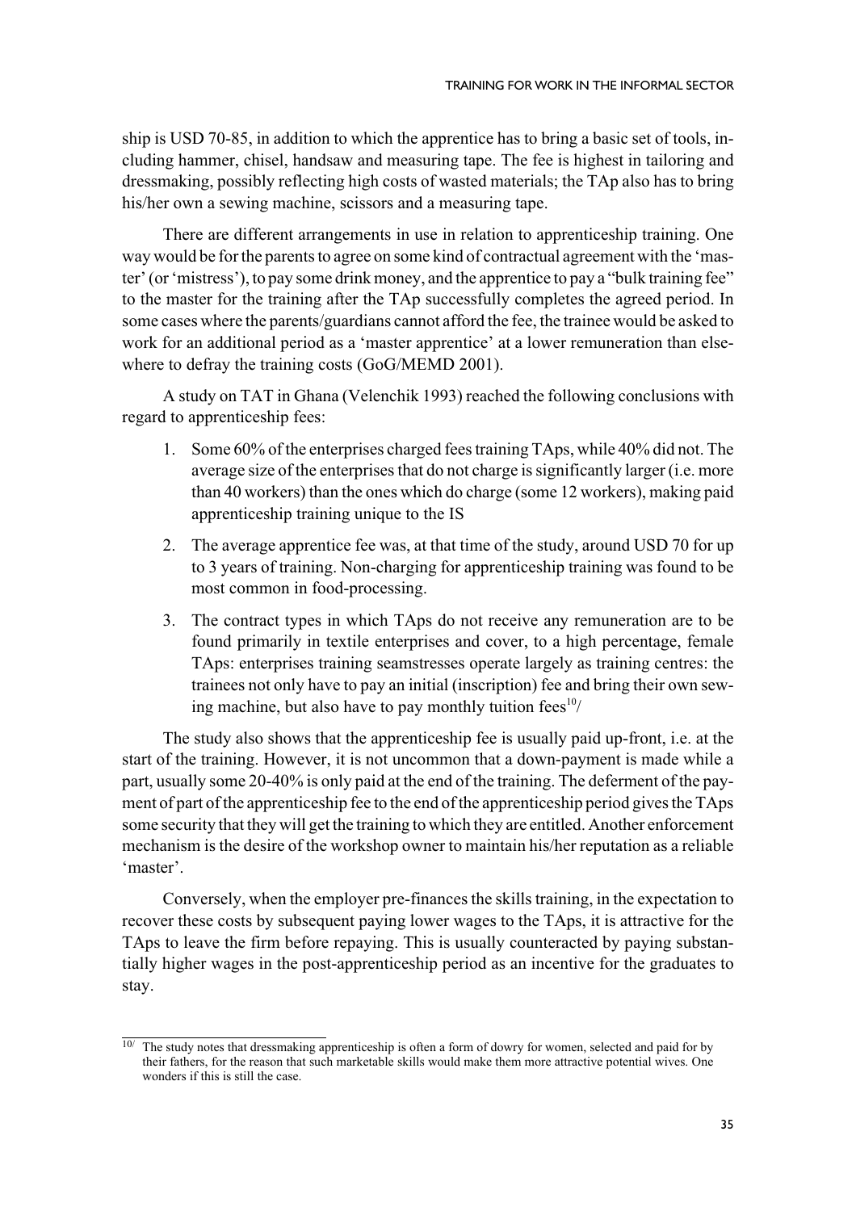ship is USD 70-85, in addition to which the apprentice has to bring a basic set of tools, including hammer, chisel, handsaw and measuring tape. The fee is highest in tailoring and dressmaking, possibly reflecting high costs of wasted materials; the TAp also has to bring his/her own a sewing machine, scissors and a measuring tape.

There are different arrangements in use in relation to apprenticeship training. One way would be for the parents to agree on some kind of contractual agreement with the 'master' (or 'mistress'), to pay some drink money, and the apprentice to pay a "bulk training fee" to the master for the training after the TAp successfully completes the agreed period. In some cases where the parents/guardians cannot afford the fee, the trainee would be asked to work for an additional period as a 'master apprentice' at a lower remuneration than elsewhere to defray the training costs (GoG/MEMD 2001).

A study on TAT in Ghana (Velenchik 1993) reached the following conclusions with regard to apprenticeship fees:

1. Some 60% of the enterprises charged fees training TAps, while 40% did not. The average size of the enterprises that do not charge is significantly larger (i.e. more than 40 workers) than the ones which do charge (some 12 workers), making paid apprenticeship training unique to the IS
2. The average apprentice fee was, at that time of the study, around USD 70 for up to 3 years of training. Non-charging for apprenticeship training was found to be most common in food-processing.
3. The contract types in which TAps do not receive any remuneration are to be found primarily in textile enterprises and cover, to a high percentage, female TAps: enterprises training seamstresses operate largely as training centres: the trainees not only have to pay an initial (inscription) fee and bring their own sewing machine, but also have to pay monthly tuition fees[10/]

The study also shows that the apprenticeship fee is usually paid up-front, i.e. at the start of the training. However, it is not uncommon that a down-payment is made while a part, usually some 20-40% is only paid at the end of the training. The deferment of the payment of part of the apprenticeship fee to the end of the apprenticeship period gives the TAps some security that they will get the training to which they are entitled. Another enforcement mechanism is the desire of the workshop owner to maintain his/her reputation as a reliable 'master'.

Conversely, when the employer pre-finances the skills training, in the expectation to recover these costs by subsequent paying lower wages to the TAps, it is attractive for the TAps to leave the firm before repaying. This is usually counteracted by paying substantially higher wages in the post-apprenticeship period as an incentive for the graduates to stay.

---

[10/] The study notes that dressmaking apprenticeship is often a form of dowry for women, selected and paid for by their fathers, for the reason that such marketable skills would make them more attractive potential wives. One wonders if this is still the case.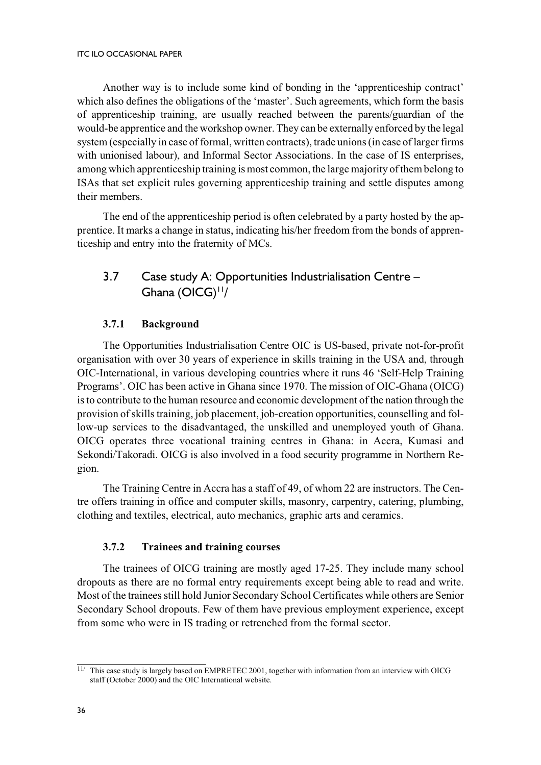Another way is to include some kind of bonding in the 'apprenticeship contract' which also defines the obligations of the 'master'. Such agreements, which form the basis of apprenticeship training, are usually reached between the parents/guardian of the would-be apprentice and the workshop owner. They can be externally enforced by the legal system (especially in case of formal, written contracts), trade unions (in case of larger firms with unionised labour), and Informal Sector Associations. In the case of IS enterprises, among which apprenticeship training is most common, the large majority of them belong to ISAs that set explicit rules governing apprenticeship training and settle disputes among their members.

The end of the apprenticeship period is often celebrated by a party hosted by the apprentice. It marks a change in status, indicating his/her freedom from the bonds of apprenticeship and entry into the fraternity of MCs.

## 3.7 Case study A: Opportunities Industrialisation Centre – Ghana (OICG)[11]/

### 3.7.1 Background

The Opportunities Industrialisation Centre OIC is US-based, private not-for-profit organisation with over 30 years of experience in skills training in the USA and, through OIC-International, in various developing countries where it runs 46 'Self-Help Training Programs'. OIC has been active in Ghana since 1970. The mission of OIC-Ghana (OICG) is to contribute to the human resource and economic development of the nation through the provision of skills training, job placement, job-creation opportunities, counselling and follow-up services to the disadvantaged, the unskilled and unemployed youth of Ghana. OICG operates three vocational training centres in Ghana: in Accra, Kumasi and Sekondi/Takoradi. OICG is also involved in a food security programme in Northern Region.

The Training Centre in Accra has a staff of 49, of whom 22 are instructors. The Centre offers training in office and computer skills, masonry, carpentry, catering, plumbing, clothing and textiles, electrical, auto mechanics, graphic arts and ceramics.

### 3.7.2 Trainees and training courses

The trainees of OICG training are mostly aged 17-25. They include many school dropouts as there are no formal entry requirements except being able to read and write. Most of the trainees still hold Junior Secondary School Certificates while others are Senior Secondary School dropouts. Few of them have previous employment experience, except from some who were in IS trading or retrenched from the formal sector.

---

11/ This case study is largely based on EMPRETEC 2001, together with information from an interview with OICG staff (October 2000) and the OIC International website.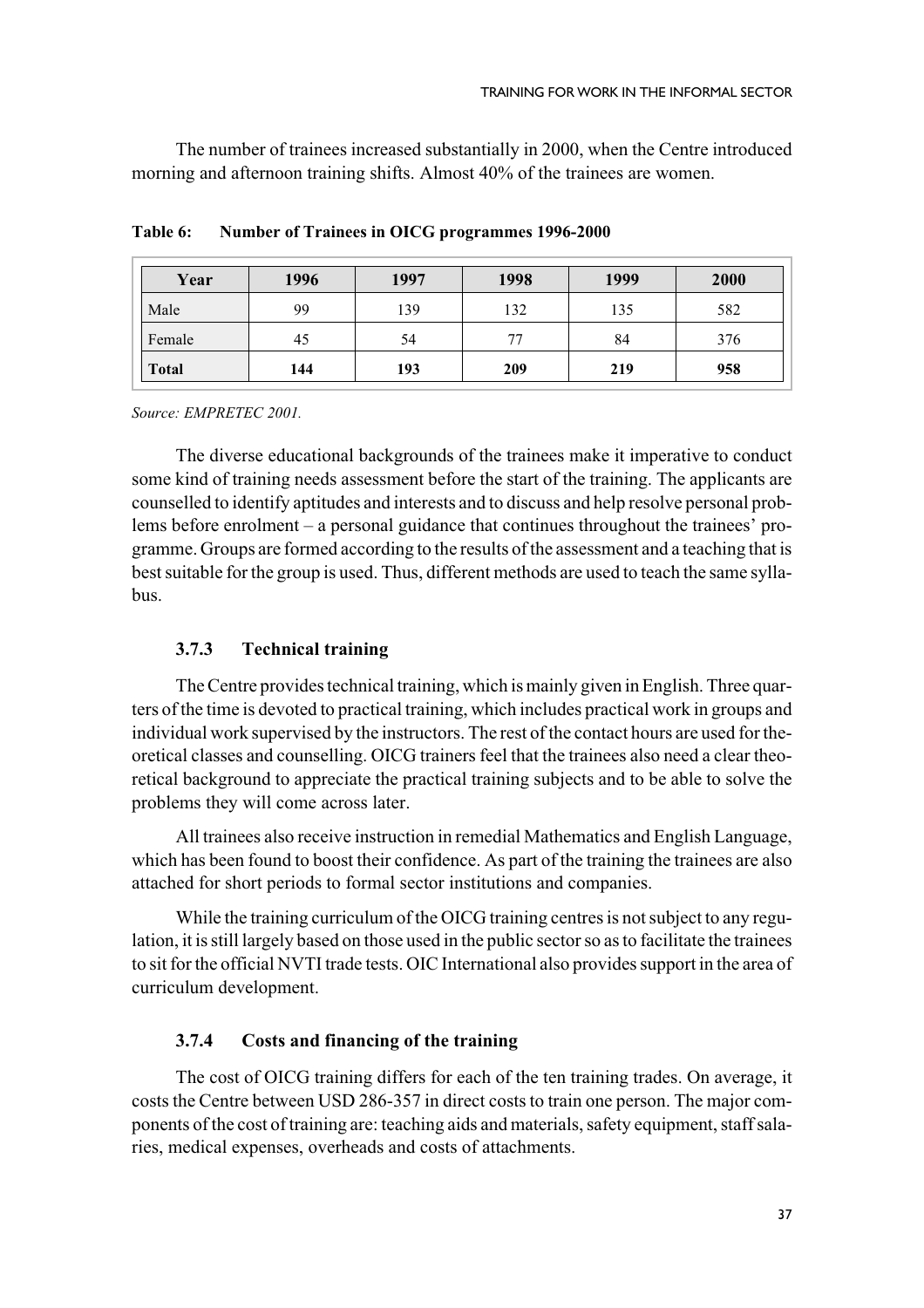The number of trainees increased substantially in 2000, when the Centre introduced morning and afternoon training shifts. Almost 40% of the trainees are women.

**Table 6: Number of Trainees in OICG programmes 1996-2000**

| Year | 1996 | 1997 | 1998 | 1999 | 2000 |
|---|---|---|---|---|---|
| Male | 99 | 139 | 132 | 135 | 582 |
| Female | 45 | 54 | 77 | 84 | 376 |
| **Total** | **144** | **193** | **209** | **219** | **958** |

*Source: EMPRETEC 2001.*

The diverse educational backgrounds of the trainees make it imperative to conduct some kind of training needs assessment before the start of the training. The applicants are counselled to identify aptitudes and interests and to discuss and help resolve personal problems before enrolment – a personal guidance that continues throughout the trainees' programme. Groups are formed according to the results of the assessment and a teaching that is best suitable for the group is used. Thus, different methods are used to teach the same syllabus.

### 3.7.3 Technical training

The Centre provides technical training, which is mainly given in English. Three quarters of the time is devoted to practical training, which includes practical work in groups and individual work supervised by the instructors. The rest of the contact hours are used for theoretical classes and counselling. OICG trainers feel that the trainees also need a clear theoretical background to appreciate the practical training subjects and to be able to solve the problems they will come across later.

All trainees also receive instruction in remedial Mathematics and English Language, which has been found to boost their confidence. As part of the training the trainees are also attached for short periods to formal sector institutions and companies.

While the training curriculum of the OICG training centres is not subject to any regulation, it is still largely based on those used in the public sector so as to facilitate the trainees to sit for the official NVTI trade tests. OIC International also provides support in the area of curriculum development.

### 3.7.4 Costs and financing of the training

The cost of OICG training differs for each of the ten training trades. On average, it costs the Centre between USD 286-357 in direct costs to train one person. The major components of the cost of training are: teaching aids and materials, safety equipment, staff salaries, medical expenses, overheads and costs of attachments.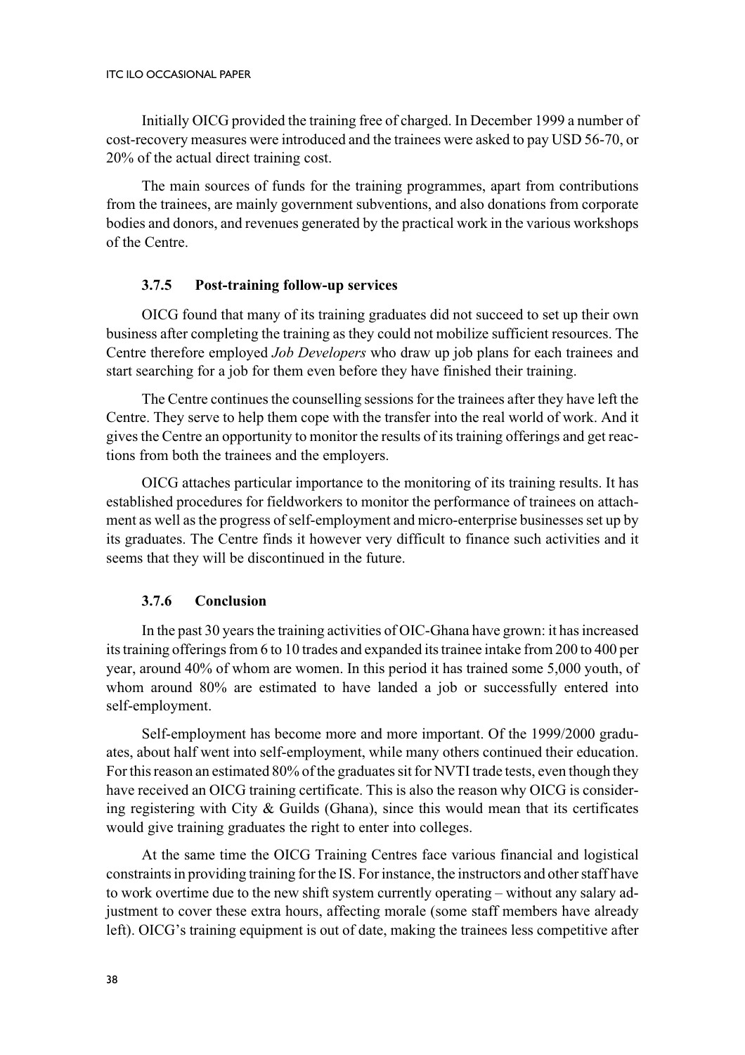Initially OICG provided the training free of charged. In December 1999 a number of cost-recovery measures were introduced and the trainees were asked to pay USD 56-70, or 20% of the actual direct training cost.

The main sources of funds for the training programmes, apart from contributions from the trainees, are mainly government subventions, and also donations from corporate bodies and donors, and revenues generated by the practical work in the various workshops of the Centre.

### 3.7.5 Post-training follow-up services

OICG found that many of its training graduates did not succeed to set up their own business after completing the training as they could not mobilize sufficient resources. The Centre therefore employed *Job Developers* who draw up job plans for each trainees and start searching for a job for them even before they have finished their training.

The Centre continues the counselling sessions for the trainees after they have left the Centre. They serve to help them cope with the transfer into the real world of work. And it gives the Centre an opportunity to monitor the results of its training offerings and get reactions from both the trainees and the employers.

OICG attaches particular importance to the monitoring of its training results. It has established procedures for fieldworkers to monitor the performance of trainees on attachment as well as the progress of self-employment and micro-enterprise businesses set up by its graduates. The Centre finds it however very difficult to finance such activities and it seems that they will be discontinued in the future.

### 3.7.6 Conclusion

In the past 30 years the training activities of OIC-Ghana have grown: it has increased its training offerings from 6 to 10 trades and expanded its trainee intake from 200 to 400 per year, around 40% of whom are women. In this period it has trained some 5,000 youth, of whom around 80% are estimated to have landed a job or successfully entered into self-employment.

Self-employment has become more and more important. Of the 1999/2000 graduates, about half went into self-employment, while many others continued their education. For this reason an estimated 80% of the graduates sit for NVTI trade tests, even though they have received an OICG training certificate. This is also the reason why OICG is considering registering with City & Guilds (Ghana), since this would mean that its certificates would give training graduates the right to enter into colleges.

At the same time the OICG Training Centres face various financial and logistical constraints in providing training for the IS. For instance, the instructors and other staff have to work overtime due to the new shift system currently operating – without any salary adjustment to cover these extra hours, affecting morale (some staff members have already left). OICG's training equipment is out of date, making the trainees less competitive after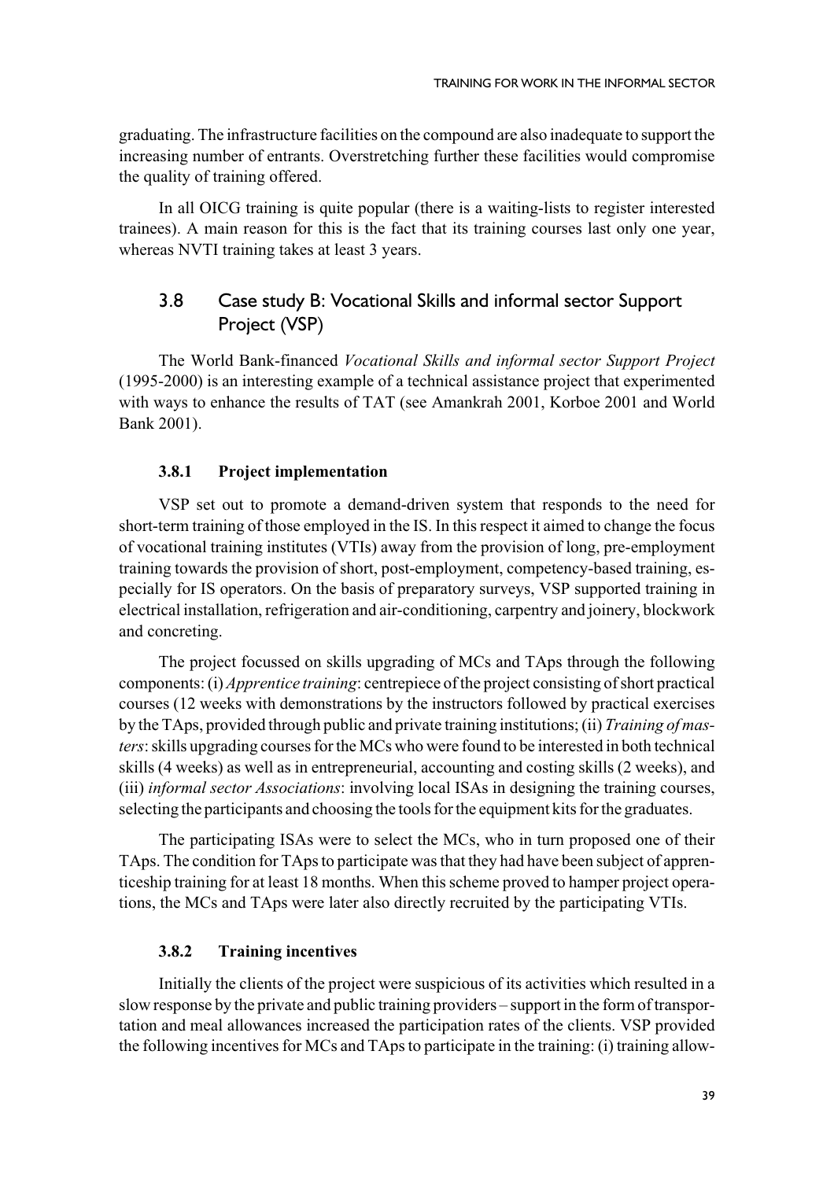graduating. The infrastructure facilities on the compound are also inadequate to support the increasing number of entrants. Overstretching further these facilities would compromise the quality of training offered.

In all OICG training is quite popular (there is a waiting-lists to register interested trainees). A main reason for this is the fact that its training courses last only one year, whereas NVTI training takes at least 3 years.

## 3.8 Case study B: Vocational Skills and informal sector Support Project (VSP)

The World Bank-financed *Vocational Skills and informal sector Support Project* (1995-2000) is an interesting example of a technical assistance project that experimented with ways to enhance the results of TAT (see Amankrah 2001, Korboe 2001 and World Bank 2001).

### 3.8.1 Project implementation

VSP set out to promote a demand-driven system that responds to the need for short-term training of those employed in the IS. In this respect it aimed to change the focus of vocational training institutes (VTIs) away from the provision of long, pre-employment training towards the provision of short, post-employment, competency-based training, especially for IS operators. On the basis of preparatory surveys, VSP supported training in electrical installation, refrigeration and air-conditioning, carpentry and joinery, blockwork and concreting.

The project focussed on skills upgrading of MCs and TAps through the following components: (i) *Apprentice training*: centrepiece of the project consisting of short practical courses (12 weeks with demonstrations by the instructors followed by practical exercises by the TAps, provided through public and private training institutions; (ii) *Training of masters*: skills upgrading courses for the MCs who were found to be interested in both technical skills (4 weeks) as well as in entrepreneurial, accounting and costing skills (2 weeks), and (iii) *informal sector Associations*: involving local ISAs in designing the training courses, selecting the participants and choosing the tools for the equipment kits for the graduates.

The participating ISAs were to select the MCs, who in turn proposed one of their TAps. The condition for TAps to participate was that they had have been subject of apprenticeship training for at least 18 months. When this scheme proved to hamper project operations, the MCs and TAps were later also directly recruited by the participating VTIs.

### 3.8.2 Training incentives

Initially the clients of the project were suspicious of its activities which resulted in a slow response by the private and public training providers – support in the form of transportation and meal allowances increased the participation rates of the clients. VSP provided the following incentives for MCs and TAps to participate in the training: (i) training allow-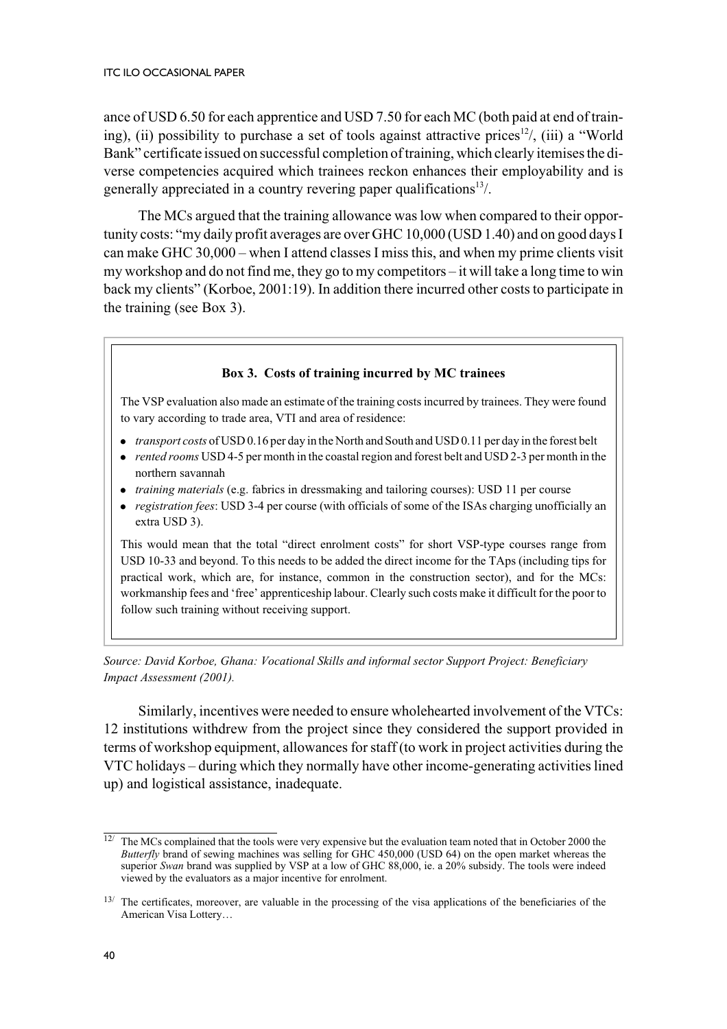ance of USD 6.50 for each apprentice and USD 7.50 for each MC (both paid at end of training), (ii) possibility to purchase a set of tools against attractive prices[12]/, (iii) a "World Bank" certificate issued on successful completion of training, which clearly itemises the diverse competencies acquired which trainees reckon enhances their employability and is generally appreciated in a country revering paper qualifications[13]/.

The MCs argued that the training allowance was low when compared to their opportunity costs: "my daily profit averages are over GHC 10,000 (USD 1.40) and on good days I can make GHC 30,000 – when I attend classes I miss this, and when my prime clients visit my workshop and do not find me, they go to my competitors – it will take a long time to win back my clients" (Korboe, 2001:19). In addition there incurred other costs to participate in the training (see Box 3).

**Box 3. Costs of training incurred by MC trainees**

The VSP evaluation also made an estimate of the training costs incurred by trainees. They were found to vary according to trade area, VTI and area of residence:

- *transport costs* of USD 0.16 per day in the North and South and USD 0.11 per day in the forest belt
- *rented rooms* USD 4-5 per month in the coastal region and forest belt and USD 2-3 per month in the northern savannah
- *training materials* (e.g. fabrics in dressmaking and tailoring courses): USD 11 per course
- *registration fees*: USD 3-4 per course (with officials of some of the ISAs charging unofficially an extra USD 3).

This would mean that the total "direct enrolment costs" for short VSP-type courses range from USD 10-33 and beyond. To this needs to be added the direct income for the TAps (including tips for practical work, which are, for instance, common in the construction sector), and for the MCs: workmanship fees and 'free' apprenticeship labour. Clearly such costs make it difficult for the poor to follow such training without receiving support.

*Source: David Korboe, Ghana: Vocational Skills and informal sector Support Project: Beneficiary Impact Assessment (2001).*

Similarly, incentives were needed to ensure wholehearted involvement of the VTCs: 12 institutions withdrew from the project since they considered the support provided in terms of workshop equipment, allowances for staff (to work in project activities during the VTC holidays – during which they normally have other income-generating activities lined up) and logistical assistance, inadequate.

---

[12]/ The MCs complained that the tools were very expensive but the evaluation team noted that in October 2000 the *Butterfly* brand of sewing machines was selling for GHC 450,000 (USD 64) on the open market whereas the superior *Swan* brand was supplied by VSP at a low of GHC 88,000, ie. a 20% subsidy. The tools were indeed viewed by the evaluators as a major incentive for enrolment.

[13]/ The certificates, moreover, are valuable in the processing of the visa applications of the beneficiaries of the American Visa Lottery…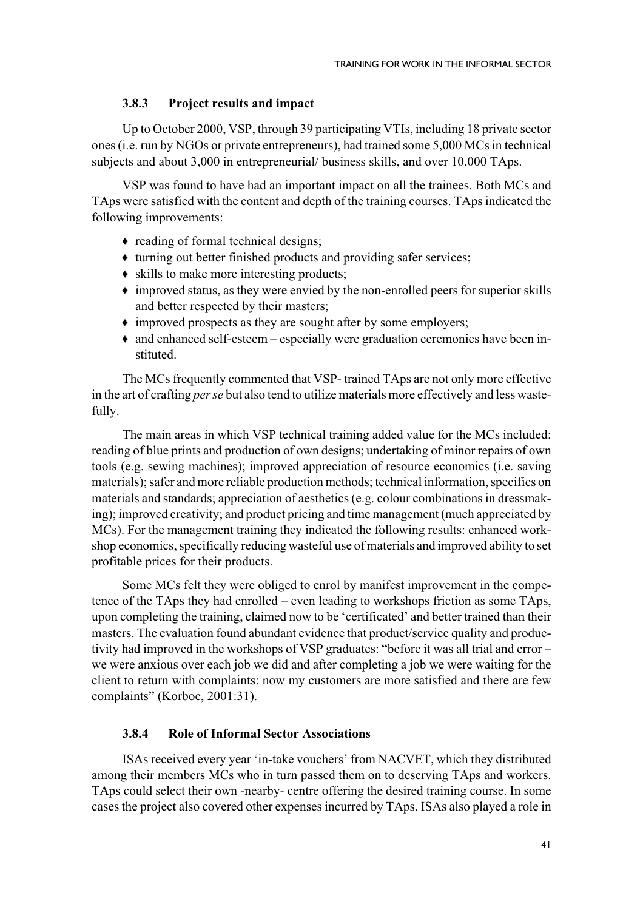### 3.8.3 Project results and impact

Up to October 2000, VSP, through 39 participating VTIs, including 18 private sector ones (i.e. run by NGOs or private entrepreneurs), had trained some 5,000 MCs in technical subjects and about 3,000 in entrepreneurial/ business skills, and over 10,000 TAps.

VSP was found to have had an important impact on all the trainees. Both MCs and TAps were satisfied with the content and depth of the training courses. TAps indicated the following improvements:

- reading of formal technical designs;
- turning out better finished products and providing safer services;
- skills to make more interesting products;
- improved status, as they were envied by the non-enrolled peers for superior skills and better respected by their masters;
- improved prospects as they are sought after by some employers;
- and enhanced self-esteem – especially were graduation ceremonies have been instituted.

The MCs frequently commented that VSP- trained TAps are not only more effective in the art of crafting *per se* but also tend to utilize materials more effectively and less wastefully.

The main areas in which VSP technical training added value for the MCs included: reading of blue prints and production of own designs; undertaking of minor repairs of own tools (e.g. sewing machines); improved appreciation of resource economics (i.e. saving materials); safer and more reliable production methods; technical information, specifics on materials and standards; appreciation of aesthetics (e.g. colour combinations in dressmaking); improved creativity; and product pricing and time management (much appreciated by MCs). For the management training they indicated the following results: enhanced workshop economics, specifically reducing wasteful use of materials and improved ability to set profitable prices for their products.

Some MCs felt they were obliged to enrol by manifest improvement in the competence of the TAps they had enrolled – even leading to workshops friction as some TAps, upon completing the training, claimed now to be 'certificated' and better trained than their masters. The evaluation found abundant evidence that product/service quality and productivity had improved in the workshops of VSP graduates: "before it was all trial and error – we were anxious over each job we did and after completing a job we were waiting for the client to return with complaints: now my customers are more satisfied and there are few complaints" (Korboe, 2001:31).

### 3.8.4 Role of Informal Sector Associations

ISAs received every year 'in-take vouchers' from NACVET, which they distributed among their members MCs who in turn passed them on to deserving TAps and workers. TAps could select their own -nearby- centre offering the desired training course. In some cases the project also covered other expenses incurred by TAps. ISAs also played a role in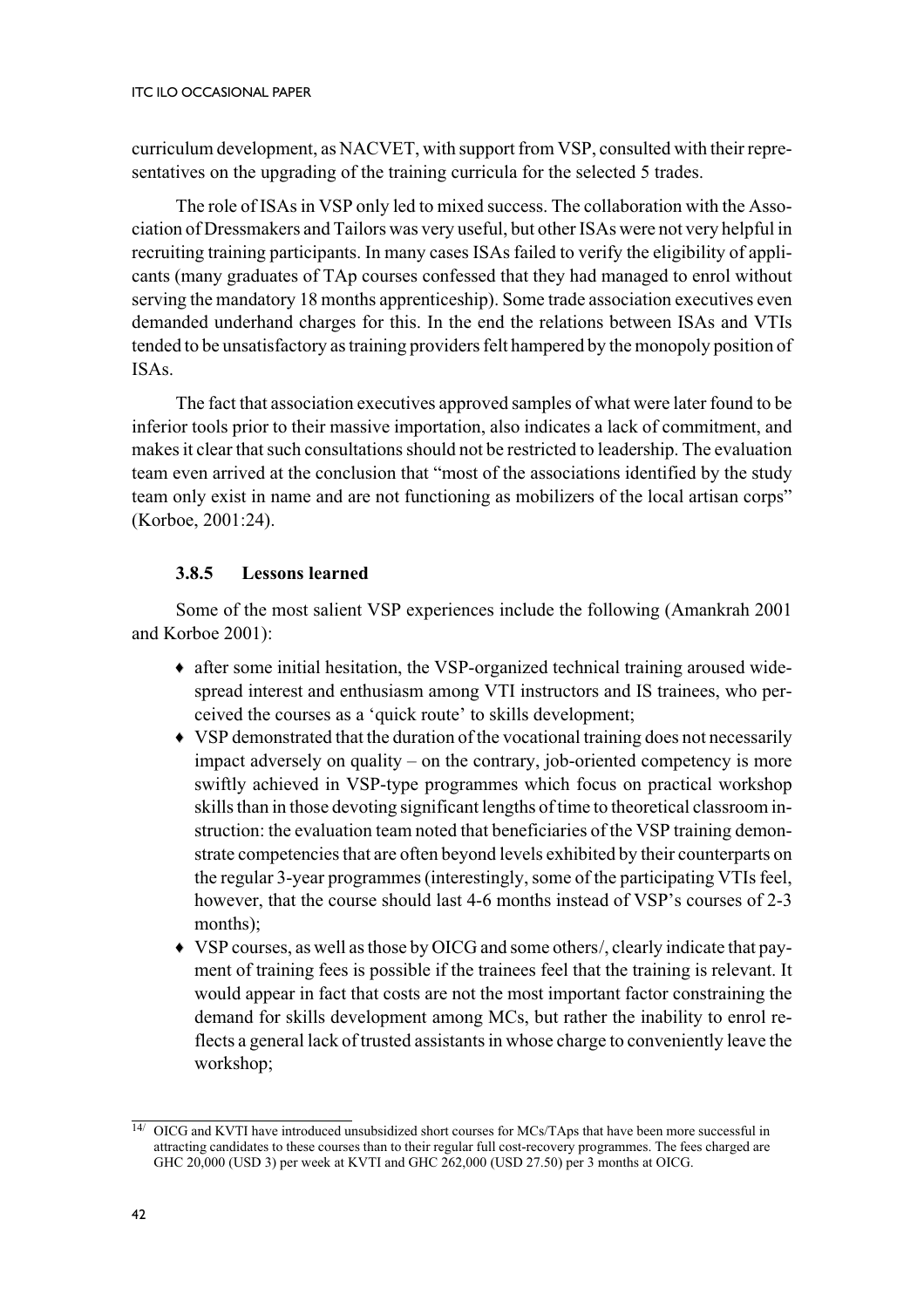curriculum development, as NACVET, with support from VSP, consulted with their representatives on the upgrading of the training curricula for the selected 5 trades.

The role of ISAs in VSP only led to mixed success. The collaboration with the Association of Dressmakers and Tailors was very useful, but other ISAs were not very helpful in recruiting training participants. In many cases ISAs failed to verify the eligibility of applicants (many graduates of TAp courses confessed that they had managed to enrol without serving the mandatory 18 months apprenticeship). Some trade association executives even demanded underhand charges for this. In the end the relations between ISAs and VTIs tended to be unsatisfactory as training providers felt hampered by the monopoly position of ISAs.

The fact that association executives approved samples of what were later found to be inferior tools prior to their massive importation, also indicates a lack of commitment, and makes it clear that such consultations should not be restricted to leadership. The evaluation team even arrived at the conclusion that "most of the associations identified by the study team only exist in name and are not functioning as mobilizers of the local artisan corps" (Korboe, 2001:24).

### 3.8.5 Lessons learned

Some of the most salient VSP experiences include the following (Amankrah 2001 and Korboe 2001):

- after some initial hesitation, the VSP-organized technical training aroused widespread interest and enthusiasm among VTI instructors and IS trainees, who perceived the courses as a 'quick route' to skills development;
- VSP demonstrated that the duration of the vocational training does not necessarily impact adversely on quality – on the contrary, job-oriented competency is more swiftly achieved in VSP-type programmes which focus on practical workshop skills than in those devoting significant lengths of time to theoretical classroom instruction: the evaluation team noted that beneficiaries of the VSP training demonstrate competencies that are often beyond levels exhibited by their counterparts on the regular 3-year programmes (interestingly, some of the participating VTIs feel, however, that the course should last 4-6 months instead of VSP's courses of 2-3 months);
- VSP courses, as well as those by OICG and some others/, clearly indicate that payment of training fees is possible if the trainees feel that the training is relevant. It would appear in fact that costs are not the most important factor constraining the demand for skills development among MCs, but rather the inability to enrol reflects a general lack of trusted assistants in whose charge to conveniently leave the workshop;

---

[14] OICG and KVTI have introduced unsubsidized short courses for MCs/TAps that have been more successful in attracting candidates to these courses than to their regular full cost-recovery programmes. The fees charged are GHC 20,000 (USD 3) per week at KVTI and GHC 262,000 (USD 27.50) per 3 months at OICG.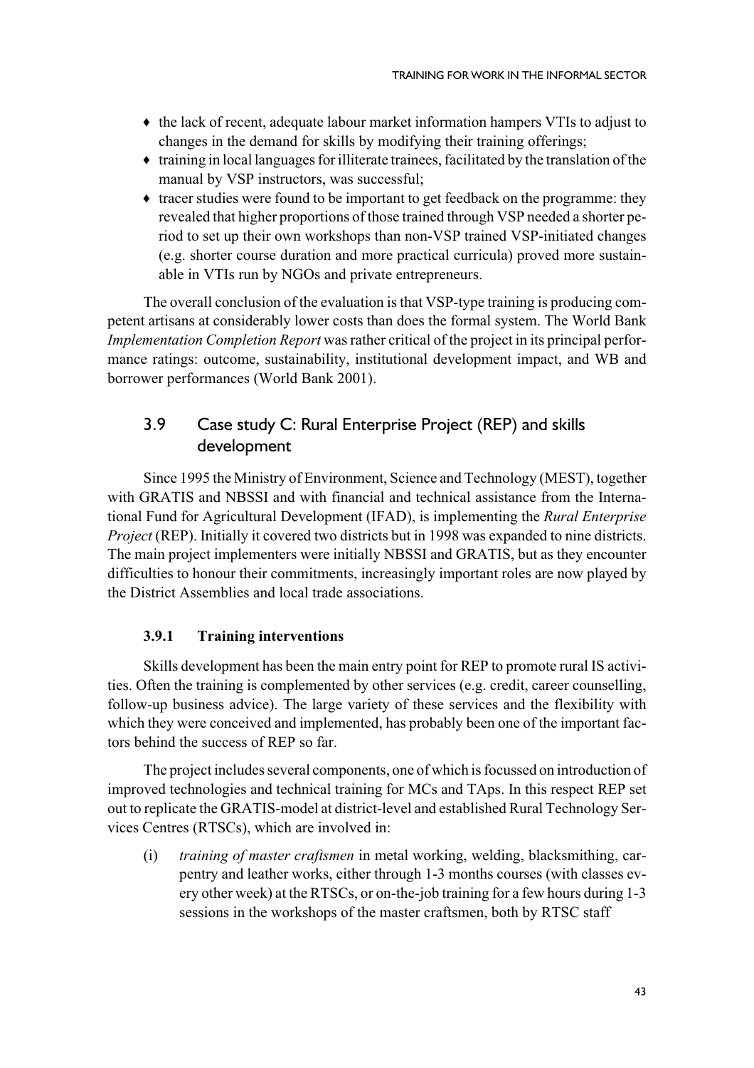- the lack of recent, adequate labour market information hampers VTIs to adjust to changes in the demand for skills by modifying their training offerings;
- training in local languages for illiterate trainees, facilitated by the translation of the manual by VSP instructors, was successful;
- tracer studies were found to be important to get feedback on the programme: they revealed that higher proportions of those trained through VSP needed a shorter period to set up their own workshops than non-VSP trained VSP-initiated changes (e.g. shorter course duration and more practical curricula) proved more sustainable in VTIs run by NGOs and private entrepreneurs.

The overall conclusion of the evaluation is that VSP-type training is producing competent artisans at considerably lower costs than does the formal system. The World Bank *Implementation Completion Report* was rather critical of the project in its principal performance ratings: outcome, sustainability, institutional development impact, and WB and borrower performances (World Bank 2001).

## 3.9 Case study C: Rural Enterprise Project (REP) and skills development

Since 1995 the Ministry of Environment, Science and Technology (MEST), together with GRATIS and NBSSI and with financial and technical assistance from the International Fund for Agricultural Development (IFAD), is implementing the *Rural Enterprise Project* (REP). Initially it covered two districts but in 1998 was expanded to nine districts. The main project implementers were initially NBSSI and GRATIS, but as they encounter difficulties to honour their commitments, increasingly important roles are now played by the District Assemblies and local trade associations.

### 3.9.1 Training interventions

Skills development has been the main entry point for REP to promote rural IS activities. Often the training is complemented by other services (e.g. credit, career counselling, follow-up business advice). The large variety of these services and the flexibility with which they were conceived and implemented, has probably been one of the important factors behind the success of REP so far.

The project includes several components, one of which is focussed on introduction of improved technologies and technical training for MCs and TAps. In this respect REP set out to replicate the GRATIS-model at district-level and established Rural Technology Services Centres (RTSCs), which are involved in:

(i) *training of master craftsmen* in metal working, welding, blacksmithing, carpentry and leather works, either through 1-3 months courses (with classes every other week) at the RTSCs, or on-the-job training for a few hours during 1-3 sessions in the workshops of the master craftsmen, both by RTSC staff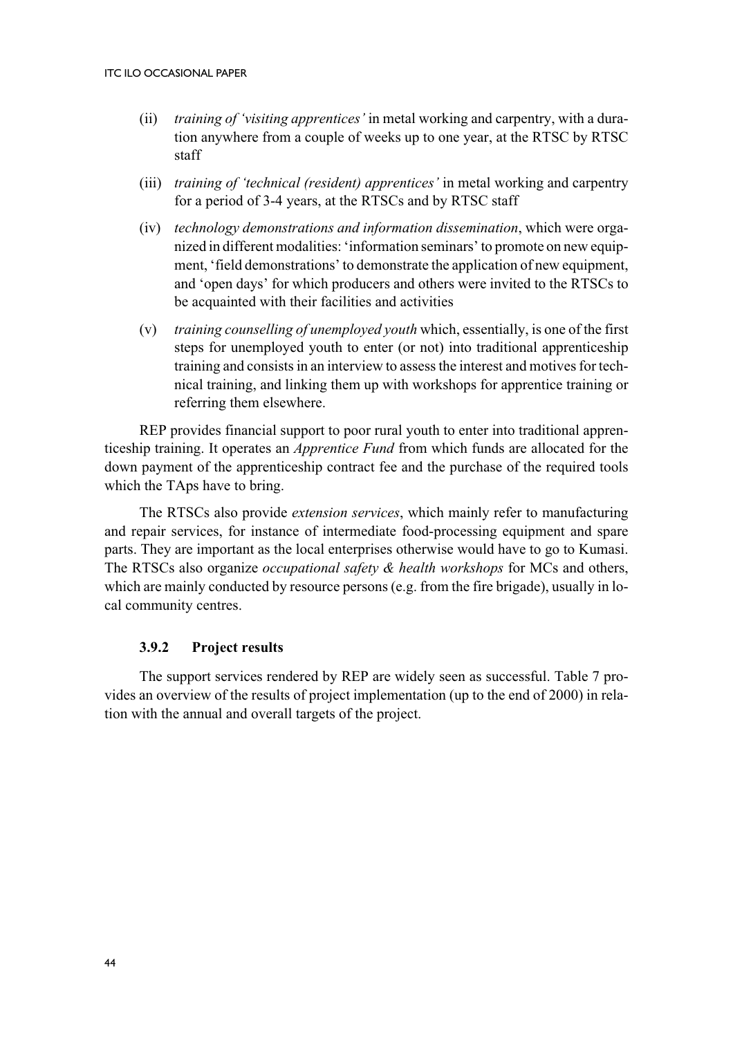(ii) *training of 'visiting apprentices'* in metal working and carpentry, with a duration anywhere from a couple of weeks up to one year, at the RTSC by RTSC staff

(iii) *training of 'technical (resident) apprentices'* in metal working and carpentry for a period of 3-4 years, at the RTSCs and by RTSC staff

(iv) *technology demonstrations and information dissemination*, which were organized in different modalities: 'information seminars' to promote on new equipment, 'field demonstrations' to demonstrate the application of new equipment, and 'open days' for which producers and others were invited to the RTSCs to be acquainted with their facilities and activities

(v) *training counselling of unemployed youth* which, essentially, is one of the first steps for unemployed youth to enter (or not) into traditional apprenticeship training and consists in an interview to assess the interest and motives for technical training, and linking them up with workshops for apprentice training or referring them elsewhere.

REP provides financial support to poor rural youth to enter into traditional apprenticeship training. It operates an *Apprentice Fund* from which funds are allocated for the down payment of the apprenticeship contract fee and the purchase of the required tools which the TAps have to bring.

The RTSCs also provide *extension services*, which mainly refer to manufacturing and repair services, for instance of intermediate food-processing equipment and spare parts. They are important as the local enterprises otherwise would have to go to Kumasi. The RTSCs also organize *occupational safety & health workshops* for MCs and others, which are mainly conducted by resource persons (e.g. from the fire brigade), usually in local community centres.

### 3.9.2 Project results

The support services rendered by REP are widely seen as successful. Table 7 provides an overview of the results of project implementation (up to the end of 2000) in relation with the annual and overall targets of the project.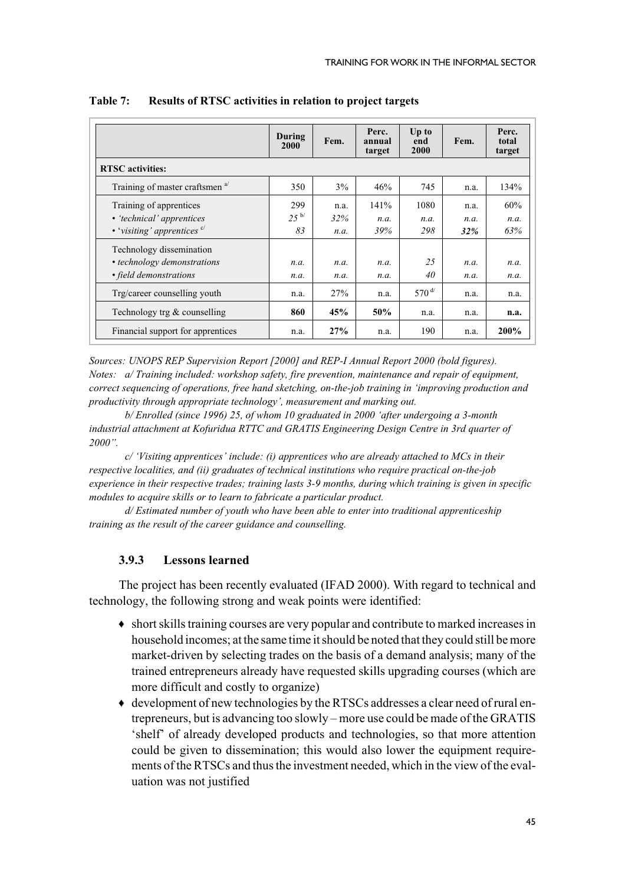**Table 7: Results of RTSC activities in relation to project targets**

| | During 2000 | Fem. | Perc. annual target | Up to end 2000 | Fem. | Perc. total target |
|---|---|---|---|---|---|---|
| **RTSC activities:** | | | | | | |
| Training of master craftsmen [a/] | 350 | 3% | 46% | 745 | n.a. | 134% |
| Training of apprentices | 299 | n.a. | 141% | 1080 | n.a. | 60% |
| • *'technical' apprentices* | *25* [b/] | *32%* | *n.a.* | *n.a.* | *n.a.* | *n.a.* |
| • *'visiting' apprentices* [c/] | *83* | *n.a.* | *39%* | *298* | ***32%*** | *63%* |
| Technology dissemination | | | | | | |
| • *technology demonstrations* | *n.a.* | *n.a.* | *n.a.* | *25* | *n.a.* | *n.a.* |
| • *field demonstrations* | *n.a.* | *n.a.* | *n.a.* | *40* | *n.a.* | *n.a.* |
| Trg/career counselling youth | n.a. | 27% | n.a. | 570 [d/] | n.a. | n.a. |
| Technology trg & counselling | **860** | **45%** | **50%** | n.a. | n.a. | **n.a.** |
| Financial support for apprentices | n.a. | **27%** | n.a. | 190 | n.a. | **200%** |

*Sources: UNOPS REP Supervision Report [2000] and REP-I Annual Report 2000 (bold figures).*

*Notes: a/ Training included: workshop safety, fire prevention, maintenance and repair of equipment, correct sequencing of operations, free hand sketching, on-the-job training in 'improving production and productivity through appropriate technology', measurement and marking out.*

*b/ Enrolled (since 1996) 25, of whom 10 graduated in 2000 'after undergoing a 3-month industrial attachment at Kofuridua RTTC and GRATIS Engineering Design Centre in 3rd quarter of 2000".*

*c/ 'Visiting apprentices' include: (i) apprentices who are already attached to MCs in their respective localities, and (ii) graduates of technical institutions who require practical on-the-job experience in their respective trades; training lasts 3-9 months, during which training is given in specific modules to acquire skills or to learn to fabricate a particular product.*

*d/ Estimated number of youth who have been able to enter into traditional apprenticeship training as the result of the career guidance and counselling.*

### 3.9.3 Lessons learned

The project has been recently evaluated (IFAD 2000). With regard to technical and technology, the following strong and weak points were identified:

- short skills training courses are very popular and contribute to marked increases in household incomes; at the same time it should be noted that they could still be more market-driven by selecting trades on the basis of a demand analysis; many of the trained entrepreneurs already have requested skills upgrading courses (which are more difficult and costly to organize)
- development of new technologies by the RTSCs addresses a clear need of rural entrepreneurs, but is advancing too slowly – more use could be made of the GRATIS 'shelf' of already developed products and technologies, so that more attention could be given to dissemination; this would also lower the equipment requirements of the RTSCs and thus the investment needed, which in the view of the evaluation was not justified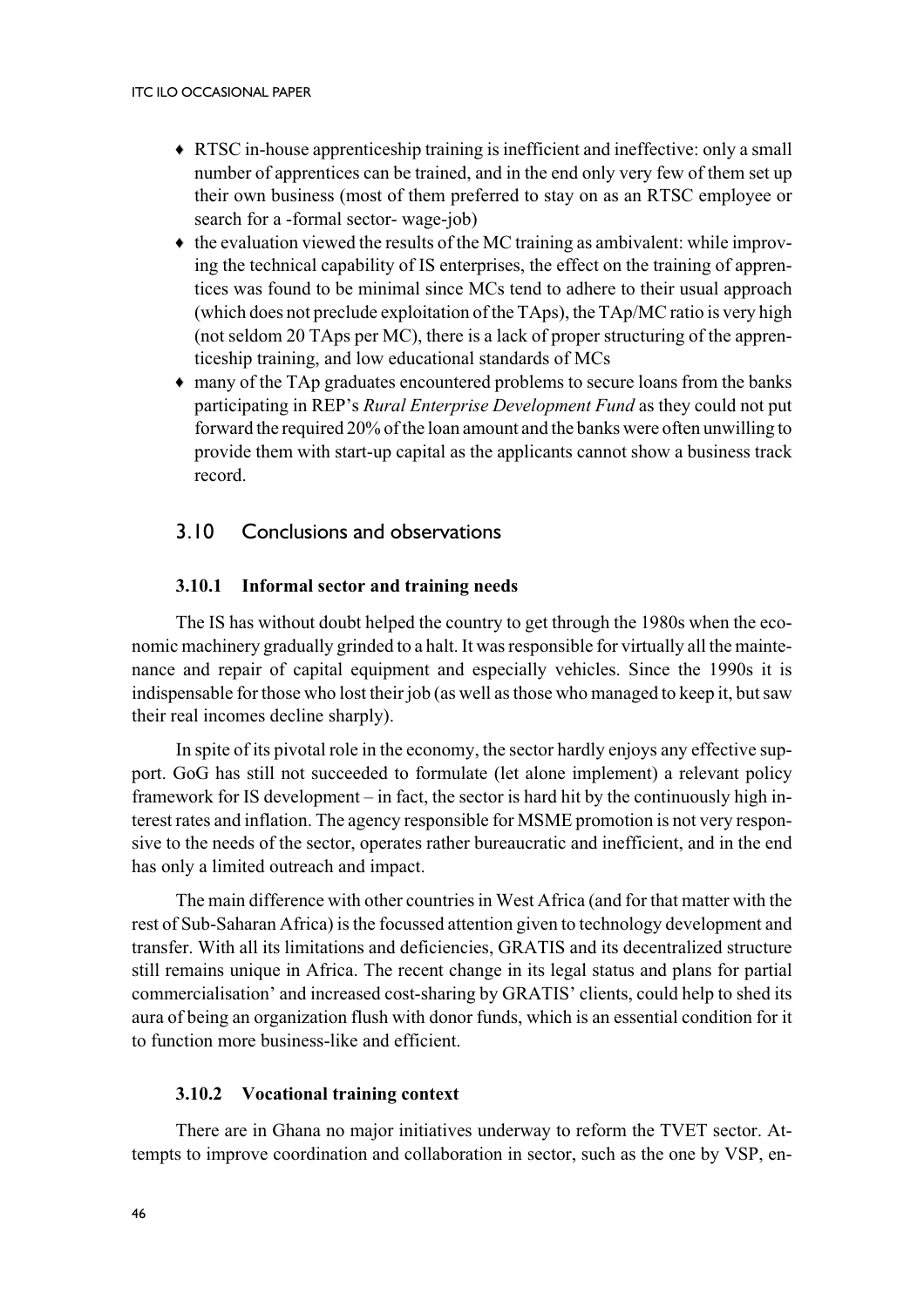- RTSC in-house apprenticeship training is inefficient and ineffective: only a small number of apprentices can be trained, and in the end only very few of them set up their own business (most of them preferred to stay on as an RTSC employee or search for a -formal sector- wage-job)
- the evaluation viewed the results of the MC training as ambivalent: while improving the technical capability of IS enterprises, the effect on the training of apprentices was found to be minimal since MCs tend to adhere to their usual approach (which does not preclude exploitation of the TAps), the TAp/MC ratio is very high (not seldom 20 TAps per MC), there is a lack of proper structuring of the apprenticeship training, and low educational standards of MCs
- many of the TAp graduates encountered problems to secure loans from the banks participating in REP's *Rural Enterprise Development Fund* as they could not put forward the required 20% of the loan amount and the banks were often unwilling to provide them with start-up capital as the applicants cannot show a business track record.

## 3.10 Conclusions and observations

### 3.10.1 Informal sector and training needs

The IS has without doubt helped the country to get through the 1980s when the economic machinery gradually grinded to a halt. It was responsible for virtually all the maintenance and repair of capital equipment and especially vehicles. Since the 1990s it is indispensable for those who lost their job (as well as those who managed to keep it, but saw their real incomes decline sharply).

In spite of its pivotal role in the economy, the sector hardly enjoys any effective support. GoG has still not succeeded to formulate (let alone implement) a relevant policy framework for IS development – in fact, the sector is hard hit by the continuously high interest rates and inflation. The agency responsible for MSME promotion is not very responsive to the needs of the sector, operates rather bureaucratic and inefficient, and in the end has only a limited outreach and impact.

The main difference with other countries in West Africa (and for that matter with the rest of Sub-Saharan Africa) is the focussed attention given to technology development and transfer. With all its limitations and deficiencies, GRATIS and its decentralized structure still remains unique in Africa. The recent change in its legal status and plans for partial commercialisation' and increased cost-sharing by GRATIS' clients, could help to shed its aura of being an organization flush with donor funds, which is an essential condition for it to function more business-like and efficient.

### 3.10.2 Vocational training context

There are in Ghana no major initiatives underway to reform the TVET sector. Attempts to improve coordination and collaboration in sector, such as the one by VSP, en-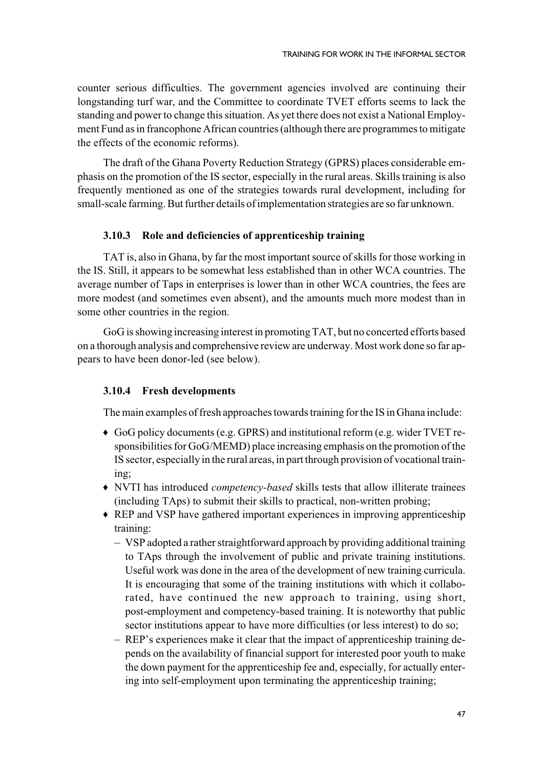counter serious difficulties. The government agencies involved are continuing their longstanding turf war, and the Committee to coordinate TVET efforts seems to lack the standing and power to change this situation. As yet there does not exist a National Employment Fund as in francophone African countries (although there are programmes to mitigate the effects of the economic reforms).

The draft of the Ghana Poverty Reduction Strategy (GPRS) places considerable emphasis on the promotion of the IS sector, especially in the rural areas. Skills training is also frequently mentioned as one of the strategies towards rural development, including for small-scale farming. But further details of implementation strategies are so far unknown.

### 3.10.3 Role and deficiencies of apprenticeship training

TAT is, also in Ghana, by far the most important source of skills for those working in the IS. Still, it appears to be somewhat less established than in other WCA countries. The average number of Taps in enterprises is lower than in other WCA countries, the fees are more modest (and sometimes even absent), and the amounts much more modest than in some other countries in the region.

GoG is showing increasing interest in promoting TAT, but no concerted efforts based on a thorough analysis and comprehensive review are underway. Most work done so far appears to have been donor-led (see below).

### 3.10.4 Fresh developments

The main examples of fresh approaches towards training for the IS in Ghana include:

- GoG policy documents (e.g. GPRS) and institutional reform (e.g. wider TVET responsibilities for GoG/MEMD) place increasing emphasis on the promotion of the IS sector, especially in the rural areas, in part through provision of vocational training;
- NVTI has introduced *competency-based* skills tests that allow illiterate trainees (including TAps) to submit their skills to practical, non-written probing;
- REP and VSP have gathered important experiences in improving apprenticeship training:
  - VSP adopted a rather straightforward approach by providing additional training to TAps through the involvement of public and private training institutions. Useful work was done in the area of the development of new training curricula. It is encouraging that some of the training institutions with which it collaborated, have continued the new approach to training, using short, post-employment and competency-based training. It is noteworthy that public sector institutions appear to have more difficulties (or less interest) to do so;
  - REP's experiences make it clear that the impact of apprenticeship training depends on the availability of financial support for interested poor youth to make the down payment for the apprenticeship fee and, especially, for actually entering into self-employment upon terminating the apprenticeship training;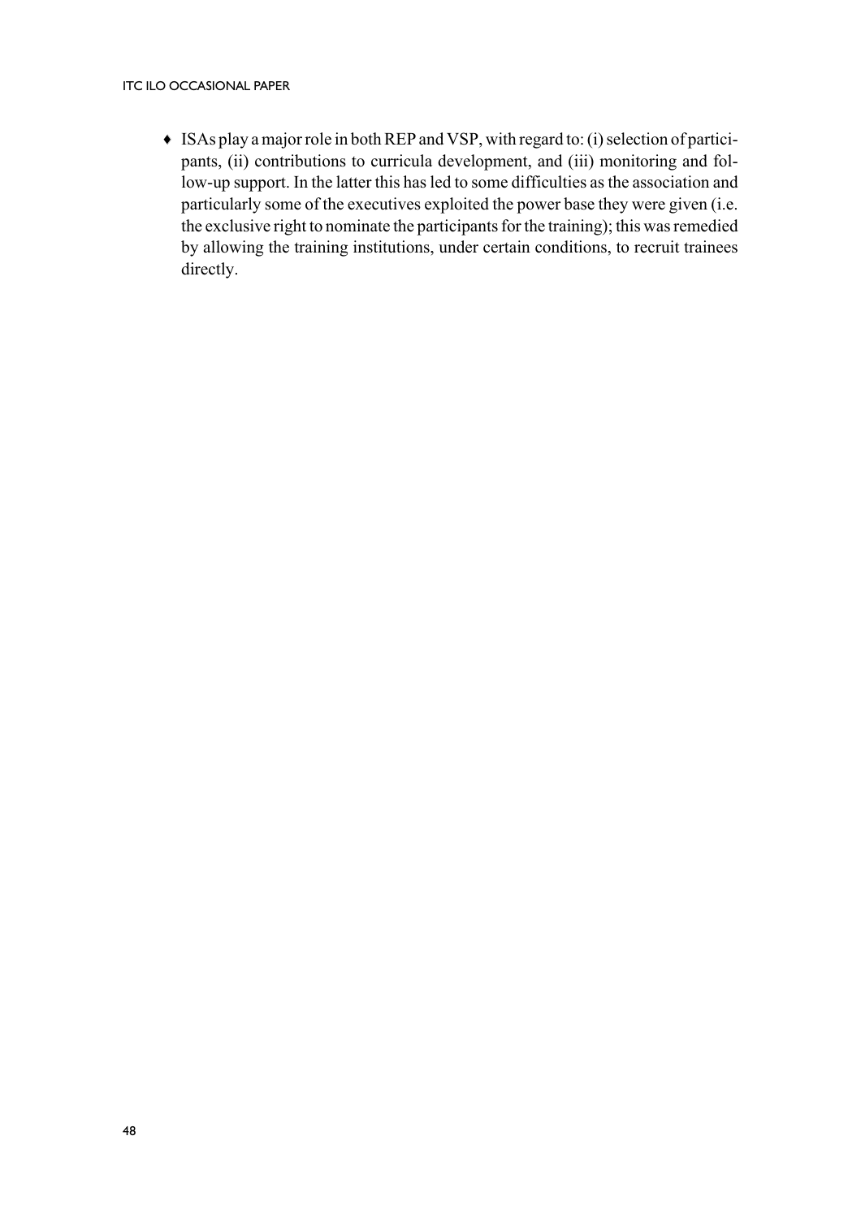- ISAs play a major role in both REP and VSP, with regard to: (i) selection of participants, (ii) contributions to curricula development, and (iii) monitoring and follow-up support. In the latter this has led to some difficulties as the association and particularly some of the executives exploited the power base they were given (i.e. the exclusive right to nominate the participants for the training); this was remedied by allowing the training institutions, under certain conditions, to recruit trainees directly.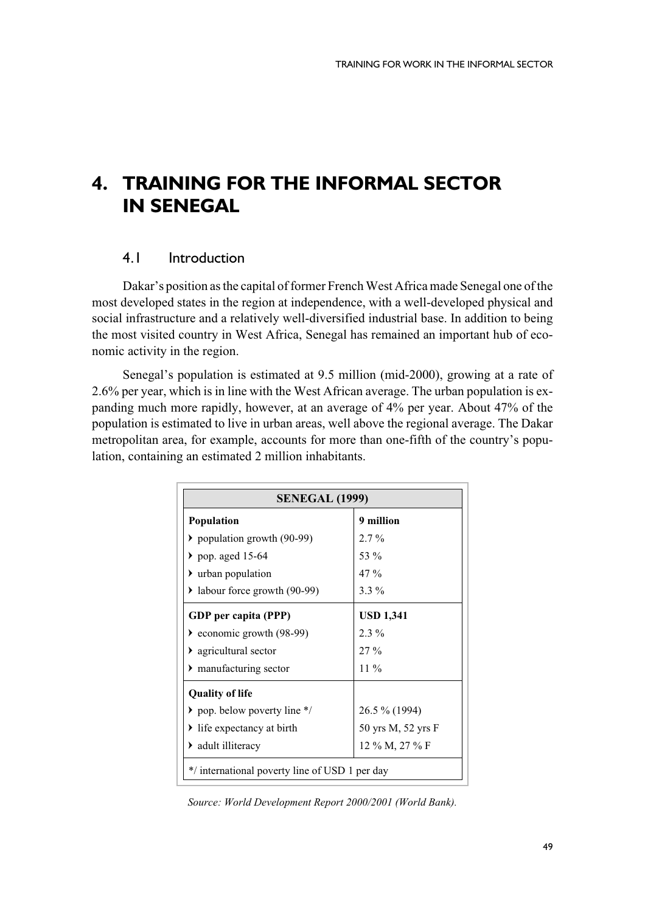# 4. TRAINING FOR THE INFORMAL SECTOR IN SENEGAL

## 4.1 Introduction

Dakar's position as the capital of former French West Africa made Senegal one of the most developed states in the region at independence, with a well-developed physical and social infrastructure and a relatively well-diversified industrial base. In addition to being the most visited country in West Africa, Senegal has remained an important hub of economic activity in the region.

Senegal's population is estimated at 9.5 million (mid-2000), growing at a rate of 2.6% per year, which is in line with the West African average. The urban population is expanding much more rapidly, however, at an average of 4% per year. About 47% of the population is estimated to live in urban areas, well above the regional average. The Dakar metropolitan area, for example, accounts for more than one-fifth of the country's population, containing an estimated 2 million inhabitants.

| SENEGAL (1999) | |
|---|---|
| **Population** | **9 million** |
| ‣ population growth (90-99) | 2.7 % |
| ‣ pop. aged 15-64 | 53 % |
| ‣ urban population | 47 % |
| ‣ labour force growth (90-99) | 3.3 % |
| **GDP per capita (PPP)** | **USD 1,341** |
| ‣ economic growth (98-99) | 2.3 % |
| ‣ agricultural sector | 27 % |
| ‣ manufacturing sector | 11 % |
| **Quality of life** | |
| ‣ pop. below poverty line */ | 26.5 % (1994) |
| ‣ life expectancy at birth | 50 yrs M, 52 yrs F |
| ‣ adult illiteracy | 12 % M, 27 % F |
| */ international poverty line of USD 1 per day | |

*Source: World Development Report 2000/2001 (World Bank).*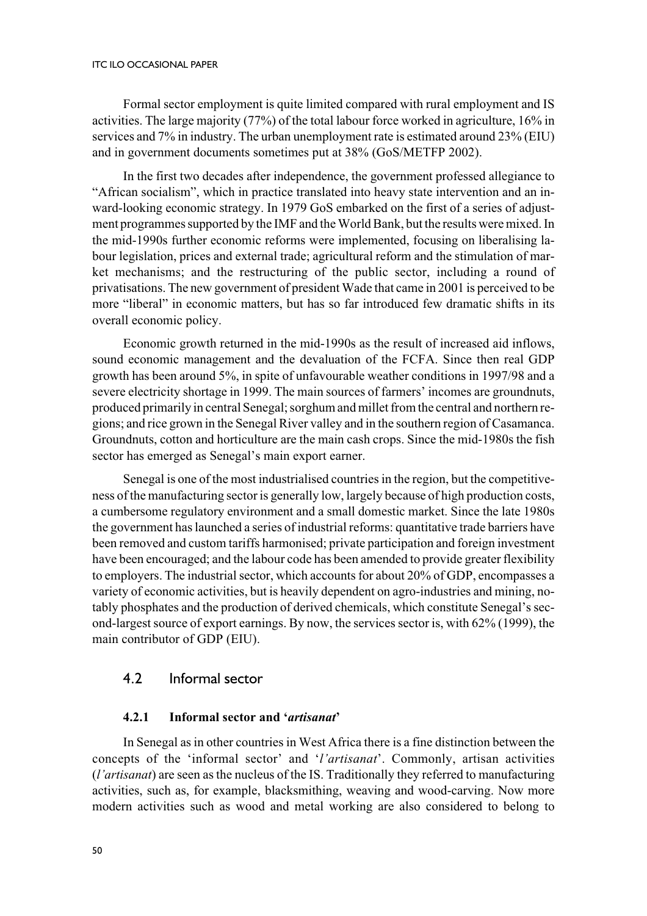Formal sector employment is quite limited compared with rural employment and IS activities. The large majority (77%) of the total labour force worked in agriculture, 16% in services and 7% in industry. The urban unemployment rate is estimated around 23% (EIU) and in government documents sometimes put at 38% (GoS/METFP 2002).

In the first two decades after independence, the government professed allegiance to "African socialism", which in practice translated into heavy state intervention and an inward-looking economic strategy. In 1979 GoS embarked on the first of a series of adjustment programmes supported by the IMF and the World Bank, but the results were mixed. In the mid-1990s further economic reforms were implemented, focusing on liberalising labour legislation, prices and external trade; agricultural reform and the stimulation of market mechanisms; and the restructuring of the public sector, including a round of privatisations. The new government of president Wade that came in 2001 is perceived to be more "liberal" in economic matters, but has so far introduced few dramatic shifts in its overall economic policy.

Economic growth returned in the mid-1990s as the result of increased aid inflows, sound economic management and the devaluation of the FCFA. Since then real GDP growth has been around 5%, in spite of unfavourable weather conditions in 1997/98 and a severe electricity shortage in 1999. The main sources of farmers' incomes are groundnuts, produced primarily in central Senegal; sorghum and millet from the central and northern regions; and rice grown in the Senegal River valley and in the southern region of Casamanca. Groundnuts, cotton and horticulture are the main cash crops. Since the mid-1980s the fish sector has emerged as Senegal's main export earner.

Senegal is one of the most industrialised countries in the region, but the competitiveness of the manufacturing sector is generally low, largely because of high production costs, a cumbersome regulatory environment and a small domestic market. Since the late 1980s the government has launched a series of industrial reforms: quantitative trade barriers have been removed and custom tariffs harmonised; private participation and foreign investment have been encouraged; and the labour code has been amended to provide greater flexibility to employers. The industrial sector, which accounts for about 20% of GDP, encompasses a variety of economic activities, but is heavily dependent on agro-industries and mining, notably phosphates and the production of derived chemicals, which constitute Senegal's second-largest source of export earnings. By now, the services sector is, with 62% (1999), the main contributor of GDP (EIU).

## 4.2 Informal sector

### 4.2.1 Informal sector and '*artisanat*'

In Senegal as in other countries in West Africa there is a fine distinction between the concepts of the 'informal sector' and '*l'artisanat*'. Commonly, artisan activities (*l'artisanat*) are seen as the nucleus of the IS. Traditionally they referred to manufacturing activities, such as, for example, blacksmithing, weaving and wood-carving. Now more modern activities such as wood and metal working are also considered to belong to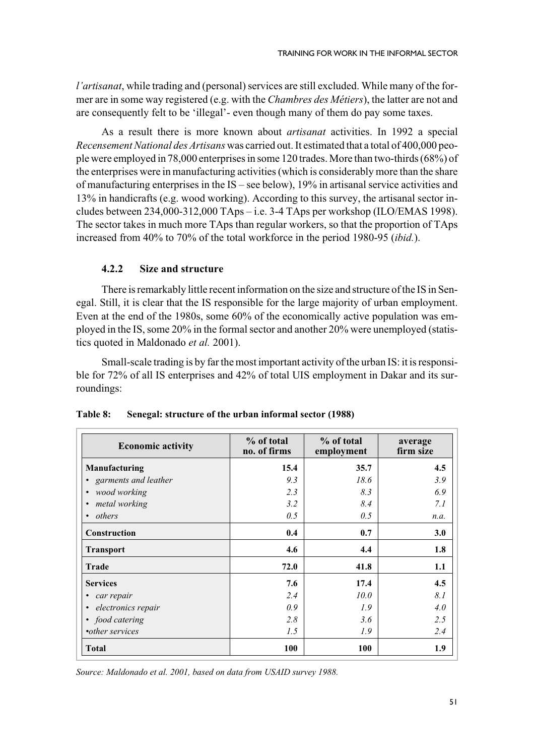*l'artisanat*, while trading and (personal) services are still excluded. While many of the former are in some way registered (e.g. with the *Chambres des Métiers*), the latter are not and are consequently felt to be 'illegal'- even though many of them do pay some taxes.

As a result there is more known about *artisanat* activities. In 1992 a special *Recensement National des Artisans* was carried out. It estimated that a total of 400,000 people were employed in 78,000 enterprises in some 120 trades. More than two-thirds (68%) of the enterprises were in manufacturing activities (which is considerably more than the share of manufacturing enterprises in the IS – see below), 19% in artisanal service activities and 13% in handicrafts (e.g. wood working). According to this survey, the artisanal sector includes between 234,000-312,000 TAps – i.e. 3-4 TAps per workshop (ILO/EMAS 1998). The sector takes in much more TAps than regular workers, so that the proportion of TAps increased from 40% to 70% of the total workforce in the period 1980-95 (*ibid.*).

### 4.2.2 Size and structure

There is remarkably little recent information on the size and structure of the IS in Senegal. Still, it is clear that the IS responsible for the large majority of urban employment. Even at the end of the 1980s, some 60% of the economically active population was employed in the IS, some 20% in the formal sector and another 20% were unemployed (statistics quoted in Maldonado *et al.* 2001).

Small-scale trading is by far the most important activity of the urban IS: it is responsible for 72% of all IS enterprises and 42% of total UIS employment in Dakar and its surroundings:

**Table 8: Senegal: structure of the urban informal sector (1988)**

| Economic activity | % of total no. of firms | % of total employment | average firm size |
|---|---|---|---|
| **Manufacturing** | **15.4** | **35.7** | **4.5** |
| • *garments and leather* | *9.3* | *18.6* | *3.9* |
| • *wood working* | *2.3* | *8.3* | *6.9* |
| • *metal working* | *3.2* | *8.4* | *7.1* |
| • *others* | *0.5* | *0.5* | *n.a.* |
| **Construction** | **0.4** | **0.7** | **3.0** |
| **Transport** | **4.6** | **4.4** | **1.8** |
| **Trade** | **72.0** | **41.8** | **1.1** |
| **Services** | **7.6** | **17.4** | **4.5** |
| • *car repair* | *2.4* | *10.0* | *8.1* |
| • *electronics repair* | *0.9* | *1.9* | *4.0* |
| • *food catering* | *2.8* | *3.6* | *2.5* |
| •*other services* | *1.5* | *1.9* | *2.4* |
| **Total** | **100** | **100** | **1.9** |

*Source: Maldonado et al. 2001, based on data from USAID survey 1988.*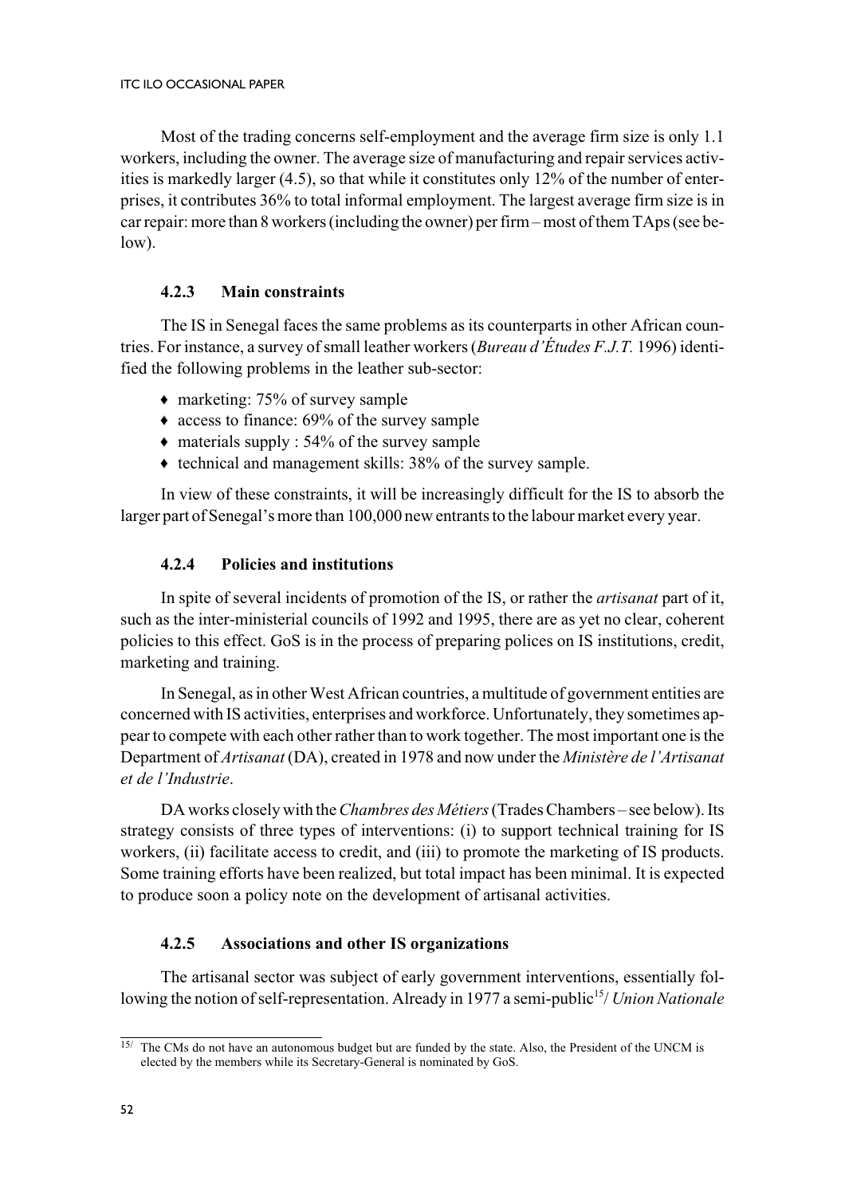Most of the trading concerns self-employment and the average firm size is only 1.1 workers, including the owner. The average size of manufacturing and repair services activities is markedly larger (4.5), so that while it constitutes only 12% of the number of enterprises, it contributes 36% to total informal employment. The largest average firm size is in car repair: more than 8 workers (including the owner) per firm – most of them TAps (see below).

### 4.2.3 Main constraints

The IS in Senegal faces the same problems as its counterparts in other African countries. For instance, a survey of small leather workers (*Bureau d'Études F.J.T.* 1996) identified the following problems in the leather sub-sector:

- marketing: 75% of survey sample
- access to finance: 69% of the survey sample
- materials supply : 54% of the survey sample
- technical and management skills: 38% of the survey sample.

In view of these constraints, it will be increasingly difficult for the IS to absorb the larger part of Senegal's more than 100,000 new entrants to the labour market every year.

### 4.2.4 Policies and institutions

In spite of several incidents of promotion of the IS, or rather the *artisanat* part of it, such as the inter-ministerial councils of 1992 and 1995, there are as yet no clear, coherent policies to this effect. GoS is in the process of preparing polices on IS institutions, credit, marketing and training.

In Senegal, as in other West African countries, a multitude of government entities are concerned with IS activities, enterprises and workforce. Unfortunately, they sometimes appear to compete with each other rather than to work together. The most important one is the Department of *Artisanat* (DA), created in 1978 and now under the *Ministère de l'Artisanat et de l'Industrie*.

DA works closely with the *Chambres des Métiers* (Trades Chambers – see below). Its strategy consists of three types of interventions: (i) to support technical training for IS workers, (ii) facilitate access to credit, and (iii) to promote the marketing of IS products. Some training efforts have been realized, but total impact has been minimal. It is expected to produce soon a policy note on the development of artisanal activities.

### 4.2.5 Associations and other IS organizations

The artisanal sector was subject of early government interventions, essentially following the notion of self-representation. Already in 1977 a semi-public[15] *Union Nationale*

---

[15] The CMs do not have an autonomous budget but are funded by the state. Also, the President of the UNCM is elected by the members while its Secretary-General is nominated by GoS.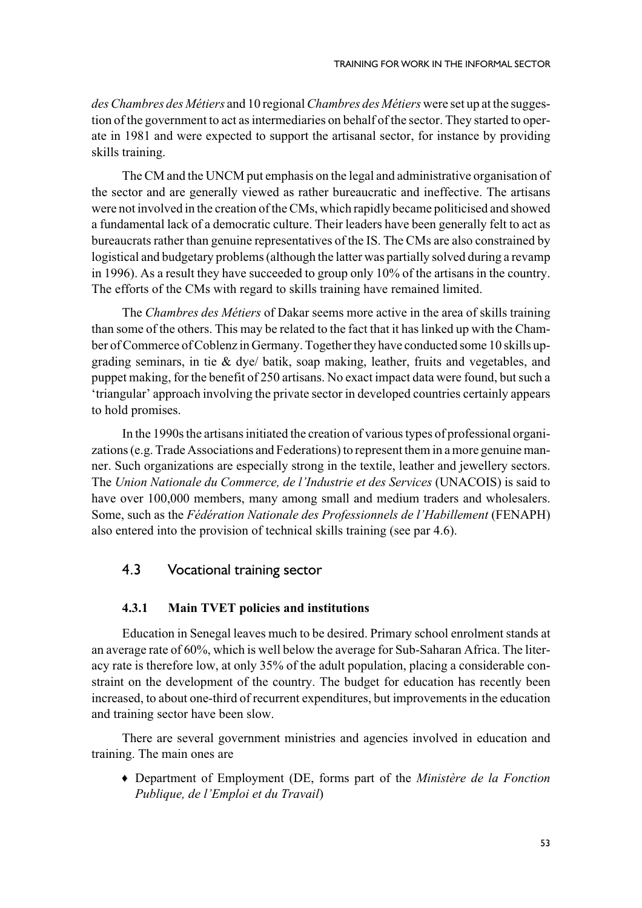*des Chambres des Métiers* and 10 regional *Chambres des Métiers* were set up at the suggestion of the government to act as intermediaries on behalf of the sector. They started to operate in 1981 and were expected to support the artisanal sector, for instance by providing skills training.

The CM and the UNCM put emphasis on the legal and administrative organisation of the sector and are generally viewed as rather bureaucratic and ineffective. The artisans were not involved in the creation of the CMs, which rapidly became politicised and showed a fundamental lack of a democratic culture. Their leaders have been generally felt to act as bureaucrats rather than genuine representatives of the IS. The CMs are also constrained by logistical and budgetary problems (although the latter was partially solved during a revamp in 1996). As a result they have succeeded to group only 10% of the artisans in the country. The efforts of the CMs with regard to skills training have remained limited.

The *Chambres des Métiers* of Dakar seems more active in the area of skills training than some of the others. This may be related to the fact that it has linked up with the Chamber of Commerce of Coblenz in Germany. Together they have conducted some 10 skills upgrading seminars, in tie & dye/ batik, soap making, leather, fruits and vegetables, and puppet making, for the benefit of 250 artisans. No exact impact data were found, but such a 'triangular' approach involving the private sector in developed countries certainly appears to hold promises.

In the 1990s the artisans initiated the creation of various types of professional organizations (e.g. Trade Associations and Federations) to represent them in a more genuine manner. Such organizations are especially strong in the textile, leather and jewellery sectors. The *Union Nationale du Commerce, de l'Industrie et des Services* (UNACOIS) is said to have over 100,000 members, many among small and medium traders and wholesalers. Some, such as the *Fédération Nationale des Professionnels de l'Habillement* (FENAPH) also entered into the provision of technical skills training (see par 4.6).

## 4.3 Vocational training sector

### 4.3.1 Main TVET policies and institutions

Education in Senegal leaves much to be desired. Primary school enrolment stands at an average rate of 60%, which is well below the average for Sub-Saharan Africa. The literacy rate is therefore low, at only 35% of the adult population, placing a considerable constraint on the development of the country. The budget for education has recently been increased, to about one-third of recurrent expenditures, but improvements in the education and training sector have been slow.

There are several government ministries and agencies involved in education and training. The main ones are

- Department of Employment (DE, forms part of the *Ministère de la Fonction Publique, de l'Emploi et du Travail*)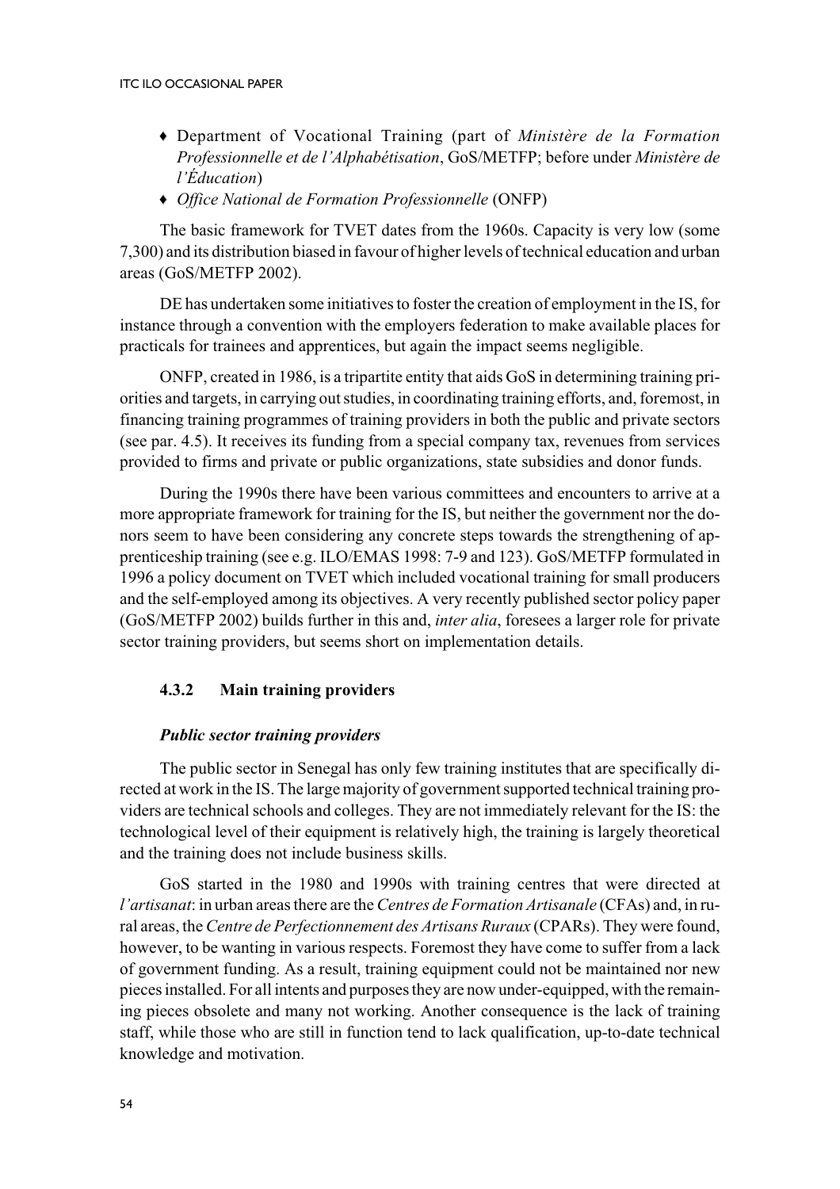- Department of Vocational Training (part of *Ministère de la Formation Professionnelle et de l'Alphabétisation*, GoS/METFP; before under *Ministère de l'Éducation*)
- *Office National de Formation Professionnelle* (ONFP)

The basic framework for TVET dates from the 1960s. Capacity is very low (some 7,300) and its distribution biased in favour of higher levels of technical education and urban areas (GoS/METFP 2002).

DE has undertaken some initiatives to foster the creation of employment in the IS, for instance through a convention with the employers federation to make available places for practicals for trainees and apprentices, but again the impact seems negligible.

ONFP, created in 1986, is a tripartite entity that aids GoS in determining training priorities and targets, in carrying out studies, in coordinating training efforts, and, foremost, in financing training programmes of training providers in both the public and private sectors (see par. 4.5). It receives its funding from a special company tax, revenues from services provided to firms and private or public organizations, state subsidies and donor funds.

During the 1990s there have been various committees and encounters to arrive at a more appropriate framework for training for the IS, but neither the government nor the donors seem to have been considering any concrete steps towards the strengthening of apprenticeship training (see e.g. ILO/EMAS 1998: 7-9 and 123). GoS/METFP formulated in 1996 a policy document on TVET which included vocational training for small producers and the self-employed among its objectives. A very recently published sector policy paper (GoS/METFP 2002) builds further in this and, *inter alia*, foresees a larger role for private sector training providers, but seems short on implementation details.

### 4.3.2 Main training providers

***Public sector training providers***

The public sector in Senegal has only few training institutes that are specifically directed at work in the IS. The large majority of government supported technical training providers are technical schools and colleges. They are not immediately relevant for the IS: the technological level of their equipment is relatively high, the training is largely theoretical and the training does not include business skills.

GoS started in the 1980 and 1990s with training centres that were directed at *l'artisanat*: in urban areas there are the *Centres de Formation Artisanale* (CFAs) and, in rural areas, the *Centre de Perfectionnement des Artisans Ruraux* (CPARs). They were found, however, to be wanting in various respects. Foremost they have come to suffer from a lack of government funding. As a result, training equipment could not be maintained nor new pieces installed. For all intents and purposes they are now under-equipped, with the remaining pieces obsolete and many not working. Another consequence is the lack of training staff, while those who are still in function tend to lack qualification, up-to-date technical knowledge and motivation.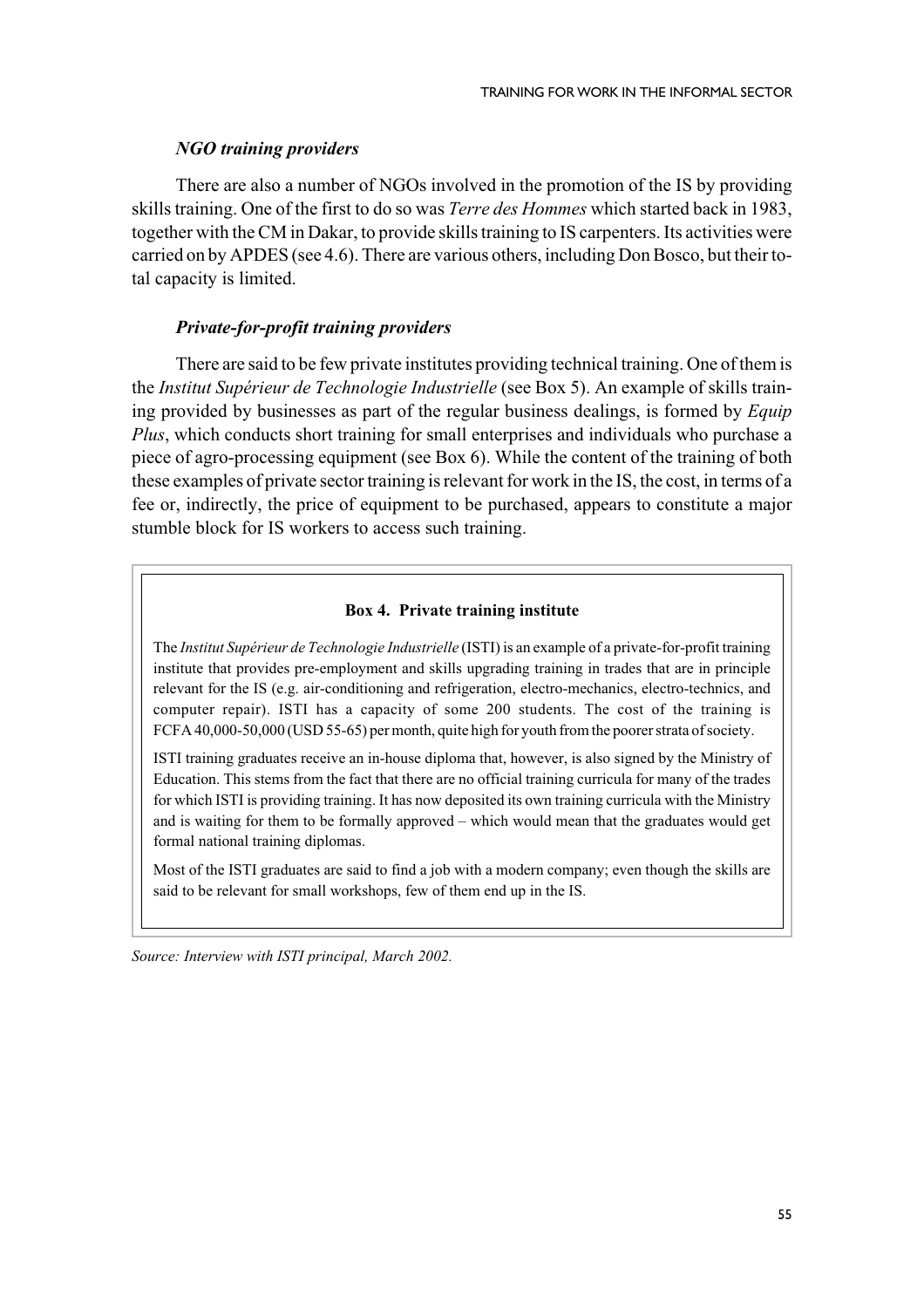### *NGO training providers*

There are also a number of NGOs involved in the promotion of the IS by providing skills training. One of the first to do so was *Terre des Hommes* which started back in 1983, together with the CM in Dakar, to provide skills training to IS carpenters. Its activities were carried on by APDES (see 4.6). There are various others, including Don Bosco, but their total capacity is limited.

### *Private-for-profit training providers*

There are said to be few private institutes providing technical training. One of them is the *Institut Supérieur de Technologie Industrielle* (see Box 5). An example of skills training provided by businesses as part of the regular business dealings, is formed by *Equip Plus*, which conducts short training for small enterprises and individuals who purchase a piece of agro-processing equipment (see Box 6). While the content of the training of both these examples of private sector training is relevant for work in the IS, the cost, in terms of a fee or, indirectly, the price of equipment to be purchased, appears to constitute a major stumble block for IS workers to access such training.

**Box 4. Private training institute**

The *Institut Supérieur de Technologie Industrielle* (ISTI) is an example of a private-for-profit training institute that provides pre-employment and skills upgrading training in trades that are in principle relevant for the IS (e.g. air-conditioning and refrigeration, electro-mechanics, electro-technics, and computer repair). ISTI has a capacity of some 200 students. The cost of the training is FCFA 40,000-50,000 (USD 55-65) per month, quite high for youth from the poorer strata of society.

ISTI training graduates receive an in-house diploma that, however, is also signed by the Ministry of Education. This stems from the fact that there are no official training curricula for many of the trades for which ISTI is providing training. It has now deposited its own training curricula with the Ministry and is waiting for them to be formally approved – which would mean that the graduates would get formal national training diplomas.

Most of the ISTI graduates are said to find a job with a modern company; even though the skills are said to be relevant for small workshops, few of them end up in the IS.

*Source: Interview with ISTI principal, March 2002.*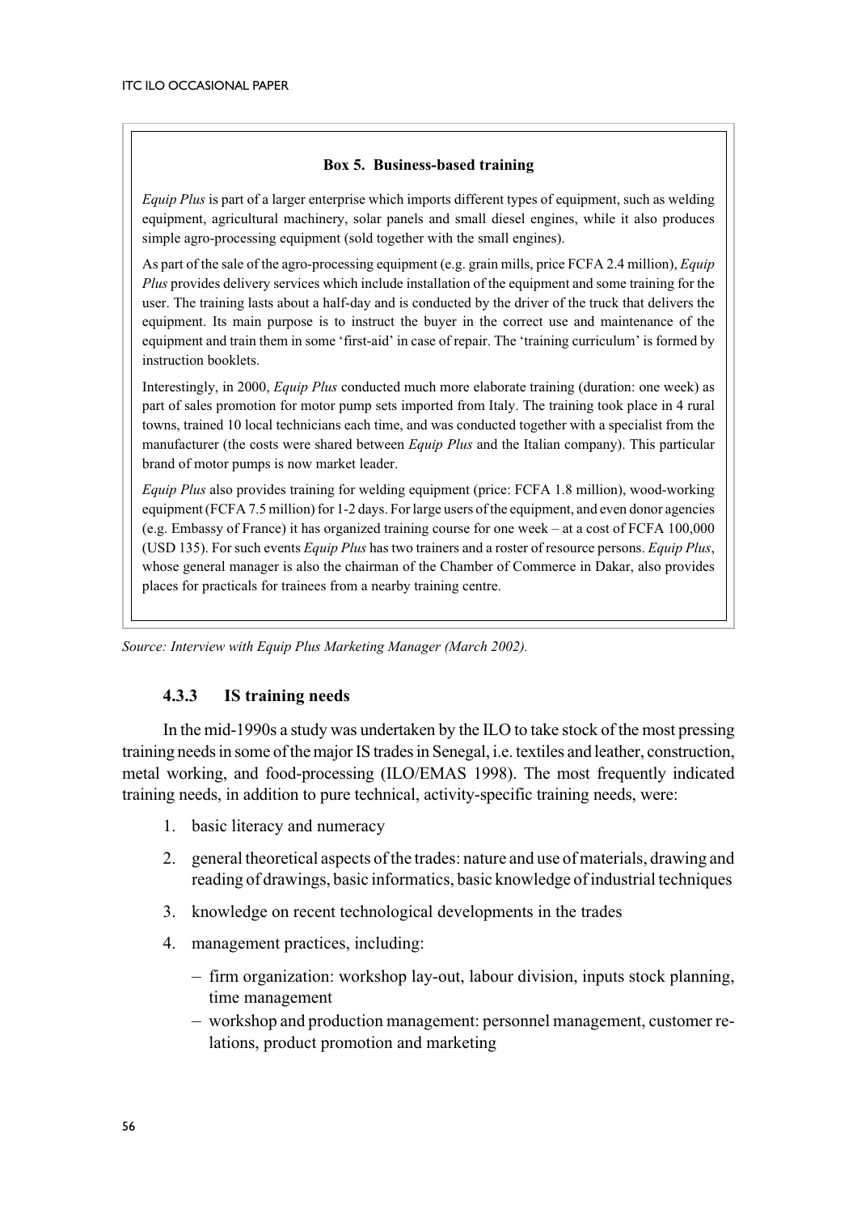**Box 5. Business-based training**

*Equip Plus* is part of a larger enterprise which imports different types of equipment, such as welding equipment, agricultural machinery, solar panels and small diesel engines, while it also produces simple agro-processing equipment (sold together with the small engines).

As part of the sale of the agro-processing equipment (e.g. grain mills, price FCFA 2.4 million), *Equip Plus* provides delivery services which include installation of the equipment and some training for the user. The training lasts about a half-day and is conducted by the driver of the truck that delivers the equipment. Its main purpose is to instruct the buyer in the correct use and maintenance of the equipment and train them in some 'first-aid' in case of repair. The 'training curriculum' is formed by instruction booklets.

Interestingly, in 2000, *Equip Plus* conducted much more elaborate training (duration: one week) as part of sales promotion for motor pump sets imported from Italy. The training took place in 4 rural towns, trained 10 local technicians each time, and was conducted together with a specialist from the manufacturer (the costs were shared between *Equip Plus* and the Italian company). This particular brand of motor pumps is now market leader.

*Equip Plus* also provides training for welding equipment (price: FCFA 1.8 million), wood-working equipment (FCFA 7.5 million) for 1-2 days. For large users of the equipment, and even donor agencies (e.g. Embassy of France) it has organized training course for one week – at a cost of FCFA 100,000 (USD 135). For such events *Equip Plus* has two trainers and a roster of resource persons. *Equip Plus*, whose general manager is also the chairman of the Chamber of Commerce in Dakar, also provides places for practicals for trainees from a nearby training centre.

*Source: Interview with Equip Plus Marketing Manager (March 2002).*

### 4.3.3 IS training needs

In the mid-1990s a study was undertaken by the ILO to take stock of the most pressing training needs in some of the major IS trades in Senegal, i.e. textiles and leather, construction, metal working, and food-processing (ILO/EMAS 1998). The most frequently indicated training needs, in addition to pure technical, activity-specific training needs, were:

1. basic literacy and numeracy
2. general theoretical aspects of the trades: nature and use of materials, drawing and reading of drawings, basic informatics, basic knowledge of industrial techniques
3. knowledge on recent technological developments in the trades
4. management practices, including:
   - firm organization: workshop lay-out, labour division, inputs stock planning, time management
   - workshop and production management: personnel management, customer relations, product promotion and marketing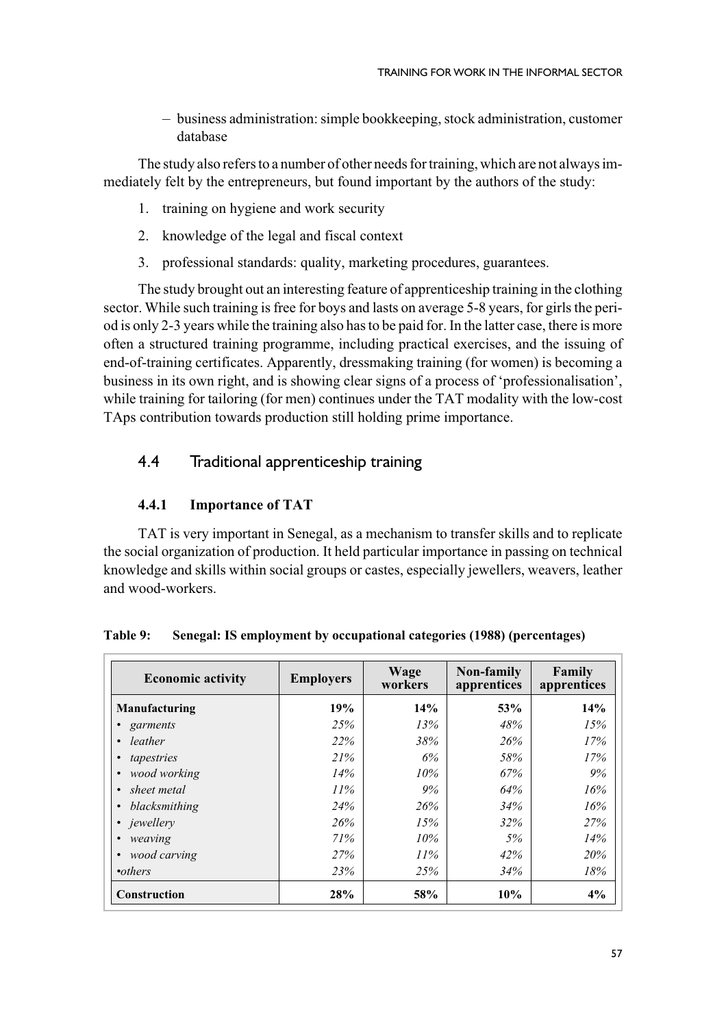– business administration: simple bookkeeping, stock administration, customer database

The study also refers to a number of other needs for training, which are not always immediately felt by the entrepreneurs, but found important by the authors of the study:

1. training on hygiene and work security
2. knowledge of the legal and fiscal context
3. professional standards: quality, marketing procedures, guarantees.

The study brought out an interesting feature of apprenticeship training in the clothing sector. While such training is free for boys and lasts on average 5-8 years, for girls the period is only 2-3 years while the training also has to be paid for. In the latter case, there is more often a structured training programme, including practical exercises, and the issuing of end-of-training certificates. Apparently, dressmaking training (for women) is becoming a business in its own right, and is showing clear signs of a process of 'professionalisation', while training for tailoring (for men) continues under the TAT modality with the low-cost TAps contribution towards production still holding prime importance.

## 4.4 Traditional apprenticeship training

### 4.4.1 Importance of TAT

TAT is very important in Senegal, as a mechanism to transfer skills and to replicate the social organization of production. It held particular importance in passing on technical knowledge and skills within social groups or castes, especially jewellers, weavers, leather and wood-workers.

**Table 9: Senegal: IS employment by occupational categories (1988) (percentages)**

| Economic activity | Employers | Wage workers | Non-family apprentices | Family apprentices |
|---|---|---|---|---|
| **Manufacturing** | **19%** | **14%** | **53%** | **14%** |
| • *garments* | *25%* | *13%* | *48%* | *15%* |
| • *leather* | *22%* | *38%* | *26%* | *17%* |
| • *tapestries* | *21%* | *6%* | *58%* | *17%* |
| • *wood working* | *14%* | *10%* | *67%* | *9%* |
| • *sheet metal* | *11%* | *9%* | *64%* | *16%* |
| • *blacksmithing* | *24%* | *26%* | *34%* | *16%* |
| • *jewellery* | *26%* | *15%* | *32%* | *27%* |
| • *weaving* | *71%* | *10%* | *5%* | *14%* |
| • *wood carving* | *27%* | *11%* | *42%* | *20%* |
| •*others* | *23%* | *25%* | *34%* | *18%* |
| **Construction** | **28%** | **58%** | **10%** | **4%** |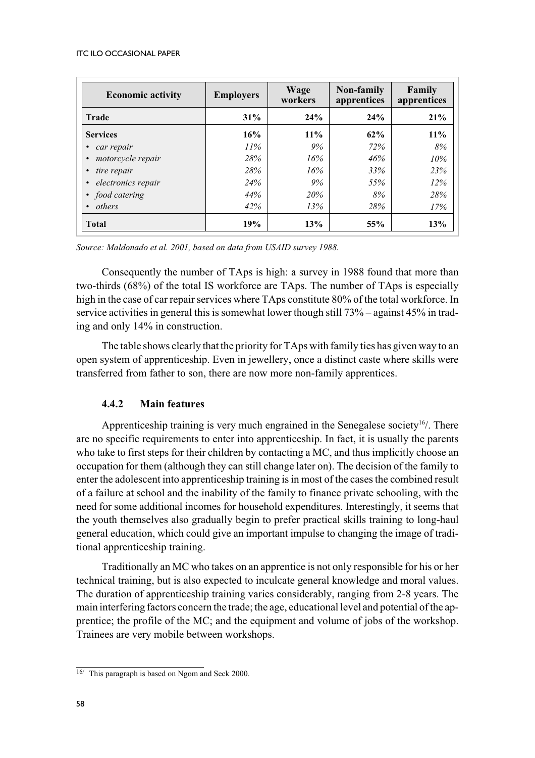| Economic activity | Employers | Wage workers | Non-family apprentices | Family apprentices |
|---|---|---|---|---|
| **Trade** | **31%** | **24%** | **24%** | **21%** |
| **Services** | **16%** | **11%** | **62%** | **11%** |
| • *car repair* | *11%* | *9%* | *72%* | *8%* |
| • *motorcycle repair* | *28%* | *16%* | *46%* | *10%* |
| • *tire repair* | *28%* | *16%* | *33%* | *23%* |
| • *electronics repair* | *24%* | *9%* | *55%* | *12%* |
| • *food catering* | *44%* | *20%* | *8%* | *28%* |
| • *others* | *42%* | *13%* | *28%* | *17%* |
| **Total** | **19%** | **13%** | **55%** | **13%** |

*Source: Maldonado et al. 2001, based on data from USAID survey 1988.*

Consequently the number of TAps is high: a survey in 1988 found that more than two-thirds (68%) of the total IS workforce are TAps. The number of TAps is especially high in the case of car repair services where TAps constitute 80% of the total workforce. In service activities in general this is somewhat lower though still 73% – against 45% in trading and only 14% in construction.

The table shows clearly that the priority for TAps with family ties has given way to an open system of apprenticeship. Even in jewellery, once a distinct caste where skills were transferred from father to son, there are now more non-family apprentices.

### 4.4.2 Main features

Apprenticeship training is very much engrained in the Senegalese society[16]/. There are no specific requirements to enter into apprenticeship. In fact, it is usually the parents who take to first steps for their children by contacting a MC, and thus implicitly choose an occupation for them (although they can still change later on). The decision of the family to enter the adolescent into apprenticeship training is in most of the cases the combined result of a failure at school and the inability of the family to finance private schooling, with the need for some additional incomes for household expenditures. Interestingly, it seems that the youth themselves also gradually begin to prefer practical skills training to long-haul general education, which could give an important impulse to changing the image of traditional apprenticeship training.

Traditionally an MC who takes on an apprentice is not only responsible for his or her technical training, but is also expected to inculcate general knowledge and moral values. The duration of apprenticeship training varies considerably, ranging from 2-8 years. The main interfering factors concern the trade; the age, educational level and potential of the apprentice; the profile of the MC; and the equipment and volume of jobs of the workshop. Trainees are very mobile between workshops.

---

[16]/ This paragraph is based on Ngom and Seck 2000.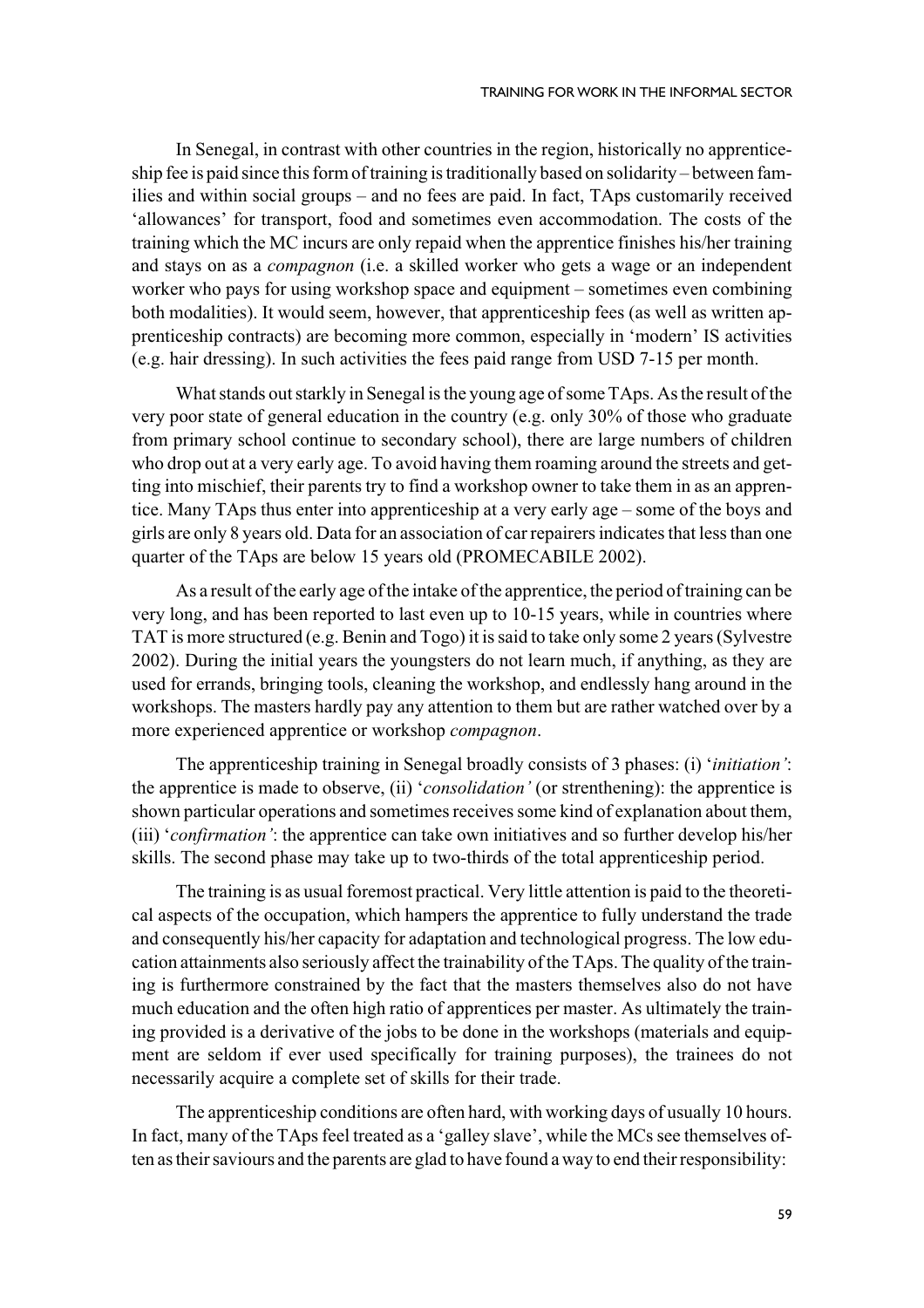In Senegal, in contrast with other countries in the region, historically no apprenticeship fee is paid since this form of training is traditionally based on solidarity – between families and within social groups – and no fees are paid. In fact, TAps customarily received 'allowances' for transport, food and sometimes even accommodation. The costs of the training which the MC incurs are only repaid when the apprentice finishes his/her training and stays on as a *compagnon* (i.e. a skilled worker who gets a wage or an independent worker who pays for using workshop space and equipment – sometimes even combining both modalities). It would seem, however, that apprenticeship fees (as well as written apprenticeship contracts) are becoming more common, especially in 'modern' IS activities (e.g. hair dressing). In such activities the fees paid range from USD 7-15 per month.

What stands out starkly in Senegal is the young age of some TAps. As the result of the very poor state of general education in the country (e.g. only 30% of those who graduate from primary school continue to secondary school), there are large numbers of children who drop out at a very early age. To avoid having them roaming around the streets and getting into mischief, their parents try to find a workshop owner to take them in as an apprentice. Many TAps thus enter into apprenticeship at a very early age – some of the boys and girls are only 8 years old. Data for an association of car repairers indicates that less than one quarter of the TAps are below 15 years old (PROMECABILE 2002).

As a result of the early age of the intake of the apprentice, the period of training can be very long, and has been reported to last even up to 10-15 years, while in countries where TAT is more structured (e.g. Benin and Togo) it is said to take only some 2 years (Sylvestre 2002). During the initial years the youngsters do not learn much, if anything, as they are used for errands, bringing tools, cleaning the workshop, and endlessly hang around in the workshops. The masters hardly pay any attention to them but are rather watched over by a more experienced apprentice or workshop *compagnon*.

The apprenticeship training in Senegal broadly consists of 3 phases: (i) '*initiation'*: the apprentice is made to observe, (ii) '*consolidation'* (or strenthening): the apprentice is shown particular operations and sometimes receives some kind of explanation about them, (iii) '*confirmation'*: the apprentice can take own initiatives and so further develop his/her skills. The second phase may take up to two-thirds of the total apprenticeship period.

The training is as usual foremost practical. Very little attention is paid to the theoretical aspects of the occupation, which hampers the apprentice to fully understand the trade and consequently his/her capacity for adaptation and technological progress. The low education attainments also seriously affect the trainability of the TAps. The quality of the training is furthermore constrained by the fact that the masters themselves also do not have much education and the often high ratio of apprentices per master. As ultimately the training provided is a derivative of the jobs to be done in the workshops (materials and equipment are seldom if ever used specifically for training purposes), the trainees do not necessarily acquire a complete set of skills for their trade.

The apprenticeship conditions are often hard, with working days of usually 10 hours. In fact, many of the TAps feel treated as a 'galley slave', while the MCs see themselves often as their saviours and the parents are glad to have found a way to end their responsibility: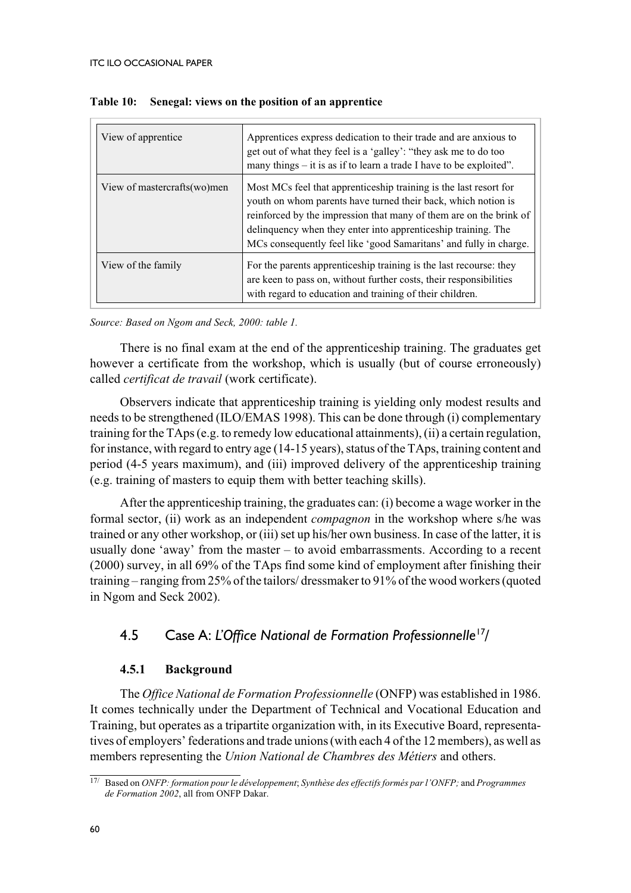**Table 10: Senegal: views on the position of an apprentice**

| | |
|---|---|
| View of apprentice | Apprentices express dedication to their trade and are anxious to get out of what they feel is a 'galley': "they ask me to do too many things – it is as if to learn a trade I have to be exploited". |
| View of mastercrafts(wo)men | Most MCs feel that apprenticeship training is the last resort for youth on whom parents have turned their back, which notion is reinforced by the impression that many of them are on the brink of delinquency when they enter into apprenticeship training. The MCs consequently feel like 'good Samaritans' and fully in charge. |
| View of the family | For the parents apprenticeship training is the last recourse: they are keen to pass on, without further costs, their responsibilities with regard to education and training of their children. |

*Source: Based on Ngom and Seck, 2000: table 1.*

There is no final exam at the end of the apprenticeship training. The graduates get however a certificate from the workshop, which is usually (but of course erroneously) called *certificat de travail* (work certificate).

Observers indicate that apprenticeship training is yielding only modest results and needs to be strengthened (ILO/EMAS 1998). This can be done through (i) complementary training for the TAps (e.g. to remedy low educational attainments), (ii) a certain regulation, for instance, with regard to entry age (14-15 years), status of the TAps, training content and period (4-5 years maximum), and (iii) improved delivery of the apprenticeship training (e.g. training of masters to equip them with better teaching skills).

After the apprenticeship training, the graduates can: (i) become a wage worker in the formal sector, (ii) work as an independent *compagnon* in the workshop where s/he was trained or any other workshop, or (iii) set up his/her own business. In case of the latter, it is usually done 'away' from the master – to avoid embarrassments. According to a recent (2000) survey, in all 69% of the TAps find some kind of employment after finishing their training – ranging from 25% of the tailors/ dressmaker to 91% of the wood workers (quoted in Ngom and Seck 2002).

## 4.5 Case A: *L'Office National de Formation Professionnelle*[17]/

### 4.5.1 Background

The *Office National de Formation Professionnelle* (ONFP) was established in 1986. It comes technically under the Department of Technical and Vocational Education and Training, but operates as a tripartite organization with, in its Executive Board, representatives of employers' federations and trade unions (with each 4 of the 12 members), as well as members representing the *Union National de Chambres des Métiers* and others.

[17]/ Based on *ONFP: formation pour le développement*; *Synthèse des effectifs formés par l'ONFP;* and *Programmes de Formation 2002*, all from ONFP Dakar.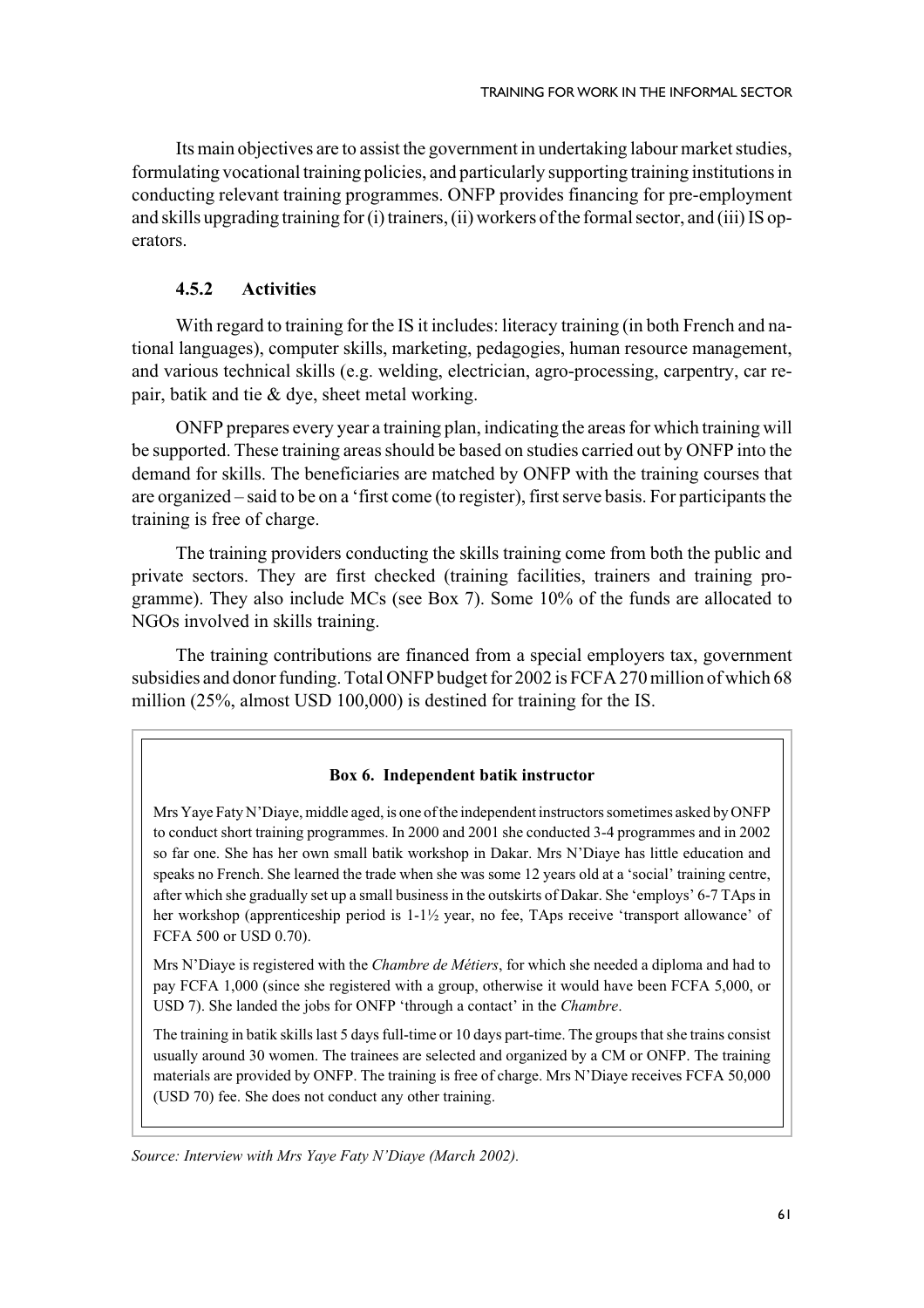Its main objectives are to assist the government in undertaking labour market studies, formulating vocational training policies, and particularly supporting training institutions in conducting relevant training programmes. ONFP provides financing for pre-employment and skills upgrading training for (i) trainers, (ii) workers of the formal sector, and (iii) IS operators.

### 4.5.2 Activities

With regard to training for the IS it includes: literacy training (in both French and national languages), computer skills, marketing, pedagogies, human resource management, and various technical skills (e.g. welding, electrician, agro-processing, carpentry, car repair, batik and tie & dye, sheet metal working.

ONFP prepares every year a training plan, indicating the areas for which training will be supported. These training areas should be based on studies carried out by ONFP into the demand for skills. The beneficiaries are matched by ONFP with the training courses that are organized – said to be on a 'first come (to register), first serve basis. For participants the training is free of charge.

The training providers conducting the skills training come from both the public and private sectors. They are first checked (training facilities, trainers and training programme). They also include MCs (see Box 7). Some 10% of the funds are allocated to NGOs involved in skills training.

The training contributions are financed from a special employers tax, government subsidies and donor funding. Total ONFP budget for 2002 is FCFA 270 million of which 68 million (25%, almost USD 100,000) is destined for training for the IS.

**Box 6. Independent batik instructor**

Mrs Yaye Faty N'Diaye, middle aged, is one of the independent instructors sometimes asked by ONFP to conduct short training programmes. In 2000 and 2001 she conducted 3-4 programmes and in 2002 so far one. She has her own small batik workshop in Dakar. Mrs N'Diaye has little education and speaks no French. She learned the trade when she was some 12 years old at a 'social' training centre, after which she gradually set up a small business in the outskirts of Dakar. She 'employs' 6-7 TAps in her workshop (apprenticeship period is 1-1½ year, no fee, TAps receive 'transport allowance' of FCFA 500 or USD 0.70).

Mrs N'Diaye is registered with the *Chambre de Métiers*, for which she needed a diploma and had to pay FCFA 1,000 (since she registered with a group, otherwise it would have been FCFA 5,000, or USD 7). She landed the jobs for ONFP 'through a contact' in the *Chambre*.

The training in batik skills last 5 days full-time or 10 days part-time. The groups that she trains consist usually around 30 women. The trainees are selected and organized by a CM or ONFP. The training materials are provided by ONFP. The training is free of charge. Mrs N'Diaye receives FCFA 50,000 (USD 70) fee. She does not conduct any other training.

*Source: Interview with Mrs Yaye Faty N'Diaye (March 2002).*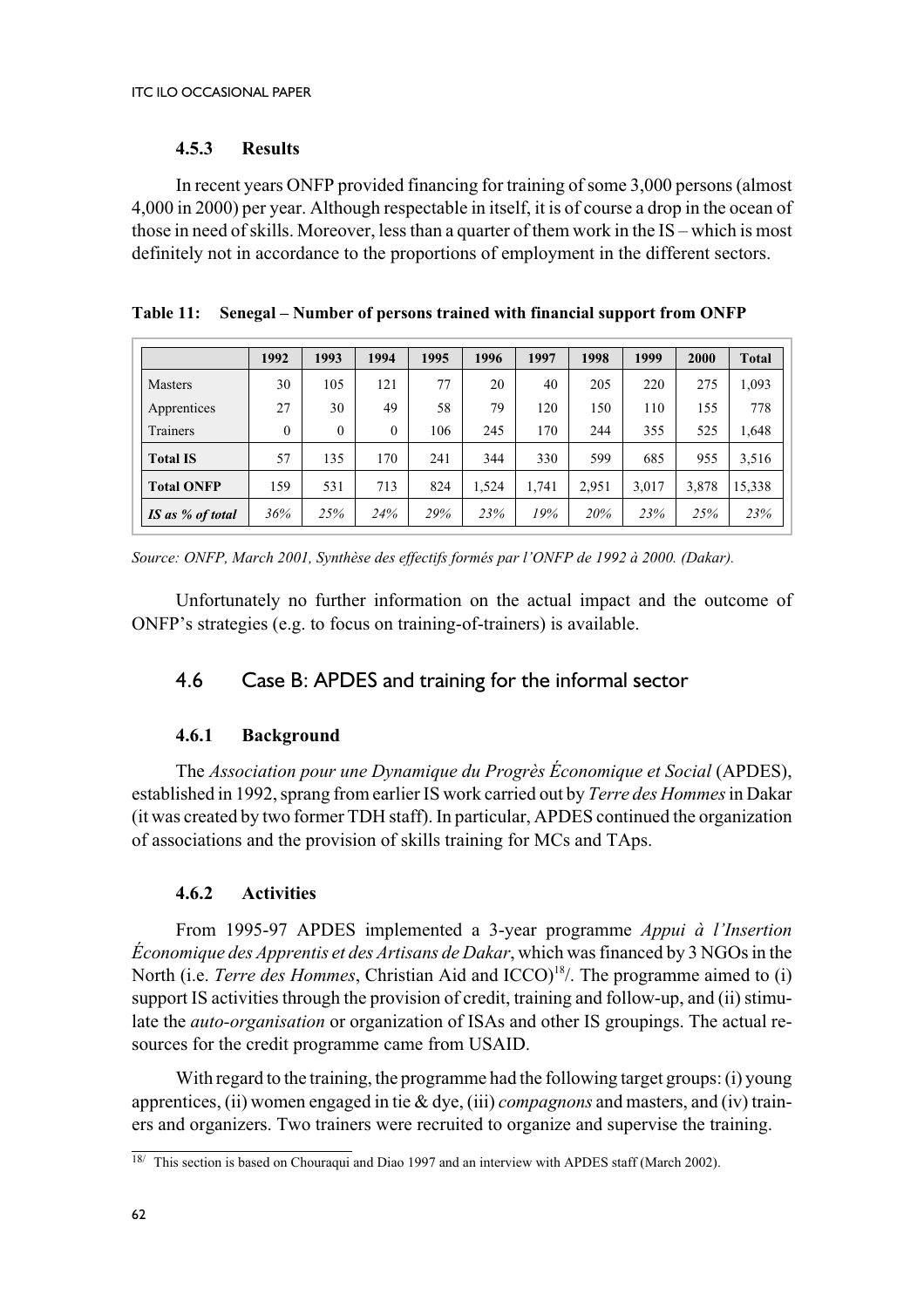#### 4.5.3 Results

In recent years ONFP provided financing for training of some 3,000 persons (almost 4,000 in 2000) per year. Although respectable in itself, it is of course a drop in the ocean of those in need of skills. Moreover, less than a quarter of them work in the IS – which is most definitely not in accordance to the proportions of employment in the different sectors.

**Table 11: Senegal – Number of persons trained with financial support from ONFP**

| | 1992 | 1993 | 1994 | 1995 | 1996 | 1997 | 1998 | 1999 | 2000 | Total |
|---|---|---|---|---|---|---|---|---|---|---|
| Masters | 30 | 105 | 121 | 77 | 20 | 40 | 205 | 220 | 275 | 1,093 |
| Apprentices | 27 | 30 | 49 | 58 | 79 | 120 | 150 | 110 | 155 | 778 |
| Trainers | 0 | 0 | 0 | 106 | 245 | 170 | 244 | 355 | 525 | 1,648 |
| **Total IS** | 57 | 135 | 170 | 241 | 344 | 330 | 599 | 685 | 955 | 3,516 |
| **Total ONFP** | 159 | 531 | 713 | 824 | 1,524 | 1,741 | 2,951 | 3,017 | 3,878 | 15,338 |
| ***IS as % of total*** | *36%* | *25%* | *24%* | *29%* | *23%* | *19%* | *20%* | *23%* | *25%* | *23%* |

*Source: ONFP, March 2001, Synthèse des effectifs formés par l'ONFP de 1992 à 2000. (Dakar).*

Unfortunately no further information on the actual impact and the outcome of ONFP's strategies (e.g. to focus on training-of-trainers) is available.

### 4.6 Case B: APDES and training for the informal sector

#### 4.6.1 Background

The *Association pour une Dynamique du Progrès Économique et Social* (APDES), established in 1992, sprang from earlier IS work carried out by *Terre des Hommes* in Dakar (it was created by two former TDH staff). In particular, APDES continued the organization of associations and the provision of skills training for MCs and TAps.

#### 4.6.2 Activities

From 1995-97 APDES implemented a 3-year programme *Appui à l'Insertion Économique des Apprentis et des Artisans de Dakar*, which was financed by 3 NGOs in the North (i.e. *Terre des Hommes*, Christian Aid and ICCO)[18]/. The programme aimed to (i) support IS activities through the provision of credit, training and follow-up, and (ii) stimulate the *auto-organisation* or organization of ISAs and other IS groupings. The actual resources for the credit programme came from USAID.

With regard to the training, the programme had the following target groups: (i) young apprentices, (ii) women engaged in tie & dye, (iii) *compagnons* and masters, and (iv) trainers and organizers. Two trainers were recruited to organize and supervise the training.

---

[18]/ This section is based on Chouraqui and Diao 1997 and an interview with APDES staff (March 2002).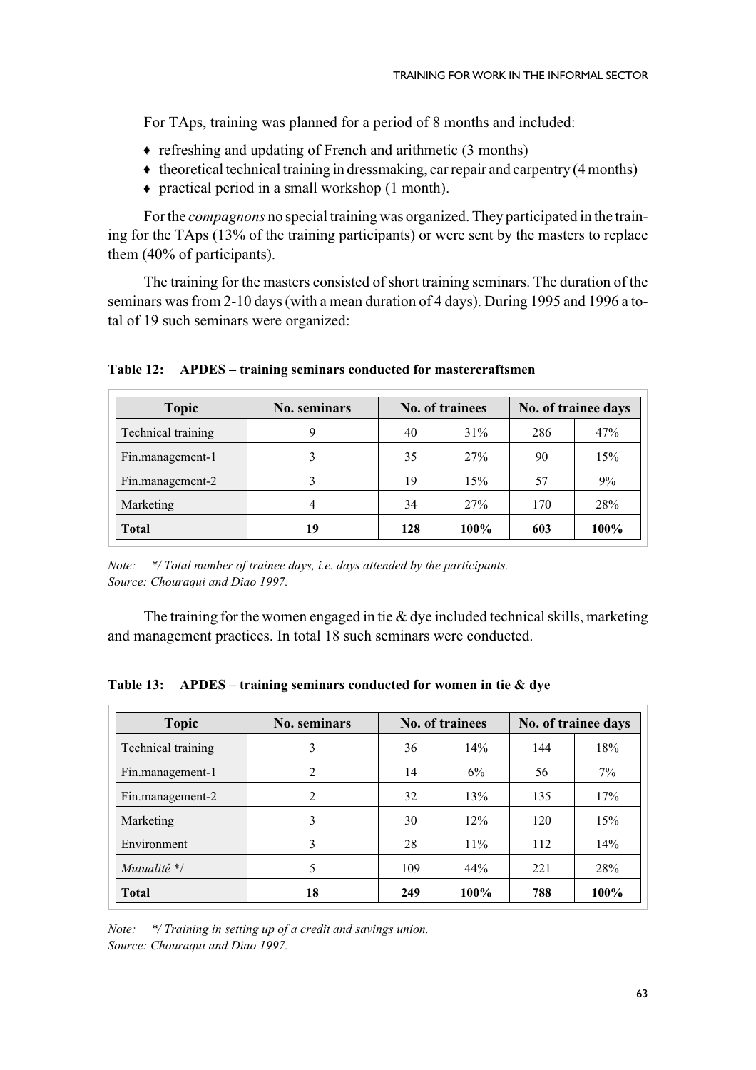For TAps, training was planned for a period of 8 months and included:

- refreshing and updating of French and arithmetic (3 months)
- theoretical technical training in dressmaking, car repair and carpentry (4 months)
- practical period in a small workshop (1 month).

For the *compagnons* no special training was organized. They participated in the training for the TAps (13% of the training participants) or were sent by the masters to replace them (40% of participants).

The training for the masters consisted of short training seminars. The duration of the seminars was from 2-10 days (with a mean duration of 4 days). During 1995 and 1996 a total of 19 such seminars were organized:

**Table 12: APDES – training seminars conducted for mastercraftsmen**

| Topic | No. seminars | No. of trainees | | No. of trainee days | |
|---|---|---|---|---|---|
| Technical training | 9 | 40 | 31% | 286 | 47% |
| Fin.management-1 | 3 | 35 | 27% | 90 | 15% |
| Fin.management-2 | 3 | 19 | 15% | 57 | 9% |
| Marketing | 4 | 34 | 27% | 170 | 28% |
| **Total** | **19** | **128** | **100%** | **603** | **100%** |

*Note: */ Total number of trainee days, i.e. days attended by the participants.*
*Source: Chouraqui and Diao 1997.*

The training for the women engaged in tie & dye included technical skills, marketing and management practices. In total 18 such seminars were conducted.

**Table 13: APDES – training seminars conducted for women in tie & dye**

| Topic | No. seminars | No. of trainees | | No. of trainee days | |
|---|---|---|---|---|---|
| Technical training | 3 | 36 | 14% | 144 | 18% |
| Fin.management-1 | 2 | 14 | 6% | 56 | 7% |
| Fin.management-2 | 2 | 32 | 13% | 135 | 17% |
| Marketing | 3 | 30 | 12% | 120 | 15% |
| Environment | 3 | 28 | 11% | 112 | 14% |
| *Mutualité* */ | 5 | 109 | 44% | 221 | 28% |
| **Total** | **18** | **249** | **100%** | **788** | **100%** |

*Note: */ Training in setting up of a credit and savings union.*
*Source: Chouraqui and Diao 1997.*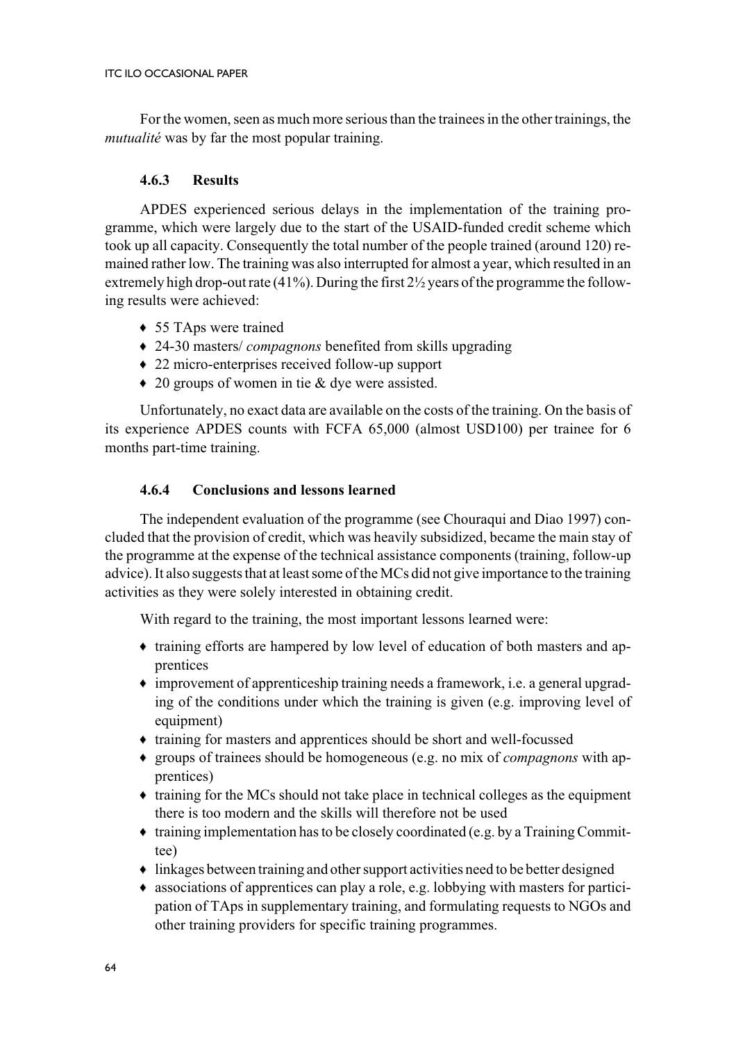For the women, seen as much more serious than the trainees in the other trainings, the *mutualité* was by far the most popular training.

### 4.6.3 Results

APDES experienced serious delays in the implementation of the training programme, which were largely due to the start of the USAID-funded credit scheme which took up all capacity. Consequently the total number of the people trained (around 120) remained rather low. The training was also interrupted for almost a year, which resulted in an extremely high drop-out rate (41%). During the first 2½ years of the programme the following results were achieved:

- 55 TAps were trained
- 24-30 masters/ *compagnons* benefited from skills upgrading
- 22 micro-enterprises received follow-up support
- 20 groups of women in tie & dye were assisted.

Unfortunately, no exact data are available on the costs of the training. On the basis of its experience APDES counts with FCFA 65,000 (almost USD100) per trainee for 6 months part-time training.

### 4.6.4 Conclusions and lessons learned

The independent evaluation of the programme (see Chouraqui and Diao 1997) concluded that the provision of credit, which was heavily subsidized, became the main stay of the programme at the expense of the technical assistance components (training, follow-up advice). It also suggests that at least some of the MCs did not give importance to the training activities as they were solely interested in obtaining credit.

With regard to the training, the most important lessons learned were:

- training efforts are hampered by low level of education of both masters and apprentices
- improvement of apprenticeship training needs a framework, i.e. a general upgrading of the conditions under which the training is given (e.g. improving level of equipment)
- training for masters and apprentices should be short and well-focussed
- groups of trainees should be homogeneous (e.g. no mix of *compagnons* with apprentices)
- training for the MCs should not take place in technical colleges as the equipment there is too modern and the skills will therefore not be used
- training implementation has to be closely coordinated (e.g. by a Training Committee)
- linkages between training and other support activities need to be better designed
- associations of apprentices can play a role, e.g. lobbying with masters for participation of TAps in supplementary training, and formulating requests to NGOs and other training providers for specific training programmes.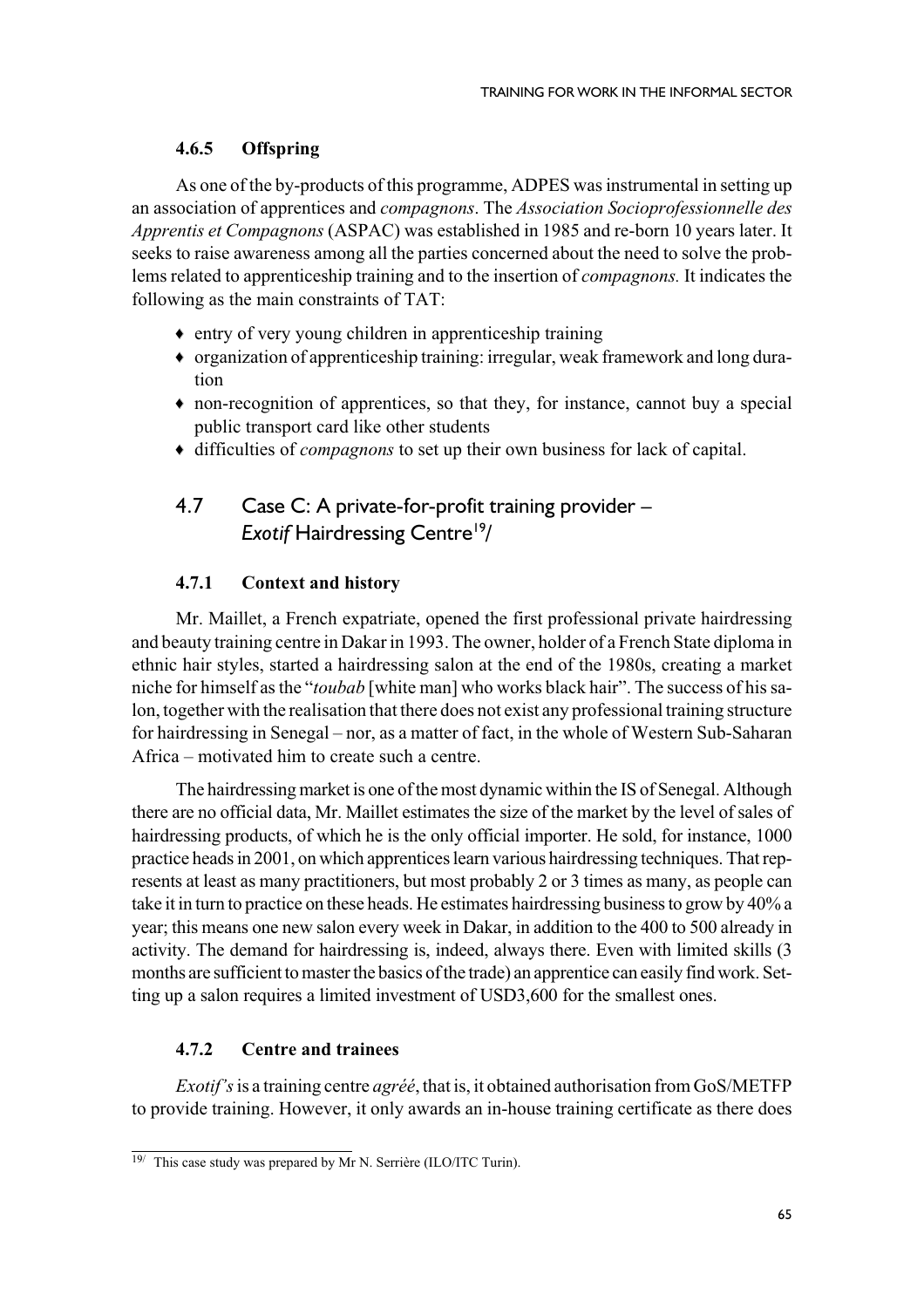### 4.6.5 Offspring

As one of the by-products of this programme, ADPES was instrumental in setting up an association of apprentices and *compagnons*. The *Association Socioprofessionnelle des Apprentis et Compagnons* (ASPAC) was established in 1985 and re-born 10 years later. It seeks to raise awareness among all the parties concerned about the need to solve the problems related to apprenticeship training and to the insertion of *compagnons.* It indicates the following as the main constraints of TAT:

- entry of very young children in apprenticeship training
- organization of apprenticeship training: irregular, weak framework and long duration
- non-recognition of apprentices, so that they, for instance, cannot buy a special public transport card like other students
- difficulties of *compagnons* to set up their own business for lack of capital.

## 4.7 Case C: A private-for-profit training provider – *Exotif* Hairdressing Centre[19]

### 4.7.1 Context and history

Mr. Maillet, a French expatriate, opened the first professional private hairdressing and beauty training centre in Dakar in 1993. The owner, holder of a French State diploma in ethnic hair styles, started a hairdressing salon at the end of the 1980s, creating a market niche for himself as the "*toubab* [white man] who works black hair". The success of his salon, together with the realisation that there does not exist any professional training structure for hairdressing in Senegal – nor, as a matter of fact, in the whole of Western Sub-Saharan Africa – motivated him to create such a centre.

The hairdressing market is one of the most dynamic within the IS of Senegal. Although there are no official data, Mr. Maillet estimates the size of the market by the level of sales of hairdressing products, of which he is the only official importer. He sold, for instance, 1000 practice heads in 2001, on which apprentices learn various hairdressing techniques. That represents at least as many practitioners, but most probably 2 or 3 times as many, as people can take it in turn to practice on these heads. He estimates hairdressing business to grow by 40% a year; this means one new salon every week in Dakar, in addition to the 400 to 500 already in activity. The demand for hairdressing is, indeed, always there. Even with limited skills (3 months are sufficient to master the basics of the trade) an apprentice can easily find work. Setting up a salon requires a limited investment of USD3,600 for the smallest ones.

### 4.7.2 Centre and trainees

*Exotif's* is a training centre *agréé*, that is, it obtained authorisation from GoS/METFP to provide training. However, it only awards an in-house training certificate as there does

---

[19] This case study was prepared by Mr N. Serrière (ILO/ITC Turin).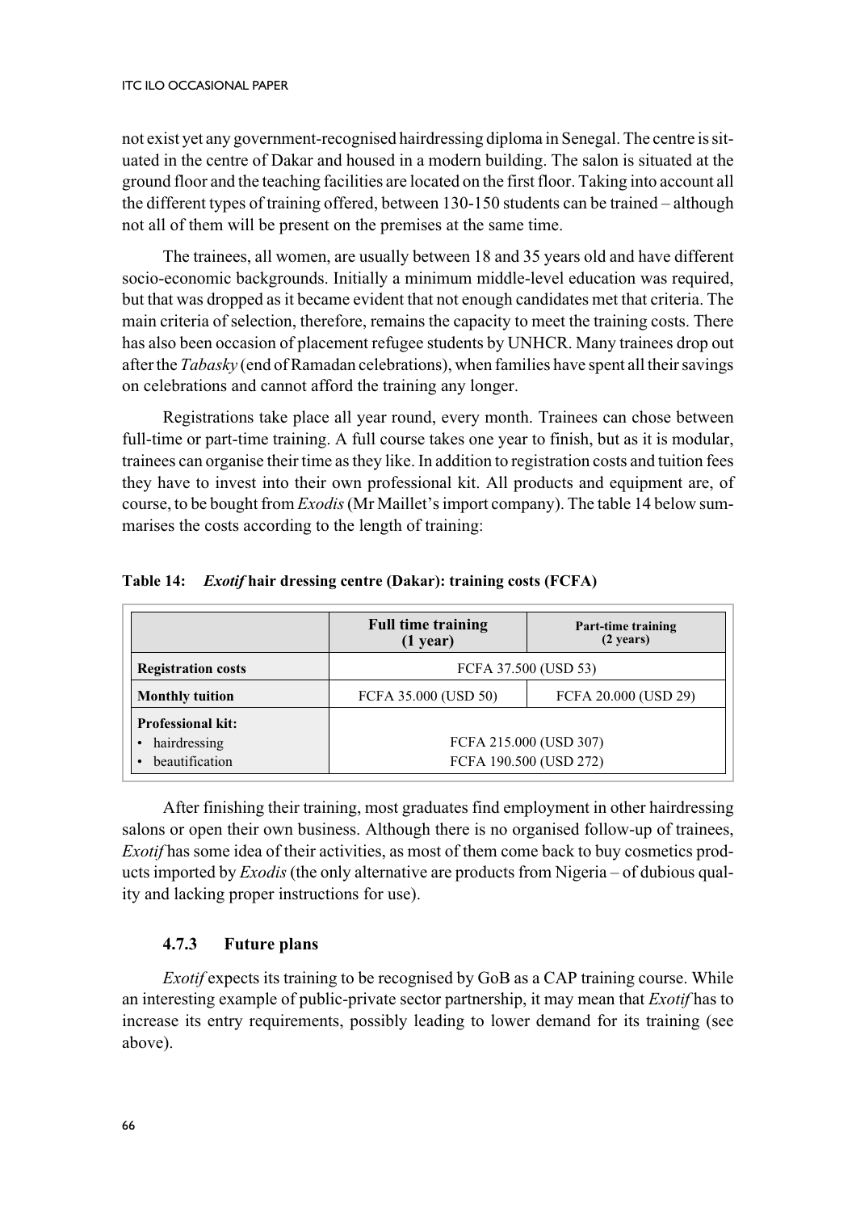not exist yet any government-recognised hairdressing diploma in Senegal. The centre is situated in the centre of Dakar and housed in a modern building. The salon is situated at the ground floor and the teaching facilities are located on the first floor. Taking into account all the different types of training offered, between 130-150 students can be trained – although not all of them will be present on the premises at the same time.

The trainees, all women, are usually between 18 and 35 years old and have different socio-economic backgrounds. Initially a minimum middle-level education was required, but that was dropped as it became evident that not enough candidates met that criteria. The main criteria of selection, therefore, remains the capacity to meet the training costs. There has also been occasion of placement refugee students by UNHCR. Many trainees drop out after the *Tabasky* (end of Ramadan celebrations), when families have spent all their savings on celebrations and cannot afford the training any longer.

Registrations take place all year round, every month. Trainees can chose between full-time or part-time training. A full course takes one year to finish, but as it is modular, trainees can organise their time as they like. In addition to registration costs and tuition fees they have to invest into their own professional kit. All products and equipment are, of course, to be bought from *Exodis* (Mr Maillet's import company). The table 14 below summarises the costs according to the length of training:

**Table 14: *Exotif* hair dressing centre (Dakar): training costs (FCFA)**

| | Full time training (1 year) | Part-time training (2 years) |
|---|---|---|
| **Registration costs** | FCFA 37.500 (USD 53) | |
| **Monthly tuition** | FCFA 35.000 (USD 50) | FCFA 20.000 (USD 29) |
| **Professional kit:** | | |
| • hairdressing | FCFA 215.000 (USD 307) | |
| • beautification | FCFA 190.500 (USD 272) | |

After finishing their training, most graduates find employment in other hairdressing salons or open their own business. Although there is no organised follow-up of trainees, *Exotif* has some idea of their activities, as most of them come back to buy cosmetics products imported by *Exodis* (the only alternative are products from Nigeria – of dubious quality and lacking proper instructions for use).

### 4.7.3 Future plans

*Exotif* expects its training to be recognised by GoB as a CAP training course. While an interesting example of public-private sector partnership, it may mean that *Exotif* has to increase its entry requirements, possibly leading to lower demand for its training (see above).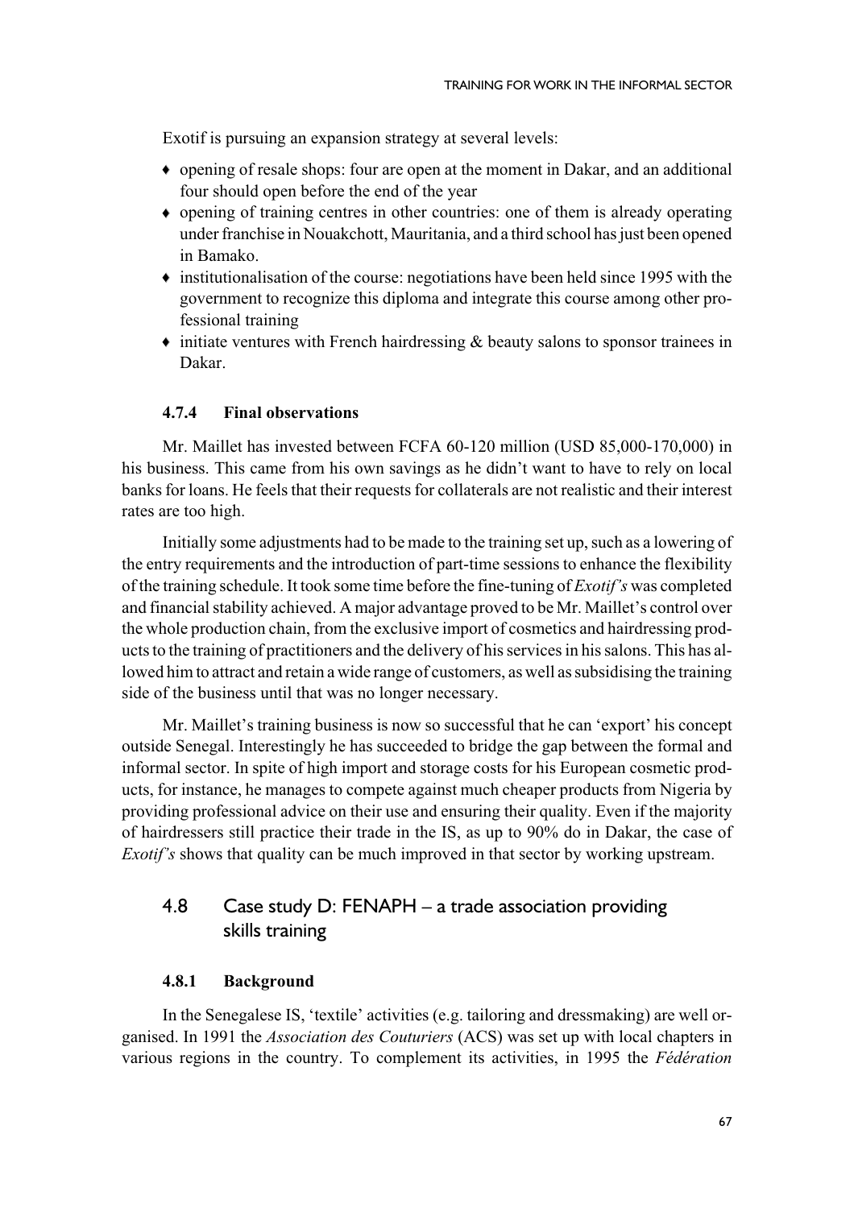Exotif is pursuing an expansion strategy at several levels:

- opening of resale shops: four are open at the moment in Dakar, and an additional four should open before the end of the year
- opening of training centres in other countries: one of them is already operating under franchise in Nouakchott, Mauritania, and a third school has just been opened in Bamako.
- institutionalisation of the course: negotiations have been held since 1995 with the government to recognize this diploma and integrate this course among other professional training
- initiate ventures with French hairdressing & beauty salons to sponsor trainees in Dakar.

### 4.7.4 Final observations

Mr. Maillet has invested between FCFA 60-120 million (USD 85,000-170,000) in his business. This came from his own savings as he didn't want to have to rely on local banks for loans. He feels that their requests for collaterals are not realistic and their interest rates are too high.

Initially some adjustments had to be made to the training set up, such as a lowering of the entry requirements and the introduction of part-time sessions to enhance the flexibility of the training schedule. It took some time before the fine-tuning of *Exotif's* was completed and financial stability achieved. A major advantage proved to be Mr. Maillet's control over the whole production chain, from the exclusive import of cosmetics and hairdressing products to the training of practitioners and the delivery of his services in his salons. This has allowed him to attract and retain a wide range of customers, as well as subsidising the training side of the business until that was no longer necessary.

Mr. Maillet's training business is now so successful that he can 'export' his concept outside Senegal. Interestingly he has succeeded to bridge the gap between the formal and informal sector. In spite of high import and storage costs for his European cosmetic products, for instance, he manages to compete against much cheaper products from Nigeria by providing professional advice on their use and ensuring their quality. Even if the majority of hairdressers still practice their trade in the IS, as up to 90% do in Dakar, the case of *Exotif's* shows that quality can be much improved in that sector by working upstream.

## 4.8 Case study D: FENAPH – a trade association providing skills training

### 4.8.1 Background

In the Senegalese IS, 'textile' activities (e.g. tailoring and dressmaking) are well organised. In 1991 the *Association des Couturiers* (ACS) was set up with local chapters in various regions in the country. To complement its activities, in 1995 the *Fédération*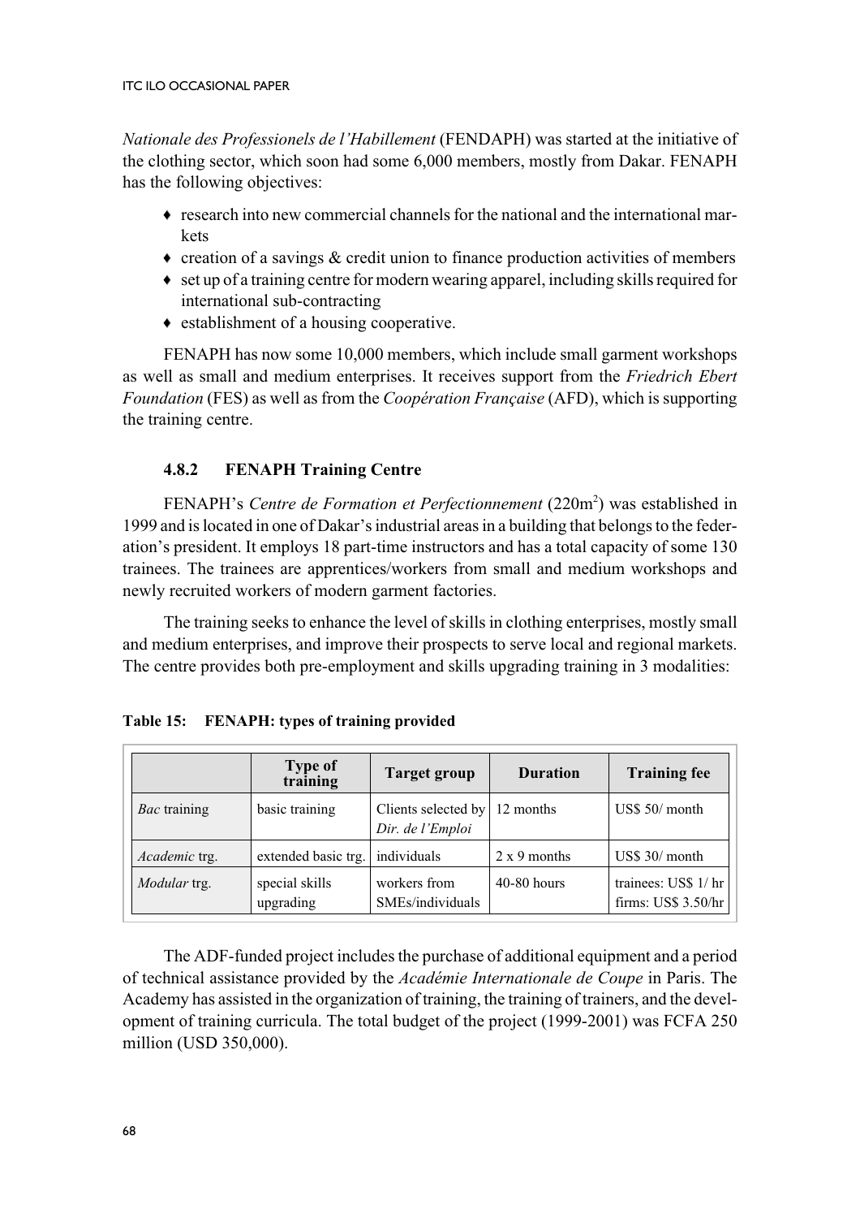*Nationale des Professionels de l'Habillement* (FENDAPH) was started at the initiative of the clothing sector, which soon had some 6,000 members, mostly from Dakar. FENAPH has the following objectives:

- research into new commercial channels for the national and the international markets
- creation of a savings & credit union to finance production activities of members
- set up of a training centre for modern wearing apparel, including skills required for international sub-contracting
- establishment of a housing cooperative.

FENAPH has now some 10,000 members, which include small garment workshops as well as small and medium enterprises. It receives support from the *Friedrich Ebert Foundation* (FES) as well as from the *Coopération Française* (AFD), which is supporting the training centre.

### 4.8.2 FENAPH Training Centre

FENAPH's *Centre de Formation et Perfectionnement* (220m$^2$) was established in 1999 and is located in one of Dakar's industrial areas in a building that belongs to the federation's president. It employs 18 part-time instructors and has a total capacity of some 130 trainees. The trainees are apprentices/workers from small and medium workshops and newly recruited workers of modern garment factories.

The training seeks to enhance the level of skills in clothing enterprises, mostly small and medium enterprises, and improve their prospects to serve local and regional markets. The centre provides both pre-employment and skills upgrading training in 3 modalities:

**Table 15: FENAPH: types of training provided**

| | Type of training | Target group | Duration | Training fee |
|---|---|---|---|---|
| *Bac* training | basic training | Clients selected by *Dir. de l'Emploi* | 12 months | US$ 50/ month |
| *Academic* trg. | extended basic trg. | individuals | 2 x 9 months | US$ 30/ month |
| *Modular* trg. | special skills upgrading | workers from SMEs/individuals | 40-80 hours | trainees: US$ 1/ hr firms: US$ 3.50/hr |

The ADF-funded project includes the purchase of additional equipment and a period of technical assistance provided by the *Académie Internationale de Coupe* in Paris. The Academy has assisted in the organization of training, the training of trainers, and the development of training curricula. The total budget of the project (1999-2001) was FCFA 250 million (USD 350,000).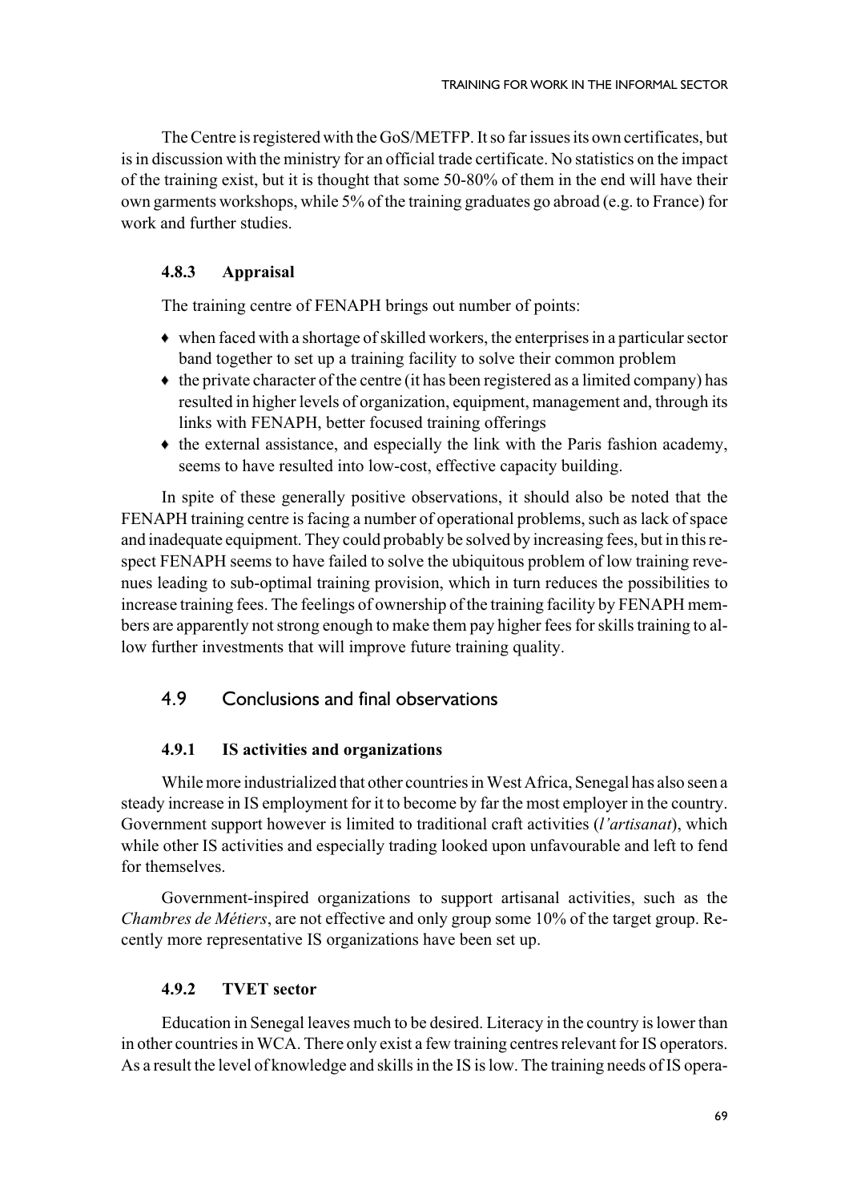The Centre is registered with the GoS/METFP. It so far issues its own certificates, but is in discussion with the ministry for an official trade certificate. No statistics on the impact of the training exist, but it is thought that some 50-80% of them in the end will have their own garments workshops, while 5% of the training graduates go abroad (e.g. to France) for work and further studies.

### 4.8.3 Appraisal

The training centre of FENAPH brings out number of points:

- when faced with a shortage of skilled workers, the enterprises in a particular sector band together to set up a training facility to solve their common problem
- the private character of the centre (it has been registered as a limited company) has resulted in higher levels of organization, equipment, management and, through its links with FENAPH, better focused training offerings
- the external assistance, and especially the link with the Paris fashion academy, seems to have resulted into low-cost, effective capacity building.

In spite of these generally positive observations, it should also be noted that the FENAPH training centre is facing a number of operational problems, such as lack of space and inadequate equipment. They could probably be solved by increasing fees, but in this respect FENAPH seems to have failed to solve the ubiquitous problem of low training revenues leading to sub-optimal training provision, which in turn reduces the possibilities to increase training fees. The feelings of ownership of the training facility by FENAPH members are apparently not strong enough to make them pay higher fees for skills training to allow further investments that will improve future training quality.

## 4.9 Conclusions and final observations

### 4.9.1 IS activities and organizations

While more industrialized that other countries in West Africa, Senegal has also seen a steady increase in IS employment for it to become by far the most employer in the country. Government support however is limited to traditional craft activities (*l'artisanat*), which while other IS activities and especially trading looked upon unfavourable and left to fend for themselves.

Government-inspired organizations to support artisanal activities, such as the *Chambres de Métiers*, are not effective and only group some 10% of the target group. Recently more representative IS organizations have been set up.

### 4.9.2 TVET sector

Education in Senegal leaves much to be desired. Literacy in the country is lower than in other countries in WCA. There only exist a few training centres relevant for IS operators. As a result the level of knowledge and skills in the IS is low. The training needs of IS opera-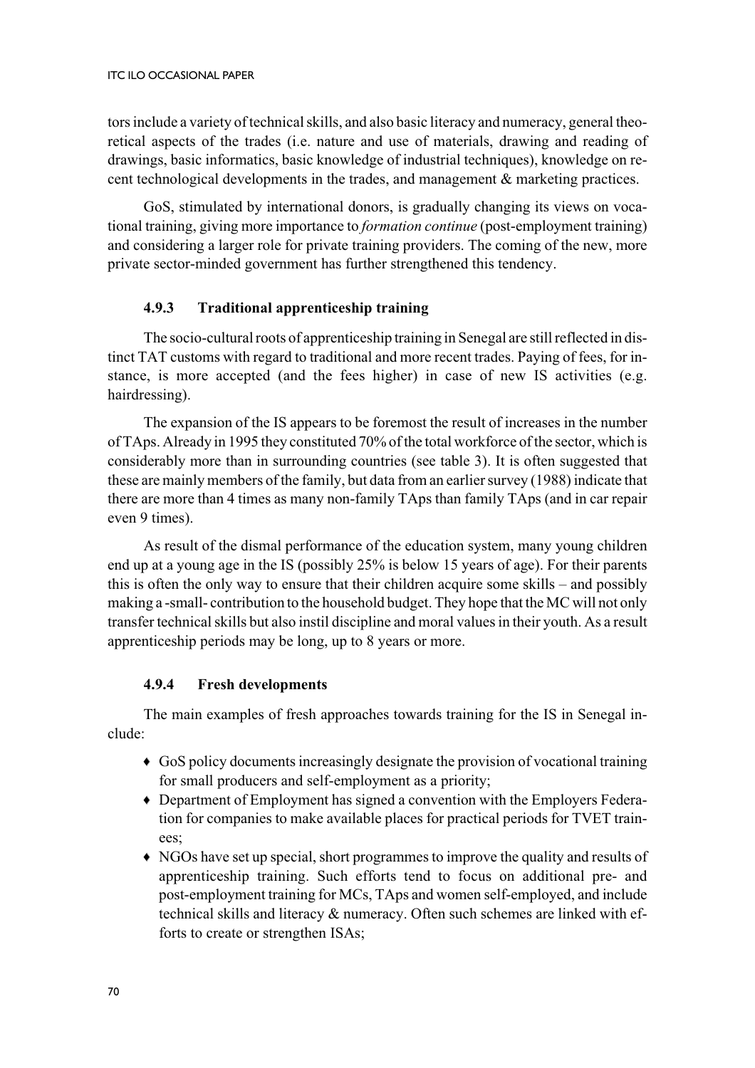tors include a variety of technical skills, and also basic literacy and numeracy, general theoretical aspects of the trades (i.e. nature and use of materials, drawing and reading of drawings, basic informatics, basic knowledge of industrial techniques), knowledge on recent technological developments in the trades, and management & marketing practices.

GoS, stimulated by international donors, is gradually changing its views on vocational training, giving more importance to *formation continue* (post-employment training) and considering a larger role for private training providers. The coming of the new, more private sector-minded government has further strengthened this tendency.

### 4.9.3 Traditional apprenticeship training

The socio-cultural roots of apprenticeship training in Senegal are still reflected in distinct TAT customs with regard to traditional and more recent trades. Paying of fees, for instance, is more accepted (and the fees higher) in case of new IS activities (e.g. hairdressing).

The expansion of the IS appears to be foremost the result of increases in the number of TAps. Already in 1995 they constituted 70% of the total workforce of the sector, which is considerably more than in surrounding countries (see table 3). It is often suggested that these are mainly members of the family, but data from an earlier survey (1988) indicate that there are more than 4 times as many non-family TAps than family TAps (and in car repair even 9 times).

As result of the dismal performance of the education system, many young children end up at a young age in the IS (possibly 25% is below 15 years of age). For their parents this is often the only way to ensure that their children acquire some skills – and possibly making a -small- contribution to the household budget. They hope that the MC will not only transfer technical skills but also instil discipline and moral values in their youth. As a result apprenticeship periods may be long, up to 8 years or more.

### 4.9.4 Fresh developments

The main examples of fresh approaches towards training for the IS in Senegal include:

- GoS policy documents increasingly designate the provision of vocational training for small producers and self-employment as a priority;
- Department of Employment has signed a convention with the Employers Federation for companies to make available places for practical periods for TVET trainees;
- NGOs have set up special, short programmes to improve the quality and results of apprenticeship training. Such efforts tend to focus on additional pre- and post-employment training for MCs, TAps and women self-employed, and include technical skills and literacy & numeracy. Often such schemes are linked with efforts to create or strengthen ISAs;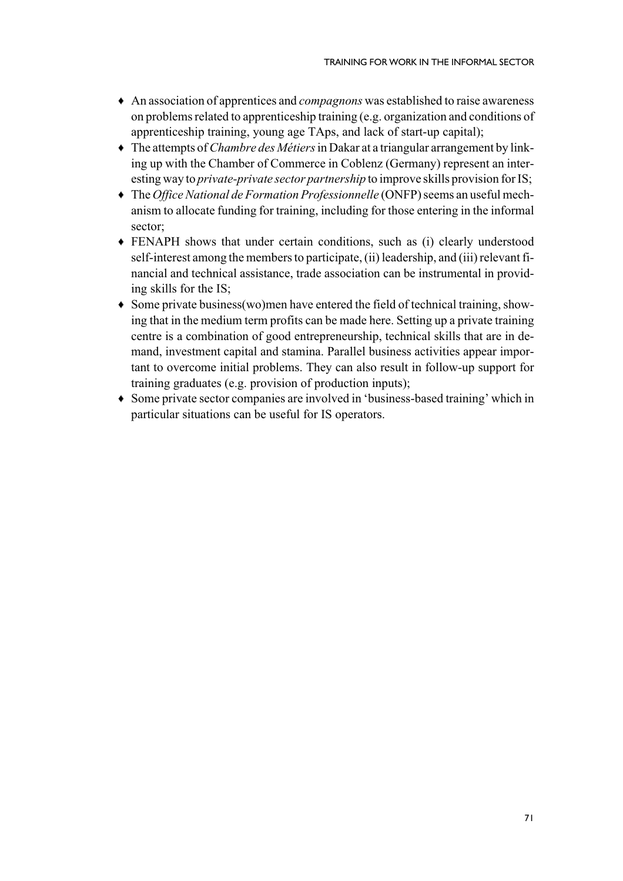- An association of apprentices and *compagnons* was established to raise awareness on problems related to apprenticeship training (e.g. organization and conditions of apprenticeship training, young age TAps, and lack of start-up capital);
- The attempts of *Chambre des Métiers* in Dakar at a triangular arrangement by linking up with the Chamber of Commerce in Coblenz (Germany) represent an interesting way to *private-private sector partnership* to improve skills provision for IS;
- The *Office National de Formation Professionnelle* (ONFP) seems an useful mechanism to allocate funding for training, including for those entering in the informal sector;
- FENAPH shows that under certain conditions, such as (i) clearly understood self-interest among the members to participate, (ii) leadership, and (iii) relevant financial and technical assistance, trade association can be instrumental in providing skills for the IS;
- Some private business(wo)men have entered the field of technical training, showing that in the medium term profits can be made here. Setting up a private training centre is a combination of good entrepreneurship, technical skills that are in demand, investment capital and stamina. Parallel business activities appear important to overcome initial problems. They can also result in follow-up support for training graduates (e.g. provision of production inputs);
- Some private sector companies are involved in 'business-based training' which in particular situations can be useful for IS operators.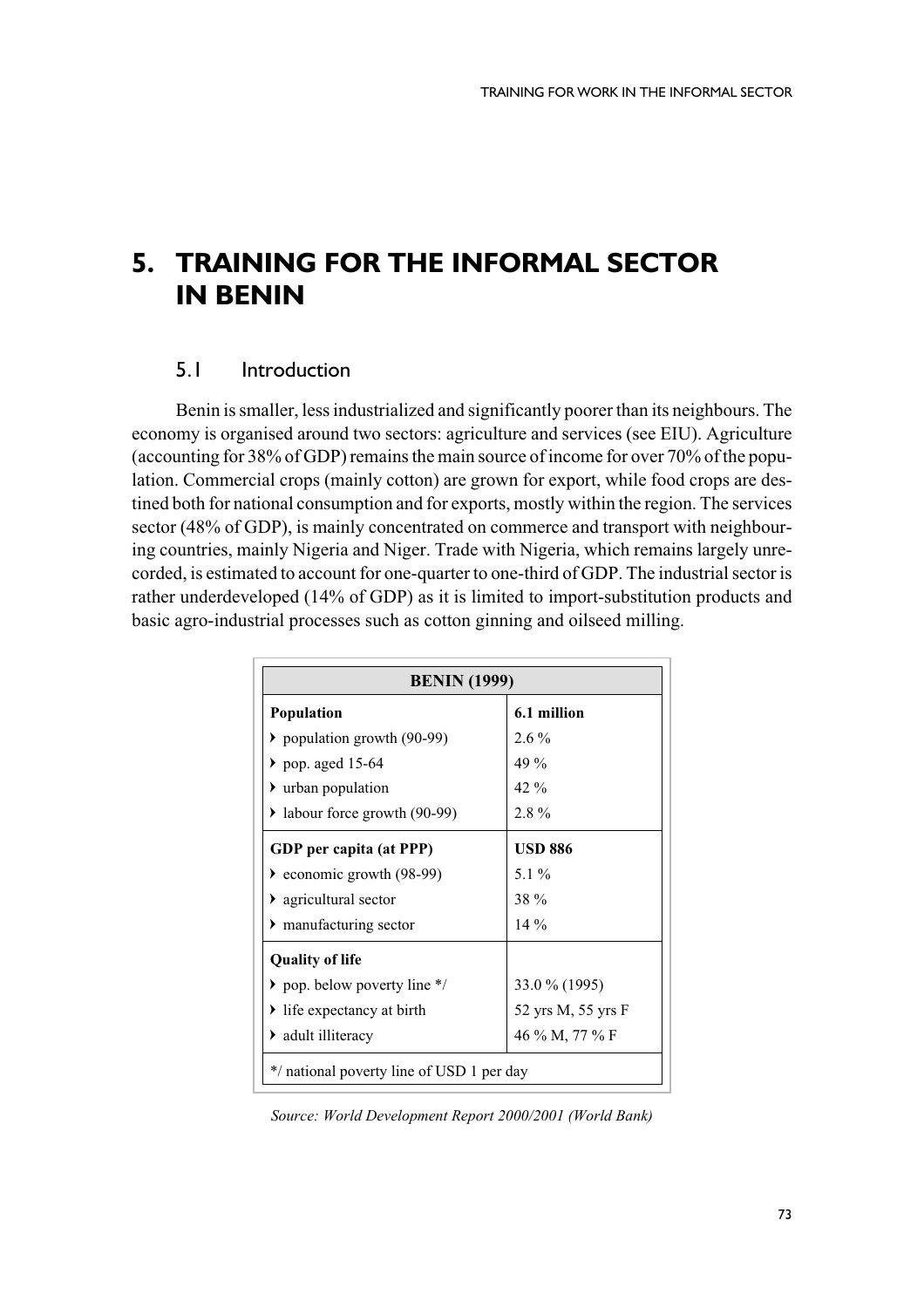# 5. TRAINING FOR THE INFORMAL SECTOR IN BENIN

## 5.1 Introduction

Benin is smaller, less industrialized and significantly poorer than its neighbours. The economy is organised around two sectors: agriculture and services (see EIU). Agriculture (accounting for 38% of GDP) remains the main source of income for over 70% of the population. Commercial crops (mainly cotton) are grown for export, while food crops are destined both for national consumption and for exports, mostly within the region. The services sector (48% of GDP), is mainly concentrated on commerce and transport with neighbouring countries, mainly Nigeria and Niger. Trade with Nigeria, which remains largely unrecorded, is estimated to account for one-quarter to one-third of GDP. The industrial sector is rather underdeveloped (14% of GDP) as it is limited to import-substitution products and basic agro-industrial processes such as cotton ginning and oilseed milling.

| BENIN (1999) | |
|---|---|
| **Population** | **6.1 million** |
| ▸ population growth (90-99) | 2.6 % |
| ▸ pop. aged 15-64 | 49 % |
| ▸ urban population | 42 % |
| ▸ labour force growth (90-99) | 2.8 % |
| **GDP per capita (at PPP)** | **USD 886** |
| ▸ economic growth (98-99) | 5.1 % |
| ▸ agricultural sector | 38 % |
| ▸ manufacturing sector | 14 % |
| **Quality of life** | |
| ▸ pop. below poverty line */ | 33.0 % (1995) |
| ▸ life expectancy at birth | 52 yrs M, 55 yrs F |
| ▸ adult illiteracy | 46 % M, 77 % F |
| */ national poverty line of USD 1 per day | |

*Source: World Development Report 2000/2001 (World Bank)*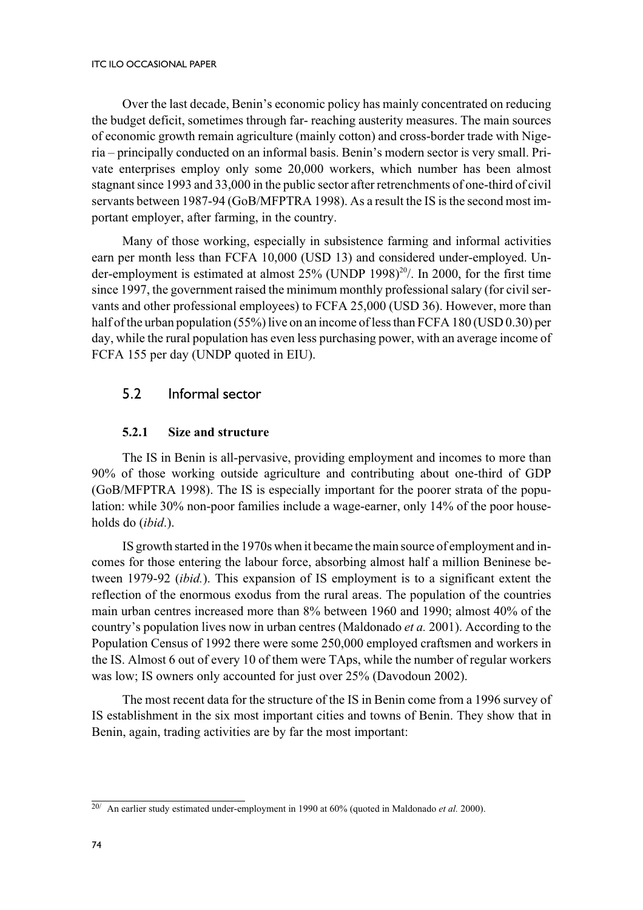Over the last decade, Benin's economic policy has mainly concentrated on reducing the budget deficit, sometimes through far- reaching austerity measures. The main sources of economic growth remain agriculture (mainly cotton) and cross-border trade with Nigeria – principally conducted on an informal basis. Benin's modern sector is very small. Private enterprises employ only some 20,000 workers, which number has been almost stagnant since 1993 and 33,000 in the public sector after retrenchments of one-third of civil servants between 1987-94 (GoB/MFPTRA 1998). As a result the IS is the second most important employer, after farming, in the country.

Many of those working, especially in subsistence farming and informal activities earn per month less than FCFA 10,000 (USD 13) and considered under-employed. Under-employment is estimated at almost 25% (UNDP 1998)[20/]. In 2000, for the first time since 1997, the government raised the minimum monthly professional salary (for civil servants and other professional employees) to FCFA 25,000 (USD 36). However, more than half of the urban population (55%) live on an income of less than FCFA 180 (USD 0.30) per day, while the rural population has even less purchasing power, with an average income of FCFA 155 per day (UNDP quoted in EIU).

## 5.2 Informal sector

### 5.2.1 Size and structure

The IS in Benin is all-pervasive, providing employment and incomes to more than 90% of those working outside agriculture and contributing about one-third of GDP (GoB/MFPTRA 1998). The IS is especially important for the poorer strata of the population: while 30% non-poor families include a wage-earner, only 14% of the poor households do (*ibid*.).

IS growth started in the 1970s when it became the main source of employment and incomes for those entering the labour force, absorbing almost half a million Beninese between 1979-92 (*ibid.*). This expansion of IS employment is to a significant extent the reflection of the enormous exodus from the rural areas. The population of the countries main urban centres increased more than 8% between 1960 and 1990; almost 40% of the country's population lives now in urban centres (Maldonado *et a.* 2001). According to the Population Census of 1992 there were some 250,000 employed craftsmen and workers in the IS. Almost 6 out of every 10 of them were TAps, while the number of regular workers was low; IS owners only accounted for just over 25% (Davodoun 2002).

The most recent data for the structure of the IS in Benin come from a 1996 survey of IS establishment in the six most important cities and towns of Benin. They show that in Benin, again, trading activities are by far the most important:

---

20/ An earlier study estimated under-employment in 1990 at 60% (quoted in Maldonado *et al.* 2000).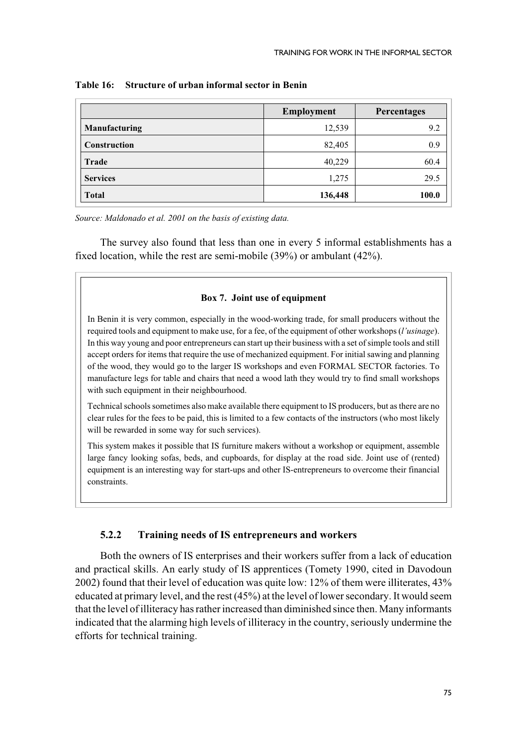**Table 16: Structure of urban informal sector in Benin**

| | Employment | Percentages |
|---|---|---|
| **Manufacturing** | 12,539 | 9.2 |
| **Construction** | 82,405 | 0.9 |
| **Trade** | 40,229 | 60.4 |
| **Services** | 1,275 | 29.5 |
| **Total** | **136,448** | **100.0** |

*Source: Maldonado et al. 2001 on the basis of existing data.*

The survey also found that less than one in every 5 informal establishments has a fixed location, while the rest are semi-mobile (39%) or ambulant (42%).

> **Box 7. Joint use of equipment**
>
> In Benin it is very common, especially in the wood-working trade, for small producers without the required tools and equipment to make use, for a fee, of the equipment of other workshops (*l'usinage*). In this way young and poor entrepreneurs can start up their business with a set of simple tools and still accept orders for items that require the use of mechanized equipment. For initial sawing and planning of the wood, they would go to the larger IS workshops and even FORMAL SECTOR factories. To manufacture legs for table and chairs that need a wood lath they would try to find small workshops with such equipment in their neighbourhood.
>
> Technical schools sometimes also make available there equipment to IS producers, but as there are no clear rules for the fees to be paid, this is limited to a few contacts of the instructors (who most likely will be rewarded in some way for such services).
>
> This system makes it possible that IS furniture makers without a workshop or equipment, assemble large fancy looking sofas, beds, and cupboards, for display at the road side. Joint use of (rented) equipment is an interesting way for start-ups and other IS-entrepreneurs to overcome their financial constraints.

### 5.2.2 Training needs of IS entrepreneurs and workers

Both the owners of IS enterprises and their workers suffer from a lack of education and practical skills. An early study of IS apprentices (Tomety 1990, cited in Davodoun 2002) found that their level of education was quite low: 12% of them were illiterates, 43% educated at primary level, and the rest (45%) at the level of lower secondary. It would seem that the level of illiteracy has rather increased than diminished since then. Many informants indicated that the alarming high levels of illiteracy in the country, seriously undermine the efforts for technical training.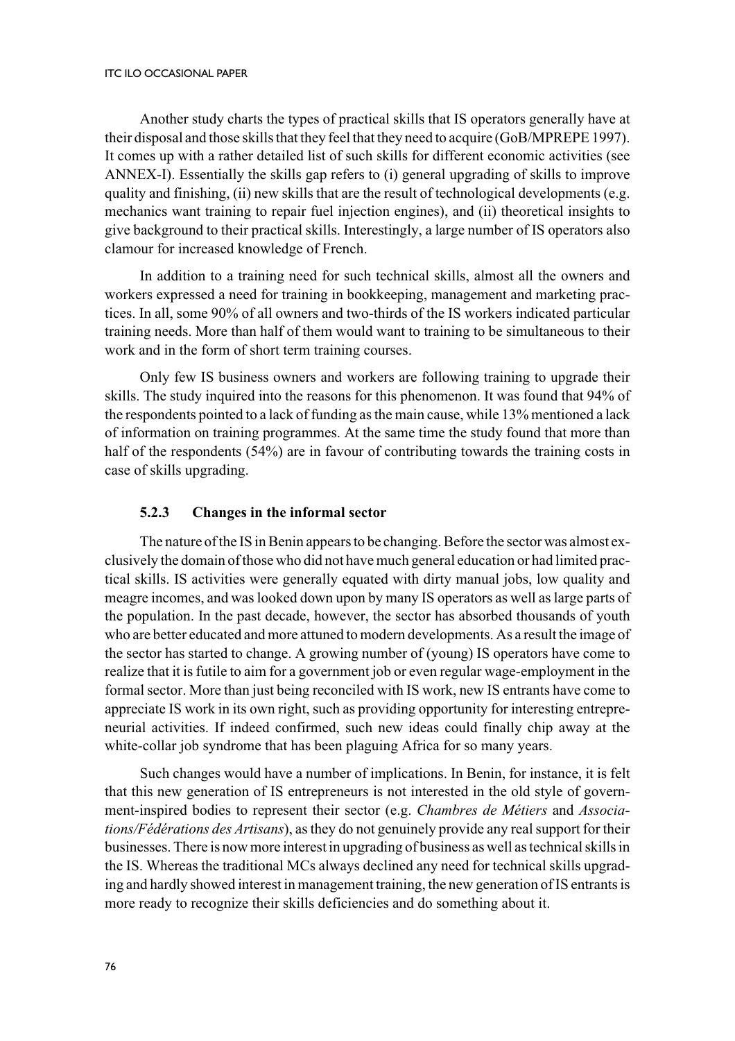Another study charts the types of practical skills that IS operators generally have at their disposal and those skills that they feel that they need to acquire (GoB/MPREPE 1997). It comes up with a rather detailed list of such skills for different economic activities (see ANNEX-I). Essentially the skills gap refers to (i) general upgrading of skills to improve quality and finishing, (ii) new skills that are the result of technological developments (e.g. mechanics want training to repair fuel injection engines), and (ii) theoretical insights to give background to their practical skills. Interestingly, a large number of IS operators also clamour for increased knowledge of French.

In addition to a training need for such technical skills, almost all the owners and workers expressed a need for training in bookkeeping, management and marketing practices. In all, some 90% of all owners and two-thirds of the IS workers indicated particular training needs. More than half of them would want to training to be simultaneous to their work and in the form of short term training courses.

Only few IS business owners and workers are following training to upgrade their skills. The study inquired into the reasons for this phenomenon. It was found that 94% of the respondents pointed to a lack of funding as the main cause, while 13% mentioned a lack of information on training programmes. At the same time the study found that more than half of the respondents (54%) are in favour of contributing towards the training costs in case of skills upgrading.

### 5.2.3 Changes in the informal sector

The nature of the IS in Benin appears to be changing. Before the sector was almost exclusively the domain of those who did not have much general education or had limited practical skills. IS activities were generally equated with dirty manual jobs, low quality and meagre incomes, and was looked down upon by many IS operators as well as large parts of the population. In the past decade, however, the sector has absorbed thousands of youth who are better educated and more attuned to modern developments. As a result the image of the sector has started to change. A growing number of (young) IS operators have come to realize that it is futile to aim for a government job or even regular wage-employment in the formal sector. More than just being reconciled with IS work, new IS entrants have come to appreciate IS work in its own right, such as providing opportunity for interesting entrepreneurial activities. If indeed confirmed, such new ideas could finally chip away at the white-collar job syndrome that has been plaguing Africa for so many years.

Such changes would have a number of implications. In Benin, for instance, it is felt that this new generation of IS entrepreneurs is not interested in the old style of government-inspired bodies to represent their sector (e.g. *Chambres de Métiers* and *Associations/Fédérations des Artisans*), as they do not genuinely provide any real support for their businesses. There is now more interest in upgrading of business as well as technical skills in the IS. Whereas the traditional MCs always declined any need for technical skills upgrading and hardly showed interest in management training, the new generation of IS entrants is more ready to recognize their skills deficiencies and do something about it.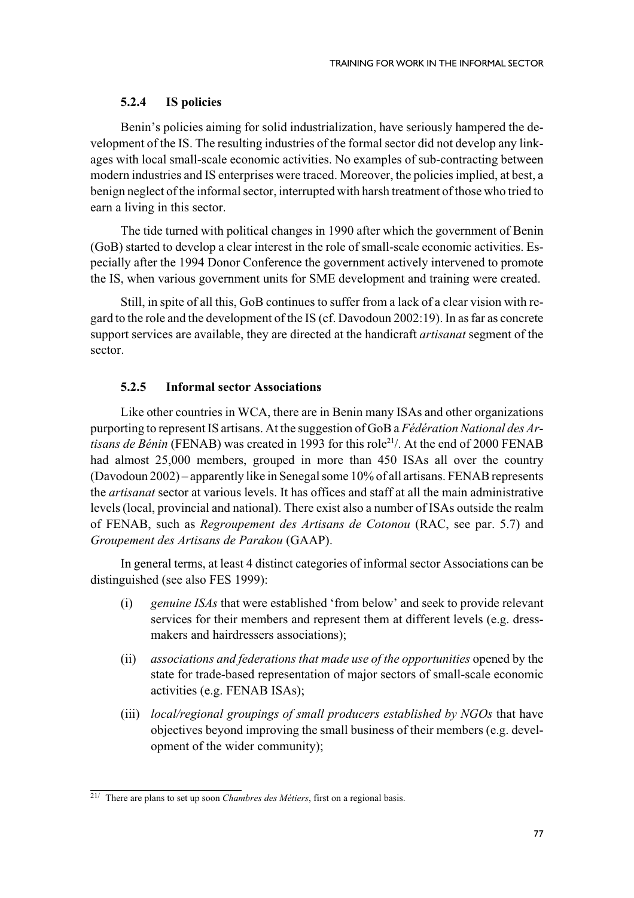### 5.2.4 IS policies

Benin's policies aiming for solid industrialization, have seriously hampered the development of the IS. The resulting industries of the formal sector did not develop any linkages with local small-scale economic activities. No examples of sub-contracting between modern industries and IS enterprises were traced. Moreover, the policies implied, at best, a benign neglect of the informal sector, interrupted with harsh treatment of those who tried to earn a living in this sector.

The tide turned with political changes in 1990 after which the government of Benin (GoB) started to develop a clear interest in the role of small-scale economic activities. Especially after the 1994 Donor Conference the government actively intervened to promote the IS, when various government units for SME development and training were created.

Still, in spite of all this, GoB continues to suffer from a lack of a clear vision with regard to the role and the development of the IS (cf. Davodoun 2002:19). In as far as concrete support services are available, they are directed at the handicraft *artisanat* segment of the sector.

### 5.2.5 Informal sector Associations

Like other countries in WCA, there are in Benin many ISAs and other organizations purporting to represent IS artisans. At the suggestion of GoB a *Fédération National des Artisans de Bénin* (FENAB) was created in 1993 for this role[21]/. At the end of 2000 FENAB had almost 25,000 members, grouped in more than 450 ISAs all over the country (Davodoun 2002) – apparently like in Senegal some 10% of all artisans. FENAB represents the *artisanat* sector at various levels. It has offices and staff at all the main administrative levels (local, provincial and national). There exist also a number of ISAs outside the realm of FENAB, such as *Regroupement des Artisans de Cotonou* (RAC, see par. 5.7) and *Groupement des Artisans de Parakou* (GAAP).

In general terms, at least 4 distinct categories of informal sector Associations can be distinguished (see also FES 1999):

(i) *genuine ISAs* that were established 'from below' and seek to provide relevant services for their members and represent them at different levels (e.g. dressmakers and hairdressers associations);

(ii) *associations and federations that made use of the opportunities* opened by the state for trade-based representation of major sectors of small-scale economic activities (e.g. FENAB ISAs);

(iii) *local/regional groupings of small producers established by NGOs* that have objectives beyond improving the small business of their members (e.g. development of the wider community);

---

21/ There are plans to set up soon *Chambres des Métiers*, first on a regional basis.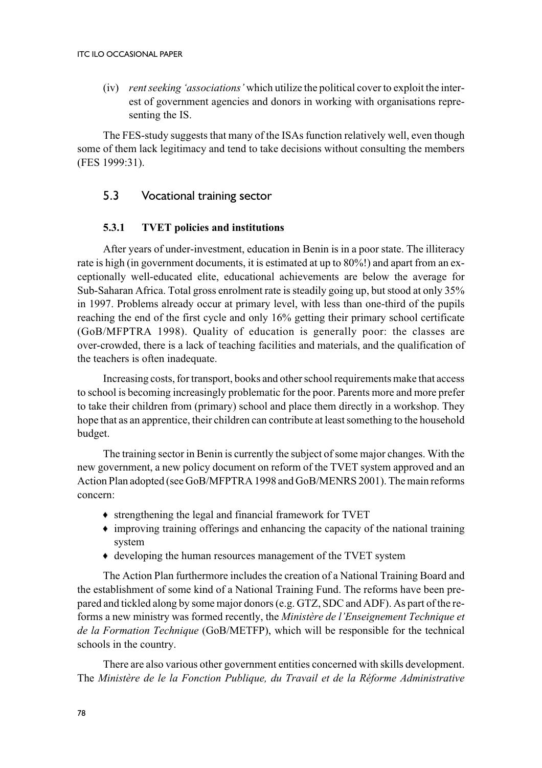(iv) *rent seeking 'associations'* which utilize the political cover to exploit the interest of government agencies and donors in working with organisations representing the IS.

The FES-study suggests that many of the ISAs function relatively well, even though some of them lack legitimacy and tend to take decisions without consulting the members (FES 1999:31).

## 5.3 Vocational training sector

### 5.3.1 TVET policies and institutions

After years of under-investment, education in Benin is in a poor state. The illiteracy rate is high (in government documents, it is estimated at up to 80%!) and apart from an exceptionally well-educated elite, educational achievements are below the average for Sub-Saharan Africa. Total gross enrolment rate is steadily going up, but stood at only 35% in 1997. Problems already occur at primary level, with less than one-third of the pupils reaching the end of the first cycle and only 16% getting their primary school certificate (GoB/MFPTRA 1998). Quality of education is generally poor: the classes are over-crowded, there is a lack of teaching facilities and materials, and the qualification of the teachers is often inadequate.

Increasing costs, for transport, books and other school requirements make that access to school is becoming increasingly problematic for the poor. Parents more and more prefer to take their children from (primary) school and place them directly in a workshop. They hope that as an apprentice, their children can contribute at least something to the household budget.

The training sector in Benin is currently the subject of some major changes. With the new government, a new policy document on reform of the TVET system approved and an Action Plan adopted (see GoB/MFPTRA 1998 and GoB/MENRS 2001). The main reforms concern:

- strengthening the legal and financial framework for TVET
- improving training offerings and enhancing the capacity of the national training system
- developing the human resources management of the TVET system

The Action Plan furthermore includes the creation of a National Training Board and the establishment of some kind of a National Training Fund. The reforms have been prepared and tickled along by some major donors (e.g. GTZ, SDC and ADF). As part of the reforms a new ministry was formed recently, the *Ministère de l'Enseignement Technique et de la Formation Technique* (GoB/METFP), which will be responsible for the technical schools in the country.

There are also various other government entities concerned with skills development. The *Ministère de le la Fonction Publique, du Travail et de la Réforme Administrative*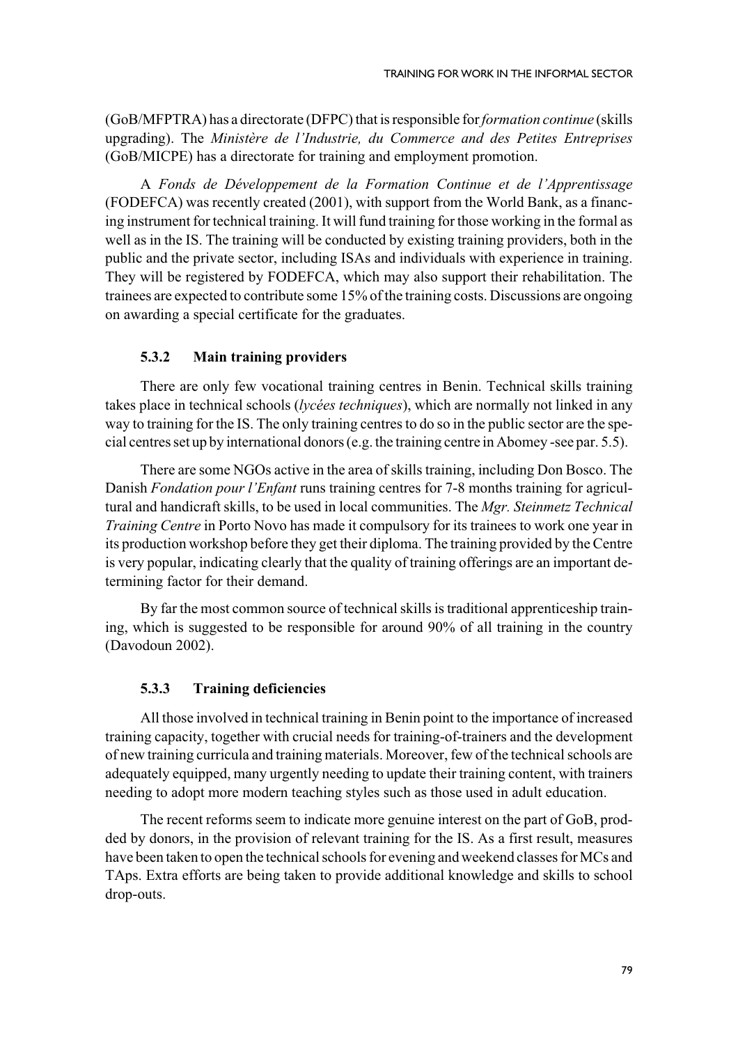(GoB/MFPTRA) has a directorate (DFPC) that is responsible for *formation continue* (skills upgrading). The *Ministère de l'Industrie, du Commerce and des Petites Entreprises* (GoB/MICPE) has a directorate for training and employment promotion.

A *Fonds de Développement de la Formation Continue et de l'Apprentissage* (FODEFCA) was recently created (2001), with support from the World Bank, as a financing instrument for technical training. It will fund training for those working in the formal as well as in the IS. The training will be conducted by existing training providers, both in the public and the private sector, including ISAs and individuals with experience in training. They will be registered by FODEFCA, which may also support their rehabilitation. The trainees are expected to contribute some 15% of the training costs. Discussions are ongoing on awarding a special certificate for the graduates.

### 5.3.2 Main training providers

There are only few vocational training centres in Benin. Technical skills training takes place in technical schools (*lycées techniques*), which are normally not linked in any way to training for the IS. The only training centres to do so in the public sector are the special centres set up by international donors (e.g. the training centre in Abomey -see par. 5.5).

There are some NGOs active in the area of skills training, including Don Bosco. The Danish *Fondation pour l'Enfant* runs training centres for 7-8 months training for agricultural and handicraft skills, to be used in local communities. The *Mgr. Steinmetz Technical Training Centre* in Porto Novo has made it compulsory for its trainees to work one year in its production workshop before they get their diploma. The training provided by the Centre is very popular, indicating clearly that the quality of training offerings are an important determining factor for their demand.

By far the most common source of technical skills is traditional apprenticeship training, which is suggested to be responsible for around 90% of all training in the country (Davodoun 2002).

### 5.3.3 Training deficiencies

All those involved in technical training in Benin point to the importance of increased training capacity, together with crucial needs for training-of-trainers and the development of new training curricula and training materials. Moreover, few of the technical schools are adequately equipped, many urgently needing to update their training content, with trainers needing to adopt more modern teaching styles such as those used in adult education.

The recent reforms seem to indicate more genuine interest on the part of GoB, prodded by donors, in the provision of relevant training for the IS. As a first result, measures have been taken to open the technical schools for evening and weekend classes for MCs and TAps. Extra efforts are being taken to provide additional knowledge and skills to school drop-outs.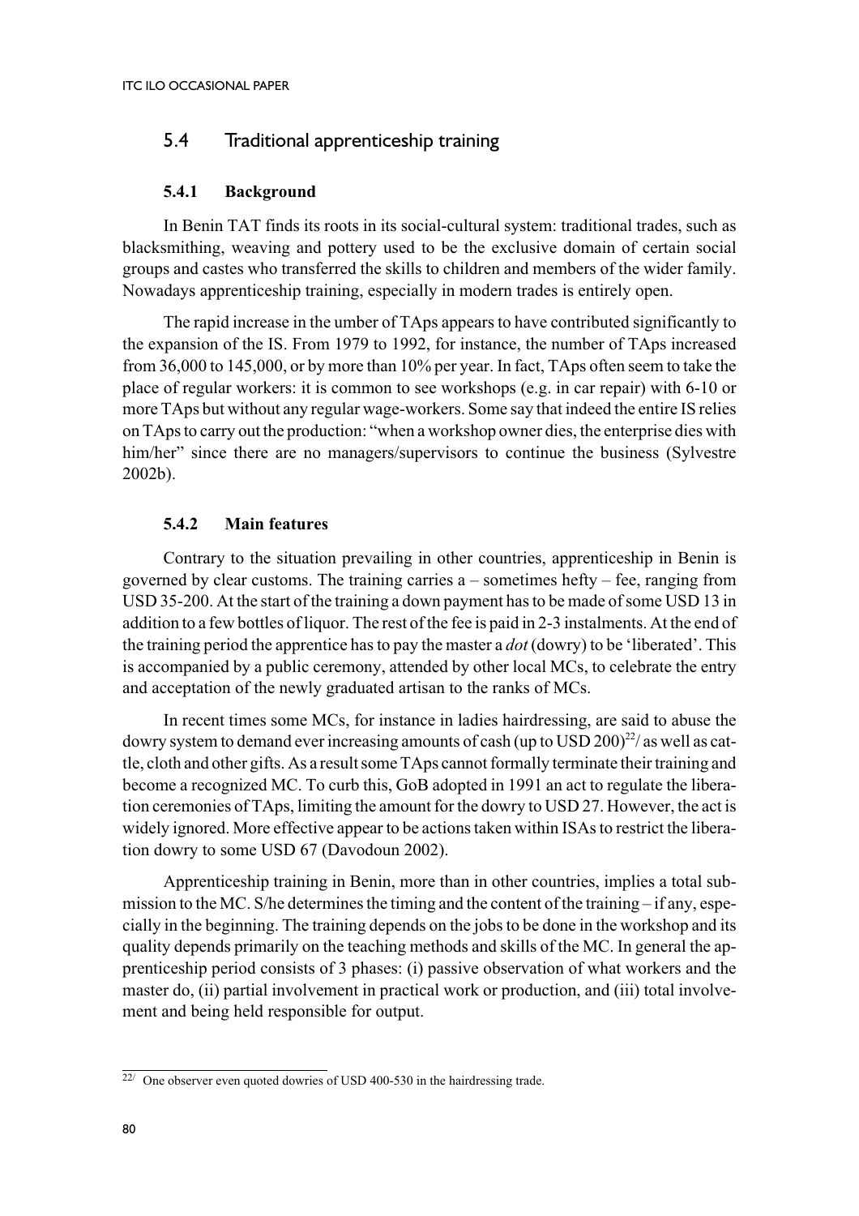## 5.4 Traditional apprenticeship training

### 5.4.1 Background

In Benin TAT finds its roots in its social-cultural system: traditional trades, such as blacksmithing, weaving and pottery used to be the exclusive domain of certain social groups and castes who transferred the skills to children and members of the wider family. Nowadays apprenticeship training, especially in modern trades is entirely open.

The rapid increase in the umber of TAps appears to have contributed significantly to the expansion of the IS. From 1979 to 1992, for instance, the number of TAps increased from 36,000 to 145,000, or by more than 10% per year. In fact, TAps often seem to take the place of regular workers: it is common to see workshops (e.g. in car repair) with 6-10 or more TAps but without any regular wage-workers. Some say that indeed the entire IS relies on TAps to carry out the production: "when a workshop owner dies, the enterprise dies with him/her" since there are no managers/supervisors to continue the business (Sylvestre 2002b).

### 5.4.2 Main features

Contrary to the situation prevailing in other countries, apprenticeship in Benin is governed by clear customs. The training carries a – sometimes hefty – fee, ranging from USD 35-200. At the start of the training a down payment has to be made of some USD 13 in addition to a few bottles of liquor. The rest of the fee is paid in 2-3 instalments. At the end of the training period the apprentice has to pay the master a *dot* (dowry) to be 'liberated'. This is accompanied by a public ceremony, attended by other local MCs, to celebrate the entry and acceptation of the newly graduated artisan to the ranks of MCs.

In recent times some MCs, for instance in ladies hairdressing, are said to abuse the dowry system to demand ever increasing amounts of cash (up to USD 200)[22]/ as well as cattle, cloth and other gifts. As a result some TAps cannot formally terminate their training and become a recognized MC. To curb this, GoB adopted in 1991 an act to regulate the liberation ceremonies of TAps, limiting the amount for the dowry to USD 27. However, the act is widely ignored. More effective appear to be actions taken within ISAs to restrict the liberation dowry to some USD 67 (Davodoun 2002).

Apprenticeship training in Benin, more than in other countries, implies a total submission to the MC. S/he determines the timing and the content of the training – if any, especially in the beginning. The training depends on the jobs to be done in the workshop and its quality depends primarily on the teaching methods and skills of the MC. In general the apprenticeship period consists of 3 phases: (i) passive observation of what workers and the master do, (ii) partial involvement in practical work or production, and (iii) total involvement and being held responsible for output.

---

22/ One observer even quoted dowries of USD 400-530 in the hairdressing trade.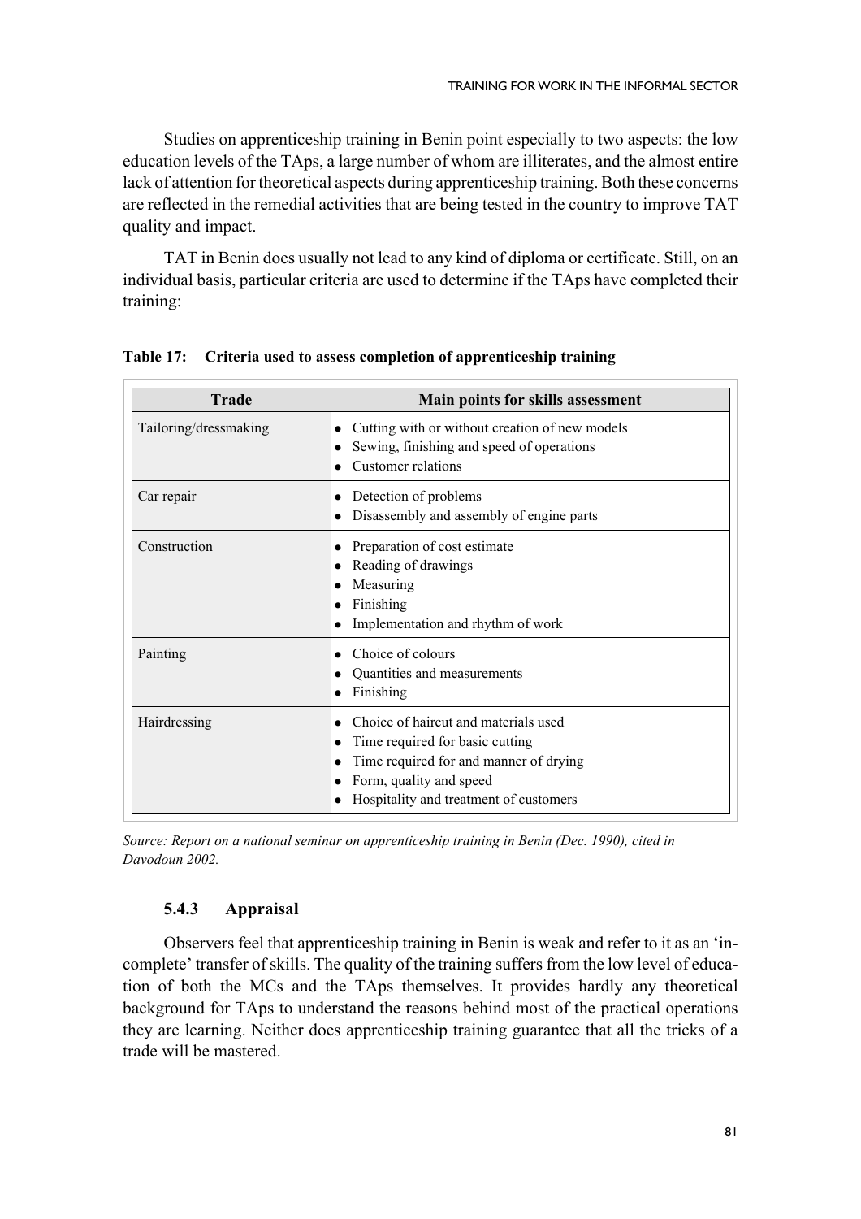Studies on apprenticeship training in Benin point especially to two aspects: the low education levels of the TAps, a large number of whom are illiterates, and the almost entire lack of attention for theoretical aspects during apprenticeship training. Both these concerns are reflected in the remedial activities that are being tested in the country to improve TAT quality and impact.

TAT in Benin does usually not lead to any kind of diploma or certificate. Still, on an individual basis, particular criteria are used to determine if the TAps have completed their training:

**Table 17: Criteria used to assess completion of apprenticeship training**

| Trade | Main points for skills assessment |
|---|---|
| Tailoring/dressmaking | • Cutting with or without creation of new models<br>• Sewing, finishing and speed of operations<br>• Customer relations |
| Car repair | • Detection of problems<br>• Disassembly and assembly of engine parts |
| Construction | • Preparation of cost estimate<br>• Reading of drawings<br>• Measuring<br>• Finishing<br>• Implementation and rhythm of work |
| Painting | • Choice of colours<br>• Quantities and measurements<br>• Finishing |
| Hairdressing | • Choice of haircut and materials used<br>• Time required for basic cutting<br>• Time required for and manner of drying<br>• Form, quality and speed<br>• Hospitality and treatment of customers |

*Source: Report on a national seminar on apprenticeship training in Benin (Dec. 1990), cited in Davodoun 2002.*

### 5.4.3 Appraisal

Observers feel that apprenticeship training in Benin is weak and refer to it as an 'incomplete' transfer of skills. The quality of the training suffers from the low level of education of both the MCs and the TAps themselves. It provides hardly any theoretical background for TAps to understand the reasons behind most of the practical operations they are learning. Neither does apprenticeship training guarantee that all the tricks of a trade will be mastered.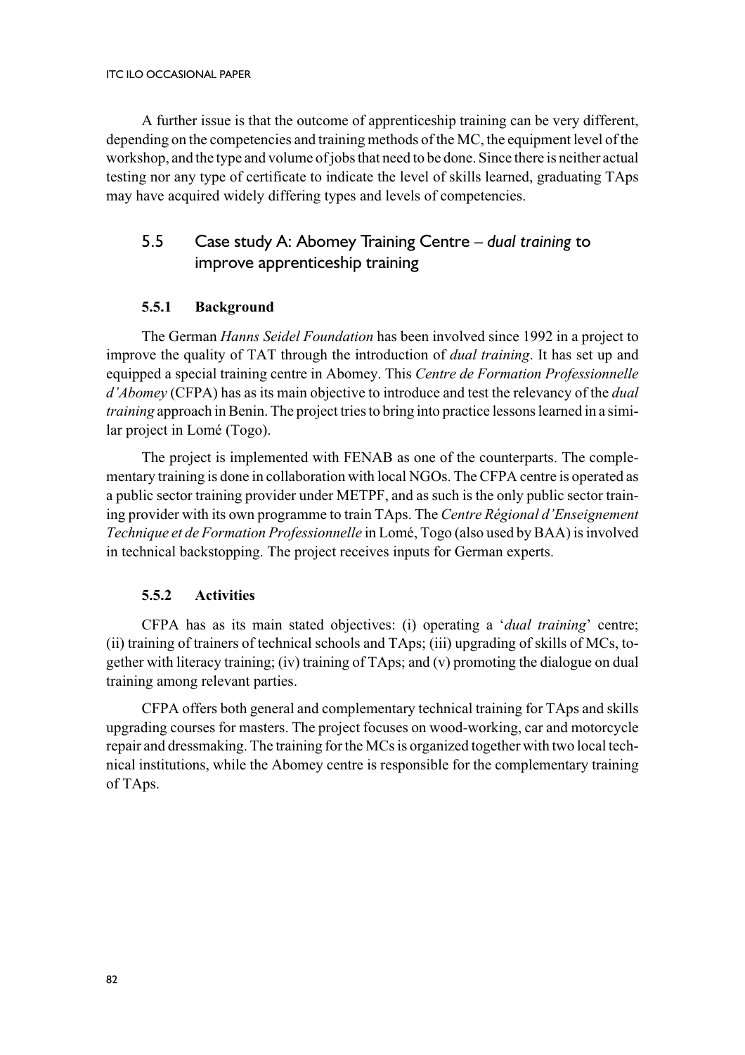A further issue is that the outcome of apprenticeship training can be very different, depending on the competencies and training methods of the MC, the equipment level of the workshop, and the type and volume of jobs that need to be done. Since there is neither actual testing nor any type of certificate to indicate the level of skills learned, graduating TAps may have acquired widely differing types and levels of competencies.

## 5.5 Case study A: Abomey Training Centre – *dual training* to improve apprenticeship training

### 5.5.1 Background

The German *Hanns Seidel Foundation* has been involved since 1992 in a project to improve the quality of TAT through the introduction of *dual training*. It has set up and equipped a special training centre in Abomey. This *Centre de Formation Professionnelle d'Abomey* (CFPA) has as its main objective to introduce and test the relevancy of the *dual training* approach in Benin. The project tries to bring into practice lessons learned in a similar project in Lomé (Togo).

The project is implemented with FENAB as one of the counterparts. The complementary training is done in collaboration with local NGOs. The CFPA centre is operated as a public sector training provider under METPF, and as such is the only public sector training provider with its own programme to train TAps. The *Centre Régional d'Enseignement Technique et de Formation Professionnelle* in Lomé, Togo (also used by BAA) is involved in technical backstopping. The project receives inputs for German experts.

### 5.5.2 Activities

CFPA has as its main stated objectives: (i) operating a '*dual training*' centre; (ii) training of trainers of technical schools and TAps; (iii) upgrading of skills of MCs, together with literacy training; (iv) training of TAps; and (v) promoting the dialogue on dual training among relevant parties.

CFPA offers both general and complementary technical training for TAps and skills upgrading courses for masters. The project focuses on wood-working, car and motorcycle repair and dressmaking. The training for the MCs is organized together with two local technical institutions, while the Abomey centre is responsible for the complementary training of TAps.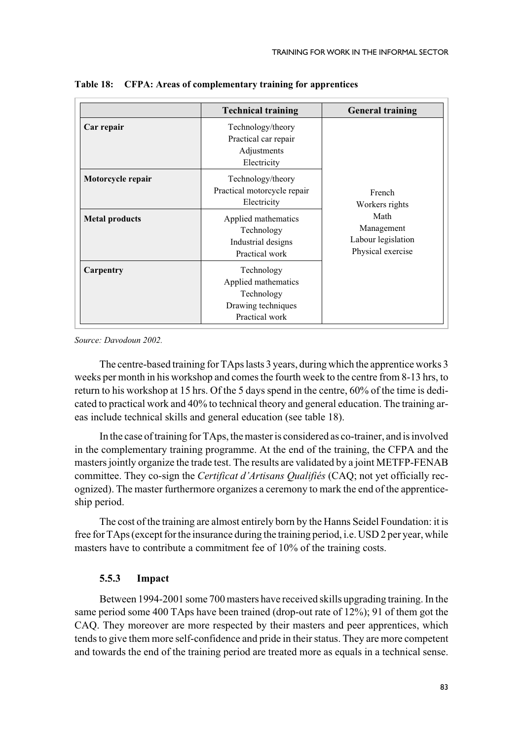**Table 18: CFPA: Areas of complementary training for apprentices**

| | Technical training | General training |
|---|---|---|
| **Car repair** | Technology/theory<br>Practical car repair<br>Adjustments<br>Electricity | French<br>Workers rights<br>Math<br>Management<br>Labour legislation<br>Physical exercise |
| **Motorcycle repair** | Technology/theory<br>Practical motorcycle repair<br>Electricity | |
| **Metal products** | Applied mathematics<br>Technology<br>Industrial designs<br>Practical work | |
| **Carpentry** | Technology<br>Applied mathematics<br>Technology<br>Drawing techniques<br>Practical work | |

*Source: Davodoun 2002.*

The centre-based training for TAps lasts 3 years, during which the apprentice works 3 weeks per month in his workshop and comes the fourth week to the centre from 8-13 hrs, to return to his workshop at 15 hrs. Of the 5 days spend in the centre, 60% of the time is dedicated to practical work and 40% to technical theory and general education. The training areas include technical skills and general education (see table 18).

In the case of training for TAps, the master is considered as co-trainer, and is involved in the complementary training programme. At the end of the training, the CFPA and the masters jointly organize the trade test. The results are validated by a joint METFP-FENAB committee. They co-sign the *Certificat d'Artisans Qualifiés* (CAQ; not yet officially recognized). The master furthermore organizes a ceremony to mark the end of the apprenticeship period.

The cost of the training are almost entirely born by the Hanns Seidel Foundation: it is free for TAps (except for the insurance during the training period, i.e. USD 2 per year, while masters have to contribute a commitment fee of 10% of the training costs.

### 5.5.3 Impact

Between 1994-2001 some 700 masters have received skills upgrading training. In the same period some 400 TAps have been trained (drop-out rate of 12%); 91 of them got the CAQ. They moreover are more respected by their masters and peer apprentices, which tends to give them more self-confidence and pride in their status. They are more competent and towards the end of the training period are treated more as equals in a technical sense.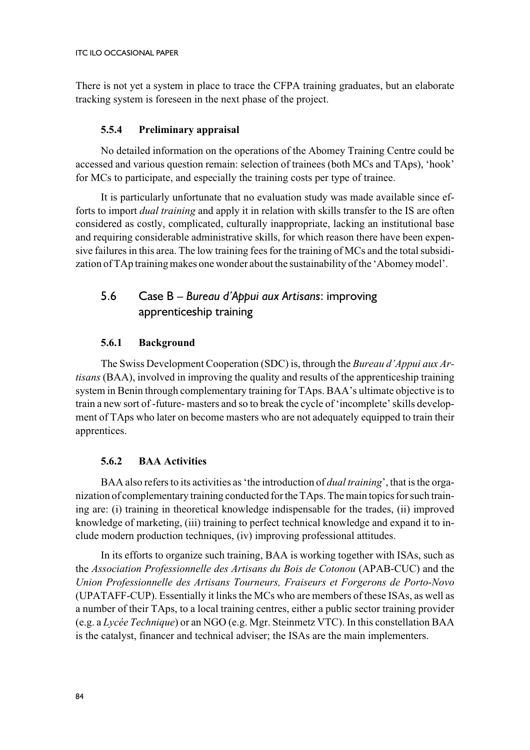There is not yet a system in place to trace the CFPA training graduates, but an elaborate tracking system is foreseen in the next phase of the project.

#### 5.5.4 Preliminary appraisal

No detailed information on the operations of the Abomey Training Centre could be accessed and various question remain: selection of trainees (both MCs and TAps), 'hook' for MCs to participate, and especially the training costs per type of trainee.

It is particularly unfortunate that no evaluation study was made available since efforts to import *dual training* and apply it in relation with skills transfer to the IS are often considered as costly, complicated, culturally inappropriate, lacking an institutional base and requiring considerable administrative skills, for which reason there have been expensive failures in this area. The low training fees for the training of MCs and the total subsidization of TAp training makes one wonder about the sustainability of the 'Abomey model'.

### 5.6 Case B – *Bureau d'Appui aux Artisans*: improving apprenticeship training

#### 5.6.1 Background

The Swiss Development Cooperation (SDC) is, through the *Bureau d'Appui aux Artisans* (BAA), involved in improving the quality and results of the apprenticeship training system in Benin through complementary training for TAps. BAA's ultimate objective is to train a new sort of -future- masters and so to break the cycle of 'incomplete' skills development of TAps who later on become masters who are not adequately equipped to train their apprentices.

#### 5.6.2 BAA Activities

BAA also refers to its activities as 'the introduction of *dual training*', that is the organization of complementary training conducted for the TAps. The main topics for such training are: (i) training in theoretical knowledge indispensable for the trades, (ii) improved knowledge of marketing, (iii) training to perfect technical knowledge and expand it to include modern production techniques, (iv) improving professional attitudes.

In its efforts to organize such training, BAA is working together with ISAs, such as the *Association Professionnelle des Artisans du Bois de Cotonou* (APAB-CUC) and the *Union Professionnelle des Artisans Tourneurs, Fraiseurs et Forgerons de Porto-Novo* (UPATAFF-CUP). Essentially it links the MCs who are members of these ISAs, as well as a number of their TAps, to a local training centres, either a public sector training provider (e.g. a *Lycée Technique*) or an NGO (e.g. Mgr. Steinmetz VTC). In this constellation BAA is the catalyst, financer and technical adviser; the ISAs are the main implementers.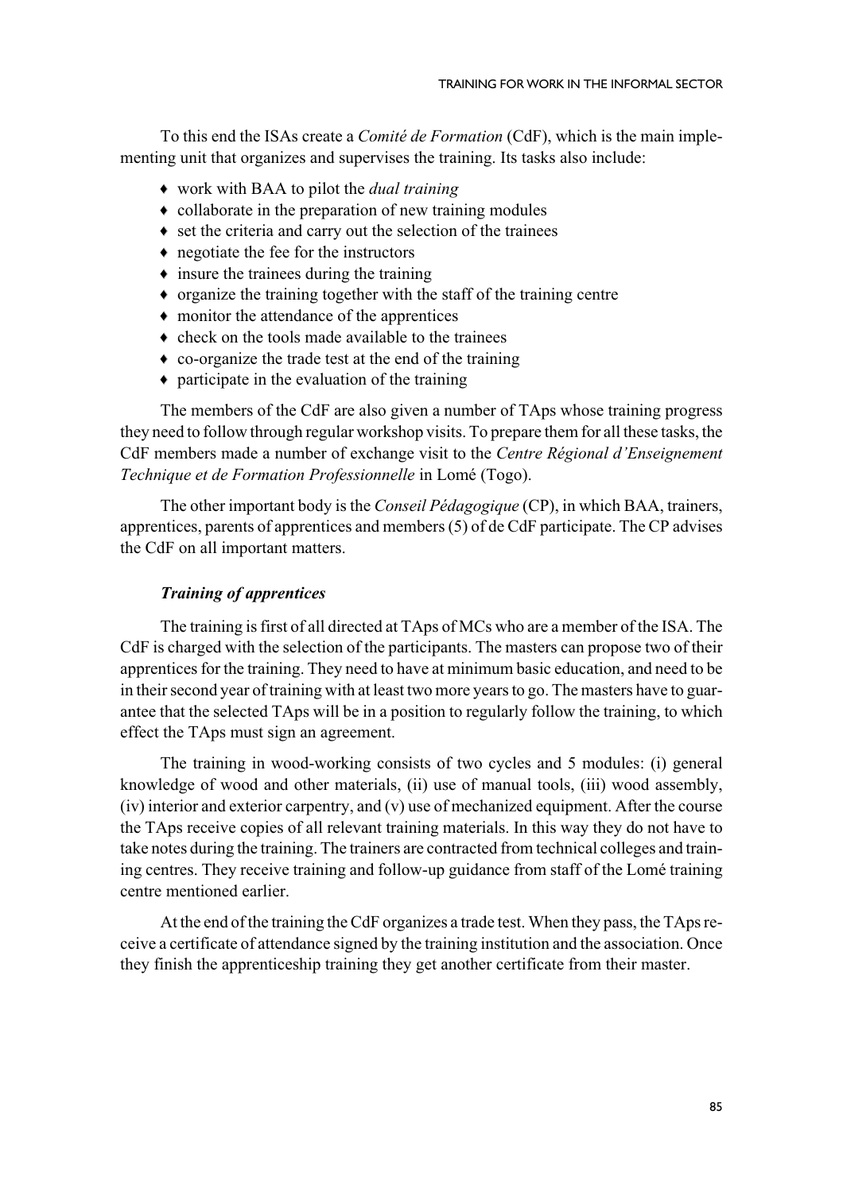To this end the ISAs create a *Comité de Formation* (CdF), which is the main implementing unit that organizes and supervises the training. Its tasks also include:

- work with BAA to pilot the *dual training*
- collaborate in the preparation of new training modules
- set the criteria and carry out the selection of the trainees
- negotiate the fee for the instructors
- insure the trainees during the training
- organize the training together with the staff of the training centre
- monitor the attendance of the apprentices
- check on the tools made available to the trainees
- co-organize the trade test at the end of the training
- participate in the evaluation of the training

The members of the CdF are also given a number of TAps whose training progress they need to follow through regular workshop visits. To prepare them for all these tasks, the CdF members made a number of exchange visit to the *Centre Régional d'Enseignement Technique et de Formation Professionnelle* in Lomé (Togo).

The other important body is the *Conseil Pédagogique* (CP), in which BAA, trainers, apprentices, parents of apprentices and members (5) of de CdF participate. The CP advises the CdF on all important matters.

### *Training of apprentices*

The training is first of all directed at TAps of MCs who are a member of the ISA. The CdF is charged with the selection of the participants. The masters can propose two of their apprentices for the training. They need to have at minimum basic education, and need to be in their second year of training with at least two more years to go. The masters have to guarantee that the selected TAps will be in a position to regularly follow the training, to which effect the TAps must sign an agreement.

The training in wood-working consists of two cycles and 5 modules: (i) general knowledge of wood and other materials, (ii) use of manual tools, (iii) wood assembly, (iv) interior and exterior carpentry, and (v) use of mechanized equipment. After the course the TAps receive copies of all relevant training materials. In this way they do not have to take notes during the training. The trainers are contracted from technical colleges and training centres. They receive training and follow-up guidance from staff of the Lomé training centre mentioned earlier.

At the end of the training the CdF organizes a trade test. When they pass, the TAps receive a certificate of attendance signed by the training institution and the association. Once they finish the apprenticeship training they get another certificate from their master.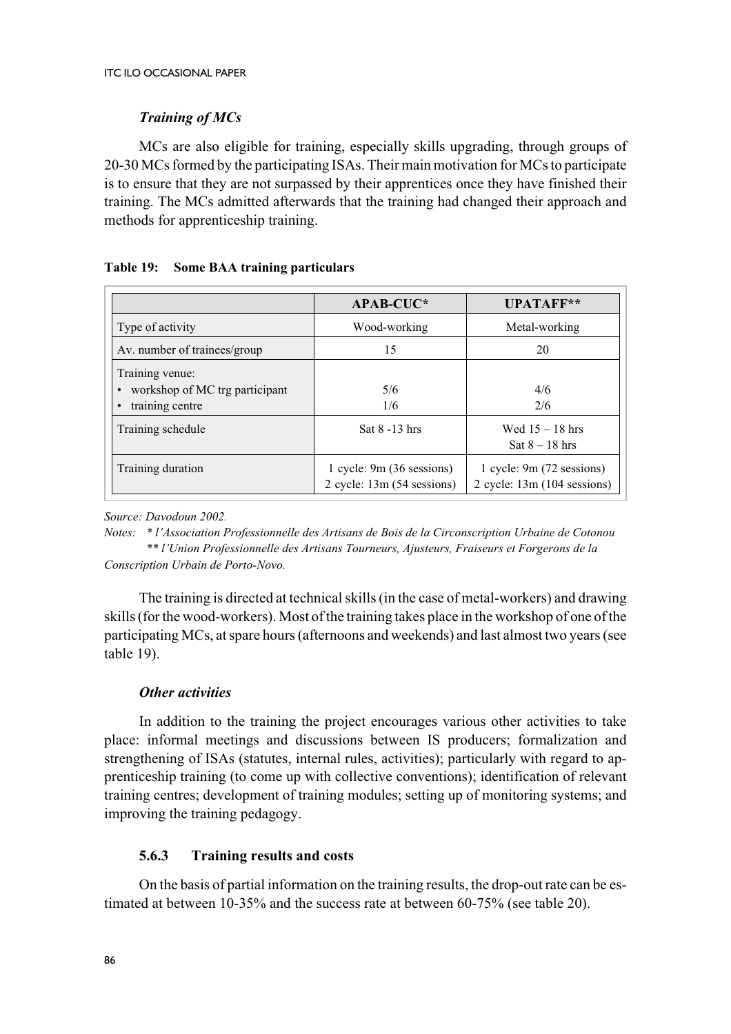### *Training of MCs*

MCs are also eligible for training, especially skills upgrading, through groups of 20-30 MCs formed by the participating ISAs. Their main motivation for MCs to participate is to ensure that they are not surpassed by their apprentices once they have finished their training. The MCs admitted afterwards that the training had changed their approach and methods for apprenticeship training.

**Table 19: Some BAA training particulars**

| | **APAB-CUC*** | **UPATAFF**** |
|---|---|---|
| Type of activity | Wood-working | Metal-working |
| Av. number of trainees/group | 15 | 20 |
| Training venue:<br>• workshop of MC trg participant<br>• training centre | <br>5/6<br>1/6 | <br>4/6<br>2/6 |
| Training schedule | Sat 8 -13 hrs | Wed 15 – 18 hrs<br>Sat 8 – 18 hrs |
| Training duration | 1 cycle: 9m (36 sessions)<br>2 cycle: 13m (54 sessions) | 1 cycle: 9m (72 sessions)<br>2 cycle: 13m (104 sessions) |

*Source: Davodoun 2002.*

*Notes: * l'Association Professionnelle des Artisans de Bois de la Circonscription Urbaine de Cotonou*
*** l'Union Professionnelle des Artisans Tourneurs, Ajusteurs, Fraiseurs et Forgerons de la Conscription Urbain de Porto-Novo.*

The training is directed at technical skills (in the case of metal-workers) and drawing skills (for the wood-workers). Most of the training takes place in the workshop of one of the participating MCs, at spare hours (afternoons and weekends) and last almost two years (see table 19).

### *Other activities*

In addition to the training the project encourages various other activities to take place: informal meetings and discussions between IS producers; formalization and strengthening of ISAs (statutes, internal rules, activities); particularly with regard to apprenticeship training (to come up with collective conventions); identification of relevant training centres; development of training modules; setting up of monitoring systems; and improving the training pedagogy.

### 5.6.3 Training results and costs

On the basis of partial information on the training results, the drop-out rate can be estimated at between 10-35% and the success rate at between 60-75% (see table 20).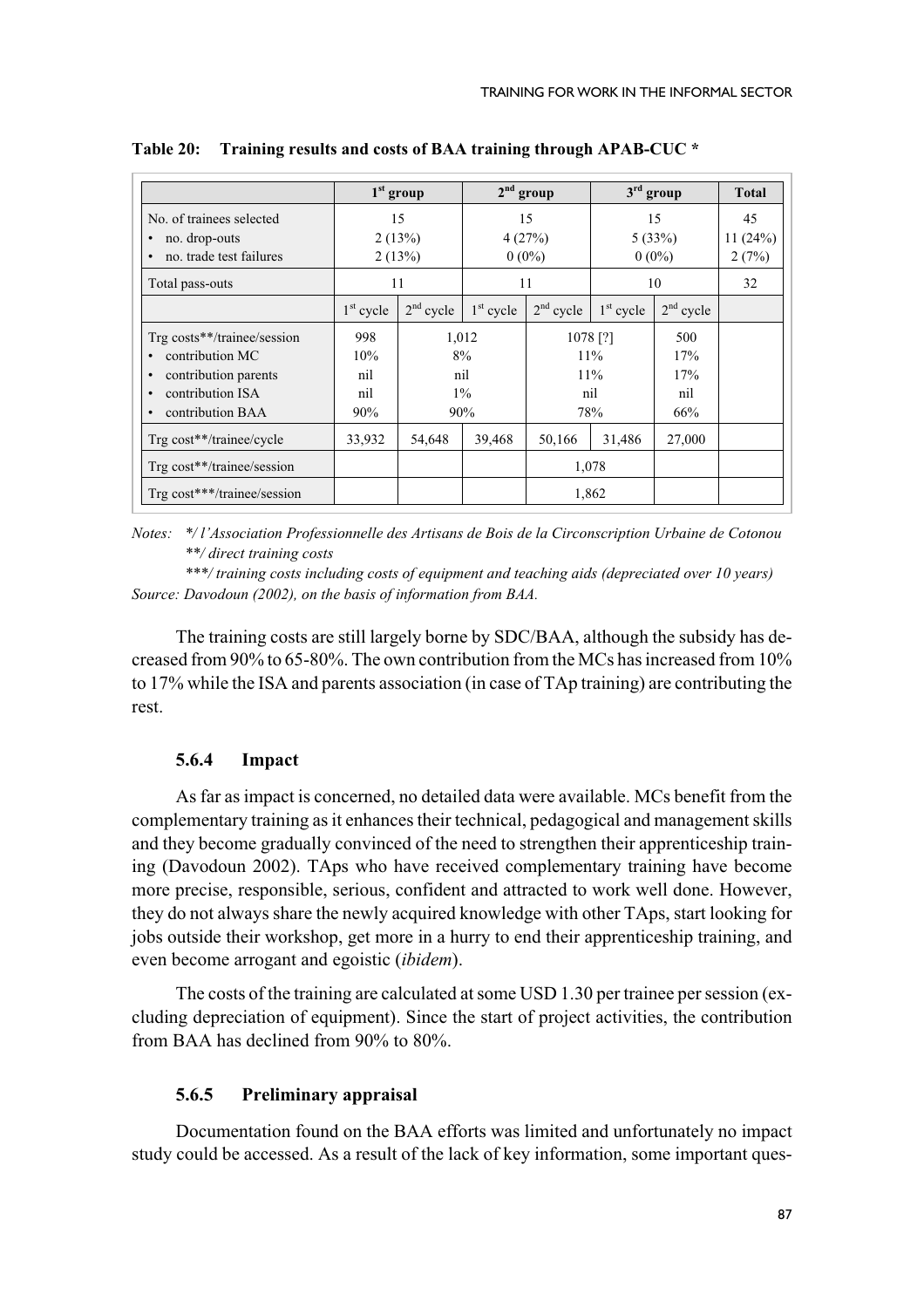**Table 20: Training results and costs of BAA training through APAB-CUC \***

| | 1st group | | 2nd group | | 3rd group | | Total |
|---|---|---|---|---|---|---|---|
| No. of trainees selected<br>• no. drop-outs<br>• no. trade test failures | 15<br>2 (13%)<br>2 (13%) | | 15<br>4 (27%)<br>0 (0%) | | 15<br>5 (33%)<br>0 (0%) | | 45<br>11 (24%)<br>2 (7%) |
| Total pass-outs | 11 | | 11 | | 10 | | 32 |
| | 1st cycle | 2nd cycle | 1st cycle | 2nd cycle | 1st cycle | 2nd cycle | |
| Trg costs\*\*/trainee/session<br>• contribution MC<br>• contribution parents<br>• contribution ISA<br>• contribution BAA | 998<br>10%<br>nil<br>nil<br>90% | 1,012<br>8%<br>nil<br>1%<br>90% | | 1078 [?]<br>11%<br>11%<br>nil<br>78% | | 500<br>17%<br>17%<br>nil<br>66% | |
| Trg cost\*\*/trainee/cycle | 33,932 | 54,648 | 39,468 | 50,166 | 31,486 | 27,000 | |
| Trg cost\*\*/trainee/session | | | | 1,078 | | | |
| Trg cost\*\*\*/trainee/session | | | | 1,862 | | | |

*Notes: \*/ l'Association Professionnelle des Artisans de Bois de la Circonscription Urbaine de Cotonou*
*\*\*/ direct training costs*
*\*\*\*/ training costs including costs of equipment and teaching aids (depreciated over 10 years)*
*Source: Davodoun (2002), on the basis of information from BAA.*

The training costs are still largely borne by SDC/BAA, although the subsidy has decreased from 90% to 65-80%. The own contribution from the MCs has increased from 10% to 17% while the ISA and parents association (in case of TAp training) are contributing the rest.

### 5.6.4 Impact

As far as impact is concerned, no detailed data were available. MCs benefit from the complementary training as it enhances their technical, pedagogical and management skills and they become gradually convinced of the need to strengthen their apprenticeship training (Davodoun 2002). TAps who have received complementary training have become more precise, responsible, serious, confident and attracted to work well done. However, they do not always share the newly acquired knowledge with other TAps, start looking for jobs outside their workshop, get more in a hurry to end their apprenticeship training, and even become arrogant and egoistic (*ibidem*).

The costs of the training are calculated at some USD 1.30 per trainee per session (excluding depreciation of equipment). Since the start of project activities, the contribution from BAA has declined from 90% to 80%.

### 5.6.5 Preliminary appraisal

Documentation found on the BAA efforts was limited and unfortunately no impact study could be accessed. As a result of the lack of key information, some important ques-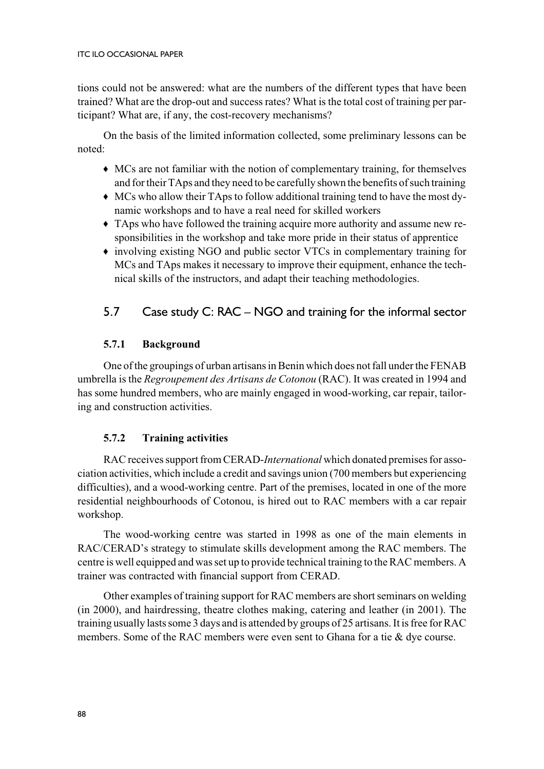tions could not be answered: what are the numbers of the different types that have been trained? What are the drop-out and success rates? What is the total cost of training per participant? What are, if any, the cost-recovery mechanisms?

On the basis of the limited information collected, some preliminary lessons can be noted:

- MCs are not familiar with the notion of complementary training, for themselves and for their TAps and they need to be carefully shown the benefits of such training
- MCs who allow their TAps to follow additional training tend to have the most dynamic workshops and to have a real need for skilled workers
- TAps who have followed the training acquire more authority and assume new responsibilities in the workshop and take more pride in their status of apprentice
- involving existing NGO and public sector VTCs in complementary training for MCs and TAps makes it necessary to improve their equipment, enhance the technical skills of the instructors, and adapt their teaching methodologies.

## 5.7 Case study C: RAC – NGO and training for the informal sector

### 5.7.1 Background

One of the groupings of urban artisans in Benin which does not fall under the FENAB umbrella is the *Regroupement des Artisans de Cotonou* (RAC). It was created in 1994 and has some hundred members, who are mainly engaged in wood-working, car repair, tailoring and construction activities.

### 5.7.2 Training activities

RAC receives support from CERAD-*International* which donated premises for association activities, which include a credit and savings union (700 members but experiencing difficulties), and a wood-working centre. Part of the premises, located in one of the more residential neighbourhoods of Cotonou, is hired out to RAC members with a car repair workshop.

The wood-working centre was started in 1998 as one of the main elements in RAC/CERAD's strategy to stimulate skills development among the RAC members. The centre is well equipped and was set up to provide technical training to the RAC members. A trainer was contracted with financial support from CERAD.

Other examples of training support for RAC members are short seminars on welding (in 2000), and hairdressing, theatre clothes making, catering and leather (in 2001). The training usually lasts some 3 days and is attended by groups of 25 artisans. It is free for RAC members. Some of the RAC members were even sent to Ghana for a tie & dye course.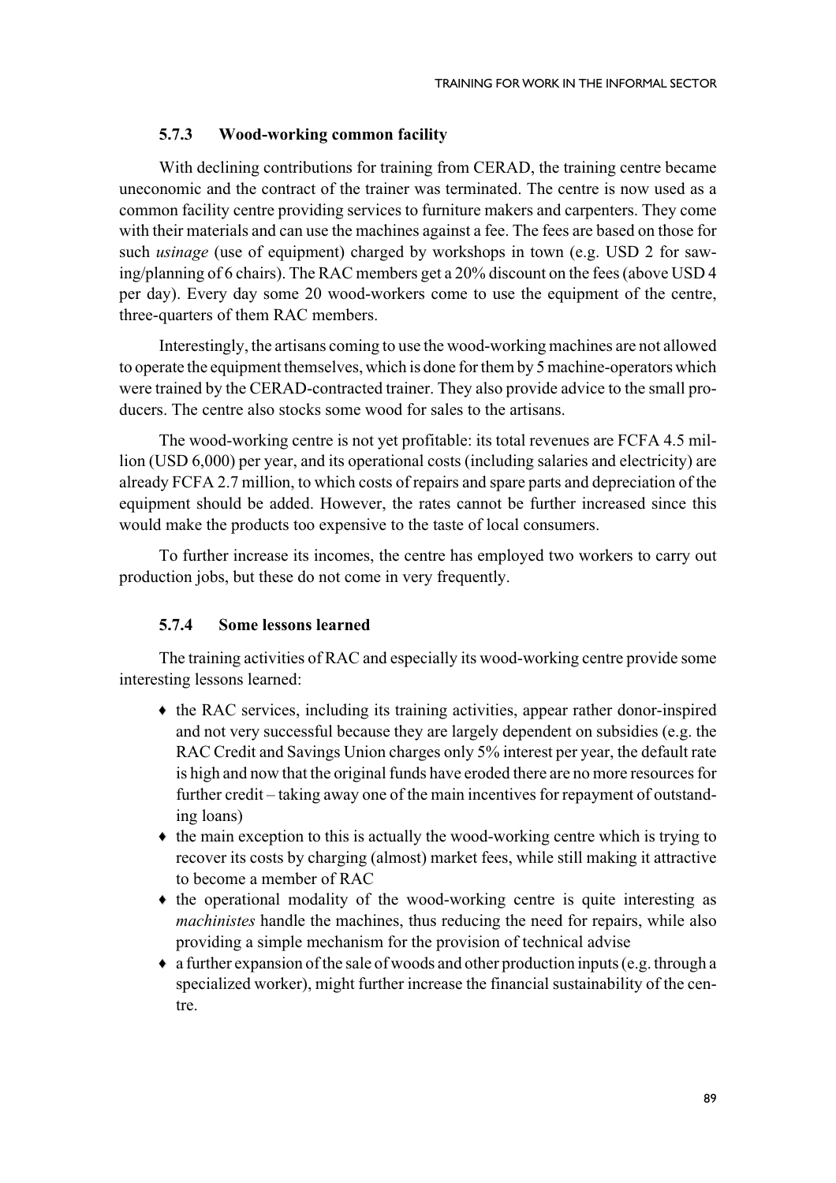### 5.7.3 Wood-working common facility

With declining contributions for training from CERAD, the training centre became uneconomic and the contract of the trainer was terminated. The centre is now used as a common facility centre providing services to furniture makers and carpenters. They come with their materials and can use the machines against a fee. The fees are based on those for such *usinage* (use of equipment) charged by workshops in town (e.g. USD 2 for sawing/planning of 6 chairs). The RAC members get a 20% discount on the fees (above USD 4 per day). Every day some 20 wood-workers come to use the equipment of the centre, three-quarters of them RAC members.

Interestingly, the artisans coming to use the wood-working machines are not allowed to operate the equipment themselves, which is done for them by 5 machine-operators which were trained by the CERAD-contracted trainer. They also provide advice to the small producers. The centre also stocks some wood for sales to the artisans.

The wood-working centre is not yet profitable: its total revenues are FCFA 4.5 million (USD 6,000) per year, and its operational costs (including salaries and electricity) are already FCFA 2.7 million, to which costs of repairs and spare parts and depreciation of the equipment should be added. However, the rates cannot be further increased since this would make the products too expensive to the taste of local consumers.

To further increase its incomes, the centre has employed two workers to carry out production jobs, but these do not come in very frequently.

### 5.7.4 Some lessons learned

The training activities of RAC and especially its wood-working centre provide some interesting lessons learned:

- the RAC services, including its training activities, appear rather donor-inspired and not very successful because they are largely dependent on subsidies (e.g. the RAC Credit and Savings Union charges only 5% interest per year, the default rate is high and now that the original funds have eroded there are no more resources for further credit – taking away one of the main incentives for repayment of outstanding loans)
- the main exception to this is actually the wood-working centre which is trying to recover its costs by charging (almost) market fees, while still making it attractive to become a member of RAC
- the operational modality of the wood-working centre is quite interesting as *machinistes* handle the machines, thus reducing the need for repairs, while also providing a simple mechanism for the provision of technical advise
- a further expansion of the sale of woods and other production inputs (e.g. through a specialized worker), might further increase the financial sustainability of the centre.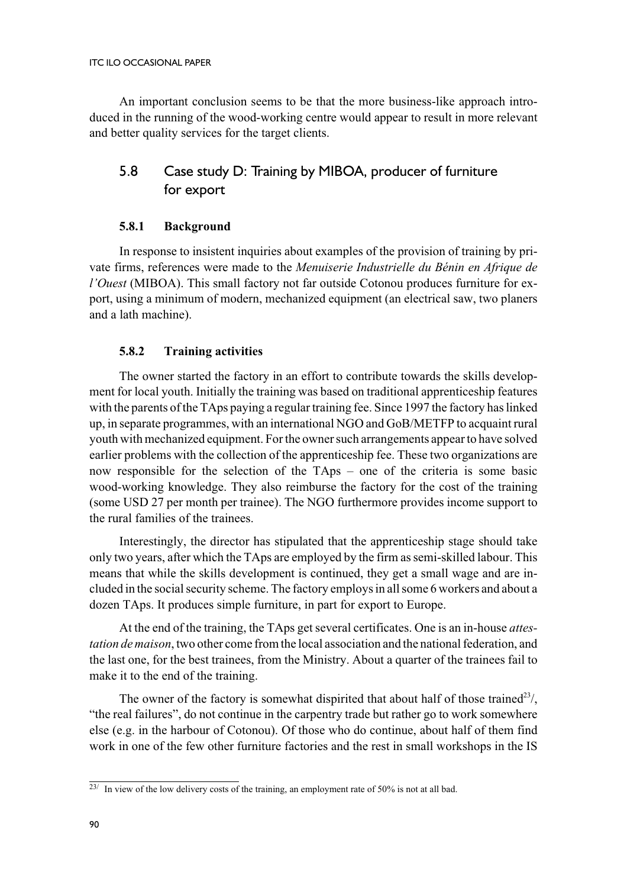An important conclusion seems to be that the more business-like approach introduced in the running of the wood-working centre would appear to result in more relevant and better quality services for the target clients.

## 5.8 Case study D: Training by MIBOA, producer of furniture for export

### 5.8.1 Background

In response to insistent inquiries about examples of the provision of training by private firms, references were made to the *Menuiserie Industrielle du Bénin en Afrique de l'Ouest* (MIBOA). This small factory not far outside Cotonou produces furniture for export, using a minimum of modern, mechanized equipment (an electrical saw, two planers and a lath machine).

### 5.8.2 Training activities

The owner started the factory in an effort to contribute towards the skills development for local youth. Initially the training was based on traditional apprenticeship features with the parents of the TAps paying a regular training fee. Since 1997 the factory has linked up, in separate programmes, with an international NGO and GoB/METFP to acquaint rural youth with mechanized equipment. For the owner such arrangements appear to have solved earlier problems with the collection of the apprenticeship fee. These two organizations are now responsible for the selection of the TAps – one of the criteria is some basic wood-working knowledge. They also reimburse the factory for the cost of the training (some USD 27 per month per trainee). The NGO furthermore provides income support to the rural families of the trainees.

Interestingly, the director has stipulated that the apprenticeship stage should take only two years, after which the TAps are employed by the firm as semi-skilled labour. This means that while the skills development is continued, they get a small wage and are included in the social security scheme. The factory employs in all some 6 workers and about a dozen TAps. It produces simple furniture, in part for export to Europe.

At the end of the training, the TAps get several certificates. One is an in-house *attestation de maison*, two other come from the local association and the national federation, and the last one, for the best trainees, from the Ministry. About a quarter of the trainees fail to make it to the end of the training.

The owner of the factory is somewhat dispirited that about half of those trained[23/], "the real failures", do not continue in the carpentry trade but rather go to work somewhere else (e.g. in the harbour of Cotonou). Of those who do continue, about half of them find work in one of the few other furniture factories and the rest in small workshops in the IS

[23/] In view of the low delivery costs of the training, an employment rate of 50% is not at all bad.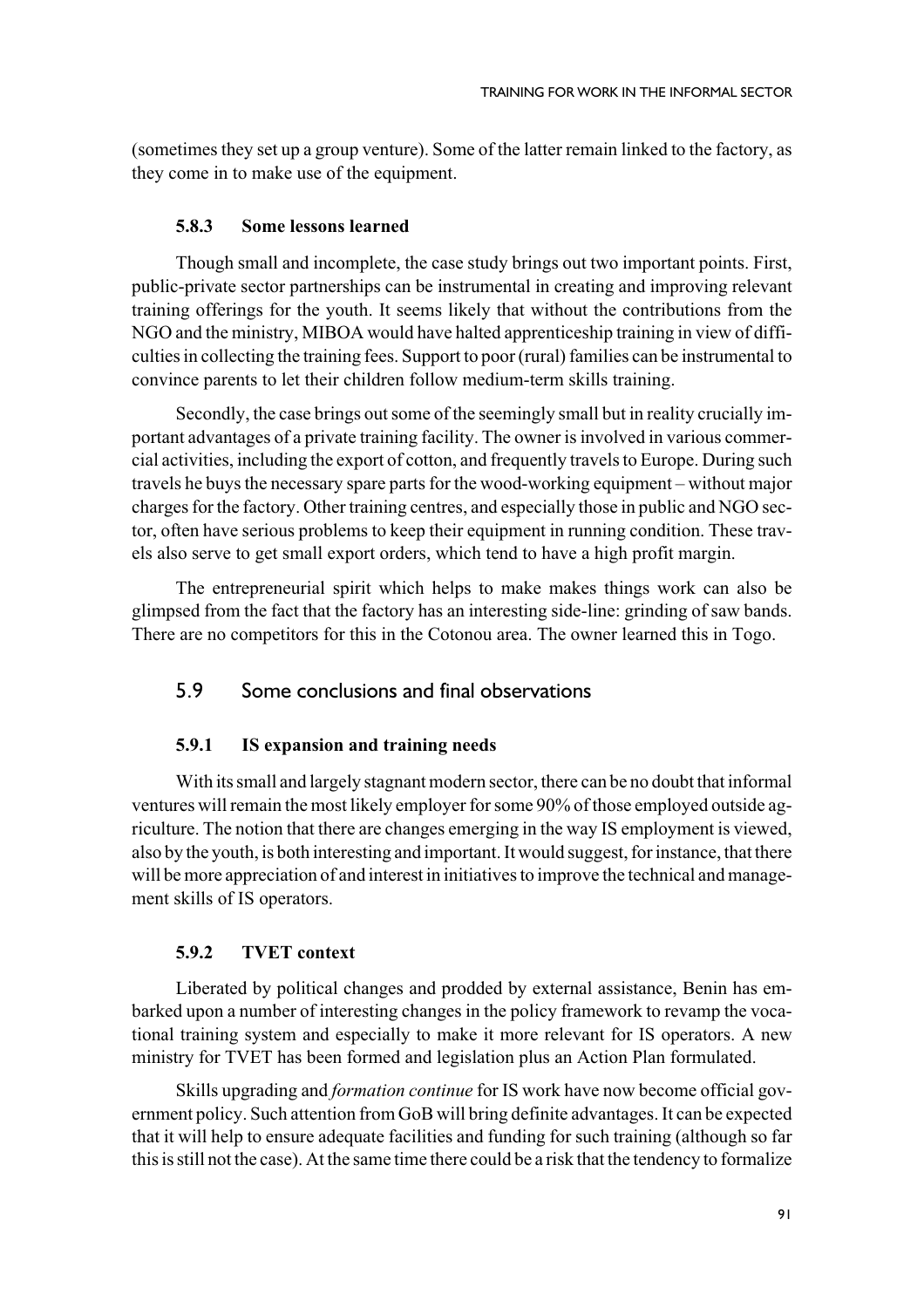(sometimes they set up a group venture). Some of the latter remain linked to the factory, as they come in to make use of the equipment.

### 5.8.3 Some lessons learned

Though small and incomplete, the case study brings out two important points. First, public-private sector partnerships can be instrumental in creating and improving relevant training offerings for the youth. It seems likely that without the contributions from the NGO and the ministry, MIBOA would have halted apprenticeship training in view of difficulties in collecting the training fees. Support to poor (rural) families can be instrumental to convince parents to let their children follow medium-term skills training.

Secondly, the case brings out some of the seemingly small but in reality crucially important advantages of a private training facility. The owner is involved in various commercial activities, including the export of cotton, and frequently travels to Europe. During such travels he buys the necessary spare parts for the wood-working equipment – without major charges for the factory. Other training centres, and especially those in public and NGO sector, often have serious problems to keep their equipment in running condition. These travels also serve to get small export orders, which tend to have a high profit margin.

The entrepreneurial spirit which helps to make makes things work can also be glimpsed from the fact that the factory has an interesting side-line: grinding of saw bands. There are no competitors for this in the Cotonou area. The owner learned this in Togo.

## 5.9 Some conclusions and final observations

### 5.9.1 IS expansion and training needs

With its small and largely stagnant modern sector, there can be no doubt that informal ventures will remain the most likely employer for some 90% of those employed outside agriculture. The notion that there are changes emerging in the way IS employment is viewed, also by the youth, is both interesting and important. It would suggest, for instance, that there will be more appreciation of and interest in initiatives to improve the technical and management skills of IS operators.

### 5.9.2 TVET context

Liberated by political changes and prodded by external assistance, Benin has embarked upon a number of interesting changes in the policy framework to revamp the vocational training system and especially to make it more relevant for IS operators. A new ministry for TVET has been formed and legislation plus an Action Plan formulated.

Skills upgrading and *formation continue* for IS work have now become official government policy. Such attention from GoB will bring definite advantages. It can be expected that it will help to ensure adequate facilities and funding for such training (although so far this is still not the case). At the same time there could be a risk that the tendency to formalize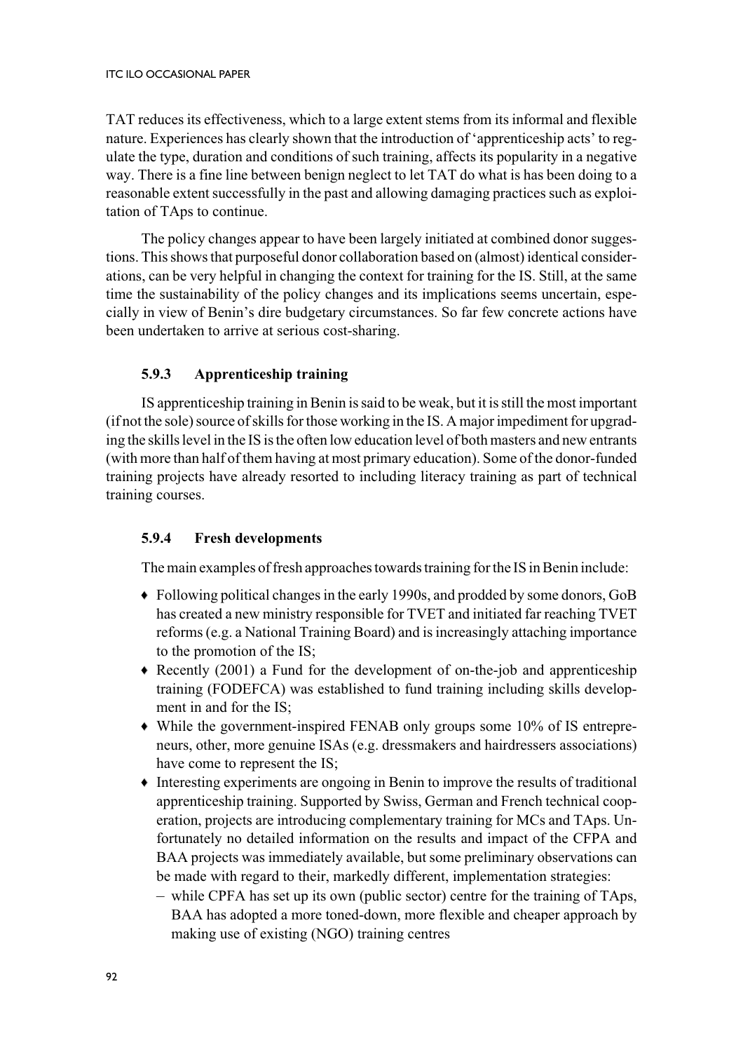TAT reduces its effectiveness, which to a large extent stems from its informal and flexible nature. Experiences has clearly shown that the introduction of 'apprenticeship acts' to regulate the type, duration and conditions of such training, affects its popularity in a negative way. There is a fine line between benign neglect to let TAT do what is has been doing to a reasonable extent successfully in the past and allowing damaging practices such as exploitation of TAps to continue.

The policy changes appear to have been largely initiated at combined donor suggestions. This shows that purposeful donor collaboration based on (almost) identical considerations, can be very helpful in changing the context for training for the IS. Still, at the same time the sustainability of the policy changes and its implications seems uncertain, especially in view of Benin's dire budgetary circumstances. So far few concrete actions have been undertaken to arrive at serious cost-sharing.

### 5.9.3 Apprenticeship training

IS apprenticeship training in Benin is said to be weak, but it is still the most important (if not the sole) source of skills for those working in the IS. A major impediment for upgrading the skills level in the IS is the often low education level of both masters and new entrants (with more than half of them having at most primary education). Some of the donor-funded training projects have already resorted to including literacy training as part of technical training courses.

### 5.9.4 Fresh developments

The main examples of fresh approaches towards training for the IS in Benin include:

- Following political changes in the early 1990s, and prodded by some donors, GoB has created a new ministry responsible for TVET and initiated far reaching TVET reforms (e.g. a National Training Board) and is increasingly attaching importance to the promotion of the IS;
- Recently (2001) a Fund for the development of on-the-job and apprenticeship training (FODEFCA) was established to fund training including skills development in and for the IS;
- While the government-inspired FENAB only groups some 10% of IS entrepreneurs, other, more genuine ISAs (e.g. dressmakers and hairdressers associations) have come to represent the IS;
- Interesting experiments are ongoing in Benin to improve the results of traditional apprenticeship training. Supported by Swiss, German and French technical cooperation, projects are introducing complementary training for MCs and TAps. Unfortunately no detailed information on the results and impact of the CFPA and BAA projects was immediately available, but some preliminary observations can be made with regard to their, markedly different, implementation strategies:
  - while CPFA has set up its own (public sector) centre for the training of TAps, BAA has adopted a more toned-down, more flexible and cheaper approach by making use of existing (NGO) training centres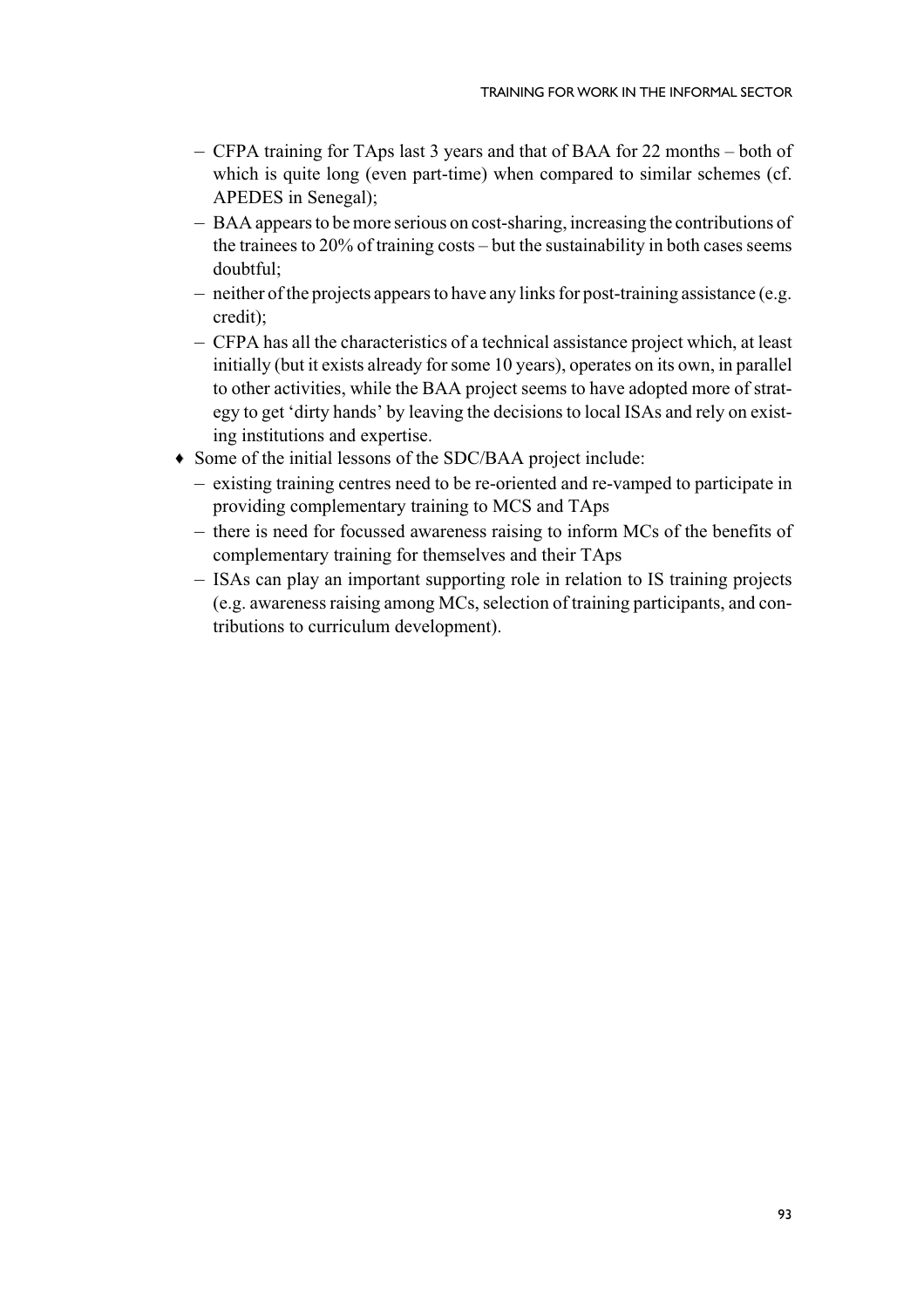- CFPA training for TAps last 3 years and that of BAA for 22 months – both of which is quite long (even part-time) when compared to similar schemes (cf. APEDES in Senegal);
  - BAA appears to be more serious on cost-sharing, increasing the contributions of the trainees to 20% of training costs – but the sustainability in both cases seems doubtful;
  - neither of the projects appears to have any links for post-training assistance (e.g. credit);
  - CFPA has all the characteristics of a technical assistance project which, at least initially (but it exists already for some 10 years), operates on its own, in parallel to other activities, while the BAA project seems to have adopted more of strategy to get 'dirty hands' by leaving the decisions to local ISAs and rely on existing institutions and expertise.

- Some of the initial lessons of the SDC/BAA project include:
  - existing training centres need to be re-oriented and re-vamped to participate in providing complementary training to MCS and TAps
  - there is need for focussed awareness raising to inform MCs of the benefits of complementary training for themselves and their TAps
  - ISAs can play an important supporting role in relation to IS training projects (e.g. awareness raising among MCs, selection of training participants, and contributions to curriculum development).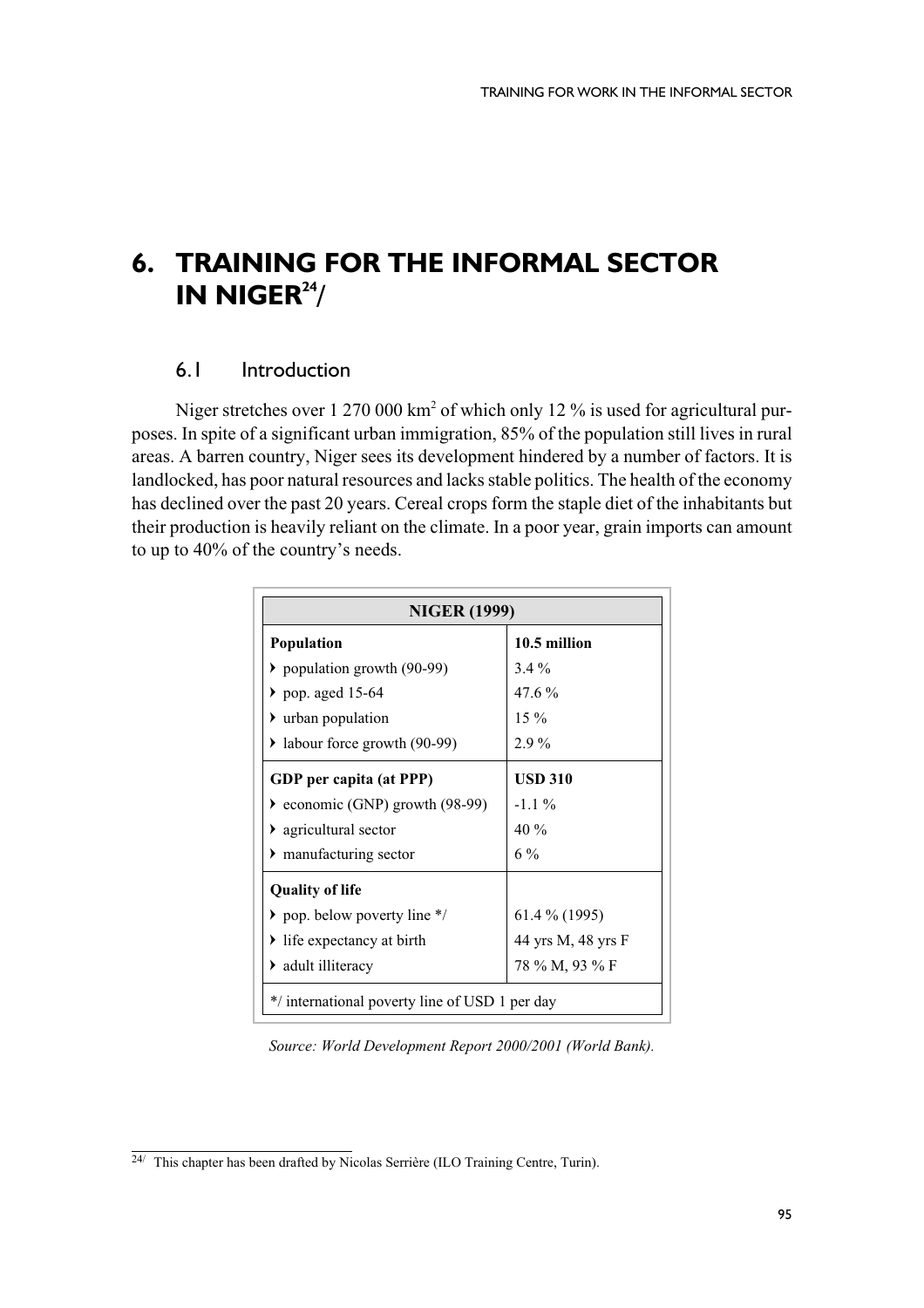# 6. TRAINING FOR THE INFORMAL SECTOR IN NIGER[24]/

## 6.1 Introduction

Niger stretches over 1 270 000 km² of which only 12 % is used for agricultural purposes. In spite of a significant urban immigration, 85% of the population still lives in rural areas. A barren country, Niger sees its development hindered by a number of factors. It is landlocked, has poor natural resources and lacks stable politics. The health of the economy has declined over the past 20 years. Cereal crops form the staple diet of the inhabitants but their production is heavily reliant on the climate. In a poor year, grain imports can amount to up to 40% of the country's needs.

| NIGER (1999) | |
|---|---|
| **Population** | **10.5 million** |
| ▸ population growth (90-99) | 3.4 % |
| ▸ pop. aged 15-64 | 47.6 % |
| ▸ urban population | 15 % |
| ▸ labour force growth (90-99) | 2.9 % |
| **GDP per capita (at PPP)** | **USD 310** |
| ▸ economic (GNP) growth (98-99) | -1.1 % |
| ▸ agricultural sector | 40 % |
| ▸ manufacturing sector | 6 % |
| **Quality of life** | |
| ▸ pop. below poverty line */ | 61.4 % (1995) |
| ▸ life expectancy at birth | 44 yrs M, 48 yrs F |
| ▸ adult illiteracy | 78 % M, 93 % F |
| */ international poverty line of USD 1 per day | |

*Source: World Development Report 2000/2001 (World Bank).*

24/ This chapter has been drafted by Nicolas Serrière (ILO Training Centre, Turin).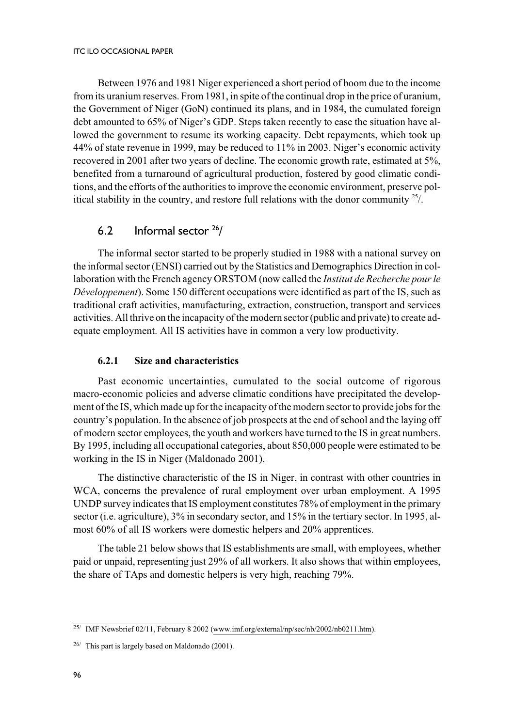Between 1976 and 1981 Niger experienced a short period of boom due to the income from its uranium reserves. From 1981, in spite of the continual drop in the price of uranium, the Government of Niger (GoN) continued its plans, and in 1984, the cumulated foreign debt amounted to 65% of Niger's GDP. Steps taken recently to ease the situation have allowed the government to resume its working capacity. Debt repayments, which took up 44% of state revenue in 1999, may be reduced to 11% in 2003. Niger's economic activity recovered in 2001 after two years of decline. The economic growth rate, estimated at 5%, benefited from a turnaround of agricultural production, fostered by good climatic conditions, and the efforts of the authorities to improve the economic environment, preserve political stability in the country, and restore full relations with the donor community [25/].

## 6.2 Informal sector [26/]

The informal sector started to be properly studied in 1988 with a national survey on the informal sector (ENSI) carried out by the Statistics and Demographics Direction in collaboration with the French agency ORSTOM (now called the *Institut de Recherche pour le Développement*). Some 150 different occupations were identified as part of the IS, such as traditional craft activities, manufacturing, extraction, construction, transport and services activities. All thrive on the incapacity of the modern sector (public and private) to create adequate employment. All IS activities have in common a very low productivity.

### 6.2.1 Size and characteristics

Past economic uncertainties, cumulated to the social outcome of rigorous macro-economic policies and adverse climatic conditions have precipitated the development of the IS, which made up for the incapacity of the modern sector to provide jobs for the country's population. In the absence of job prospects at the end of school and the laying off of modern sector employees, the youth and workers have turned to the IS in great numbers. By 1995, including all occupational categories, about 850,000 people were estimated to be working in the IS in Niger (Maldonado 2001).

The distinctive characteristic of the IS in Niger, in contrast with other countries in WCA, concerns the prevalence of rural employment over urban employment. A 1995 UNDP survey indicates that IS employment constitutes 78% of employment in the primary sector (i.e. agriculture), 3% in secondary sector, and 15% in the tertiary sector. In 1995, almost 60% of all IS workers were domestic helpers and 20% apprentices.

The table 21 below shows that IS establishments are small, with employees, whether paid or unpaid, representing just 29% of all workers. It also shows that within employees, the share of TAps and domestic helpers is very high, reaching 79%.

---

[25/] IMF Newsbrief 02/11, February 8 2002 (www.imf.org/external/np/sec/nb/2002/nb0211.htm).

[26/] This part is largely based on Maldonado (2001).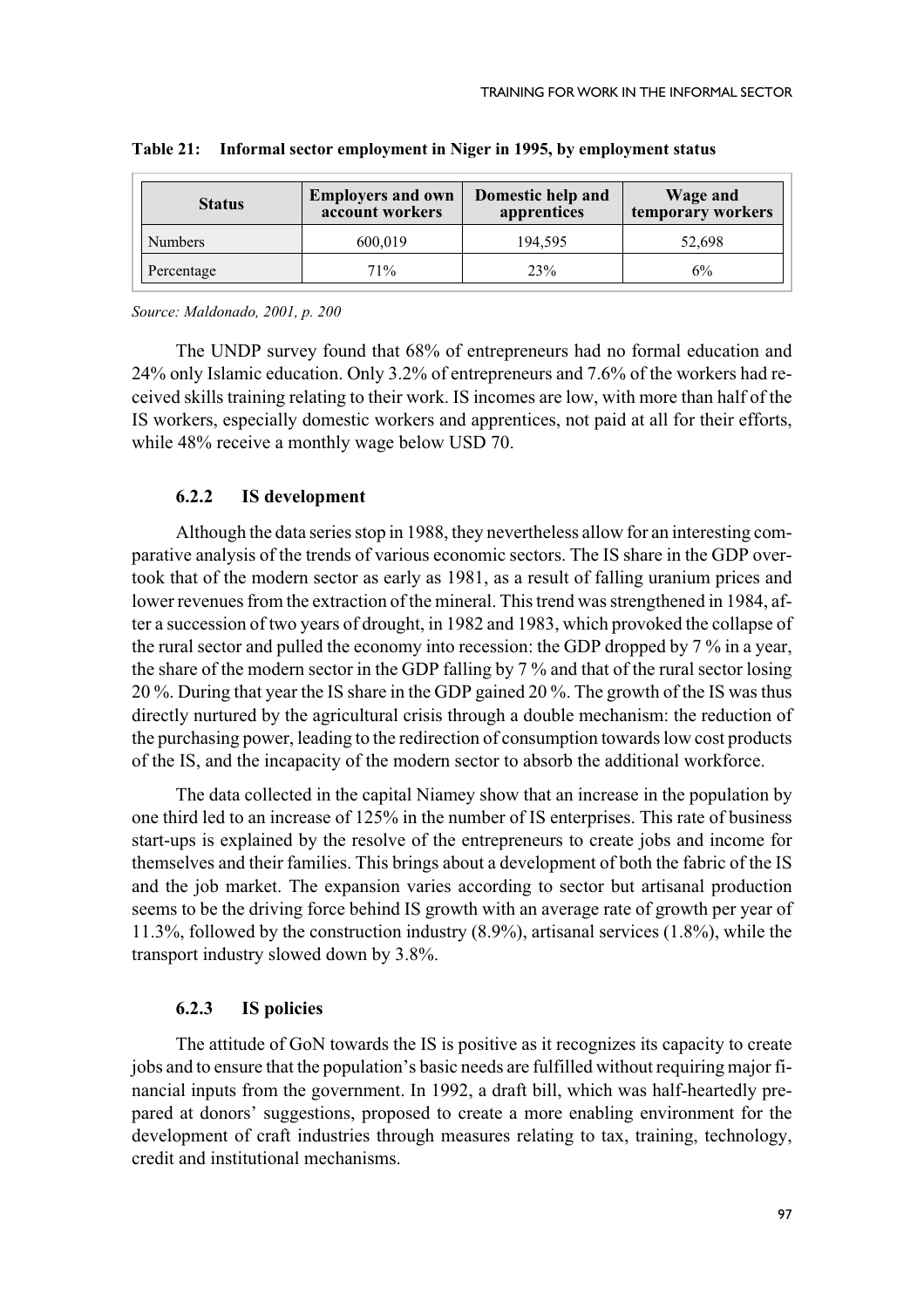**Table 21: Informal sector employment in Niger in 1995, by employment status**

| Status | Employers and own account workers | Domestic help and apprentices | Wage and temporary workers |
| --- | --- | --- | --- |
| Numbers | 600,019 | 194,595 | 52,698 |
| Percentage | 71% | 23% | 6% |

*Source: Maldonado, 2001, p. 200*

The UNDP survey found that 68% of entrepreneurs had no formal education and 24% only Islamic education. Only 3.2% of entrepreneurs and 7.6% of the workers had received skills training relating to their work. IS incomes are low, with more than half of the IS workers, especially domestic workers and apprentices, not paid at all for their efforts, while 48% receive a monthly wage below USD 70.

### 6.2.2 IS development

Although the data series stop in 1988, they nevertheless allow for an interesting comparative analysis of the trends of various economic sectors. The IS share in the GDP overtook that of the modern sector as early as 1981, as a result of falling uranium prices and lower revenues from the extraction of the mineral. This trend was strengthened in 1984, after a succession of two years of drought, in 1982 and 1983, which provoked the collapse of the rural sector and pulled the economy into recession: the GDP dropped by 7 % in a year, the share of the modern sector in the GDP falling by 7 % and that of the rural sector losing 20 %. During that year the IS share in the GDP gained 20 %. The growth of the IS was thus directly nurtured by the agricultural crisis through a double mechanism: the reduction of the purchasing power, leading to the redirection of consumption towards low cost products of the IS, and the incapacity of the modern sector to absorb the additional workforce.

The data collected in the capital Niamey show that an increase in the population by one third led to an increase of 125% in the number of IS enterprises. This rate of business start-ups is explained by the resolve of the entrepreneurs to create jobs and income for themselves and their families. This brings about a development of both the fabric of the IS and the job market. The expansion varies according to sector but artisanal production seems to be the driving force behind IS growth with an average rate of growth per year of 11.3%, followed by the construction industry (8.9%), artisanal services (1.8%), while the transport industry slowed down by 3.8%.

### 6.2.3 IS policies

The attitude of GoN towards the IS is positive as it recognizes its capacity to create jobs and to ensure that the population's basic needs are fulfilled without requiring major financial inputs from the government. In 1992, a draft bill, which was half-heartedly prepared at donors' suggestions, proposed to create a more enabling environment for the development of craft industries through measures relating to tax, training, technology, credit and institutional mechanisms.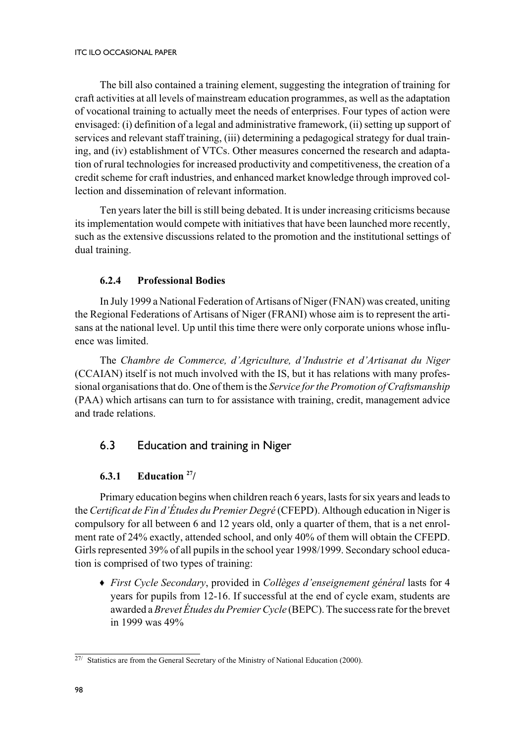The bill also contained a training element, suggesting the integration of training for craft activities at all levels of mainstream education programmes, as well as the adaptation of vocational training to actually meet the needs of enterprises. Four types of action were envisaged: (i) definition of a legal and administrative framework, (ii) setting up support of services and relevant staff training, (iii) determining a pedagogical strategy for dual training, and (iv) establishment of VTCs. Other measures concerned the research and adaptation of rural technologies for increased productivity and competitiveness, the creation of a credit scheme for craft industries, and enhanced market knowledge through improved collection and dissemination of relevant information.

Ten years later the bill is still being debated. It is under increasing criticisms because its implementation would compete with initiatives that have been launched more recently, such as the extensive discussions related to the promotion and the institutional settings of dual training.

#### 6.2.4 Professional Bodies

In July 1999 a National Federation of Artisans of Niger (FNAN) was created, uniting the Regional Federations of Artisans of Niger (FRANI) whose aim is to represent the artisans at the national level. Up until this time there were only corporate unions whose influence was limited.

The *Chambre de Commerce, d'Agriculture, d'Industrie et d'Artisanat du Niger* (CCAIAN) itself is not much involved with the IS, but it has relations with many professional organisations that do. One of them is the *Service for the Promotion of Craftsmanship* (PAA) which artisans can turn to for assistance with training, credit, management advice and trade relations.

### 6.3 Education and training in Niger

#### 6.3.1 Education [27]

Primary education begins when children reach 6 years, lasts for six years and leads to the *Certificat de Fin d'Études du Premier Degré* (CFEPD). Although education in Niger is compulsory for all between 6 and 12 years old, only a quarter of them, that is a net enrolment rate of 24% exactly, attended school, and only 40% of them will obtain the CFEPD. Girls represented 39% of all pupils in the school year 1998/1999. Secondary school education is comprised of two types of training:

- *First Cycle Secondary*, provided in *Collèges d'enseignement général* lasts for 4 years for pupils from 12-16. If successful at the end of cycle exam, students are awarded a *Brevet Études du Premier Cycle* (BEPC). The success rate for the brevet in 1999 was 49%

---

[27] Statistics are from the General Secretary of the Ministry of National Education (2000).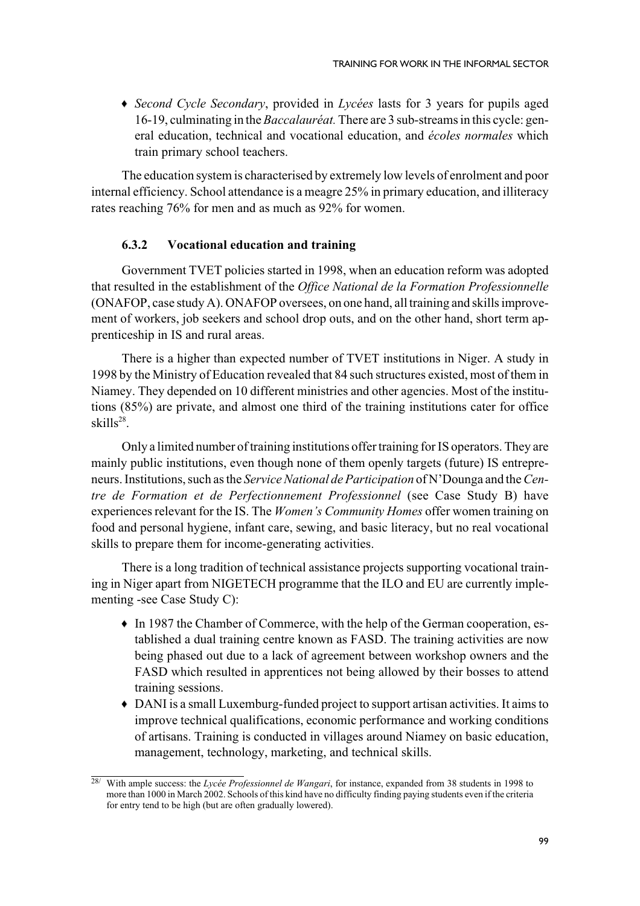- *Second Cycle Secondary*, provided in *Lycées* lasts for 3 years for pupils aged 16-19, culminating in the *Baccalauréat.* There are 3 sub-streams in this cycle: general education, technical and vocational education, and *écoles normales* which train primary school teachers.

The education system is characterised by extremely low levels of enrolment and poor internal efficiency. School attendance is a meagre 25% in primary education, and illiteracy rates reaching 76% for men and as much as 92% for women.

### 6.3.2 Vocational education and training

Government TVET policies started in 1998, when an education reform was adopted that resulted in the establishment of the *Office National de la Formation Professionnelle* (ONAFOP, case study A). ONAFOP oversees, on one hand, all training and skills improvement of workers, job seekers and school drop outs, and on the other hand, short term apprenticeship in IS and rural areas.

There is a higher than expected number of TVET institutions in Niger. A study in 1998 by the Ministry of Education revealed that 84 such structures existed, most of them in Niamey. They depended on 10 different ministries and other agencies. Most of the institutions (85%) are private, and almost one third of the training institutions cater for office skills[28].

Only a limited number of training institutions offer training for IS operators. They are mainly public institutions, even though none of them openly targets (future) IS entrepreneurs. Institutions, such as the *Service National de Participation* of N'Dounga and the *Centre de Formation et de Perfectionnement Professionnel* (see Case Study B) have experiences relevant for the IS. The *Women's Community Homes* offer women training on food and personal hygiene, infant care, sewing, and basic literacy, but no real vocational skills to prepare them for income-generating activities.

There is a long tradition of technical assistance projects supporting vocational training in Niger apart from NIGETECH programme that the ILO and EU are currently implementing -see Case Study C):

- In 1987 the Chamber of Commerce, with the help of the German cooperation, established a dual training centre known as FASD. The training activities are now being phased out due to a lack of agreement between workshop owners and the FASD which resulted in apprentices not being allowed by their bosses to attend training sessions.
- DANI is a small Luxemburg-funded project to support artisan activities. It aims to improve technical qualifications, economic performance and working conditions of artisans. Training is conducted in villages around Niamey on basic education, management, technology, marketing, and technical skills.

[28] With ample success: the *Lycée Professionnel de Wangari*, for instance, expanded from 38 students in 1998 to more than 1000 in March 2002. Schools of this kind have no difficulty finding paying students even if the criteria for entry tend to be high (but are often gradually lowered).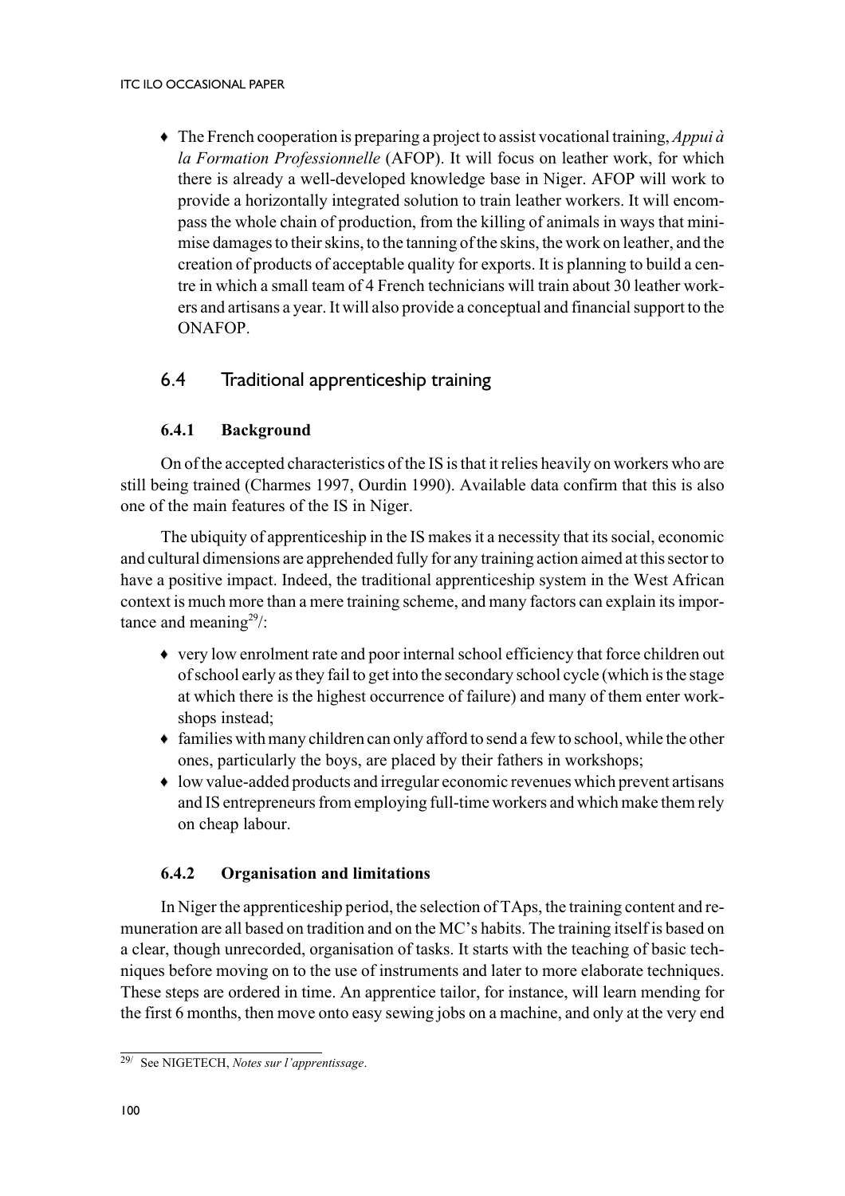- The French cooperation is preparing a project to assist vocational training, *Appui à la Formation Professionnelle* (AFOP). It will focus on leather work, for which there is already a well-developed knowledge base in Niger. AFOP will work to provide a horizontally integrated solution to train leather workers. It will encompass the whole chain of production, from the killing of animals in ways that minimise damages to their skins, to the tanning of the skins, the work on leather, and the creation of products of acceptable quality for exports. It is planning to build a centre in which a small team of 4 French technicians will train about 30 leather workers and artisans a year. It will also provide a conceptual and financial support to the ONAFOP.

## 6.4 Traditional apprenticeship training

### 6.4.1 Background

On of the accepted characteristics of the IS is that it relies heavily on workers who are still being trained (Charmes 1997, Ourdin 1990). Available data confirm that this is also one of the main features of the IS in Niger.

The ubiquity of apprenticeship in the IS makes it a necessity that its social, economic and cultural dimensions are apprehended fully for any training action aimed at this sector to have a positive impact. Indeed, the traditional apprenticeship system in the West African context is much more than a mere training scheme, and many factors can explain its importance and meaning[29]/:

- very low enrolment rate and poor internal school efficiency that force children out of school early as they fail to get into the secondary school cycle (which is the stage at which there is the highest occurrence of failure) and many of them enter workshops instead;
- families with many children can only afford to send a few to school, while the other ones, particularly the boys, are placed by their fathers in workshops;
- low value-added products and irregular economic revenues which prevent artisans and IS entrepreneurs from employing full-time workers and which make them rely on cheap labour.

### 6.4.2 Organisation and limitations

In Niger the apprenticeship period, the selection of TAps, the training content and remuneration are all based on tradition and on the MC's habits. The training itself is based on a clear, though unrecorded, organisation of tasks. It starts with the teaching of basic techniques before moving on to the use of instruments and later to more elaborate techniques. These steps are ordered in time. An apprentice tailor, for instance, will learn mending for the first 6 months, then move onto easy sewing jobs on a machine, and only at the very end

---

[29]/ See NIGETECH, *Notes sur l'apprentissage*.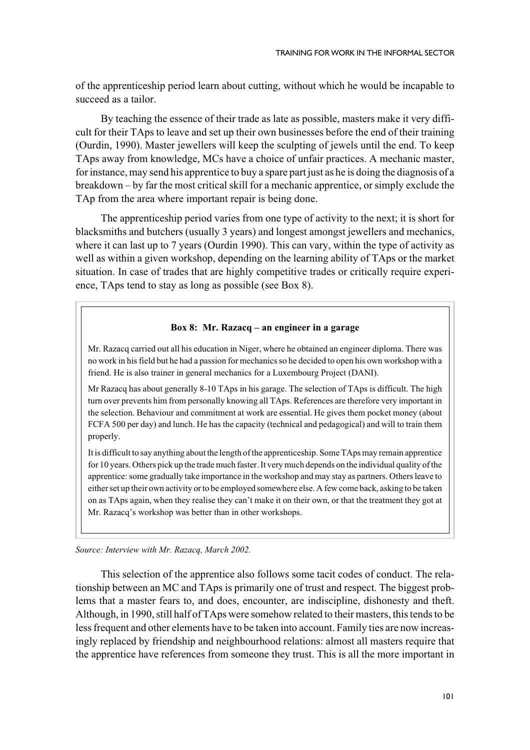of the apprenticeship period learn about cutting, without which he would be incapable to succeed as a tailor.

By teaching the essence of their trade as late as possible, masters make it very difficult for their TAps to leave and set up their own businesses before the end of their training (Ourdin, 1990). Master jewellers will keep the sculpting of jewels until the end. To keep TAps away from knowledge, MCs have a choice of unfair practices. A mechanic master, for instance, may send his apprentice to buy a spare part just as he is doing the diagnosis of a breakdown – by far the most critical skill for a mechanic apprentice, or simply exclude the TAp from the area where important repair is being done.

The apprenticeship period varies from one type of activity to the next; it is short for blacksmiths and butchers (usually 3 years) and longest amongst jewellers and mechanics, where it can last up to 7 years (Ourdin 1990). This can vary, within the type of activity as well as within a given workshop, depending on the learning ability of TAps or the market situation. In case of trades that are highly competitive trades or critically require experience, TAps tend to stay as long as possible (see Box 8).

**Box 8: Mr. Razacq – an engineer in a garage**

Mr. Razacq carried out all his education in Niger, where he obtained an engineer diploma. There was no work in his field but he had a passion for mechanics so he decided to open his own workshop with a friend. He is also trainer in general mechanics for a Luxembourg Project (DANI).

Mr Razacq has about generally 8-10 TAps in his garage. The selection of TAps is difficult. The high turn over prevents him from personally knowing all TAps. References are therefore very important in the selection. Behaviour and commitment at work are essential. He gives them pocket money (about FCFA 500 per day) and lunch. He has the capacity (technical and pedagogical) and will to train them properly.

It is difficult to say anything about the length of the apprenticeship. Some TAps may remain apprentice for 10 years. Others pick up the trade much faster. It very much depends on the individual quality of the apprentice: some gradually take importance in the workshop and may stay as partners. Others leave to either set up their own activity or to be employed somewhere else. A few come back, asking to be taken on as TAps again, when they realise they can't make it on their own, or that the treatment they got at Mr. Razacq's workshop was better than in other workshops.

*Source: Interview with Mr. Razacq, March 2002.*

This selection of the apprentice also follows some tacit codes of conduct. The relationship between an MC and TAps is primarily one of trust and respect. The biggest problems that a master fears to, and does, encounter, are indiscipline, dishonesty and theft. Although, in 1990, still half of TAps were somehow related to their masters, this tends to be less frequent and other elements have to be taken into account. Family ties are now increasingly replaced by friendship and neighbourhood relations: almost all masters require that the apprentice have references from someone they trust. This is all the more important in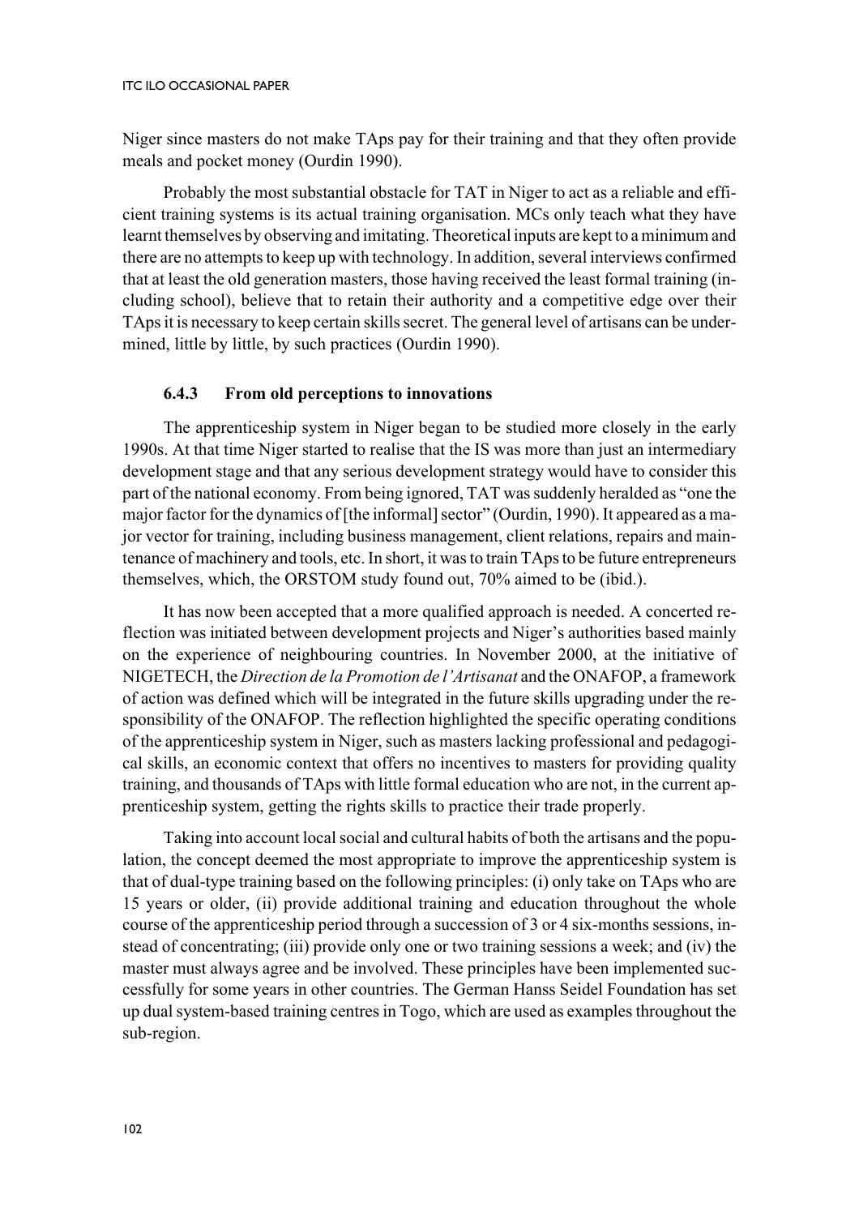Niger since masters do not make TAps pay for their training and that they often provide meals and pocket money (Ourdin 1990).

Probably the most substantial obstacle for TAT in Niger to act as a reliable and efficient training systems is its actual training organisation. MCs only teach what they have learnt themselves by observing and imitating. Theoretical inputs are kept to a minimum and there are no attempts to keep up with technology. In addition, several interviews confirmed that at least the old generation masters, those having received the least formal training (including school), believe that to retain their authority and a competitive edge over their TAps it is necessary to keep certain skills secret. The general level of artisans can be undermined, little by little, by such practices (Ourdin 1990).

### 6.4.3 From old perceptions to innovations

The apprenticeship system in Niger began to be studied more closely in the early 1990s. At that time Niger started to realise that the IS was more than just an intermediary development stage and that any serious development strategy would have to consider this part of the national economy. From being ignored, TAT was suddenly heralded as "one the major factor for the dynamics of [the informal] sector" (Ourdin, 1990). It appeared as a major vector for training, including business management, client relations, repairs and maintenance of machinery and tools, etc. In short, it was to train TAps to be future entrepreneurs themselves, which, the ORSTOM study found out, 70% aimed to be (ibid.).

It has now been accepted that a more qualified approach is needed. A concerted reflection was initiated between development projects and Niger's authorities based mainly on the experience of neighbouring countries. In November 2000, at the initiative of NIGETECH, the *Direction de la Promotion de l'Artisanat* and the ONAFOP, a framework of action was defined which will be integrated in the future skills upgrading under the responsibility of the ONAFOP. The reflection highlighted the specific operating conditions of the apprenticeship system in Niger, such as masters lacking professional and pedagogical skills, an economic context that offers no incentives to masters for providing quality training, and thousands of TAps with little formal education who are not, in the current apprenticeship system, getting the rights skills to practice their trade properly.

Taking into account local social and cultural habits of both the artisans and the population, the concept deemed the most appropriate to improve the apprenticeship system is that of dual-type training based on the following principles: (i) only take on TAps who are 15 years or older, (ii) provide additional training and education throughout the whole course of the apprenticeship period through a succession of 3 or 4 six-months sessions, instead of concentrating; (iii) provide only one or two training sessions a week; and (iv) the master must always agree and be involved. These principles have been implemented successfully for some years in other countries. The German Hanss Seidel Foundation has set up dual system-based training centres in Togo, which are used as examples throughout the sub-region.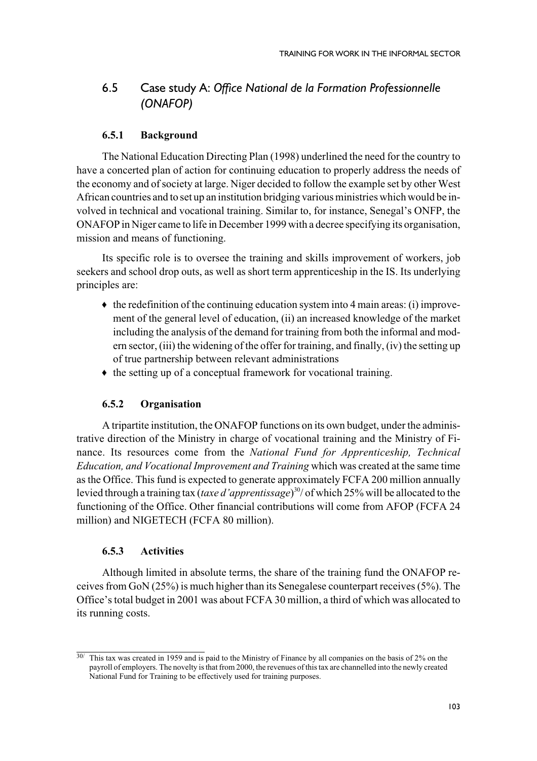## 6.5 Case study A: *Office National de la Formation Professionnelle (ONAFOP)*

### 6.5.1 Background

The National Education Directing Plan (1998) underlined the need for the country to have a concerted plan of action for continuing education to properly address the needs of the economy and of society at large. Niger decided to follow the example set by other West African countries and to set up an institution bridging various ministries which would be involved in technical and vocational training. Similar to, for instance, Senegal's ONFP, the ONAFOP in Niger came to life in December 1999 with a decree specifying its organisation, mission and means of functioning.

Its specific role is to oversee the training and skills improvement of workers, job seekers and school drop outs, as well as short term apprenticeship in the IS. Its underlying principles are:

- the redefinition of the continuing education system into 4 main areas: (i) improvement of the general level of education, (ii) an increased knowledge of the market including the analysis of the demand for training from both the informal and modern sector, (iii) the widening of the offer for training, and finally, (iv) the setting up of true partnership between relevant administrations
- the setting up of a conceptual framework for vocational training.

### 6.5.2 Organisation

A tripartite institution, the ONAFOP functions on its own budget, under the administrative direction of the Ministry in charge of vocational training and the Ministry of Finance. Its resources come from the *National Fund for Apprenticeship, Technical Education, and Vocational Improvement and Training* which was created at the same time as the Office. This fund is expected to generate approximately FCFA 200 million annually levied through a training tax (*taxe d'apprentissage*)[30/] of which 25% will be allocated to the functioning of the Office. Other financial contributions will come from AFOP (FCFA 24 million) and NIGETECH (FCFA 80 million).

### 6.5.3 Activities

Although limited in absolute terms, the share of the training fund the ONAFOP receives from GoN (25%) is much higher than its Senegalese counterpart receives (5%). The Office's total budget in 2001 was about FCFA 30 million, a third of which was allocated to its running costs.

---

[30/] This tax was created in 1959 and is paid to the Ministry of Finance by all companies on the basis of 2% on the payroll of employers. The novelty is that from 2000, the revenues of this tax are channelled into the newly created National Fund for Training to be effectively used for training purposes.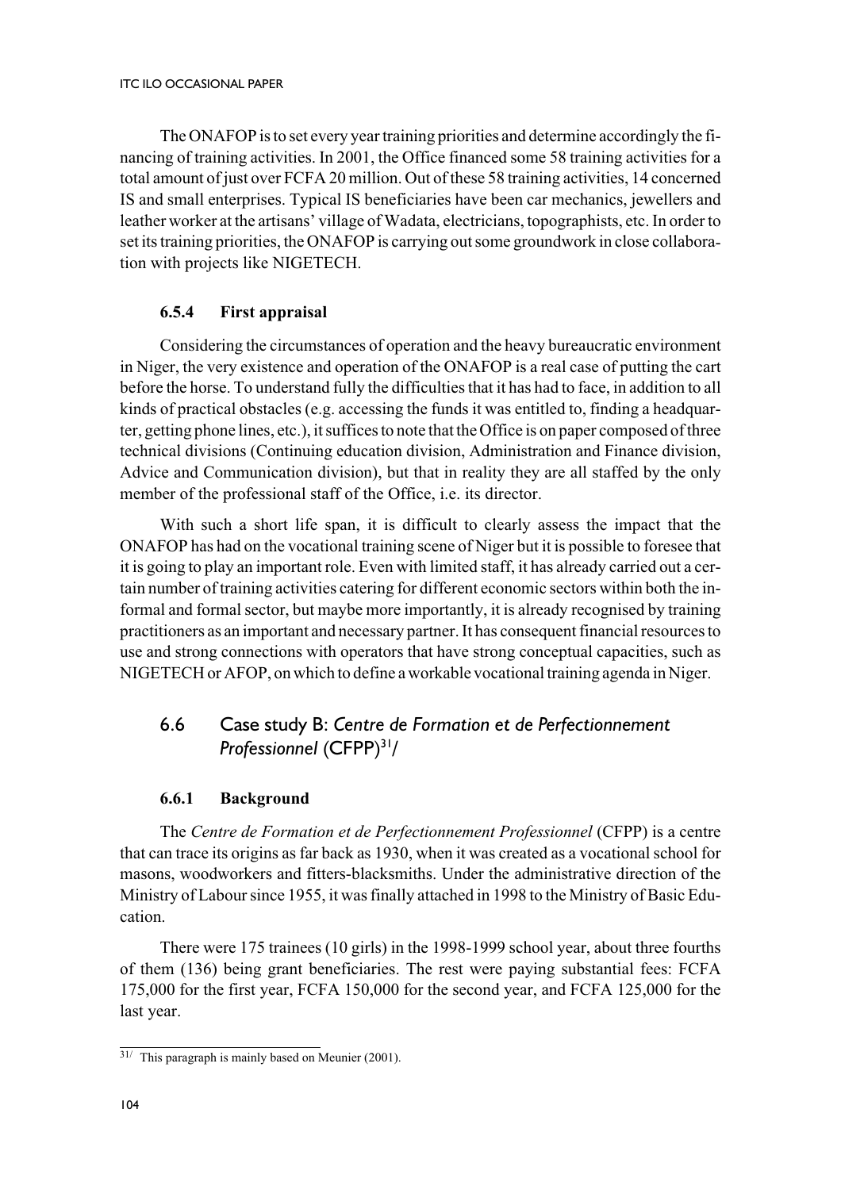The ONAFOP is to set every year training priorities and determine accordingly the financing of training activities. In 2001, the Office financed some 58 training activities for a total amount of just over FCFA 20 million. Out of these 58 training activities, 14 concerned IS and small enterprises. Typical IS beneficiaries have been car mechanics, jewellers and leather worker at the artisans' village of Wadata, electricians, topographists, etc. In order to set its training priorities, the ONAFOP is carrying out some groundwork in close collaboration with projects like NIGETECH.

#### 6.5.4 First appraisal

Considering the circumstances of operation and the heavy bureaucratic environment in Niger, the very existence and operation of the ONAFOP is a real case of putting the cart before the horse. To understand fully the difficulties that it has had to face, in addition to all kinds of practical obstacles (e.g. accessing the funds it was entitled to, finding a headquarter, getting phone lines, etc.), it suffices to note that the Office is on paper composed of three technical divisions (Continuing education division, Administration and Finance division, Advice and Communication division), but that in reality they are all staffed by the only member of the professional staff of the Office, i.e. its director.

With such a short life span, it is difficult to clearly assess the impact that the ONAFOP has had on the vocational training scene of Niger but it is possible to foresee that it is going to play an important role. Even with limited staff, it has already carried out a certain number of training activities catering for different economic sectors within both the informal and formal sector, but maybe more importantly, it is already recognised by training practitioners as an important and necessary partner. It has consequent financial resources to use and strong connections with operators that have strong conceptual capacities, such as NIGETECH or AFOP, on which to define a workable vocational training agenda in Niger.

### 6.6 Case study B: *Centre de Formation et de Perfectionnement Professionnel* (CFPP)[31/]

#### 6.6.1 Background

The *Centre de Formation et de Perfectionnement Professionnel* (CFPP) is a centre that can trace its origins as far back as 1930, when it was created as a vocational school for masons, woodworkers and fitters-blacksmiths. Under the administrative direction of the Ministry of Labour since 1955, it was finally attached in 1998 to the Ministry of Basic Education.

There were 175 trainees (10 girls) in the 1998-1999 school year, about three fourths of them (136) being grant beneficiaries. The rest were paying substantial fees: FCFA 175,000 for the first year, FCFA 150,000 for the second year, and FCFA 125,000 for the last year.

---

31/ This paragraph is mainly based on Meunier (2001).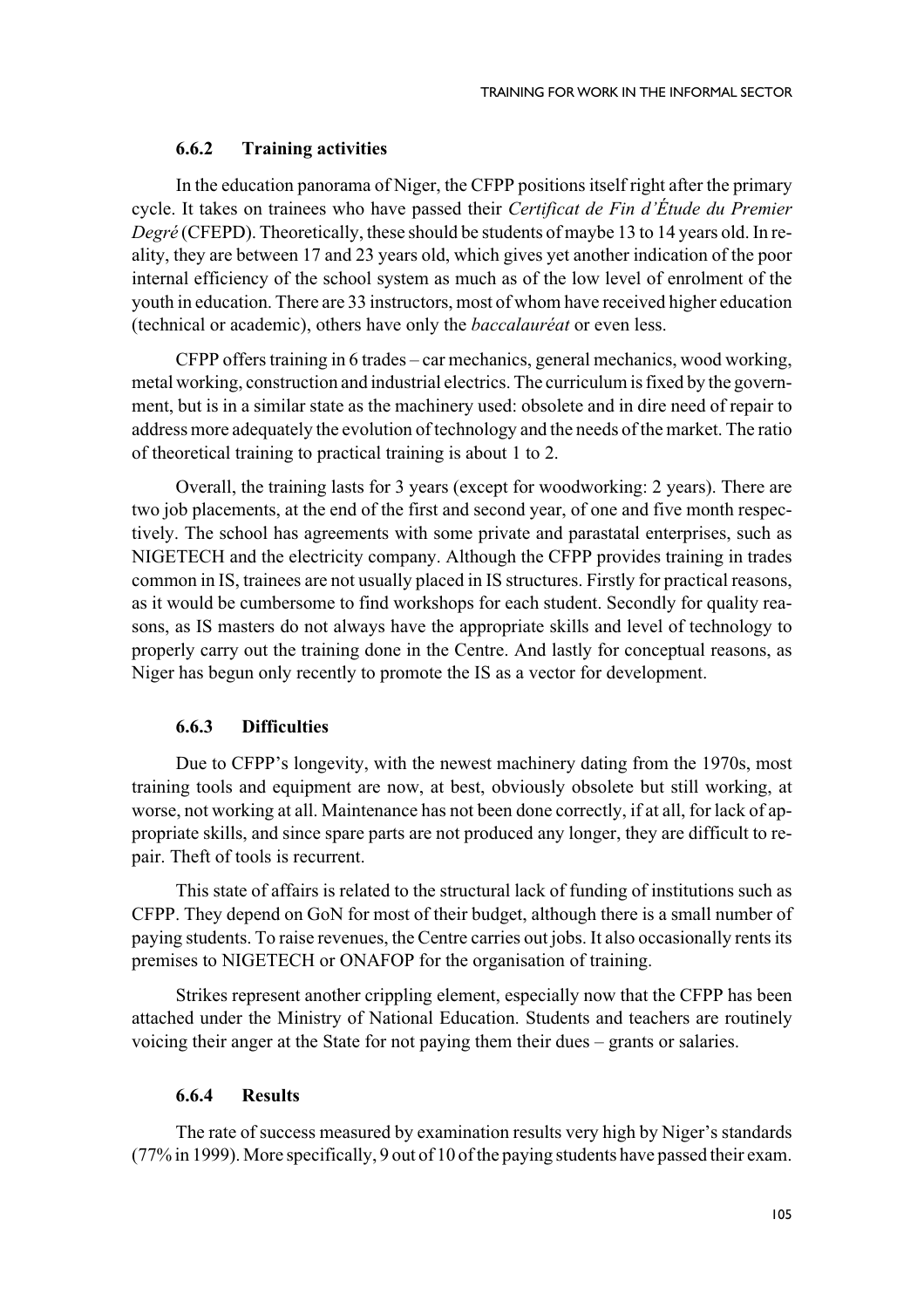### 6.6.2 Training activities

In the education panorama of Niger, the CFPP positions itself right after the primary cycle. It takes on trainees who have passed their *Certificat de Fin d'Étude du Premier Degré* (CFEPD). Theoretically, these should be students of maybe 13 to 14 years old. In reality, they are between 17 and 23 years old, which gives yet another indication of the poor internal efficiency of the school system as much as of the low level of enrolment of the youth in education. There are 33 instructors, most of whom have received higher education (technical or academic), others have only the *baccalauréat* or even less.

CFPP offers training in 6 trades – car mechanics, general mechanics, wood working, metal working, construction and industrial electrics. The curriculum is fixed by the government, but is in a similar state as the machinery used: obsolete and in dire need of repair to address more adequately the evolution of technology and the needs of the market. The ratio of theoretical training to practical training is about 1 to 2.

Overall, the training lasts for 3 years (except for woodworking: 2 years). There are two job placements, at the end of the first and second year, of one and five month respectively. The school has agreements with some private and parastatal enterprises, such as NIGETECH and the electricity company. Although the CFPP provides training in trades common in IS, trainees are not usually placed in IS structures. Firstly for practical reasons, as it would be cumbersome to find workshops for each student. Secondly for quality reasons, as IS masters do not always have the appropriate skills and level of technology to properly carry out the training done in the Centre. And lastly for conceptual reasons, as Niger has begun only recently to promote the IS as a vector for development.

### 6.6.3 Difficulties

Due to CFPP's longevity, with the newest machinery dating from the 1970s, most training tools and equipment are now, at best, obviously obsolete but still working, at worse, not working at all. Maintenance has not been done correctly, if at all, for lack of appropriate skills, and since spare parts are not produced any longer, they are difficult to repair. Theft of tools is recurrent.

This state of affairs is related to the structural lack of funding of institutions such as CFPP. They depend on GoN for most of their budget, although there is a small number of paying students. To raise revenues, the Centre carries out jobs. It also occasionally rents its premises to NIGETECH or ONAFOP for the organisation of training.

Strikes represent another crippling element, especially now that the CFPP has been attached under the Ministry of National Education. Students and teachers are routinely voicing their anger at the State for not paying them their dues – grants or salaries.

### 6.6.4 Results

The rate of success measured by examination results very high by Niger's standards (77% in 1999). More specifically, 9 out of 10 of the paying students have passed their exam.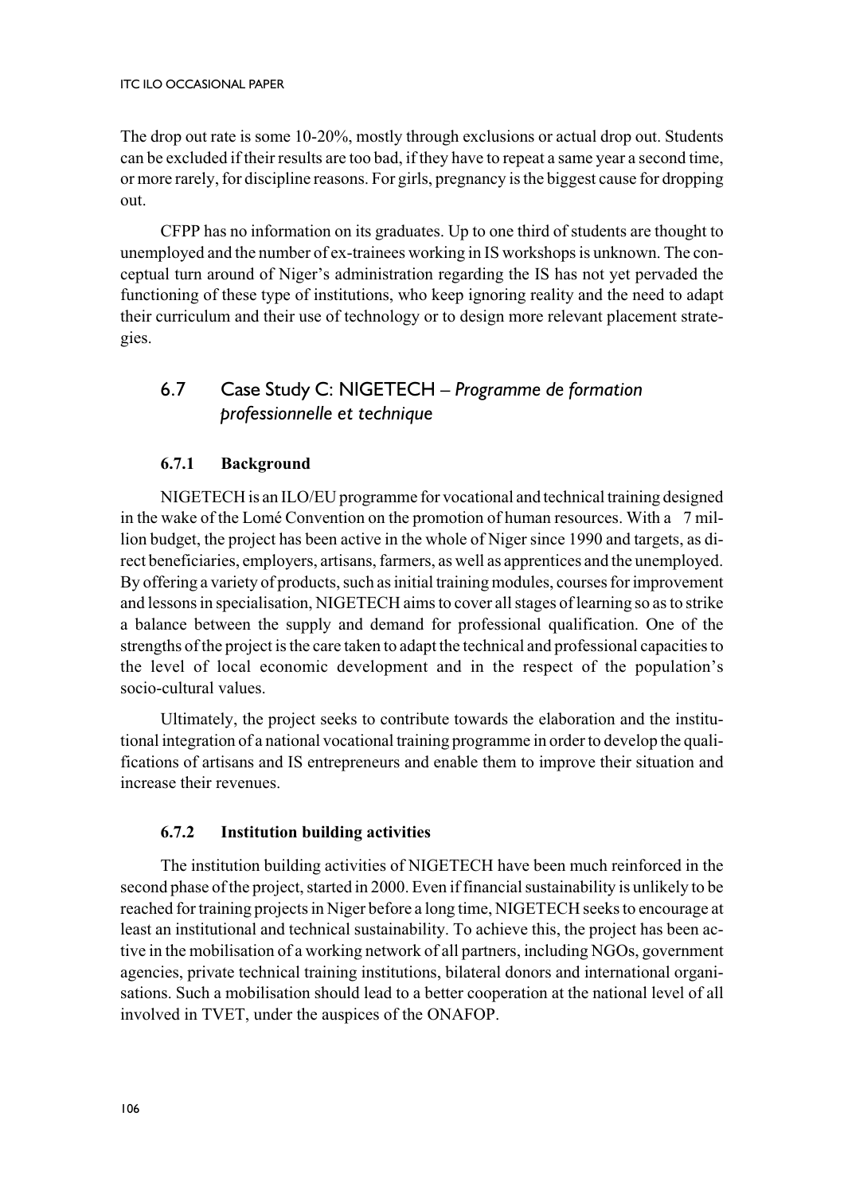The drop out rate is some 10-20%, mostly through exclusions or actual drop out. Students can be excluded if their results are too bad, if they have to repeat a same year a second time, or more rarely, for discipline reasons. For girls, pregnancy is the biggest cause for dropping out.

CFPP has no information on its graduates. Up to one third of students are thought to unemployed and the number of ex-trainees working in IS workshops is unknown. The conceptual turn around of Niger's administration regarding the IS has not yet pervaded the functioning of these type of institutions, who keep ignoring reality and the need to adapt their curriculum and their use of technology or to design more relevant placement strategies.

## 6.7 Case Study C: NIGETECH – *Programme de formation professionnelle et technique*

### 6.7.1 Background

NIGETECH is an ILO/EU programme for vocational and technical training designed in the wake of the Lomé Convention on the promotion of human resources. With a 7 million budget, the project has been active in the whole of Niger since 1990 and targets, as direct beneficiaries, employers, artisans, farmers, as well as apprentices and the unemployed. By offering a variety of products, such as initial training modules, courses for improvement and lessons in specialisation, NIGETECH aims to cover all stages of learning so as to strike a balance between the supply and demand for professional qualification. One of the strengths of the project is the care taken to adapt the technical and professional capacities to the level of local economic development and in the respect of the population's socio-cultural values.

Ultimately, the project seeks to contribute towards the elaboration and the institutional integration of a national vocational training programme in order to develop the qualifications of artisans and IS entrepreneurs and enable them to improve their situation and increase their revenues.

### 6.7.2 Institution building activities

The institution building activities of NIGETECH have been much reinforced in the second phase of the project, started in 2000. Even if financial sustainability is unlikely to be reached for training projects in Niger before a long time, NIGETECH seeks to encourage at least an institutional and technical sustainability. To achieve this, the project has been active in the mobilisation of a working network of all partners, including NGOs, government agencies, private technical training institutions, bilateral donors and international organisations. Such a mobilisation should lead to a better cooperation at the national level of all involved in TVET, under the auspices of the ONAFOP.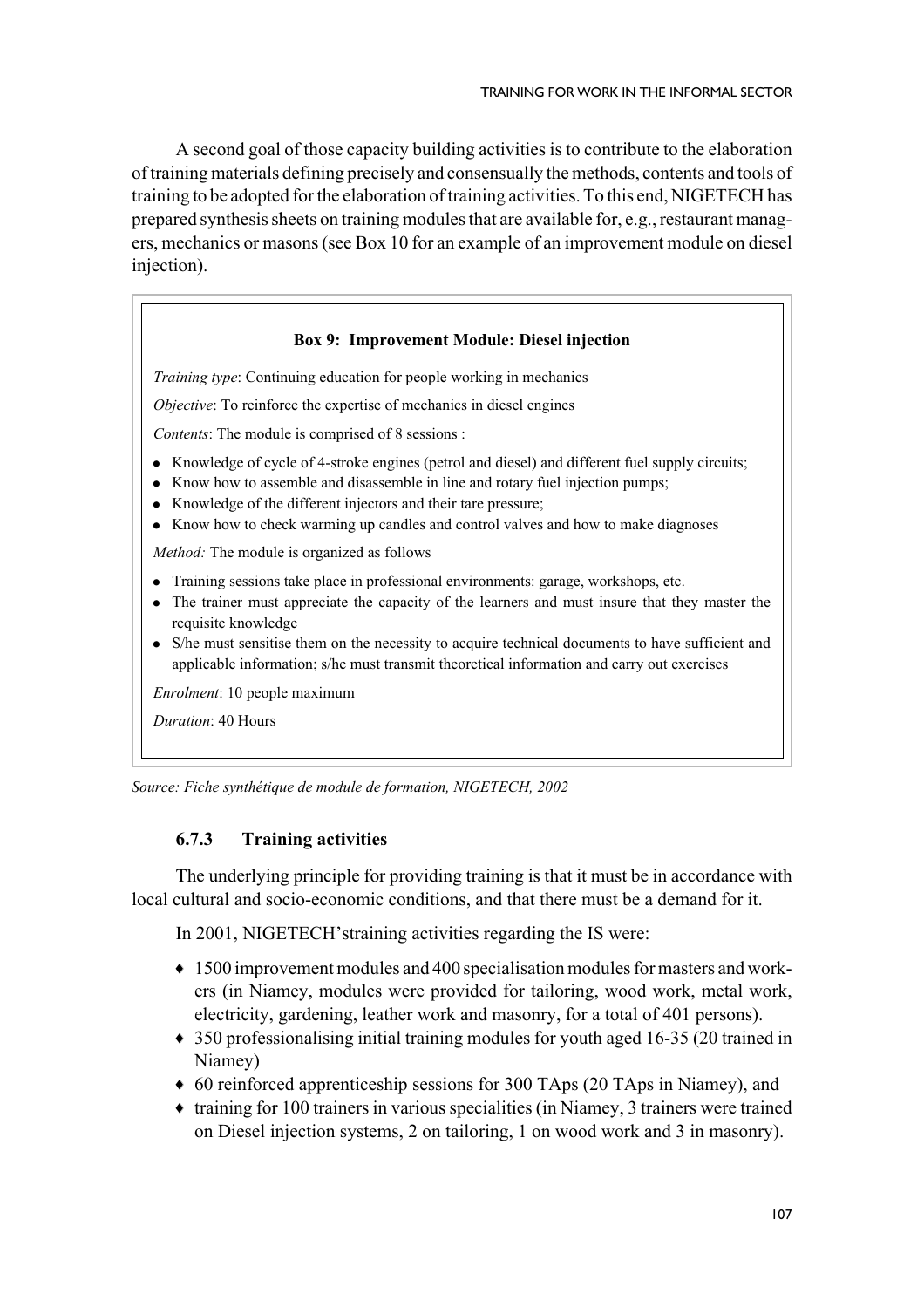A second goal of those capacity building activities is to contribute to the elaboration of training materials defining precisely and consensually the methods, contents and tools of training to be adopted for the elaboration of training activities. To this end, NIGETECH has prepared synthesis sheets on training modules that are available for, e.g., restaurant managers, mechanics or masons (see Box 10 for an example of an improvement module on diesel injection).

**Box 9: Improvement Module: Diesel injection**

*Training type*: Continuing education for people working in mechanics

*Objective*: To reinforce the expertise of mechanics in diesel engines

*Contents*: The module is comprised of 8 sessions :

- Knowledge of cycle of 4-stroke engines (petrol and diesel) and different fuel supply circuits;
- Know how to assemble and disassemble in line and rotary fuel injection pumps;
- Knowledge of the different injectors and their tare pressure;
- Know how to check warming up candles and control valves and how to make diagnoses

*Method:* The module is organized as follows

- Training sessions take place in professional environments: garage, workshops, etc.
- The trainer must appreciate the capacity of the learners and must insure that they master the requisite knowledge
- S/he must sensitise them on the necessity to acquire technical documents to have sufficient and applicable information; s/he must transmit theoretical information and carry out exercises

*Enrolment*: 10 people maximum

*Duration*: 40 Hours

*Source: Fiche synthétique de module de formation, NIGETECH, 2002*

### 6.7.3 Training activities

The underlying principle for providing training is that it must be in accordance with local cultural and socio-economic conditions, and that there must be a demand for it.

In 2001, NIGETECH'straining activities regarding the IS were:

- 1500 improvement modules and 400 specialisation modules for masters and workers (in Niamey, modules were provided for tailoring, wood work, metal work, electricity, gardening, leather work and masonry, for a total of 401 persons).
- 350 professionalising initial training modules for youth aged 16-35 (20 trained in Niamey)
- 60 reinforced apprenticeship sessions for 300 TAps (20 TAps in Niamey), and
- training for 100 trainers in various specialities (in Niamey, 3 trainers were trained on Diesel injection systems, 2 on tailoring, 1 on wood work and 3 in masonry).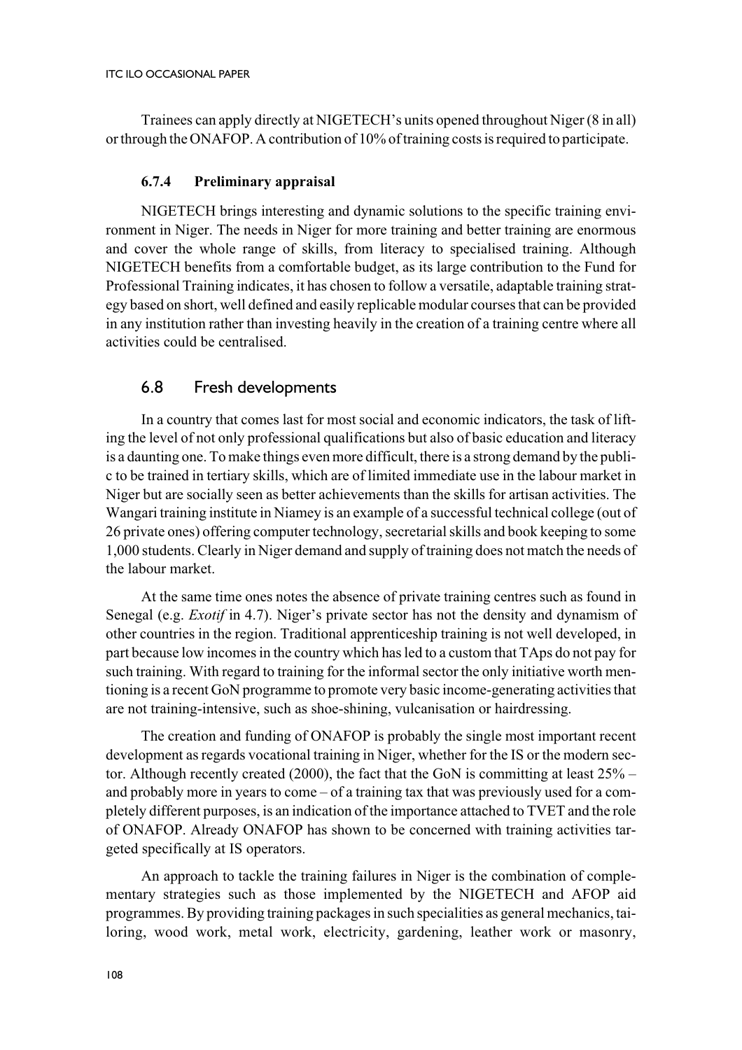Trainees can apply directly at NIGETECH's units opened throughout Niger (8 in all) or through the ONAFOP. A contribution of 10% of training costs is required to participate.

#### 6.7.4 Preliminary appraisal

NIGETECH brings interesting and dynamic solutions to the specific training environment in Niger. The needs in Niger for more training and better training are enormous and cover the whole range of skills, from literacy to specialised training. Although NIGETECH benefits from a comfortable budget, as its large contribution to the Fund for Professional Training indicates, it has chosen to follow a versatile, adaptable training strategy based on short, well defined and easily replicable modular courses that can be provided in any institution rather than investing heavily in the creation of a training centre where all activities could be centralised.

### 6.8 Fresh developments

In a country that comes last for most social and economic indicators, the task of lifting the level of not only professional qualifications but also of basic education and literacy is a daunting one. To make things even more difficult, there is a strong demand by the public to be trained in tertiary skills, which are of limited immediate use in the labour market in Niger but are socially seen as better achievements than the skills for artisan activities. The Wangari training institute in Niamey is an example of a successful technical college (out of 26 private ones) offering computer technology, secretarial skills and book keeping to some 1,000 students. Clearly in Niger demand and supply of training does not match the needs of the labour market.

At the same time ones notes the absence of private training centres such as found in Senegal (e.g. *Exotif* in 4.7). Niger's private sector has not the density and dynamism of other countries in the region. Traditional apprenticeship training is not well developed, in part because low incomes in the country which has led to a custom that TAps do not pay for such training. With regard to training for the informal sector the only initiative worth mentioning is a recent GoN programme to promote very basic income-generating activities that are not training-intensive, such as shoe-shining, vulcanisation or hairdressing.

The creation and funding of ONAFOP is probably the single most important recent development as regards vocational training in Niger, whether for the IS or the modern sector. Although recently created (2000), the fact that the GoN is committing at least 25% – and probably more in years to come – of a training tax that was previously used for a completely different purposes, is an indication of the importance attached to TVET and the role of ONAFOP. Already ONAFOP has shown to be concerned with training activities targeted specifically at IS operators.

An approach to tackle the training failures in Niger is the combination of complementary strategies such as those implemented by the NIGETECH and AFOP aid programmes. By providing training packages in such specialities as general mechanics, tailoring, wood work, metal work, electricity, gardening, leather work or masonry,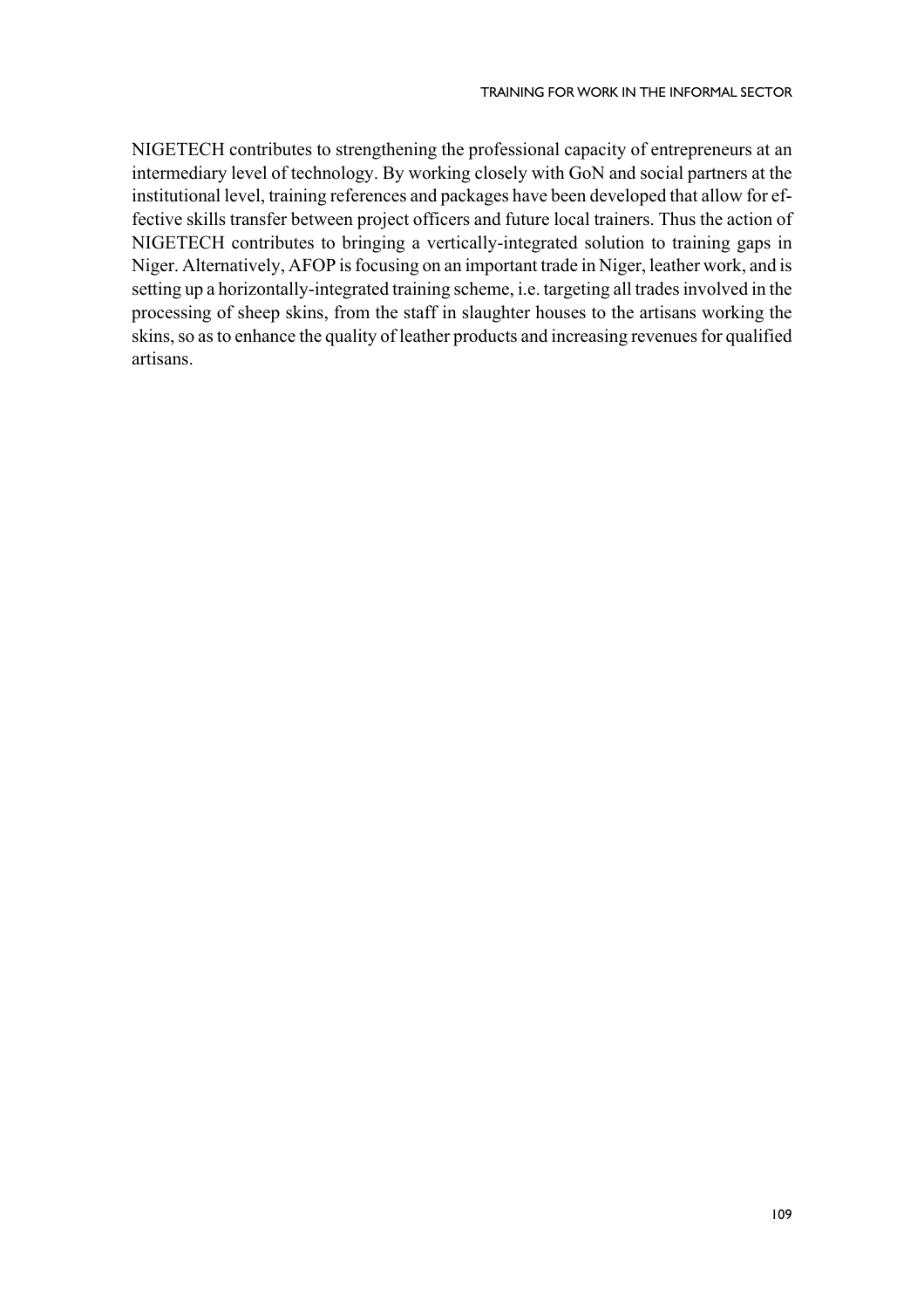NIGETECH contributes to strengthening the professional capacity of entrepreneurs at an intermediary level of technology. By working closely with GoN and social partners at the institutional level, training references and packages have been developed that allow for effective skills transfer between project officers and future local trainers. Thus the action of NIGETECH contributes to bringing a vertically-integrated solution to training gaps in Niger. Alternatively, AFOP is focusing on an important trade in Niger, leather work, and is setting up a horizontally-integrated training scheme, i.e. targeting all trades involved in the processing of sheep skins, from the staff in slaughter houses to the artisans working the skins, so as to enhance the quality of leather products and increasing revenues for qualified artisans.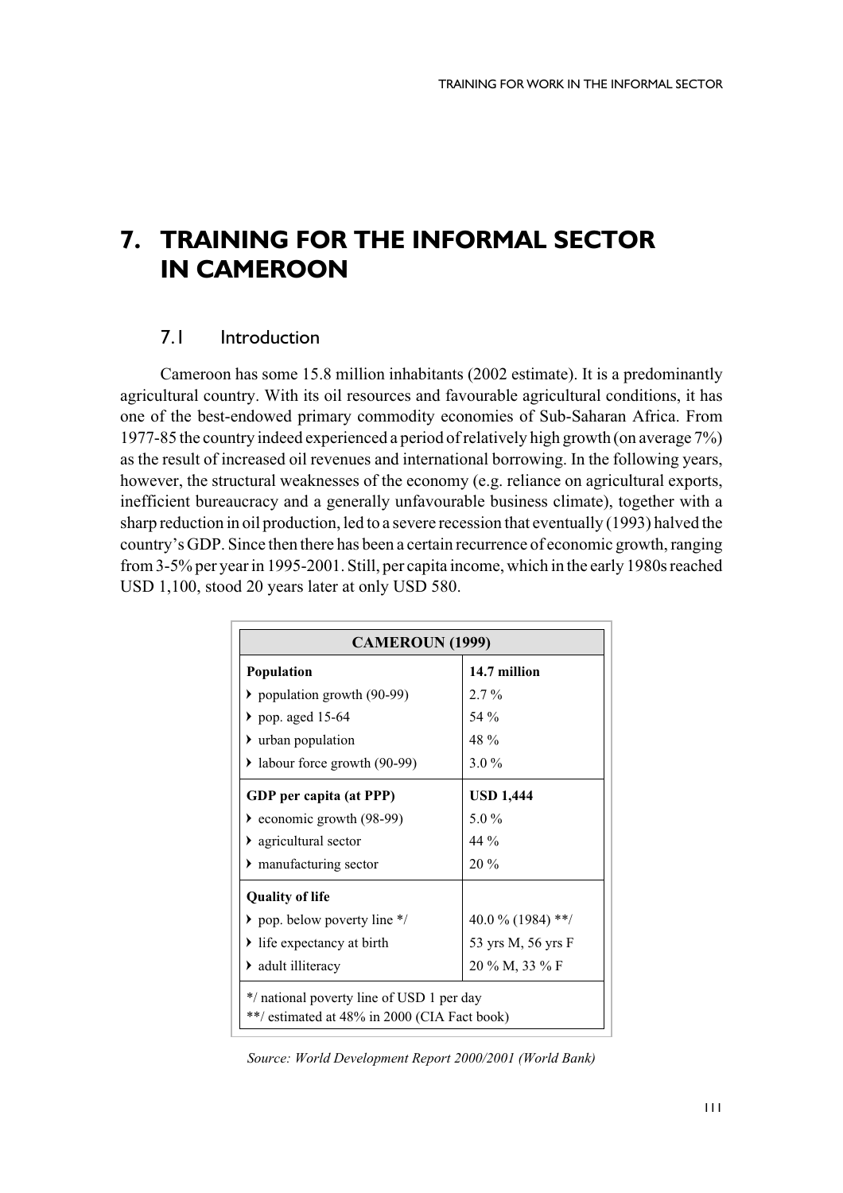# 7. TRAINING FOR THE INFORMAL SECTOR IN CAMEROON

## 7.1 Introduction

Cameroon has some 15.8 million inhabitants (2002 estimate). It is a predominantly agricultural country. With its oil resources and favourable agricultural conditions, it has one of the best-endowed primary commodity economies of Sub-Saharan Africa. From 1977-85 the country indeed experienced a period of relatively high growth (on average 7%) as the result of increased oil revenues and international borrowing. In the following years, however, the structural weaknesses of the economy (e.g. reliance on agricultural exports, inefficient bureaucracy and a generally unfavourable business climate), together with a sharp reduction in oil production, led to a severe recession that eventually (1993) halved the country's GDP. Since then there has been a certain recurrence of economic growth, ranging from 3-5% per year in 1995-2001. Still, per capita income, which in the early 1980s reached USD 1,100, stood 20 years later at only USD 580.

| CAMEROUN (1999) | |
|---|---|
| **Population** | **14.7 million** |
| ‣ population growth (90-99) | 2.7 % |
| ‣ pop. aged 15-64 | 54 % |
| ‣ urban population | 48 % |
| ‣ labour force growth (90-99) | 3.0 % |
| **GDP per capita (at PPP)** | **USD 1,444** |
| ‣ economic growth (98-99) | 5.0 % |
| ‣ agricultural sector | 44 % |
| ‣ manufacturing sector | 20 % |
| **Quality of life** | |
| ‣ pop. below poverty line */ | 40.0 % (1984) **/ |
| ‣ life expectancy at birth | 53 yrs M, 56 yrs F |
| ‣ adult illiteracy | 20 % M, 33 % F |

*/ national poverty line of USD 1 per day
**/ estimated at 48% in 2000 (CIA Fact book)

*Source: World Development Report 2000/2001 (World Bank)*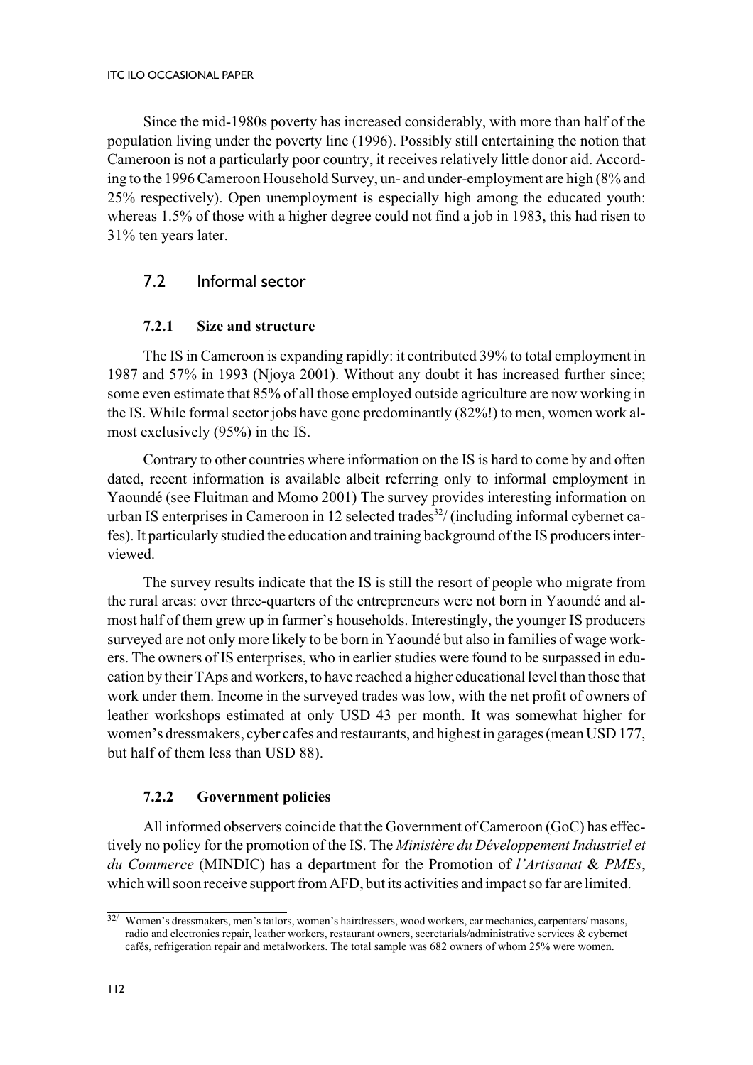Since the mid-1980s poverty has increased considerably, with more than half of the population living under the poverty line (1996). Possibly still entertaining the notion that Cameroon is not a particularly poor country, it receives relatively little donor aid. According to the 1996 Cameroon Household Survey, un- and under-employment are high (8% and 25% respectively). Open unemployment is especially high among the educated youth: whereas 1.5% of those with a higher degree could not find a job in 1983, this had risen to 31% ten years later.

## 7.2 Informal sector

### 7.2.1 Size and structure

The IS in Cameroon is expanding rapidly: it contributed 39% to total employment in 1987 and 57% in 1993 (Njoya 2001). Without any doubt it has increased further since; some even estimate that 85% of all those employed outside agriculture are now working in the IS. While formal sector jobs have gone predominantly (82%!) to men, women work almost exclusively (95%) in the IS.

Contrary to other countries where information on the IS is hard to come by and often dated, recent information is available albeit referring only to informal employment in Yaoundé (see Fluitman and Momo 2001) The survey provides interesting information on urban IS enterprises in Cameroon in 12 selected trades[32]/ (including informal cybernet cafes). It particularly studied the education and training background of the IS producers interviewed.

The survey results indicate that the IS is still the resort of people who migrate from the rural areas: over three-quarters of the entrepreneurs were not born in Yaoundé and almost half of them grew up in farmer's households. Interestingly, the younger IS producers surveyed are not only more likely to be born in Yaoundé but also in families of wage workers. The owners of IS enterprises, who in earlier studies were found to be surpassed in education by their TAps and workers, to have reached a higher educational level than those that work under them. Income in the surveyed trades was low, with the net profit of owners of leather workshops estimated at only USD 43 per month. It was somewhat higher for women's dressmakers, cyber cafes and restaurants, and highest in garages (mean USD 177, but half of them less than USD 88).

### 7.2.2 Government policies

All informed observers coincide that the Government of Cameroon (GoC) has effectively no policy for the promotion of the IS. The *Ministère du Développement Industriel et du Commerce* (MINDIC) has a department for the Promotion of *l'Artisanat* & *PMEs*, which will soon receive support from AFD, but its activities and impact so far are limited.

---

[32]/ Women's dressmakers, men's tailors, women's hairdressers, wood workers, car mechanics, carpenters/ masons, radio and electronics repair, leather workers, restaurant owners, secretarials/administrative services & cybernet cafés, refrigeration repair and metalworkers. The total sample was 682 owners of whom 25% were women.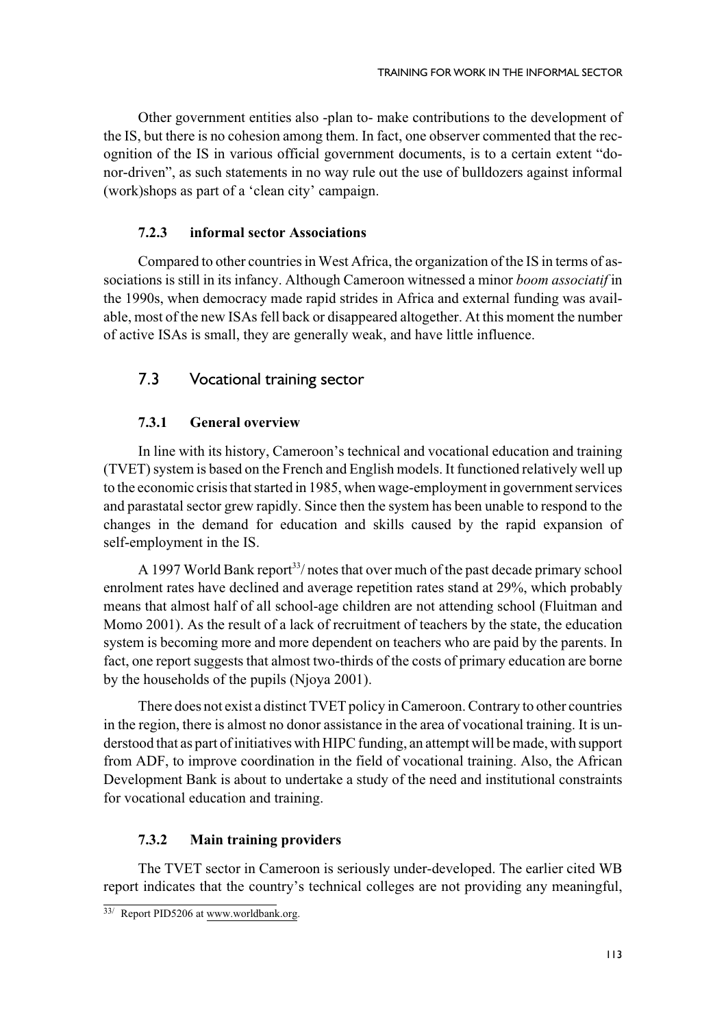Other government entities also -plan to- make contributions to the development of the IS, but there is no cohesion among them. In fact, one observer commented that the recognition of the IS in various official government documents, is to a certain extent "donor-driven", as such statements in no way rule out the use of bulldozers against informal (work)shops as part of a 'clean city' campaign.

### 7.2.3 informal sector Associations

Compared to other countries in West Africa, the organization of the IS in terms of associations is still in its infancy. Although Cameroon witnessed a minor *boom associatif* in the 1990s, when democracy made rapid strides in Africa and external funding was available, most of the new ISAs fell back or disappeared altogether. At this moment the number of active ISAs is small, they are generally weak, and have little influence.

## 7.3 Vocational training sector

### 7.3.1 General overview

In line with its history, Cameroon's technical and vocational education and training (TVET) system is based on the French and English models. It functioned relatively well up to the economic crisis that started in 1985, when wage-employment in government services and parastatal sector grew rapidly. Since then the system has been unable to respond to the changes in the demand for education and skills caused by the rapid expansion of self-employment in the IS.

A 1997 World Bank report[33]/ notes that over much of the past decade primary school enrolment rates have declined and average repetition rates stand at 29%, which probably means that almost half of all school-age children are not attending school (Fluitman and Momo 2001). As the result of a lack of recruitment of teachers by the state, the education system is becoming more and more dependent on teachers who are paid by the parents. In fact, one report suggests that almost two-thirds of the costs of primary education are borne by the households of the pupils (Njoya 2001).

There does not exist a distinct TVET policy in Cameroon. Contrary to other countries in the region, there is almost no donor assistance in the area of vocational training. It is understood that as part of initiatives with HIPC funding, an attempt will be made, with support from ADF, to improve coordination in the field of vocational training. Also, the African Development Bank is about to undertake a study of the need and institutional constraints for vocational education and training.

### 7.3.2 Main training providers

The TVET sector in Cameroon is seriously under-developed. The earlier cited WB report indicates that the country's technical colleges are not providing any meaningful,

---

[33]/ Report PID5206 at www.worldbank.org.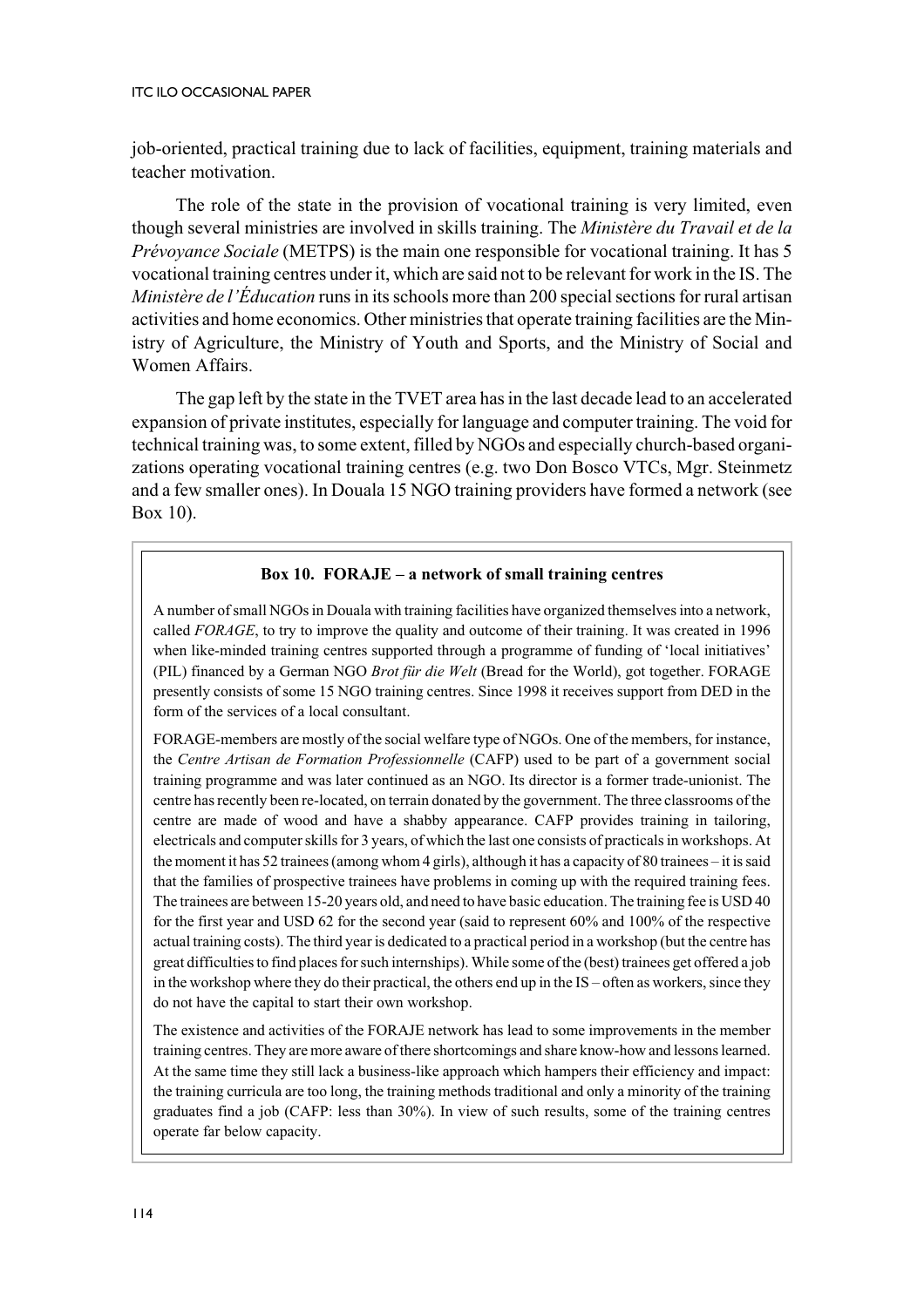job-oriented, practical training due to lack of facilities, equipment, training materials and teacher motivation.

The role of the state in the provision of vocational training is very limited, even though several ministries are involved in skills training. The *Ministère du Travail et de la Prévoyance Sociale* (METPS) is the main one responsible for vocational training. It has 5 vocational training centres under it, which are said not to be relevant for work in the IS. The *Ministère de l'Éducation* runs in its schools more than 200 special sections for rural artisan activities and home economics. Other ministries that operate training facilities are the Ministry of Agriculture, the Ministry of Youth and Sports, and the Ministry of Social and Women Affairs.

The gap left by the state in the TVET area has in the last decade lead to an accelerated expansion of private institutes, especially for language and computer training. The void for technical training was, to some extent, filled by NGOs and especially church-based organizations operating vocational training centres (e.g. two Don Bosco VTCs, Mgr. Steinmetz and a few smaller ones). In Douala 15 NGO training providers have formed a network (see Box 10).

**Box 10. FORAJE – a network of small training centres**

A number of small NGOs in Douala with training facilities have organized themselves into a network, called *FORAGE*, to try to improve the quality and outcome of their training. It was created in 1996 when like-minded training centres supported through a programme of funding of 'local initiatives' (PIL) financed by a German NGO *Brot für die Welt* (Bread for the World), got together. FORAGE presently consists of some 15 NGO training centres. Since 1998 it receives support from DED in the form of the services of a local consultant.

FORAGE-members are mostly of the social welfare type of NGOs. One of the members, for instance, the *Centre Artisan de Formation Professionnelle* (CAFP) used to be part of a government social training programme and was later continued as an NGO. Its director is a former trade-unionist. The centre has recently been re-located, on terrain donated by the government. The three classrooms of the centre are made of wood and have a shabby appearance. CAFP provides training in tailoring, electricals and computer skills for 3 years, of which the last one consists of practicals in workshops. At the moment it has 52 trainees (among whom 4 girls), although it has a capacity of 80 trainees – it is said that the families of prospective trainees have problems in coming up with the required training fees. The trainees are between 15-20 years old, and need to have basic education. The training fee is USD 40 for the first year and USD 62 for the second year (said to represent 60% and 100% of the respective actual training costs). The third year is dedicated to a practical period in a workshop (but the centre has great difficulties to find places for such internships). While some of the (best) trainees get offered a job in the workshop where they do their practical, the others end up in the IS – often as workers, since they do not have the capital to start their own workshop.

The existence and activities of the FORAJE network has lead to some improvements in the member training centres. They are more aware of there shortcomings and share know-how and lessons learned. At the same time they still lack a business-like approach which hampers their efficiency and impact: the training curricula are too long, the training methods traditional and only a minority of the training graduates find a job (CAFP: less than 30%). In view of such results, some of the training centres operate far below capacity.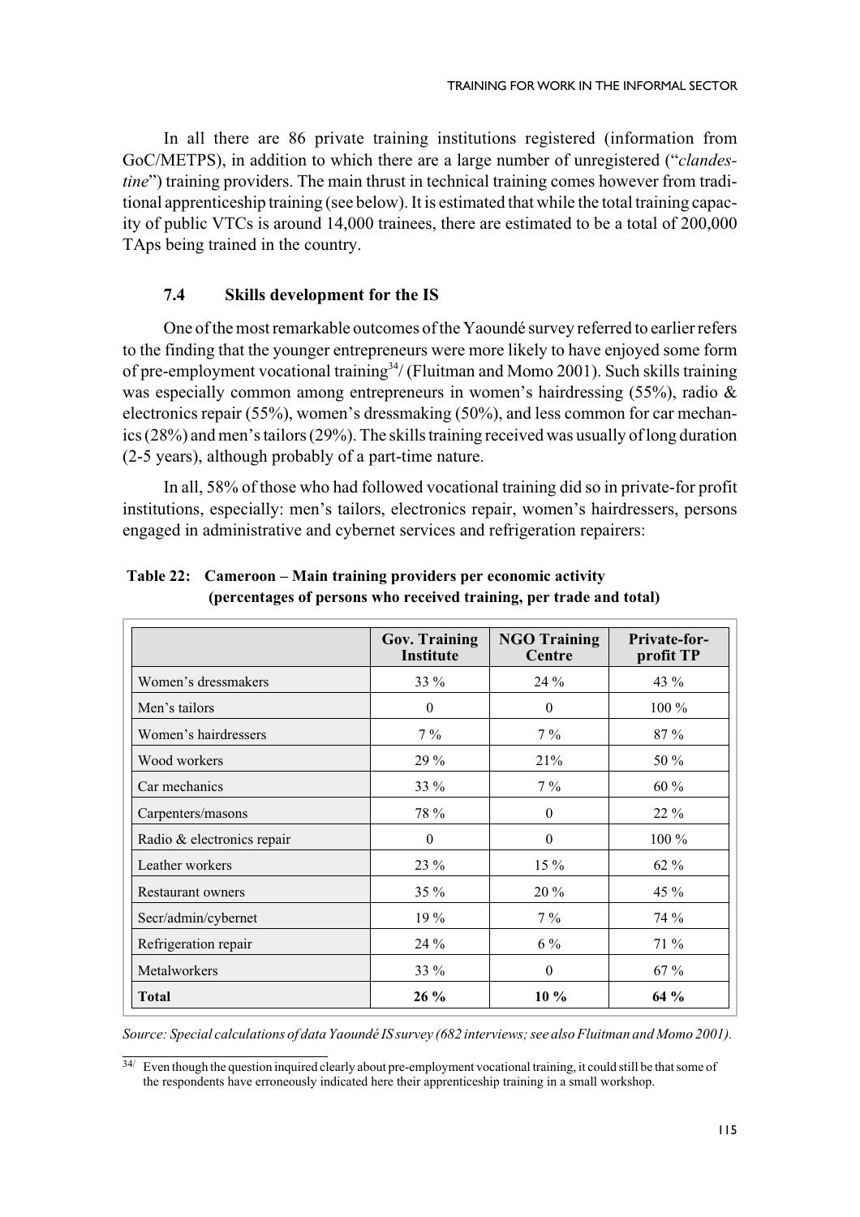In all there are 86 private training institutions registered (information from GoC/METPS), in addition to which there are a large number of unregistered ("*clandestine*") training providers. The main thrust in technical training comes however from traditional apprenticeship training (see below). It is estimated that while the total training capacity of public VTCs is around 14,000 trainees, there are estimated to be a total of 200,000 TAps being trained in the country.

### 7.4 Skills development for the IS

One of the most remarkable outcomes of the Yaoundé survey referred to earlier refers to the finding that the younger entrepreneurs were more likely to have enjoyed some form of pre-employment vocational training[34]/ (Fluitman and Momo 2001). Such skills training was especially common among entrepreneurs in women's hairdressing (55%), radio & electronics repair (55%), women's dressmaking (50%), and less common for car mechanics (28%) and men's tailors (29%). The skills training received was usually of long duration (2-5 years), although probably of a part-time nature.

In all, 58% of those who had followed vocational training did so in private-for profit institutions, especially: men's tailors, electronics repair, women's hairdressers, persons engaged in administrative and cybernet services and refrigeration repairers:

**Table 22: Cameroon – Main training providers per economic activity (percentages of persons who received training, per trade and total)**

| | Gov. Training Institute | NGO Training Centre | Private-for-profit TP |
|---|---|---|---|
| Women's dressmakers | 33 % | 24 % | 43 % |
| Men's tailors | 0 | 0 | 100 % |
| Women's hairdressers | 7 % | 7 % | 87 % |
| Wood workers | 29 % | 21% | 50 % |
| Car mechanics | 33 % | 7 % | 60 % |
| Carpenters/masons | 78 % | 0 | 22 % |
| Radio & electronics repair | 0 | 0 | 100 % |
| Leather workers | 23 % | 15 % | 62 % |
| Restaurant owners | 35 % | 20 % | 45 % |
| Secr/admin/cybernet | 19 % | 7 % | 74 % |
| Refrigeration repair | 24 % | 6 % | 71 % |
| Metalworkers | 33 % | 0 | 67 % |
| **Total** | **26 %** | **10 %** | **64 %** |

*Source: Special calculations of data Yaoundé IS survey (682 interviews; see also Fluitman and Momo 2001).*

[34]/ Even though the question inquired clearly about pre-employment vocational training, it could still be that some of the respondents have erroneously indicated here their apprenticeship training in a small workshop.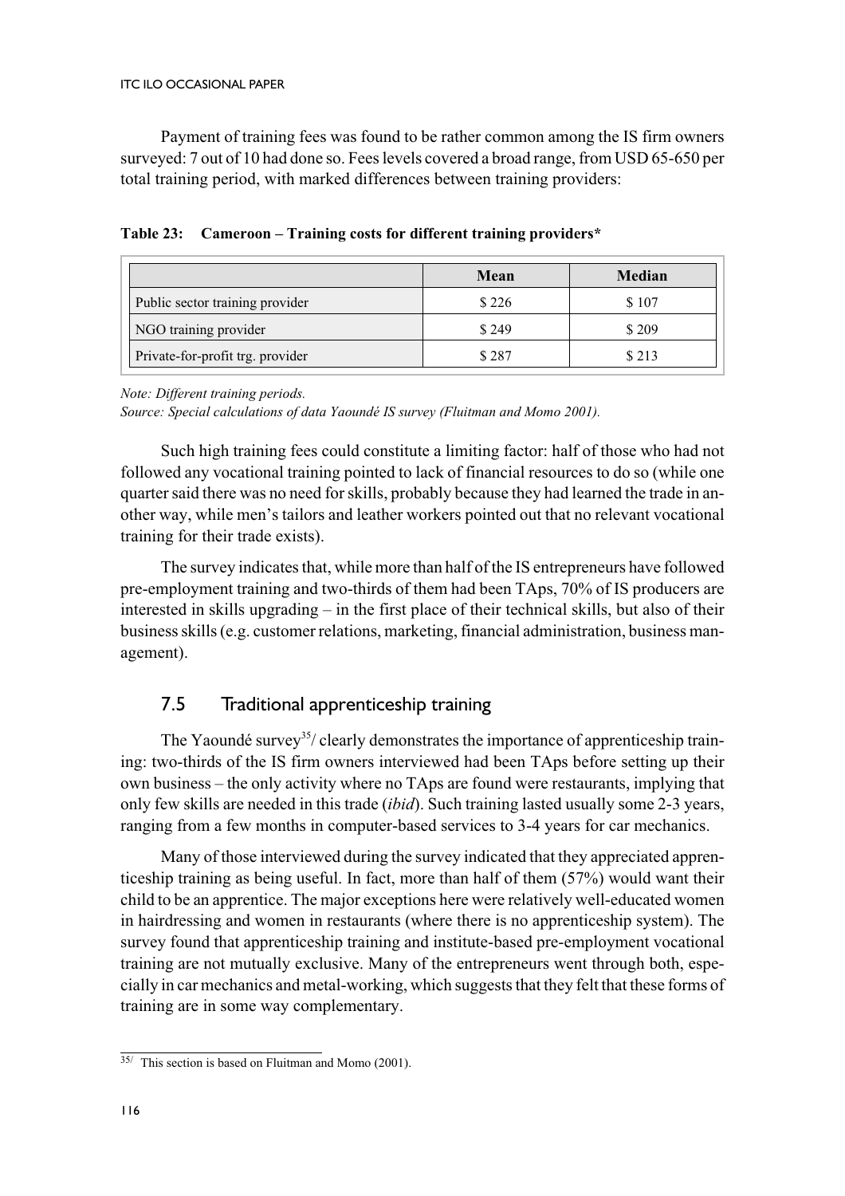Payment of training fees was found to be rather common among the IS firm owners surveyed: 7 out of 10 had done so. Fees levels covered a broad range, from USD 65-650 per total training period, with marked differences between training providers:

**Table 23: Cameroon – Training costs for different training providers***

| | Mean | Median |
|---|---|---|
| Public sector training provider | $ 226 | $ 107 |
| NGO training provider | $ 249 | $ 209 |
| Private-for-profit trg. provider | $ 287 | $ 213 |

*Note: Different training periods.*

*Source: Special calculations of data Yaoundé IS survey (Fluitman and Momo 2001).*

Such high training fees could constitute a limiting factor: half of those who had not followed any vocational training pointed to lack of financial resources to do so (while one quarter said there was no need for skills, probably because they had learned the trade in another way, while men's tailors and leather workers pointed out that no relevant vocational training for their trade exists).

The survey indicates that, while more than half of the IS entrepreneurs have followed pre-employment training and two-thirds of them had been TAps, 70% of IS producers are interested in skills upgrading – in the first place of their technical skills, but also of their business skills (e.g. customer relations, marketing, financial administration, business management).

## 7.5 Traditional apprenticeship training

The Yaoundé survey[35]/ clearly demonstrates the importance of apprenticeship training: two-thirds of the IS firm owners interviewed had been TAps before setting up their own business – the only activity where no TAps are found were restaurants, implying that only few skills are needed in this trade (*ibid*). Such training lasted usually some 2-3 years, ranging from a few months in computer-based services to 3-4 years for car mechanics.

Many of those interviewed during the survey indicated that they appreciated apprenticeship training as being useful. In fact, more than half of them (57%) would want their child to be an apprentice. The major exceptions here were relatively well-educated women in hairdressing and women in restaurants (where there is no apprenticeship system). The survey found that apprenticeship training and institute-based pre-employment vocational training are not mutually exclusive. Many of the entrepreneurs went through both, especially in car mechanics and metal-working, which suggests that they felt that these forms of training are in some way complementary.

[35]/ This section is based on Fluitman and Momo (2001).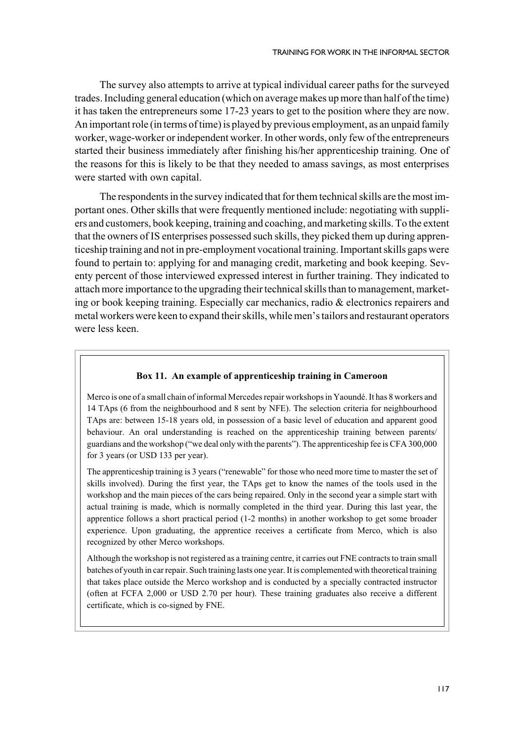The survey also attempts to arrive at typical individual career paths for the surveyed trades. Including general education (which on average makes up more than half of the time) it has taken the entrepreneurs some 17-23 years to get to the position where they are now. An important role (in terms of time) is played by previous employment, as an unpaid family worker, wage-worker or independent worker. In other words, only few of the entrepreneurs started their business immediately after finishing his/her apprenticeship training. One of the reasons for this is likely to be that they needed to amass savings, as most enterprises were started with own capital.

The respondents in the survey indicated that for them technical skills are the most important ones. Other skills that were frequently mentioned include: negotiating with suppliers and customers, book keeping, training and coaching, and marketing skills. To the extent that the owners of IS enterprises possessed such skills, they picked them up during apprenticeship training and not in pre-employment vocational training. Important skills gaps were found to pertain to: applying for and managing credit, marketing and book keeping. Seventy percent of those interviewed expressed interest in further training. They indicated to attach more importance to the upgrading their technical skills than to management, marketing or book keeping training. Especially car mechanics, radio & electronics repairers and metal workers were keen to expand their skills, while men's tailors and restaurant operators were less keen.

**Box 11. An example of apprenticeship training in Cameroon**

Merco is one of a small chain of informal Mercedes repair workshops in Yaoundé. It has 8 workers and 14 TAps (6 from the neighbourhood and 8 sent by NFE). The selection criteria for neighbourhood TAps are: between 15-18 years old, in possession of a basic level of education and apparent good behaviour. An oral understanding is reached on the apprenticeship training between parents/ guardians and the workshop ("we deal only with the parents"). The apprenticeship fee is CFA 300,000 for 3 years (or USD 133 per year).

The apprenticeship training is 3 years ("renewable" for those who need more time to master the set of skills involved). During the first year, the TAps get to know the names of the tools used in the workshop and the main pieces of the cars being repaired. Only in the second year a simple start with actual training is made, which is normally completed in the third year. During this last year, the apprentice follows a short practical period (1-2 months) in another workshop to get some broader experience. Upon graduating, the apprentice receives a certificate from Merco, which is also recognized by other Merco workshops.

Although the workshop is not registered as a training centre, it carries out FNE contracts to train small batches of youth in car repair. Such training lasts one year. It is complemented with theoretical training that takes place outside the Merco workshop and is conducted by a specially contracted instructor (often at FCFA 2,000 or USD 2.70 per hour). These training graduates also receive a different certificate, which is co-signed by FNE.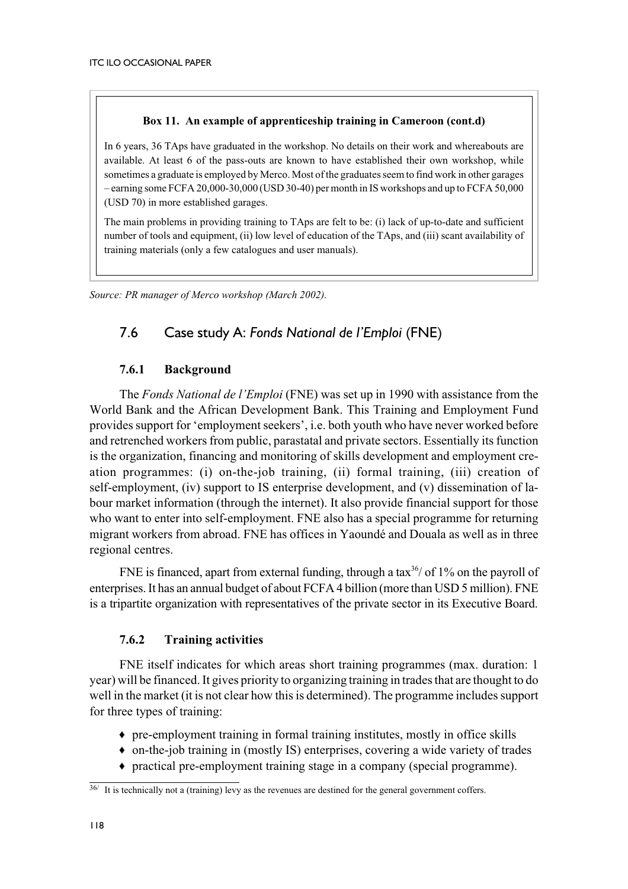**Box 11. An example of apprenticeship training in Cameroon (cont.d)**

In 6 years, 36 TAps have graduated in the workshop. No details on their work and whereabouts are available. At least 6 of the pass-outs are known to have established their own workshop, while sometimes a graduate is employed by Merco. Most of the graduates seem to find work in other garages – earning some FCFA 20,000-30,000 (USD 30-40) per month in IS workshops and up to FCFA 50,000 (USD 70) in more established garages.

The main problems in providing training to TAps are felt to be: (i) lack of up-to-date and sufficient number of tools and equipment, (ii) low level of education of the TAps, and (iii) scant availability of training materials (only a few catalogues and user manuals).

*Source: PR manager of Merco workshop (March 2002).*

## 7.6 Case study A: *Fonds National de l'Emploi* (FNE)

### 7.6.1 Background

The *Fonds National de l'Emploi* (FNE) was set up in 1990 with assistance from the World Bank and the African Development Bank. This Training and Employment Fund provides support for 'employment seekers', i.e. both youth who have never worked before and retrenched workers from public, parastatal and private sectors. Essentially its function is the organization, financing and monitoring of skills development and employment creation programmes: (i) on-the-job training, (ii) formal training, (iii) creation of self-employment, (iv) support to IS enterprise development, and (v) dissemination of labour market information (through the internet). It also provide financial support for those who want to enter into self-employment. FNE also has a special programme for returning migrant workers from abroad. FNE has offices in Yaoundé and Douala as well as in three regional centres.

FNE is financed, apart from external funding, through a tax[36]/ of 1% on the payroll of enterprises. It has an annual budget of about FCFA 4 billion (more than USD 5 million). FNE is a tripartite organization with representatives of the private sector in its Executive Board.

### 7.6.2 Training activities

FNE itself indicates for which areas short training programmes (max. duration: 1 year) will be financed. It gives priority to organizing training in trades that are thought to do well in the market (it is not clear how this is determined). The programme includes support for three types of training:

- pre-employment training in formal training institutes, mostly in office skills
- on-the-job training in (mostly IS) enterprises, covering a wide variety of trades
- practical pre-employment training stage in a company (special programme).

[36]/ It is technically not a (training) levy as the revenues are destined for the general government coffers.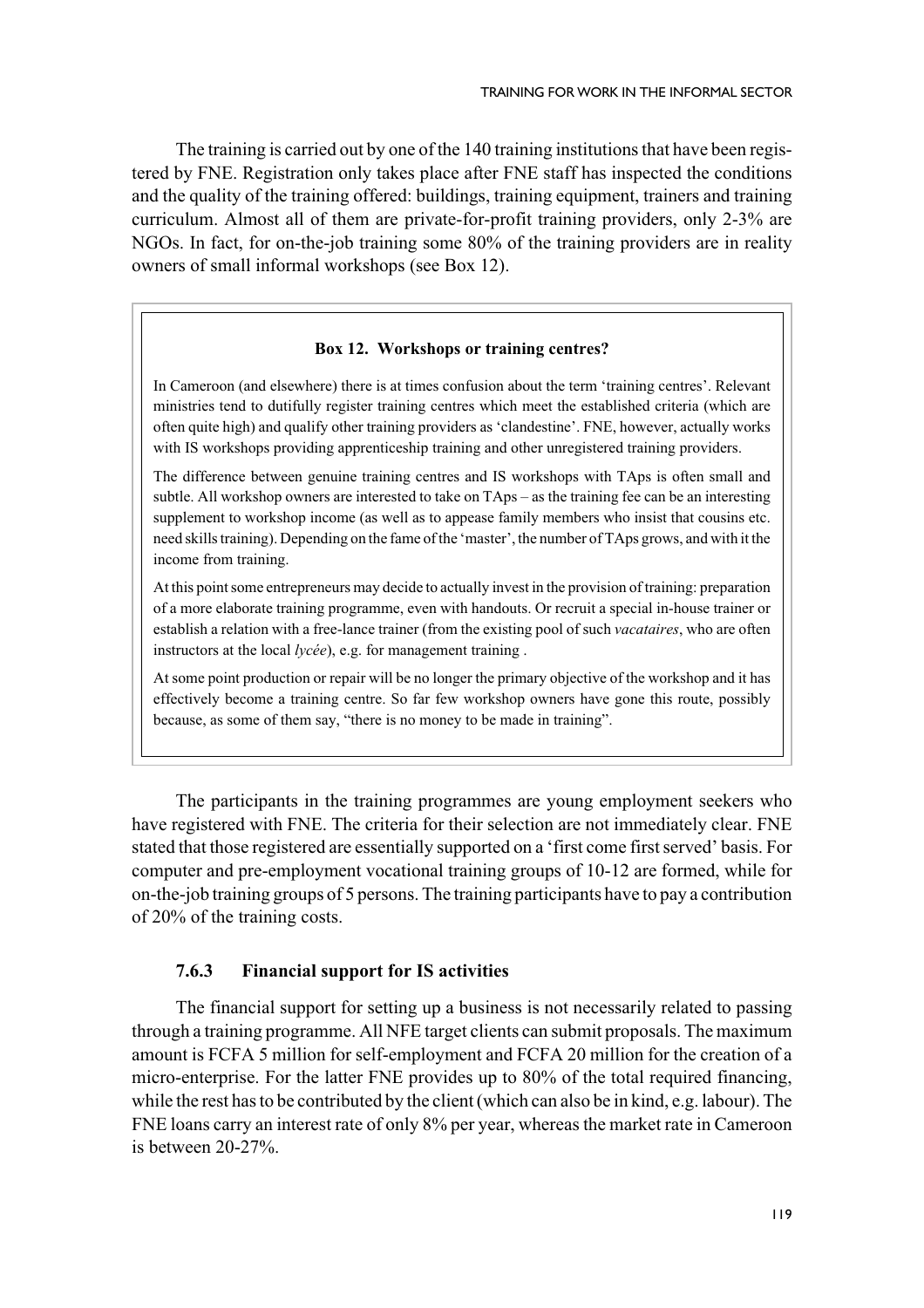The training is carried out by one of the 140 training institutions that have been registered by FNE. Registration only takes place after FNE staff has inspected the conditions and the quality of the training offered: buildings, training equipment, trainers and training curriculum. Almost all of them are private-for-profit training providers, only 2-3% are NGOs. In fact, for on-the-job training some 80% of the training providers are in reality owners of small informal workshops (see Box 12).

> **Box 12. Workshops or training centres?**
>
> In Cameroon (and elsewhere) there is at times confusion about the term 'training centres'. Relevant ministries tend to dutifully register training centres which meet the established criteria (which are often quite high) and qualify other training providers as 'clandestine'. FNE, however, actually works with IS workshops providing apprenticeship training and other unregistered training providers.
>
> The difference between genuine training centres and IS workshops with TAps is often small and subtle. All workshop owners are interested to take on TAps – as the training fee can be an interesting supplement to workshop income (as well as to appease family members who insist that cousins etc. need skills training). Depending on the fame of the 'master', the number of TAps grows, and with it the income from training.
>
> At this point some entrepreneurs may decide to actually invest in the provision of training: preparation of a more elaborate training programme, even with handouts. Or recruit a special in-house trainer or establish a relation with a free-lance trainer (from the existing pool of such *vacataires*, who are often instructors at the local *lycée*), e.g. for management training .
>
> At some point production or repair will be no longer the primary objective of the workshop and it has effectively become a training centre. So far few workshop owners have gone this route, possibly because, as some of them say, "there is no money to be made in training".

The participants in the training programmes are young employment seekers who have registered with FNE. The criteria for their selection are not immediately clear. FNE stated that those registered are essentially supported on a 'first come first served' basis. For computer and pre-employment vocational training groups of 10-12 are formed, while for on-the-job training groups of 5 persons. The training participants have to pay a contribution of 20% of the training costs.

### 7.6.3 Financial support for IS activities

The financial support for setting up a business is not necessarily related to passing through a training programme. All NFE target clients can submit proposals. The maximum amount is FCFA 5 million for self-employment and FCFA 20 million for the creation of a micro-enterprise. For the latter FNE provides up to 80% of the total required financing, while the rest has to be contributed by the client (which can also be in kind, e.g. labour). The FNE loans carry an interest rate of only 8% per year, whereas the market rate in Cameroon is between 20-27%.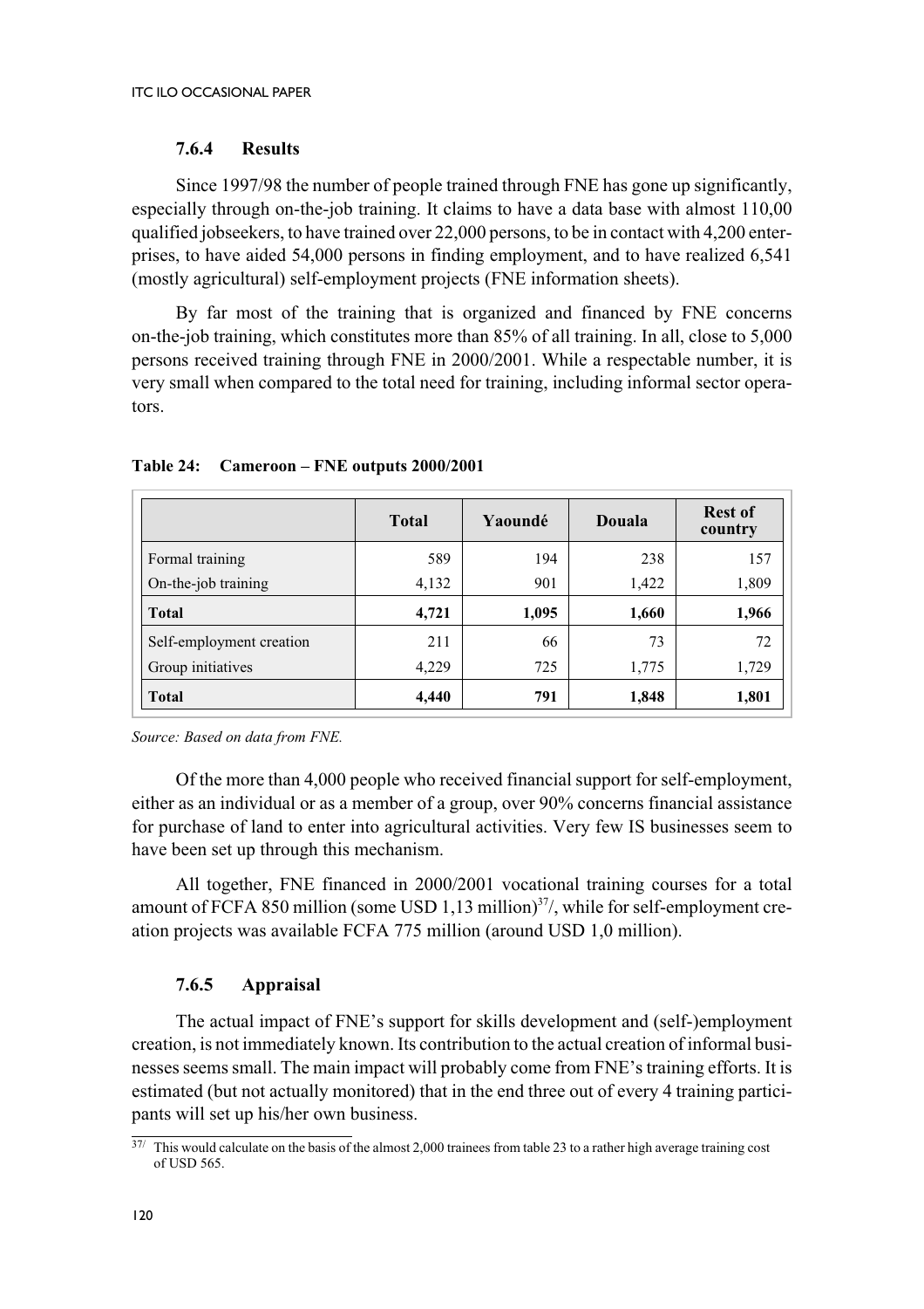### 7.6.4 Results

Since 1997/98 the number of people trained through FNE has gone up significantly, especially through on-the-job training. It claims to have a data base with almost 110,00 qualified jobseekers, to have trained over 22,000 persons, to be in contact with 4,200 enterprises, to have aided 54,000 persons in finding employment, and to have realized 6,541 (mostly agricultural) self-employment projects (FNE information sheets).

By far most of the training that is organized and financed by FNE concerns on-the-job training, which constitutes more than 85% of all training. In all, close to 5,000 persons received training through FNE in 2000/2001. While a respectable number, it is very small when compared to the total need for training, including informal sector operators.

**Table 24: Cameroon – FNE outputs 2000/2001**

| | Total | Yaoundé | Douala | Rest of country |
|---|---|---|---|---|
| Formal training | 589 | 194 | 238 | 157 |
| On-the-job training | 4,132 | 901 | 1,422 | 1,809 |
| **Total** | **4,721** | **1,095** | **1,660** | **1,966** |
| Self-employment creation | 211 | 66 | 73 | 72 |
| Group initiatives | 4,229 | 725 | 1,775 | 1,729 |
| **Total** | **4,440** | **791** | **1,848** | **1,801** |

*Source: Based on data from FNE.*

Of the more than 4,000 people who received financial support for self-employment, either as an individual or as a member of a group, over 90% concerns financial assistance for purchase of land to enter into agricultural activities. Very few IS businesses seem to have been set up through this mechanism.

All together, FNE financed in 2000/2001 vocational training courses for a total amount of FCFA 850 million (some USD 1,13 million)[37]/, while for self-employment creation projects was available FCFA 775 million (around USD 1,0 million).

### 7.6.5 Appraisal

The actual impact of FNE's support for skills development and (self-)employment creation, is not immediately known. Its contribution to the actual creation of informal businesses seems small. The main impact will probably come from FNE's training efforts. It is estimated (but not actually monitored) that in the end three out of every 4 training participants will set up his/her own business.

[37]/ This would calculate on the basis of the almost 2,000 trainees from table 23 to a rather high average training cost of USD 565.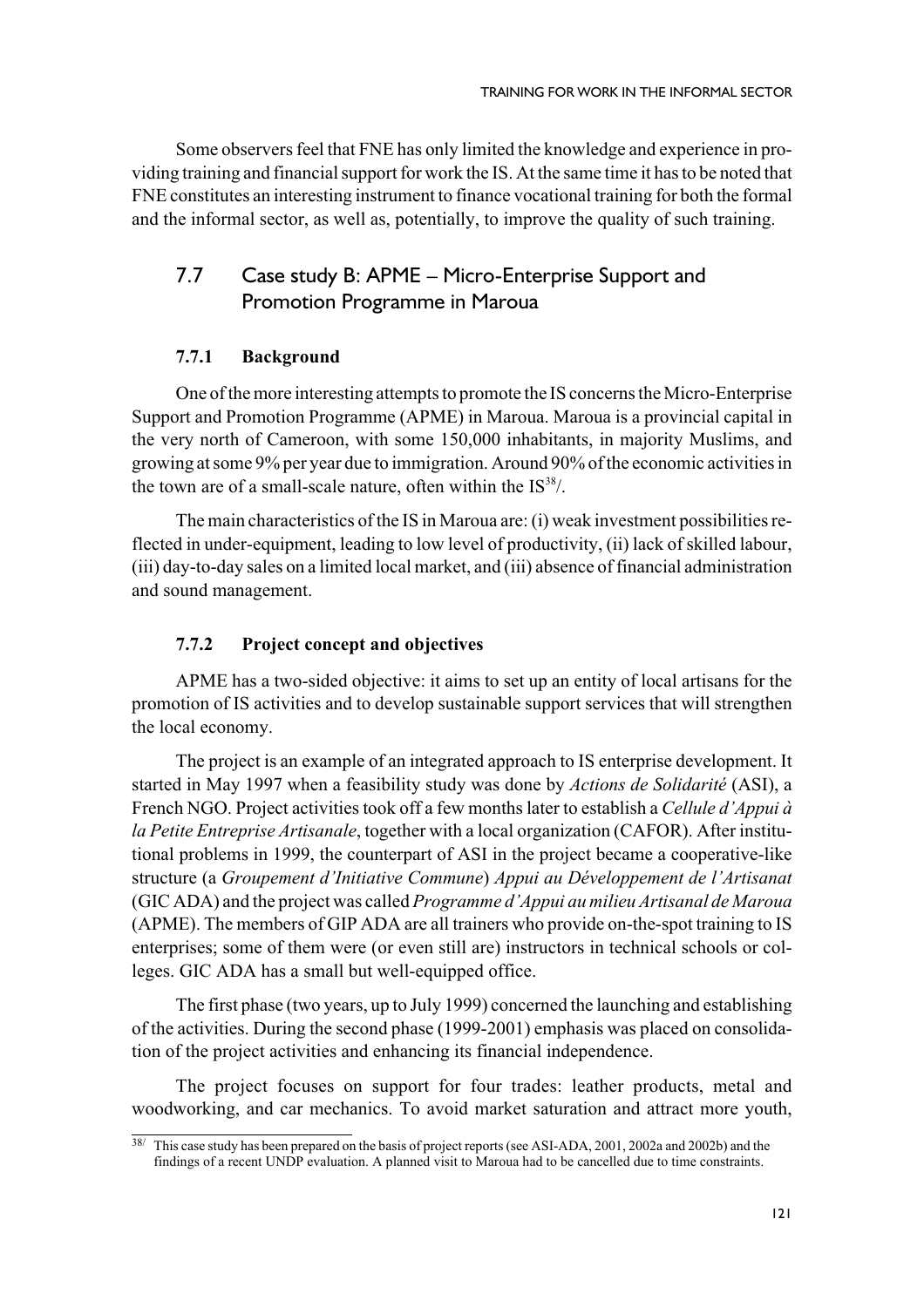Some observers feel that FNE has only limited the knowledge and experience in providing training and financial support for work the IS. At the same time it has to be noted that FNE constitutes an interesting instrument to finance vocational training for both the formal and the informal sector, as well as, potentially, to improve the quality of such training.

## 7.7 Case study B: APME – Micro-Enterprise Support and Promotion Programme in Maroua

### 7.7.1 Background

One of the more interesting attempts to promote the IS concerns the Micro-Enterprise Support and Promotion Programme (APME) in Maroua. Maroua is a provincial capital in the very north of Cameroon, with some 150,000 inhabitants, in majority Muslims, and growing at some 9% per year due to immigration. Around 90% of the economic activities in the town are of a small-scale nature, often within the IS[38]/.

The main characteristics of the IS in Maroua are: (i) weak investment possibilities reflected in under-equipment, leading to low level of productivity, (ii) lack of skilled labour, (iii) day-to-day sales on a limited local market, and (iii) absence of financial administration and sound management.

### 7.7.2 Project concept and objectives

APME has a two-sided objective: it aims to set up an entity of local artisans for the promotion of IS activities and to develop sustainable support services that will strengthen the local economy.

The project is an example of an integrated approach to IS enterprise development. It started in May 1997 when a feasibility study was done by *Actions de Solidarité* (ASI), a French NGO. Project activities took off a few months later to establish a *Cellule d'Appui à la Petite Entreprise Artisanale*, together with a local organization (CAFOR). After institutional problems in 1999, the counterpart of ASI in the project became a cooperative-like structure (a *Groupement d'Initiative Commune*) *Appui au Développement de l'Artisanat* (GIC ADA) and the project was called *Programme d'Appui au milieu Artisanal de Maroua* (APME). The members of GIP ADA are all trainers who provide on-the-spot training to IS enterprises; some of them were (or even still are) instructors in technical schools or colleges. GIC ADA has a small but well-equipped office.

The first phase (two years, up to July 1999) concerned the launching and establishing of the activities. During the second phase (1999-2001) emphasis was placed on consolidation of the project activities and enhancing its financial independence.

The project focuses on support for four trades: leather products, metal and woodworking, and car mechanics. To avoid market saturation and attract more youth,

---

38/ This case study has been prepared on the basis of project reports (see ASI-ADA, 2001, 2002a and 2002b) and the findings of a recent UNDP evaluation. A planned visit to Maroua had to be cancelled due to time constraints.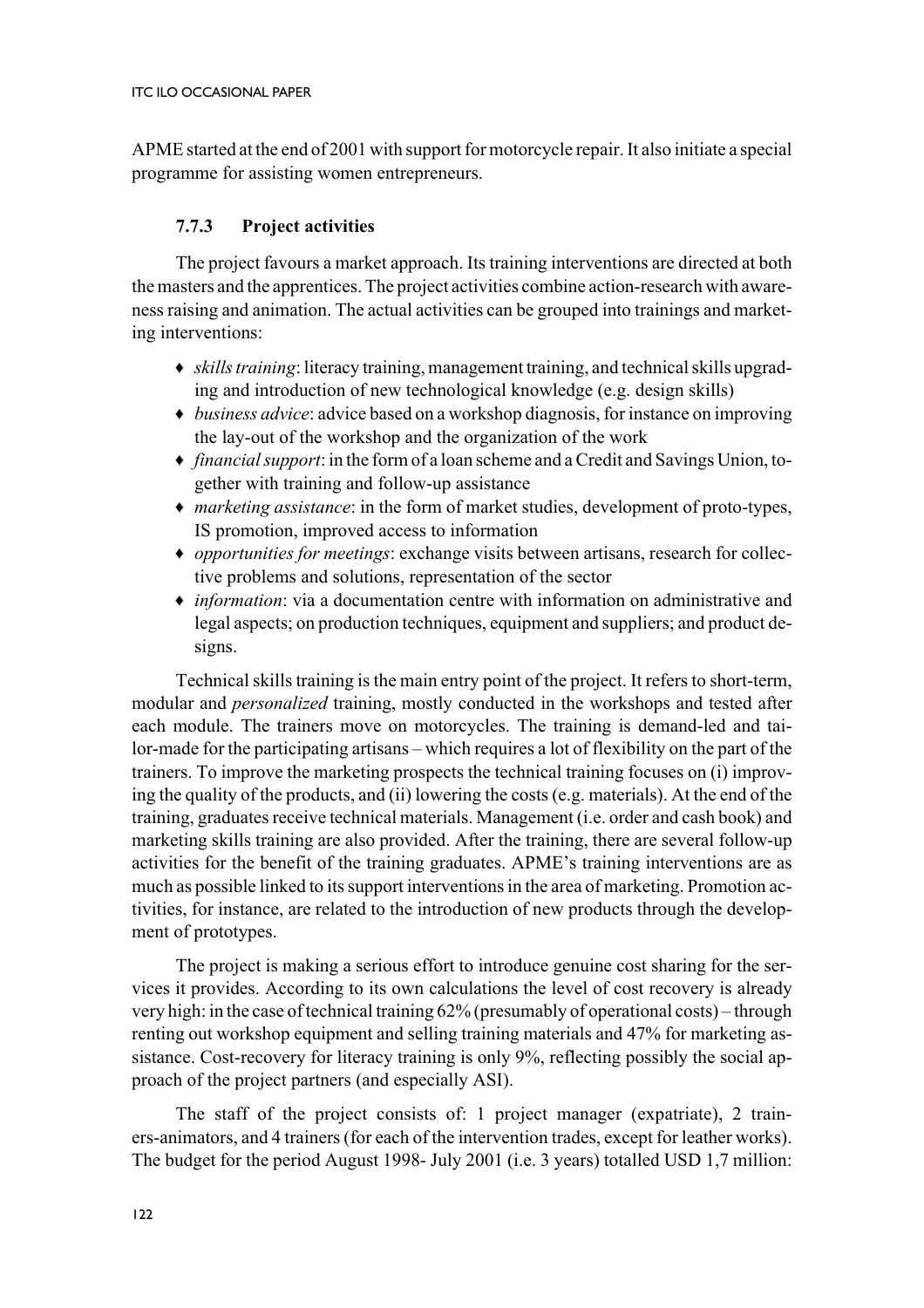APME started at the end of 2001 with support for motorcycle repair. It also initiate a special programme for assisting women entrepreneurs.

### 7.7.3 Project activities

The project favours a market approach. Its training interventions are directed at both the masters and the apprentices. The project activities combine action-research with awareness raising and animation. The actual activities can be grouped into trainings and marketing interventions:

- *skills training*: literacy training, management training, and technical skills upgrading and introduction of new technological knowledge (e.g. design skills)
- *business advice*: advice based on a workshop diagnosis, for instance on improving the lay-out of the workshop and the organization of the work
- *financial support*: in the form of a loan scheme and a Credit and Savings Union, together with training and follow-up assistance
- *marketing assistance*: in the form of market studies, development of proto-types, IS promotion, improved access to information
- *opportunities for meetings*: exchange visits between artisans, research for collective problems and solutions, representation of the sector
- *information*: via a documentation centre with information on administrative and legal aspects; on production techniques, equipment and suppliers; and product designs.

Technical skills training is the main entry point of the project. It refers to short-term, modular and *personalized* training, mostly conducted in the workshops and tested after each module. The trainers move on motorcycles. The training is demand-led and tailor-made for the participating artisans – which requires a lot of flexibility on the part of the trainers. To improve the marketing prospects the technical training focuses on (i) improving the quality of the products, and (ii) lowering the costs (e.g. materials). At the end of the training, graduates receive technical materials. Management (i.e. order and cash book) and marketing skills training are also provided. After the training, there are several follow-up activities for the benefit of the training graduates. APME's training interventions are as much as possible linked to its support interventions in the area of marketing. Promotion activities, for instance, are related to the introduction of new products through the development of prototypes.

The project is making a serious effort to introduce genuine cost sharing for the services it provides. According to its own calculations the level of cost recovery is already very high: in the case of technical training 62% (presumably of operational costs) – through renting out workshop equipment and selling training materials and 47% for marketing assistance. Cost-recovery for literacy training is only 9%, reflecting possibly the social approach of the project partners (and especially ASI).

The staff of the project consists of: 1 project manager (expatriate), 2 trainers-animators, and 4 trainers (for each of the intervention trades, except for leather works). The budget for the period August 1998- July 2001 (i.e. 3 years) totalled USD 1,7 million: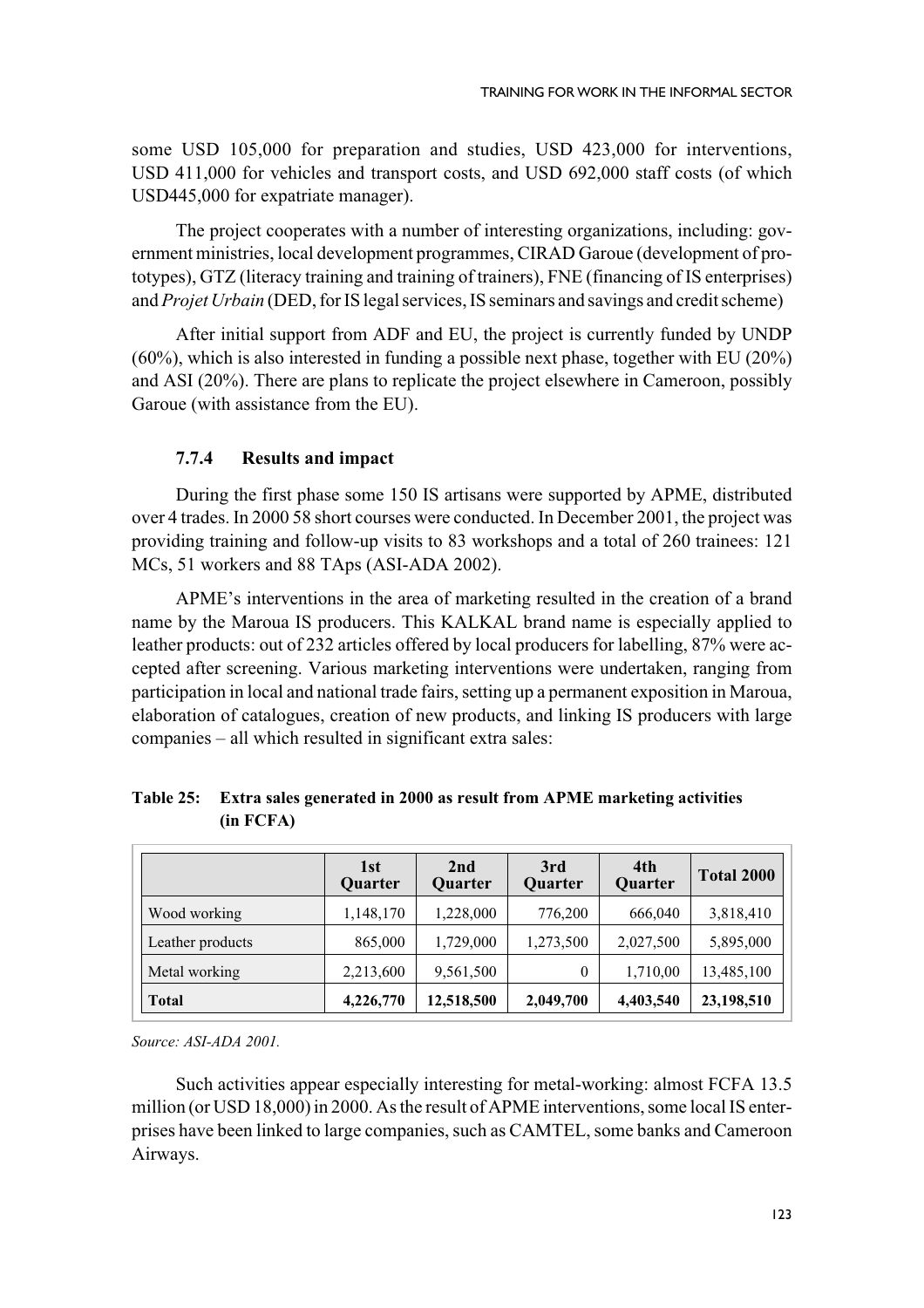some USD 105,000 for preparation and studies, USD 423,000 for interventions, USD 411,000 for vehicles and transport costs, and USD 692,000 staff costs (of which USD445,000 for expatriate manager).

The project cooperates with a number of interesting organizations, including: government ministries, local development programmes, CIRAD Garoue (development of prototypes), GTZ (literacy training and training of trainers), FNE (financing of IS enterprises) and *Projet Urbain* (DED, for IS legal services, IS seminars and savings and credit scheme)

After initial support from ADF and EU, the project is currently funded by UNDP (60%), which is also interested in funding a possible next phase, together with EU (20%) and ASI (20%). There are plans to replicate the project elsewhere in Cameroon, possibly Garoue (with assistance from the EU).

### 7.7.4 Results and impact

During the first phase some 150 IS artisans were supported by APME, distributed over 4 trades. In 2000 58 short courses were conducted. In December 2001, the project was providing training and follow-up visits to 83 workshops and a total of 260 trainees: 121 MCs, 51 workers and 88 TAps (ASI-ADA 2002).

APME's interventions in the area of marketing resulted in the creation of a brand name by the Maroua IS producers. This KALKAL brand name is especially applied to leather products: out of 232 articles offered by local producers for labelling, 87% were accepted after screening. Various marketing interventions were undertaken, ranging from participation in local and national trade fairs, setting up a permanent exposition in Maroua, elaboration of catalogues, creation of new products, and linking IS producers with large companies – all which resulted in significant extra sales:

**Table 25: Extra sales generated in 2000 as result from APME marketing activities (in FCFA)**

| | 1st Quarter | 2nd Quarter | 3rd Quarter | 4th Quarter | Total 2000 |
|---|---|---|---|---|---|
| Wood working | 1,148,170 | 1,228,000 | 776,200 | 666,040 | 3,818,410 |
| Leather products | 865,000 | 1,729,000 | 1,273,500 | 2,027,500 | 5,895,000 |
| Metal working | 2,213,600 | 9,561,500 | 0 | 1,710,00 | 13,485,100 |
| **Total** | **4,226,770** | **12,518,500** | **2,049,700** | **4,403,540** | **23,198,510** |

*Source: ASI-ADA 2001.*

Such activities appear especially interesting for metal-working: almost FCFA 13.5 million (or USD 18,000) in 2000. As the result of APME interventions, some local IS enterprises have been linked to large companies, such as CAMTEL, some banks and Cameroon Airways.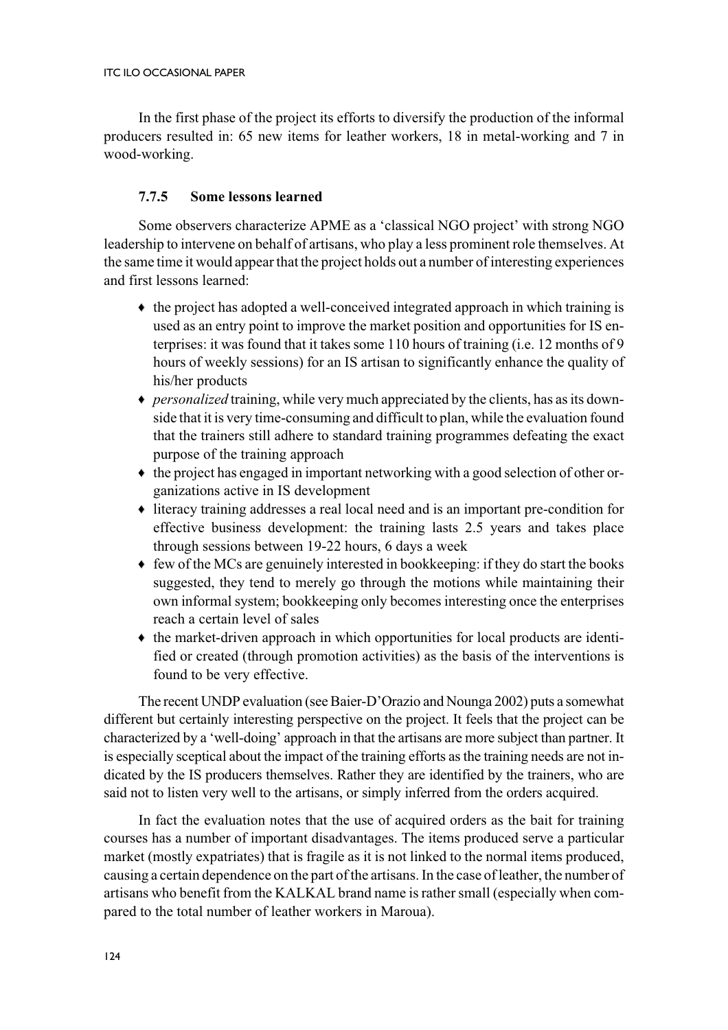In the first phase of the project its efforts to diversify the production of the informal producers resulted in: 65 new items for leather workers, 18 in metal-working and 7 in wood-working.

### 7.7.5 Some lessons learned

Some observers characterize APME as a 'classical NGO project' with strong NGO leadership to intervene on behalf of artisans, who play a less prominent role themselves. At the same time it would appear that the project holds out a number of interesting experiences and first lessons learned:

- the project has adopted a well-conceived integrated approach in which training is used as an entry point to improve the market position and opportunities for IS enterprises: it was found that it takes some 110 hours of training (i.e. 12 months of 9 hours of weekly sessions) for an IS artisan to significantly enhance the quality of his/her products
- *personalized* training, while very much appreciated by the clients, has as its downside that it is very time-consuming and difficult to plan, while the evaluation found that the trainers still adhere to standard training programmes defeating the exact purpose of the training approach
- the project has engaged in important networking with a good selection of other organizations active in IS development
- literacy training addresses a real local need and is an important pre-condition for effective business development: the training lasts 2.5 years and takes place through sessions between 19-22 hours, 6 days a week
- few of the MCs are genuinely interested in bookkeeping: if they do start the books suggested, they tend to merely go through the motions while maintaining their own informal system; bookkeeping only becomes interesting once the enterprises reach a certain level of sales
- the market-driven approach in which opportunities for local products are identified or created (through promotion activities) as the basis of the interventions is found to be very effective.

The recent UNDP evaluation (see Baier-D'Orazio and Nounga 2002) puts a somewhat different but certainly interesting perspective on the project. It feels that the project can be characterized by a 'well-doing' approach in that the artisans are more subject than partner. It is especially sceptical about the impact of the training efforts as the training needs are not indicated by the IS producers themselves. Rather they are identified by the trainers, who are said not to listen very well to the artisans, or simply inferred from the orders acquired.

In fact the evaluation notes that the use of acquired orders as the bait for training courses has a number of important disadvantages. The items produced serve a particular market (mostly expatriates) that is fragile as it is not linked to the normal items produced, causing a certain dependence on the part of the artisans. In the case of leather, the number of artisans who benefit from the KALKAL brand name is rather small (especially when compared to the total number of leather workers in Maroua).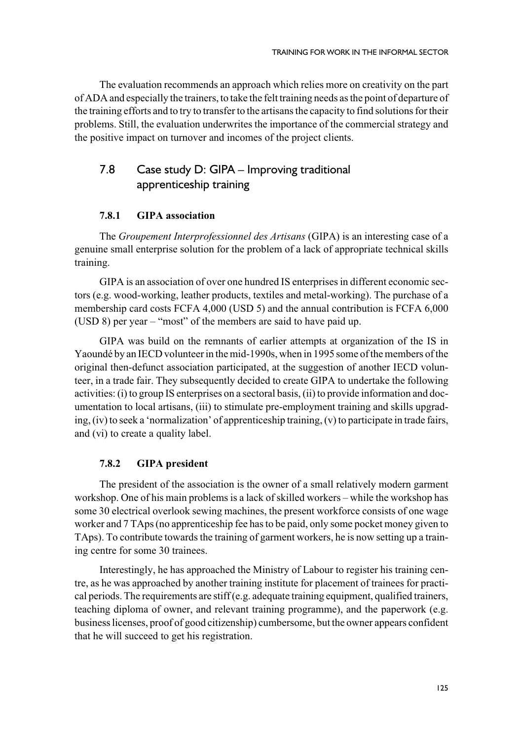The evaluation recommends an approach which relies more on creativity on the part of ADA and especially the trainers, to take the felt training needs as the point of departure of the training efforts and to try to transfer to the artisans the capacity to find solutions for their problems. Still, the evaluation underwrites the importance of the commercial strategy and the positive impact on turnover and incomes of the project clients.

## 7.8 Case study D: GIPA – Improving traditional apprenticeship training

### 7.8.1 GIPA association

The *Groupement Interprofessionnel des Artisans* (GIPA) is an interesting case of a genuine small enterprise solution for the problem of a lack of appropriate technical skills training.

GIPA is an association of over one hundred IS enterprises in different economic sectors (e.g. wood-working, leather products, textiles and metal-working). The purchase of a membership card costs FCFA 4,000 (USD 5) and the annual contribution is FCFA 6,000 (USD 8) per year – "most" of the members are said to have paid up.

GIPA was build on the remnants of earlier attempts at organization of the IS in Yaoundé by an IECD volunteer in the mid-1990s, when in 1995 some of the members of the original then-defunct association participated, at the suggestion of another IECD volunteer, in a trade fair. They subsequently decided to create GIPA to undertake the following activities: (i) to group IS enterprises on a sectoral basis, (ii) to provide information and documentation to local artisans, (iii) to stimulate pre-employment training and skills upgrading, (iv) to seek a 'normalization' of apprenticeship training, (v) to participate in trade fairs, and (vi) to create a quality label.

### 7.8.2 GIPA president

The president of the association is the owner of a small relatively modern garment workshop. One of his main problems is a lack of skilled workers – while the workshop has some 30 electrical overlook sewing machines, the present workforce consists of one wage worker and 7 TAps (no apprenticeship fee has to be paid, only some pocket money given to TAps). To contribute towards the training of garment workers, he is now setting up a training centre for some 30 trainees.

Interestingly, he has approached the Ministry of Labour to register his training centre, as he was approached by another training institute for placement of trainees for practical periods. The requirements are stiff (e.g. adequate training equipment, qualified trainers, teaching diploma of owner, and relevant training programme), and the paperwork (e.g. business licenses, proof of good citizenship) cumbersome, but the owner appears confident that he will succeed to get his registration.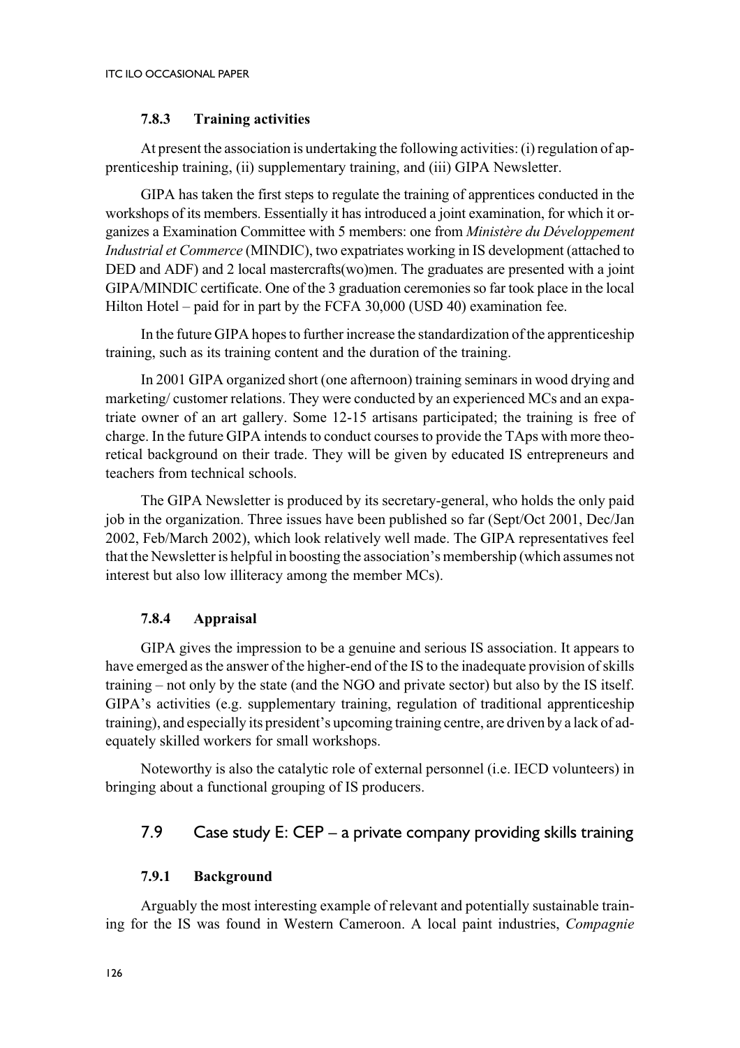#### 7.8.3 Training activities

At present the association is undertaking the following activities: (i) regulation of apprenticeship training, (ii) supplementary training, and (iii) GIPA Newsletter.

GIPA has taken the first steps to regulate the training of apprentices conducted in the workshops of its members. Essentially it has introduced a joint examination, for which it organizes a Examination Committee with 5 members: one from *Ministère du Développement Industrial et Commerce* (MINDIC), two expatriates working in IS development (attached to DED and ADF) and 2 local mastercrafts(wo)men. The graduates are presented with a joint GIPA/MINDIC certificate. One of the 3 graduation ceremonies so far took place in the local Hilton Hotel – paid for in part by the FCFA 30,000 (USD 40) examination fee.

In the future GIPA hopes to further increase the standardization of the apprenticeship training, such as its training content and the duration of the training.

In 2001 GIPA organized short (one afternoon) training seminars in wood drying and marketing/ customer relations. They were conducted by an experienced MCs and an expatriate owner of an art gallery. Some 12-15 artisans participated; the training is free of charge. In the future GIPA intends to conduct courses to provide the TAps with more theoretical background on their trade. They will be given by educated IS entrepreneurs and teachers from technical schools.

The GIPA Newsletter is produced by its secretary-general, who holds the only paid job in the organization. Three issues have been published so far (Sept/Oct 2001, Dec/Jan 2002, Feb/March 2002), which look relatively well made. The GIPA representatives feel that the Newsletter is helpful in boosting the association's membership (which assumes not interest but also low illiteracy among the member MCs).

#### 7.8.4 Appraisal

GIPA gives the impression to be a genuine and serious IS association. It appears to have emerged as the answer of the higher-end of the IS to the inadequate provision of skills training – not only by the state (and the NGO and private sector) but also by the IS itself. GIPA's activities (e.g. supplementary training, regulation of traditional apprenticeship training), and especially its president's upcoming training centre, are driven by a lack of adequately skilled workers for small workshops.

Noteworthy is also the catalytic role of external personnel (i.e. IECD volunteers) in bringing about a functional grouping of IS producers.

### 7.9 Case study E: CEP – a private company providing skills training

#### 7.9.1 Background

Arguably the most interesting example of relevant and potentially sustainable training for the IS was found in Western Cameroon. A local paint industries, *Compagnie*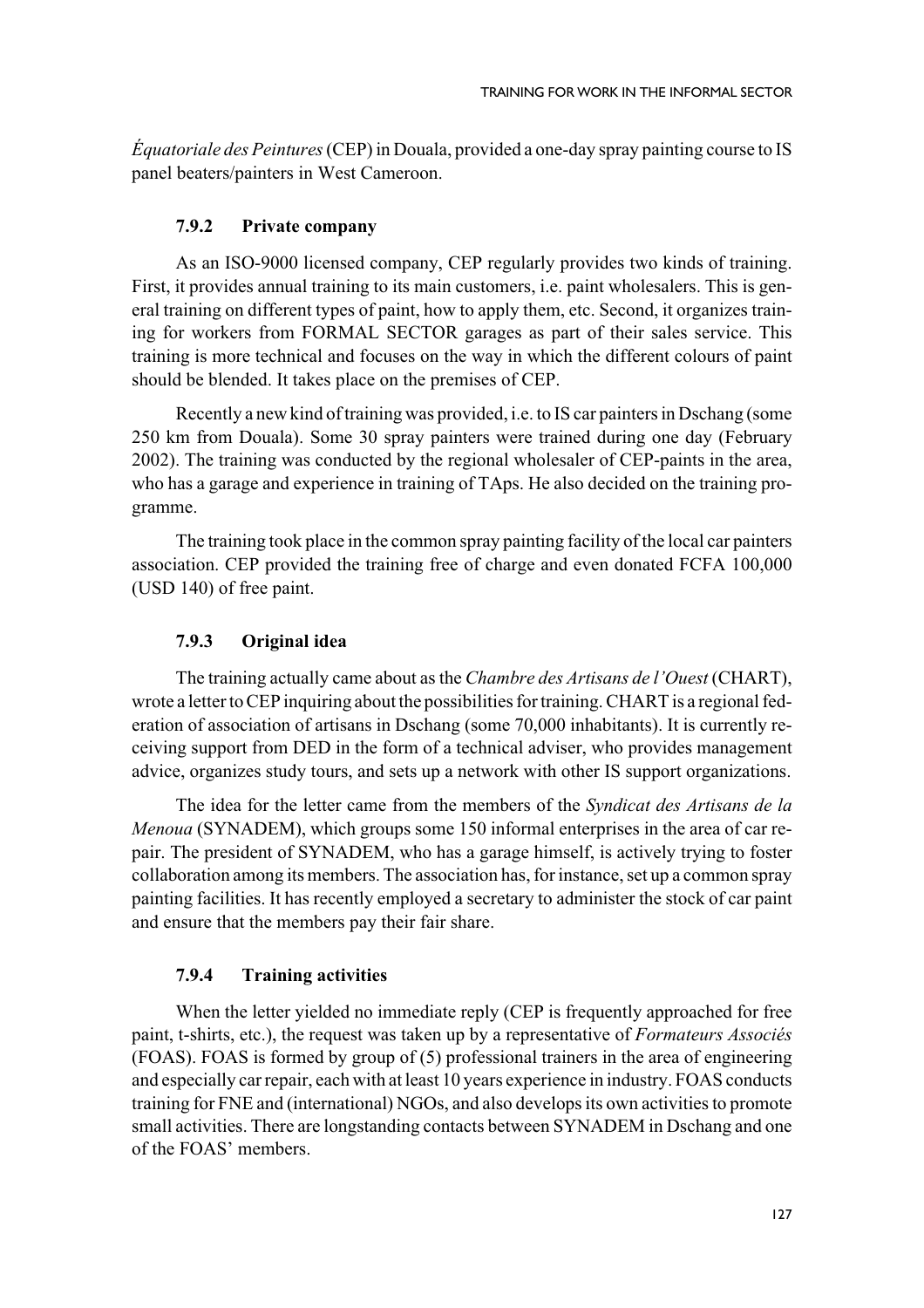*Équatoriale des Peintures* (CEP) in Douala, provided a one-day spray painting course to IS panel beaters/painters in West Cameroon.

### 7.9.2 Private company

As an ISO-9000 licensed company, CEP regularly provides two kinds of training. First, it provides annual training to its main customers, i.e. paint wholesalers. This is general training on different types of paint, how to apply them, etc. Second, it organizes training for workers from FORMAL SECTOR garages as part of their sales service. This training is more technical and focuses on the way in which the different colours of paint should be blended. It takes place on the premises of CEP.

Recently a new kind of training was provided, i.e. to IS car painters in Dschang (some 250 km from Douala). Some 30 spray painters were trained during one day (February 2002). The training was conducted by the regional wholesaler of CEP-paints in the area, who has a garage and experience in training of TAps. He also decided on the training programme.

The training took place in the common spray painting facility of the local car painters association. CEP provided the training free of charge and even donated FCFA 100,000 (USD 140) of free paint.

### 7.9.3 Original idea

The training actually came about as the *Chambre des Artisans de l'Ouest* (CHART), wrote a letter to CEP inquiring about the possibilities for training. CHART is a regional federation of association of artisans in Dschang (some 70,000 inhabitants). It is currently receiving support from DED in the form of a technical adviser, who provides management advice, organizes study tours, and sets up a network with other IS support organizations.

The idea for the letter came from the members of the *Syndicat des Artisans de la Menoua* (SYNADEM), which groups some 150 informal enterprises in the area of car repair. The president of SYNADEM, who has a garage himself, is actively trying to foster collaboration among its members. The association has, for instance, set up a common spray painting facilities. It has recently employed a secretary to administer the stock of car paint and ensure that the members pay their fair share.

### 7.9.4 Training activities

When the letter yielded no immediate reply (CEP is frequently approached for free paint, t-shirts, etc.), the request was taken up by a representative of *Formateurs Associés* (FOAS). FOAS is formed by group of (5) professional trainers in the area of engineering and especially car repair, each with at least 10 years experience in industry. FOAS conducts training for FNE and (international) NGOs, and also develops its own activities to promote small activities. There are longstanding contacts between SYNADEM in Dschang and one of the FOAS' members.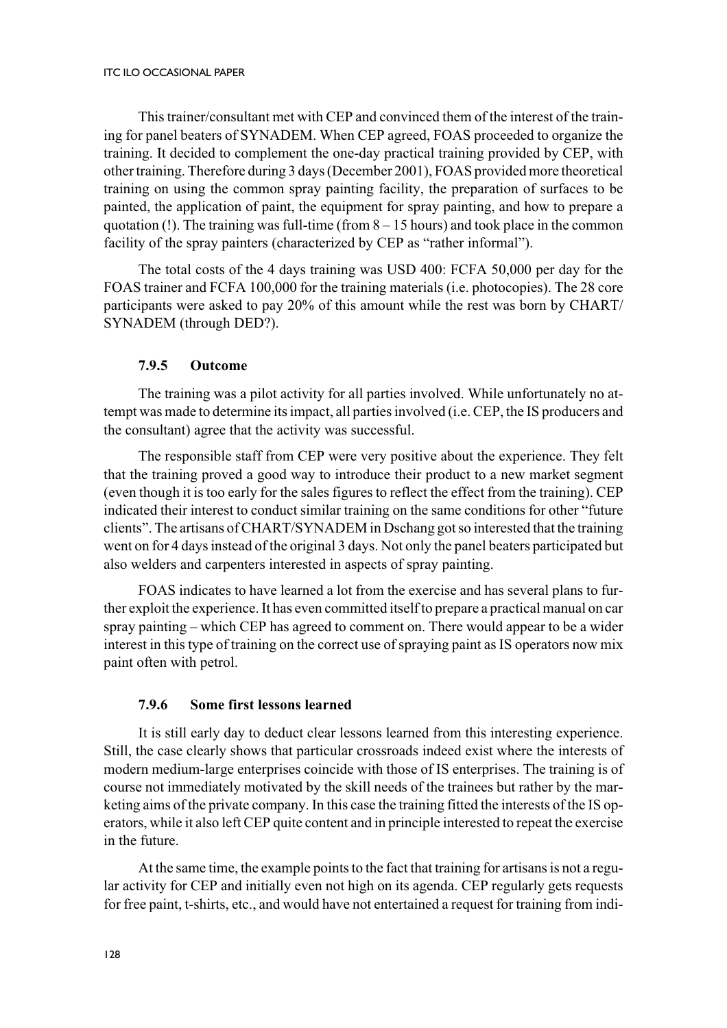This trainer/consultant met with CEP and convinced them of the interest of the training for panel beaters of SYNADEM. When CEP agreed, FOAS proceeded to organize the training. It decided to complement the one-day practical training provided by CEP, with other training. Therefore during 3 days (December 2001), FOAS provided more theoretical training on using the common spray painting facility, the preparation of surfaces to be painted, the application of paint, the equipment for spray painting, and how to prepare a quotation (!). The training was full-time (from 8 – 15 hours) and took place in the common facility of the spray painters (characterized by CEP as "rather informal").

The total costs of the 4 days training was USD 400: FCFA 50,000 per day for the FOAS trainer and FCFA 100,000 for the training materials (i.e. photocopies). The 28 core participants were asked to pay 20% of this amount while the rest was born by CHART/SYNADEM (through DED?).

### 7.9.5 Outcome

The training was a pilot activity for all parties involved. While unfortunately no attempt was made to determine its impact, all parties involved (i.e. CEP, the IS producers and the consultant) agree that the activity was successful.

The responsible staff from CEP were very positive about the experience. They felt that the training proved a good way to introduce their product to a new market segment (even though it is too early for the sales figures to reflect the effect from the training). CEP indicated their interest to conduct similar training on the same conditions for other "future clients". The artisans of CHART/SYNADEM in Dschang got so interested that the training went on for 4 days instead of the original 3 days. Not only the panel beaters participated but also welders and carpenters interested in aspects of spray painting.

FOAS indicates to have learned a lot from the exercise and has several plans to further exploit the experience. It has even committed itself to prepare a practical manual on car spray painting – which CEP has agreed to comment on. There would appear to be a wider interest in this type of training on the correct use of spraying paint as IS operators now mix paint often with petrol.

### 7.9.6 Some first lessons learned

It is still early day to deduct clear lessons learned from this interesting experience. Still, the case clearly shows that particular crossroads indeed exist where the interests of modern medium-large enterprises coincide with those of IS enterprises. The training is of course not immediately motivated by the skill needs of the trainees but rather by the marketing aims of the private company. In this case the training fitted the interests of the IS operators, while it also left CEP quite content and in principle interested to repeat the exercise in the future.

At the same time, the example points to the fact that training for artisans is not a regular activity for CEP and initially even not high on its agenda. CEP regularly gets requests for free paint, t-shirts, etc., and would have not entertained a request for training from indi-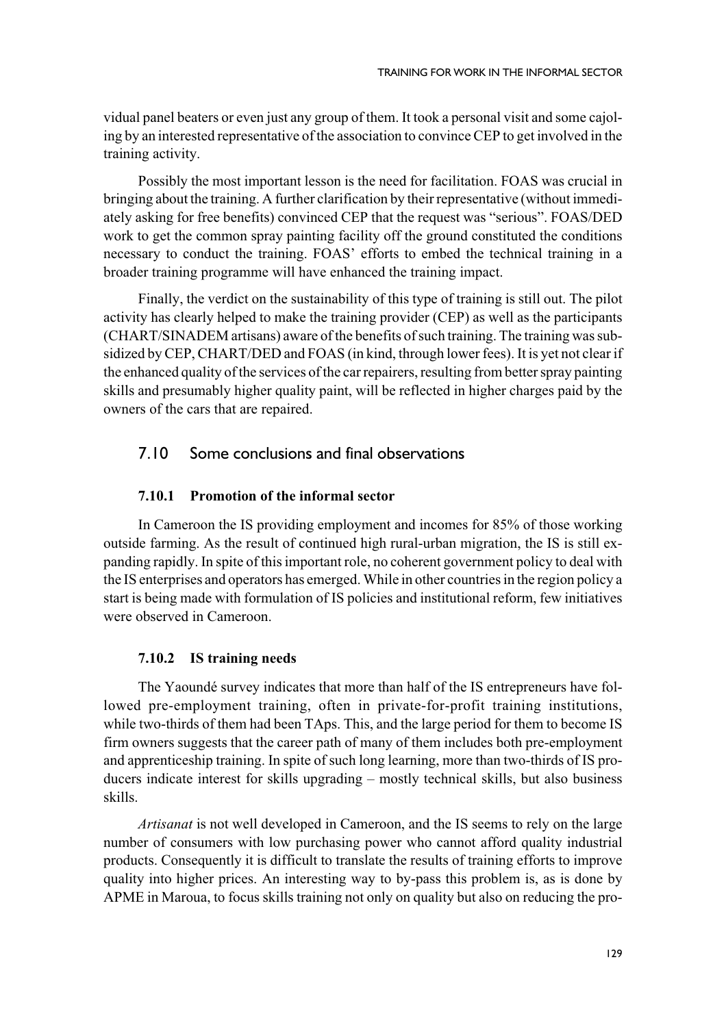vidual panel beaters or even just any group of them. It took a personal visit and some cajoling by an interested representative of the association to convince CEP to get involved in the training activity.

Possibly the most important lesson is the need for facilitation. FOAS was crucial in bringing about the training. A further clarification by their representative (without immediately asking for free benefits) convinced CEP that the request was "serious". FOAS/DED work to get the common spray painting facility off the ground constituted the conditions necessary to conduct the training. FOAS' efforts to embed the technical training in a broader training programme will have enhanced the training impact.

Finally, the verdict on the sustainability of this type of training is still out. The pilot activity has clearly helped to make the training provider (CEP) as well as the participants (CHART/SINADEM artisans) aware of the benefits of such training. The training was subsidized by CEP, CHART/DED and FOAS (in kind, through lower fees). It is yet not clear if the enhanced quality of the services of the car repairers, resulting from better spray painting skills and presumably higher quality paint, will be reflected in higher charges paid by the owners of the cars that are repaired.

## 7.10 Some conclusions and final observations

### 7.10.1 Promotion of the informal sector

In Cameroon the IS providing employment and incomes for 85% of those working outside farming. As the result of continued high rural-urban migration, the IS is still expanding rapidly. In spite of this important role, no coherent government policy to deal with the IS enterprises and operators has emerged. While in other countries in the region policy a start is being made with formulation of IS policies and institutional reform, few initiatives were observed in Cameroon.

### 7.10.2 IS training needs

The Yaoundé survey indicates that more than half of the IS entrepreneurs have followed pre-employment training, often in private-for-profit training institutions, while two-thirds of them had been TAps. This, and the large period for them to become IS firm owners suggests that the career path of many of them includes both pre-employment and apprenticeship training. In spite of such long learning, more than two-thirds of IS producers indicate interest for skills upgrading – mostly technical skills, but also business skills.

*Artisanat* is not well developed in Cameroon, and the IS seems to rely on the large number of consumers with low purchasing power who cannot afford quality industrial products. Consequently it is difficult to translate the results of training efforts to improve quality into higher prices. An interesting way to by-pass this problem is, as is done by APME in Maroua, to focus skills training not only on quality but also on reducing the pro-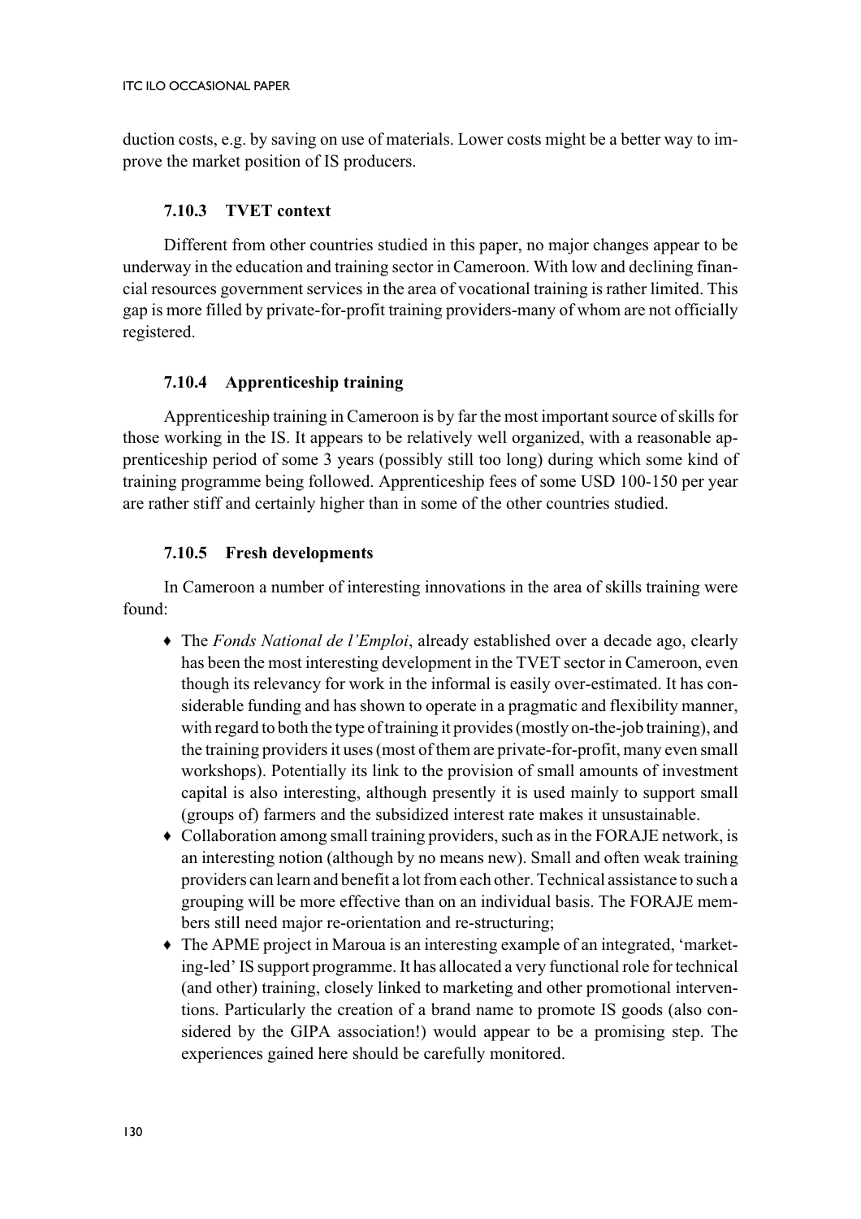duction costs, e.g. by saving on use of materials. Lower costs might be a better way to improve the market position of IS producers.

### 7.10.3 TVET context

Different from other countries studied in this paper, no major changes appear to be underway in the education and training sector in Cameroon. With low and declining financial resources government services in the area of vocational training is rather limited. This gap is more filled by private-for-profit training providers-many of whom are not officially registered.

### 7.10.4 Apprenticeship training

Apprenticeship training in Cameroon is by far the most important source of skills for those working in the IS. It appears to be relatively well organized, with a reasonable apprenticeship period of some 3 years (possibly still too long) during which some kind of training programme being followed. Apprenticeship fees of some USD 100-150 per year are rather stiff and certainly higher than in some of the other countries studied.

### 7.10.5 Fresh developments

In Cameroon a number of interesting innovations in the area of skills training were found:

- The *Fonds National de l'Emploi*, already established over a decade ago, clearly has been the most interesting development in the TVET sector in Cameroon, even though its relevancy for work in the informal is easily over-estimated. It has considerable funding and has shown to operate in a pragmatic and flexibility manner, with regard to both the type of training it provides (mostly on-the-job training), and the training providers it uses (most of them are private-for-profit, many even small workshops). Potentially its link to the provision of small amounts of investment capital is also interesting, although presently it is used mainly to support small (groups of) farmers and the subsidized interest rate makes it unsustainable.
- Collaboration among small training providers, such as in the FORAJE network, is an interesting notion (although by no means new). Small and often weak training providers can learn and benefit a lot from each other. Technical assistance to such a grouping will be more effective than on an individual basis. The FORAJE members still need major re-orientation and re-structuring;
- The APME project in Maroua is an interesting example of an integrated, 'marketing-led' IS support programme. It has allocated a very functional role for technical (and other) training, closely linked to marketing and other promotional interventions. Particularly the creation of a brand name to promote IS goods (also considered by the GIPA association!) would appear to be a promising step. The experiences gained here should be carefully monitored.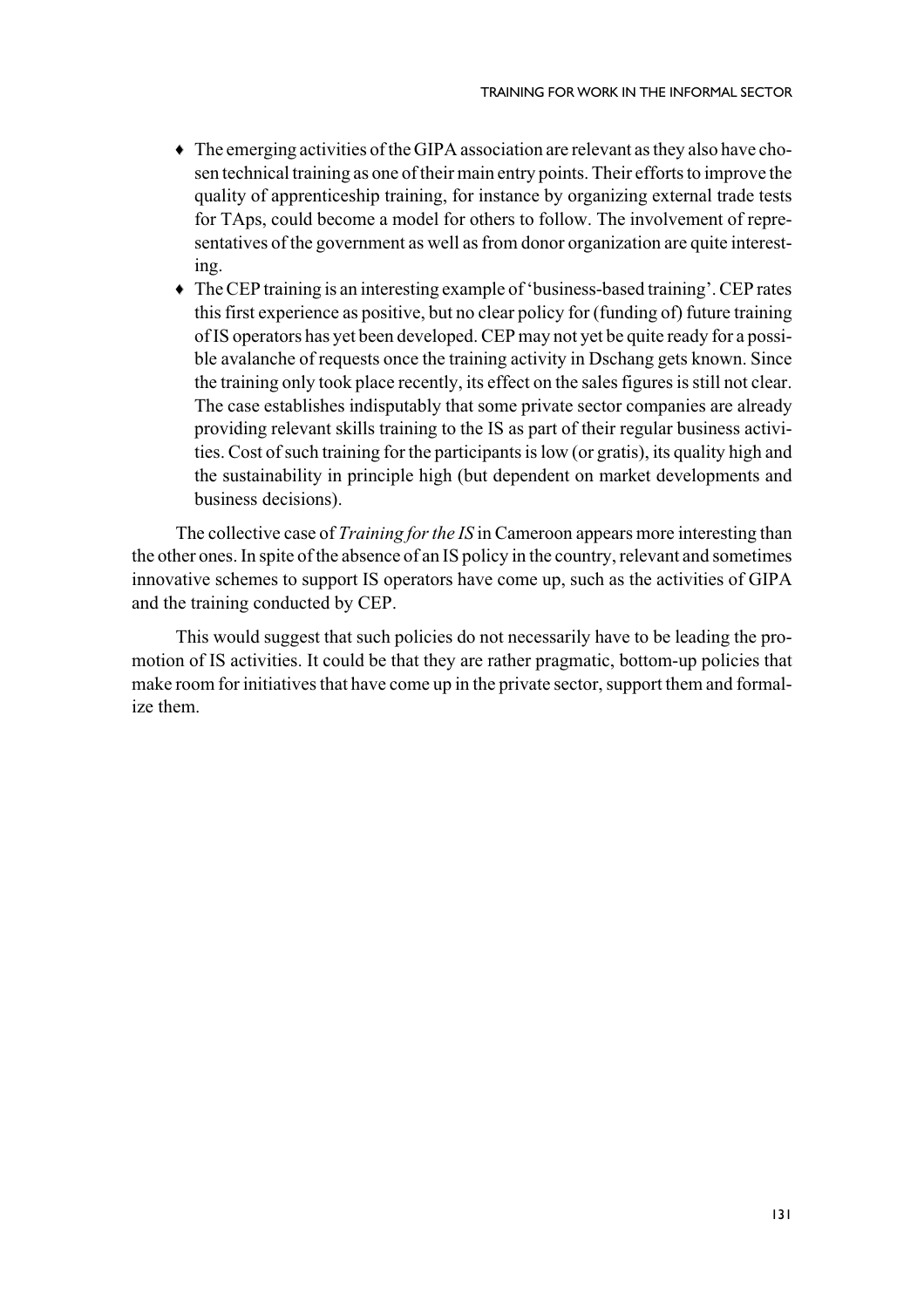- The emerging activities of the GIPA association are relevant as they also have chosen technical training as one of their main entry points. Their efforts to improve the quality of apprenticeship training, for instance by organizing external trade tests for TAps, could become a model for others to follow. The involvement of representatives of the government as well as from donor organization are quite interesting.
- The CEP training is an interesting example of 'business-based training'. CEP rates this first experience as positive, but no clear policy for (funding of) future training of IS operators has yet been developed. CEP may not yet be quite ready for a possible avalanche of requests once the training activity in Dschang gets known. Since the training only took place recently, its effect on the sales figures is still not clear. The case establishes indisputably that some private sector companies are already providing relevant skills training to the IS as part of their regular business activities. Cost of such training for the participants is low (or gratis), its quality high and the sustainability in principle high (but dependent on market developments and business decisions).

The collective case of *Training for the IS* in Cameroon appears more interesting than the other ones. In spite of the absence of an IS policy in the country, relevant and sometimes innovative schemes to support IS operators have come up, such as the activities of GIPA and the training conducted by CEP.

This would suggest that such policies do not necessarily have to be leading the promotion of IS activities. It could be that they are rather pragmatic, bottom-up policies that make room for initiatives that have come up in the private sector, support them and formalize them.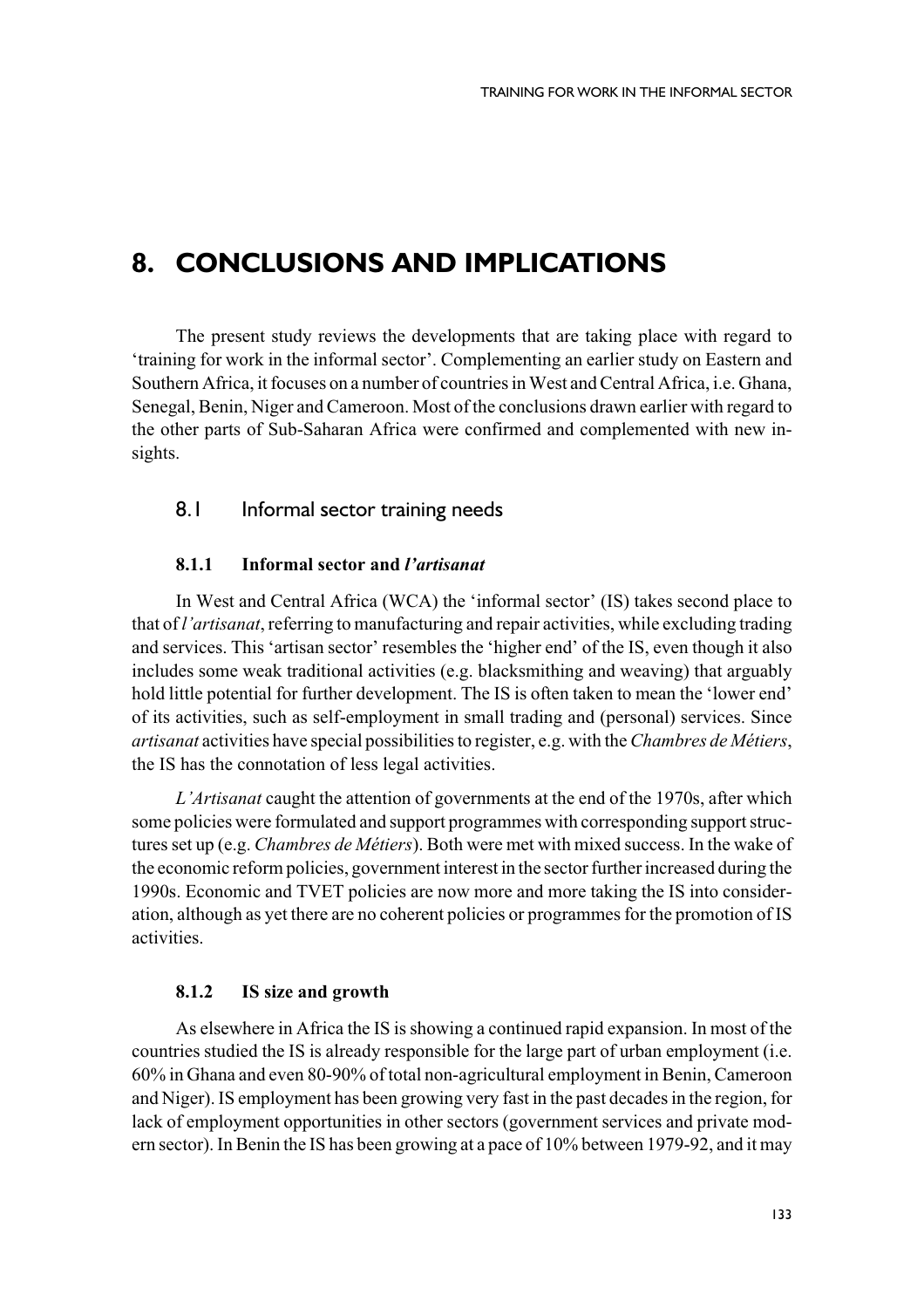# 8. CONCLUSIONS AND IMPLICATIONS

The present study reviews the developments that are taking place with regard to 'training for work in the informal sector'. Complementing an earlier study on Eastern and Southern Africa, it focuses on a number of countries in West and Central Africa, i.e. Ghana, Senegal, Benin, Niger and Cameroon. Most of the conclusions drawn earlier with regard to the other parts of Sub-Saharan Africa were confirmed and complemented with new insights.

## 8.1 Informal sector training needs

### 8.1.1 Informal sector and *l'artisanat*

In West and Central Africa (WCA) the 'informal sector' (IS) takes second place to that of *l'artisanat*, referring to manufacturing and repair activities, while excluding trading and services. This 'artisan sector' resembles the 'higher end' of the IS, even though it also includes some weak traditional activities (e.g. blacksmithing and weaving) that arguably hold little potential for further development. The IS is often taken to mean the 'lower end' of its activities, such as self-employment in small trading and (personal) services. Since *artisanat* activities have special possibilities to register, e.g. with the *Chambres de Métiers*, the IS has the connotation of less legal activities.

*L'Artisanat* caught the attention of governments at the end of the 1970s, after which some policies were formulated and support programmes with corresponding support structures set up (e.g. *Chambres de Métiers*). Both were met with mixed success. In the wake of the economic reform policies, government interest in the sector further increased during the 1990s. Economic and TVET policies are now more and more taking the IS into consideration, although as yet there are no coherent policies or programmes for the promotion of IS activities.

### 8.1.2 IS size and growth

As elsewhere in Africa the IS is showing a continued rapid expansion. In most of the countries studied the IS is already responsible for the large part of urban employment (i.e. 60% in Ghana and even 80-90% of total non-agricultural employment in Benin, Cameroon and Niger). IS employment has been growing very fast in the past decades in the region, for lack of employment opportunities in other sectors (government services and private modern sector). In Benin the IS has been growing at a pace of 10% between 1979-92, and it may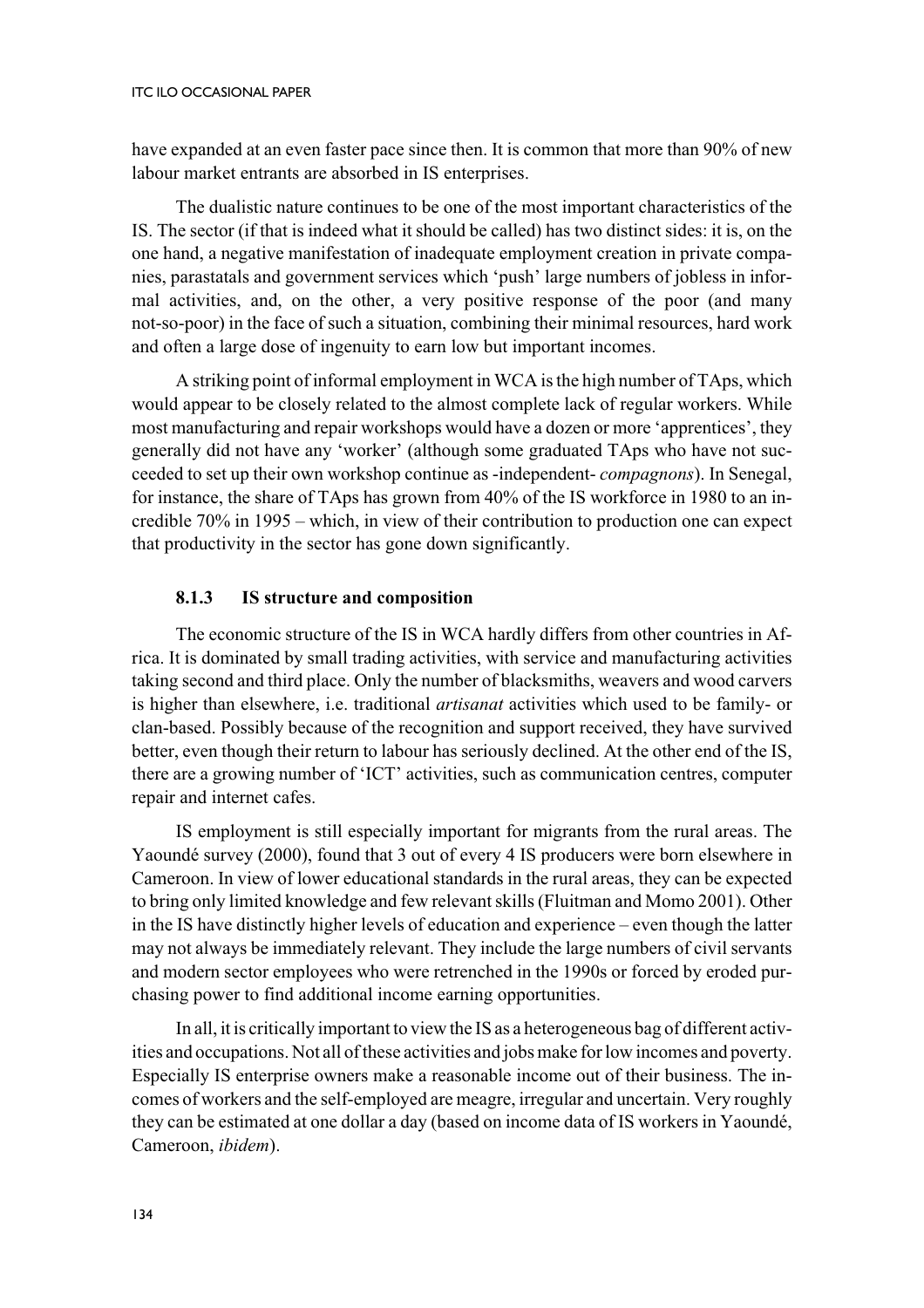have expanded at an even faster pace since then. It is common that more than 90% of new labour market entrants are absorbed in IS enterprises.

The dualistic nature continues to be one of the most important characteristics of the IS. The sector (if that is indeed what it should be called) has two distinct sides: it is, on the one hand, a negative manifestation of inadequate employment creation in private companies, parastatals and government services which 'push' large numbers of jobless in informal activities, and, on the other, a very positive response of the poor (and many not-so-poor) in the face of such a situation, combining their minimal resources, hard work and often a large dose of ingenuity to earn low but important incomes.

A striking point of informal employment in WCA is the high number of TAps, which would appear to be closely related to the almost complete lack of regular workers. While most manufacturing and repair workshops would have a dozen or more 'apprentices', they generally did not have any 'worker' (although some graduated TAps who have not succeeded to set up their own workshop continue as -independent- *compagnons*). In Senegal, for instance, the share of TAps has grown from 40% of the IS workforce in 1980 to an incredible 70% in 1995 – which, in view of their contribution to production one can expect that productivity in the sector has gone down significantly.

### 8.1.3 IS structure and composition

The economic structure of the IS in WCA hardly differs from other countries in Africa. It is dominated by small trading activities, with service and manufacturing activities taking second and third place. Only the number of blacksmiths, weavers and wood carvers is higher than elsewhere, i.e. traditional *artisanat* activities which used to be family- or clan-based. Possibly because of the recognition and support received, they have survived better, even though their return to labour has seriously declined. At the other end of the IS, there are a growing number of 'ICT' activities, such as communication centres, computer repair and internet cafes.

IS employment is still especially important for migrants from the rural areas. The Yaoundé survey (2000), found that 3 out of every 4 IS producers were born elsewhere in Cameroon. In view of lower educational standards in the rural areas, they can be expected to bring only limited knowledge and few relevant skills (Fluitman and Momo 2001). Other in the IS have distinctly higher levels of education and experience – even though the latter may not always be immediately relevant. They include the large numbers of civil servants and modern sector employees who were retrenched in the 1990s or forced by eroded purchasing power to find additional income earning opportunities.

In all, it is critically important to view the IS as a heterogeneous bag of different activities and occupations. Not all of these activities and jobs make for low incomes and poverty. Especially IS enterprise owners make a reasonable income out of their business. The incomes of workers and the self-employed are meagre, irregular and uncertain. Very roughly they can be estimated at one dollar a day (based on income data of IS workers in Yaoundé, Cameroon, *ibidem*).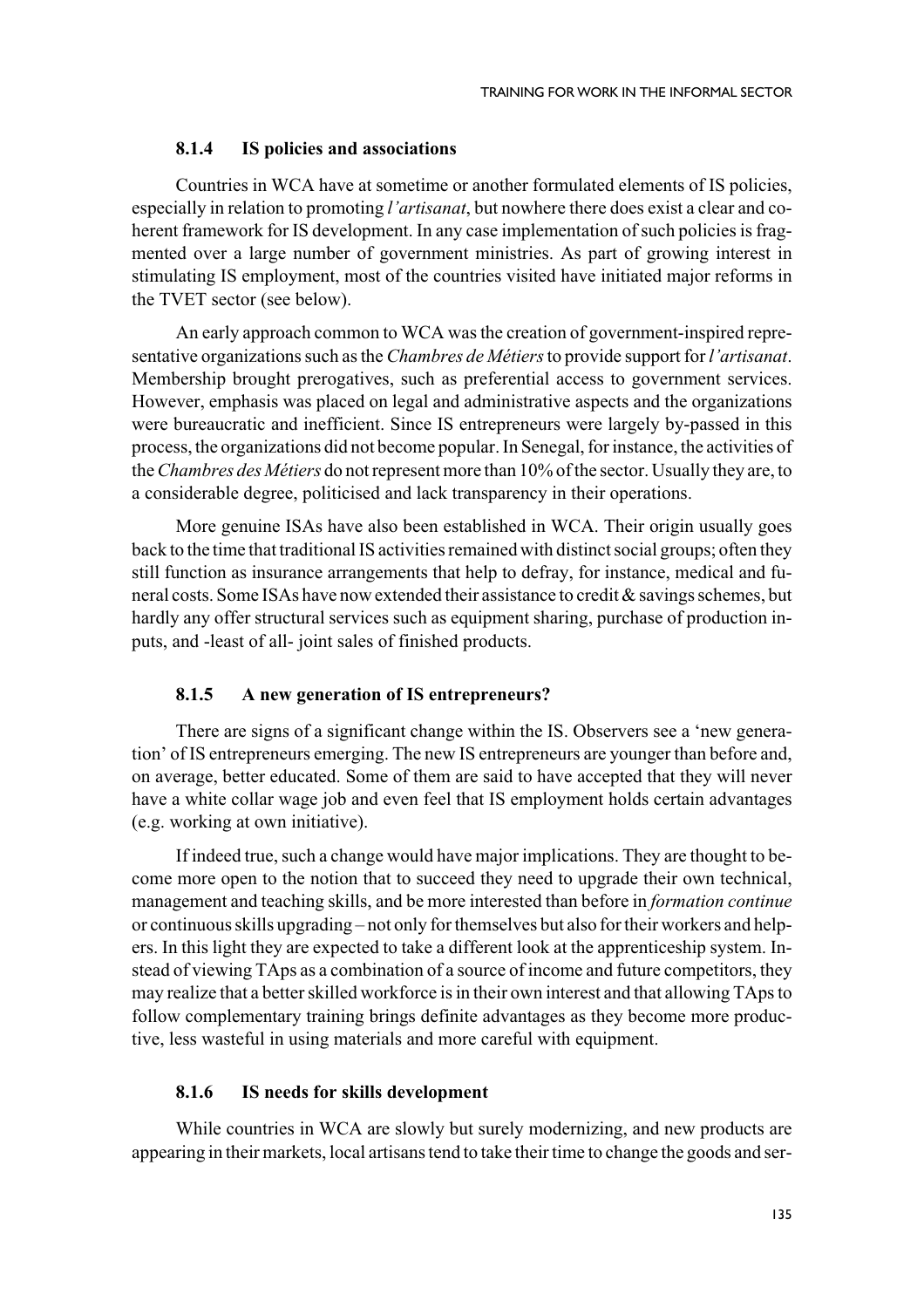### 8.1.4 IS policies and associations

Countries in WCA have at sometime or another formulated elements of IS policies, especially in relation to promoting *l'artisanat*, but nowhere there does exist a clear and coherent framework for IS development. In any case implementation of such policies is fragmented over a large number of government ministries. As part of growing interest in stimulating IS employment, most of the countries visited have initiated major reforms in the TVET sector (see below).

An early approach common to WCA was the creation of government-inspired representative organizations such as the *Chambres de Métiers* to provide support for *l'artisanat*. Membership brought prerogatives, such as preferential access to government services. However, emphasis was placed on legal and administrative aspects and the organizations were bureaucratic and inefficient. Since IS entrepreneurs were largely by-passed in this process, the organizations did not become popular. In Senegal, for instance, the activities of the *Chambres des Métiers* do not represent more than 10% of the sector. Usually they are, to a considerable degree, politicised and lack transparency in their operations.

More genuine ISAs have also been established in WCA. Their origin usually goes back to the time that traditional IS activities remained with distinct social groups; often they still function as insurance arrangements that help to defray, for instance, medical and funeral costs. Some ISAs have now extended their assistance to credit & savings schemes, but hardly any offer structural services such as equipment sharing, purchase of production inputs, and -least of all- joint sales of finished products.

### 8.1.5 A new generation of IS entrepreneurs?

There are signs of a significant change within the IS. Observers see a 'new generation' of IS entrepreneurs emerging. The new IS entrepreneurs are younger than before and, on average, better educated. Some of them are said to have accepted that they will never have a white collar wage job and even feel that IS employment holds certain advantages (e.g. working at own initiative).

If indeed true, such a change would have major implications. They are thought to become more open to the notion that to succeed they need to upgrade their own technical, management and teaching skills, and be more interested than before in *formation continue* or continuous skills upgrading – not only for themselves but also for their workers and helpers. In this light they are expected to take a different look at the apprenticeship system. Instead of viewing TAps as a combination of a source of income and future competitors, they may realize that a better skilled workforce is in their own interest and that allowing TAps to follow complementary training brings definite advantages as they become more productive, less wasteful in using materials and more careful with equipment.

### 8.1.6 IS needs for skills development

While countries in WCA are slowly but surely modernizing, and new products are appearing in their markets, local artisans tend to take their time to change the goods and ser-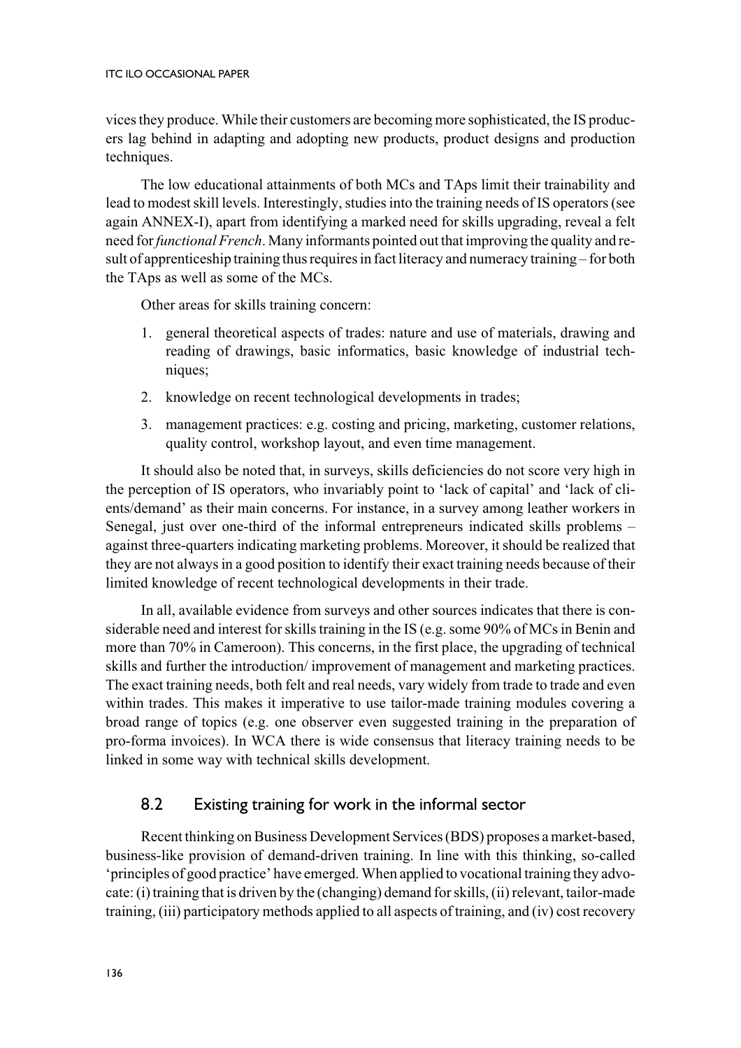vices they produce. While their customers are becoming more sophisticated, the IS producers lag behind in adapting and adopting new products, product designs and production techniques.

The low educational attainments of both MCs and TAps limit their trainability and lead to modest skill levels. Interestingly, studies into the training needs of IS operators (see again ANNEX-I), apart from identifying a marked need for skills upgrading, reveal a felt need for *functional French*. Many informants pointed out that improving the quality and result of apprenticeship training thus requires in fact literacy and numeracy training – for both the TAps as well as some of the MCs.

Other areas for skills training concern:

1. general theoretical aspects of trades: nature and use of materials, drawing and reading of drawings, basic informatics, basic knowledge of industrial techniques;
2. knowledge on recent technological developments in trades;
3. management practices: e.g. costing and pricing, marketing, customer relations, quality control, workshop layout, and even time management.

It should also be noted that, in surveys, skills deficiencies do not score very high in the perception of IS operators, who invariably point to 'lack of capital' and 'lack of clients/demand' as their main concerns. For instance, in a survey among leather workers in Senegal, just over one-third of the informal entrepreneurs indicated skills problems – against three-quarters indicating marketing problems. Moreover, it should be realized that they are not always in a good position to identify their exact training needs because of their limited knowledge of recent technological developments in their trade.

In all, available evidence from surveys and other sources indicates that there is considerable need and interest for skills training in the IS (e.g. some 90% of MCs in Benin and more than 70% in Cameroon). This concerns, in the first place, the upgrading of technical skills and further the introduction/ improvement of management and marketing practices. The exact training needs, both felt and real needs, vary widely from trade to trade and even within trades. This makes it imperative to use tailor-made training modules covering a broad range of topics (e.g. one observer even suggested training in the preparation of pro-forma invoices). In WCA there is wide consensus that literacy training needs to be linked in some way with technical skills development.

## 8.2 Existing training for work in the informal sector

Recent thinking on Business Development Services (BDS) proposes a market-based, business-like provision of demand-driven training. In line with this thinking, so-called 'principles of good practice' have emerged. When applied to vocational training they advocate: (i) training that is driven by the (changing) demand for skills, (ii) relevant, tailor-made training, (iii) participatory methods applied to all aspects of training, and (iv) cost recovery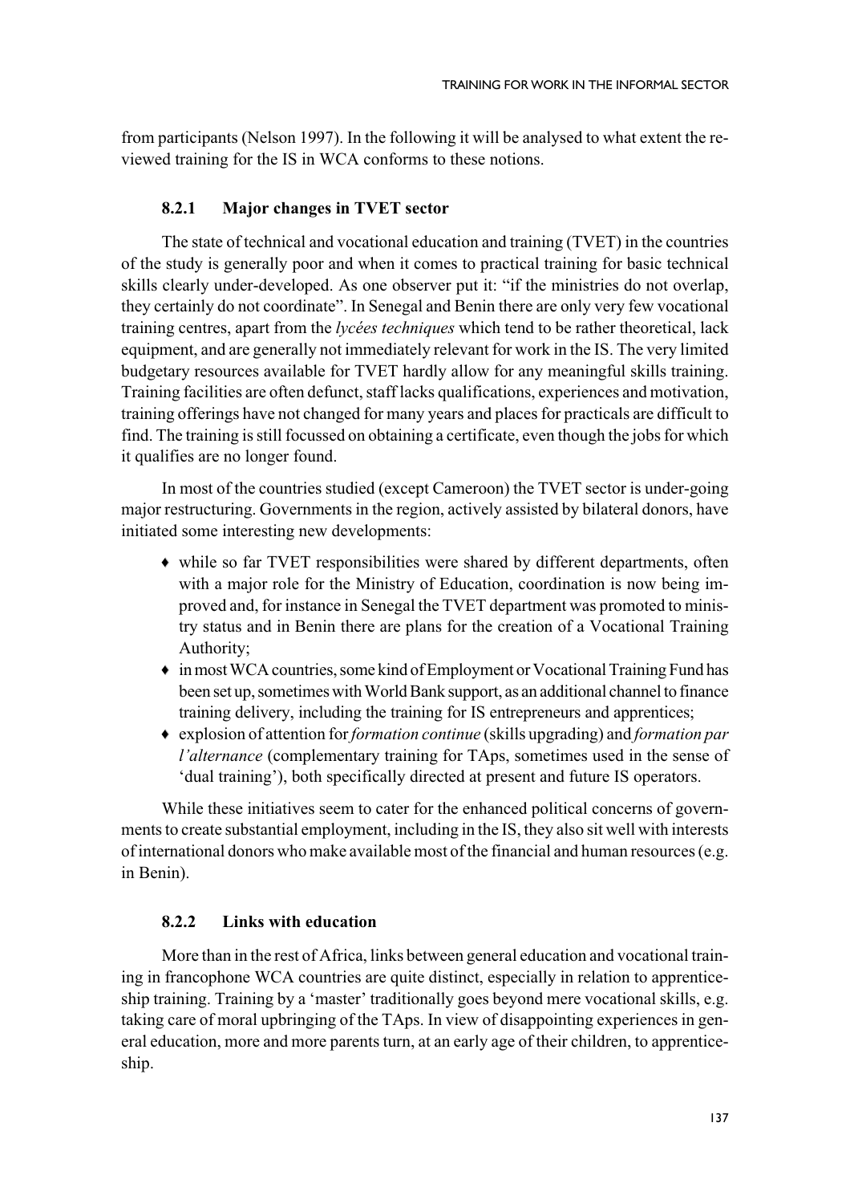from participants (Nelson 1997). In the following it will be analysed to what extent the reviewed training for the IS in WCA conforms to these notions.

### 8.2.1 Major changes in TVET sector

The state of technical and vocational education and training (TVET) in the countries of the study is generally poor and when it comes to practical training for basic technical skills clearly under-developed. As one observer put it: "if the ministries do not overlap, they certainly do not coordinate". In Senegal and Benin there are only very few vocational training centres, apart from the *lycées techniques* which tend to be rather theoretical, lack equipment, and are generally not immediately relevant for work in the IS. The very limited budgetary resources available for TVET hardly allow for any meaningful skills training. Training facilities are often defunct, staff lacks qualifications, experiences and motivation, training offerings have not changed for many years and places for practicals are difficult to find. The training is still focussed on obtaining a certificate, even though the jobs for which it qualifies are no longer found.

In most of the countries studied (except Cameroon) the TVET sector is under-going major restructuring. Governments in the region, actively assisted by bilateral donors, have initiated some interesting new developments:

- while so far TVET responsibilities were shared by different departments, often with a major role for the Ministry of Education, coordination is now being improved and, for instance in Senegal the TVET department was promoted to ministry status and in Benin there are plans for the creation of a Vocational Training Authority;
- in most WCA countries, some kind of Employment or Vocational Training Fund has been set up, sometimes with World Bank support, as an additional channel to finance training delivery, including the training for IS entrepreneurs and apprentices;
- explosion of attention for *formation continue* (skills upgrading) and *formation par l'alternance* (complementary training for TAps, sometimes used in the sense of 'dual training'), both specifically directed at present and future IS operators.

While these initiatives seem to cater for the enhanced political concerns of governments to create substantial employment, including in the IS, they also sit well with interests of international donors who make available most of the financial and human resources (e.g. in Benin).

### 8.2.2 Links with education

More than in the rest of Africa, links between general education and vocational training in francophone WCA countries are quite distinct, especially in relation to apprenticeship training. Training by a 'master' traditionally goes beyond mere vocational skills, e.g. taking care of moral upbringing of the TAps. In view of disappointing experiences in general education, more and more parents turn, at an early age of their children, to apprenticeship.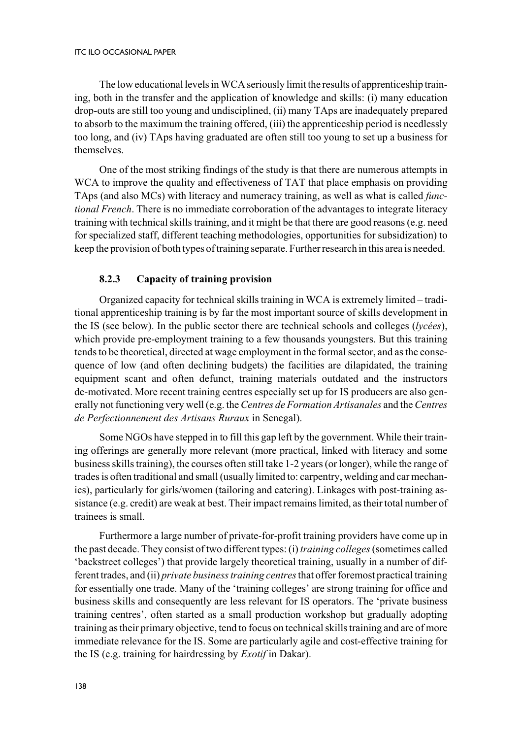The low educational levels in WCA seriously limit the results of apprenticeship training, both in the transfer and the application of knowledge and skills: (i) many education drop-outs are still too young and undisciplined, (ii) many TAps are inadequately prepared to absorb to the maximum the training offered, (iii) the apprenticeship period is needlessly too long, and (iv) TAps having graduated are often still too young to set up a business for themselves.

One of the most striking findings of the study is that there are numerous attempts in WCA to improve the quality and effectiveness of TAT that place emphasis on providing TAps (and also MCs) with literacy and numeracy training, as well as what is called *functional French*. There is no immediate corroboration of the advantages to integrate literacy training with technical skills training, and it might be that there are good reasons (e.g. need for specialized staff, different teaching methodologies, opportunities for subsidization) to keep the provision of both types of training separate. Further research in this area is needed.

### 8.2.3 Capacity of training provision

Organized capacity for technical skills training in WCA is extremely limited – traditional apprenticeship training is by far the most important source of skills development in the IS (see below). In the public sector there are technical schools and colleges (*lycées*), which provide pre-employment training to a few thousands youngsters. But this training tends to be theoretical, directed at wage employment in the formal sector, and as the consequence of low (and often declining budgets) the facilities are dilapidated, the training equipment scant and often defunct, training materials outdated and the instructors de-motivated. More recent training centres especially set up for IS producers are also generally not functioning very well (e.g. the *Centres de Formation Artisanales* and the *Centres de Perfectionnement des Artisans Ruraux* in Senegal).

Some NGOs have stepped in to fill this gap left by the government. While their training offerings are generally more relevant (more practical, linked with literacy and some business skills training), the courses often still take 1-2 years (or longer), while the range of trades is often traditional and small (usually limited to: carpentry, welding and car mechanics), particularly for girls/women (tailoring and catering). Linkages with post-training assistance (e.g. credit) are weak at best. Their impact remains limited, as their total number of trainees is small.

Furthermore a large number of private-for-profit training providers have come up in the past decade. They consist of two different types: (i) *training colleges* (sometimes called 'backstreet colleges') that provide largely theoretical training, usually in a number of different trades, and (ii) *private business training centres* that offer foremost practical training for essentially one trade. Many of the 'training colleges' are strong training for office and business skills and consequently are less relevant for IS operators. The 'private business training centres', often started as a small production workshop but gradually adopting training as their primary objective, tend to focus on technical skills training and are of more immediate relevance for the IS. Some are particularly agile and cost-effective training for the IS (e.g. training for hairdressing by *Exotif* in Dakar).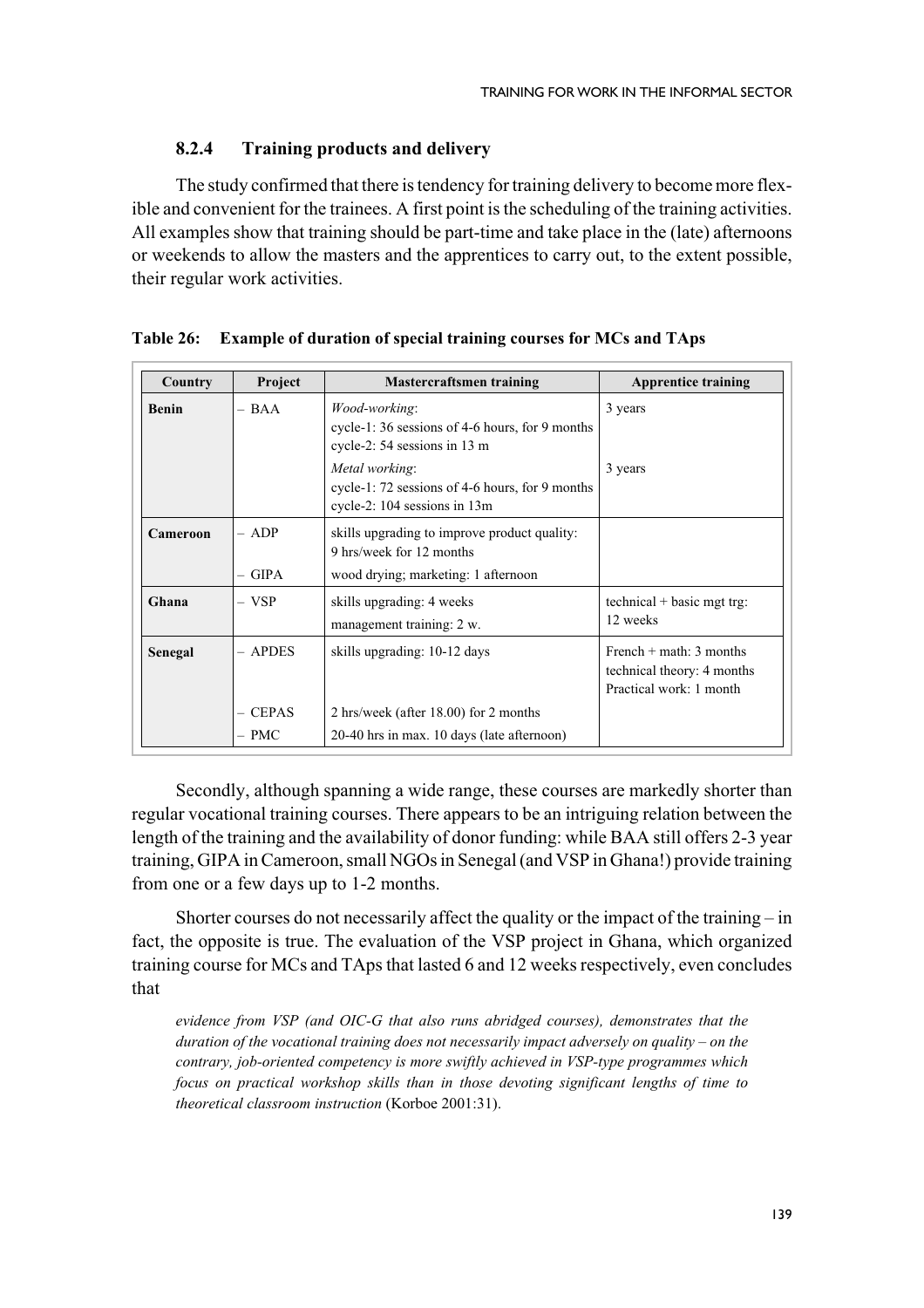### 8.2.4 Training products and delivery

The study confirmed that there is tendency for training delivery to become more flexible and convenient for the trainees. A first point is the scheduling of the training activities. All examples show that training should be part-time and take place in the (late) afternoons or weekends to allow the masters and the apprentices to carry out, to the extent possible, their regular work activities.

**Table 26: Example of duration of special training courses for MCs and TAps**

| Country | Project | Mastercraftsmen training | Apprentice training |
|---|---|---|---|
| **Benin** | – BAA | *Wood-working*:<br>cycle-1: 36 sessions of 4-6 hours, for 9 months<br>cycle-2: 54 sessions in 13 m | 3 years |
| | | *Metal working*:<br>cycle-1: 72 sessions of 4-6 hours, for 9 months<br>cycle-2: 104 sessions in 13m | 3 years |
| **Cameroon** | – ADP | skills upgrading to improve product quality: 9 hrs/week for 12 months | |
| | – GIPA | wood drying; marketing: 1 afternoon | |
| **Ghana** | – VSP | skills upgrading: 4 weeks<br>management training: 2 w. | technical + basic mgt trg: 12 weeks |
| **Senegal** | – APDES | skills upgrading: 10-12 days | French + math: 3 months<br>technical theory: 4 months<br>Practical work: 1 month |
| | – CEPAS | 2 hrs/week (after 18.00) for 2 months | |
| | – PMC | 20-40 hrs in max. 10 days (late afternoon) | |

Secondly, although spanning a wide range, these courses are markedly shorter than regular vocational training courses. There appears to be an intriguing relation between the length of the training and the availability of donor funding: while BAA still offers 2-3 year training, GIPA in Cameroon, small NGOs in Senegal (and VSP in Ghana!) provide training from one or a few days up to 1-2 months.

Shorter courses do not necessarily affect the quality or the impact of the training – in fact, the opposite is true. The evaluation of the VSP project in Ghana, which organized training course for MCs and TAps that lasted 6 and 12 weeks respectively, even concludes that

> *evidence from VSP (and OIC-G that also runs abridged courses), demonstrates that the duration of the vocational training does not necessarily impact adversely on quality – on the contrary, job-oriented competency is more swiftly achieved in VSP-type programmes which focus on practical workshop skills than in those devoting significant lengths of time to theoretical classroom instruction* (Korboe 2001:31).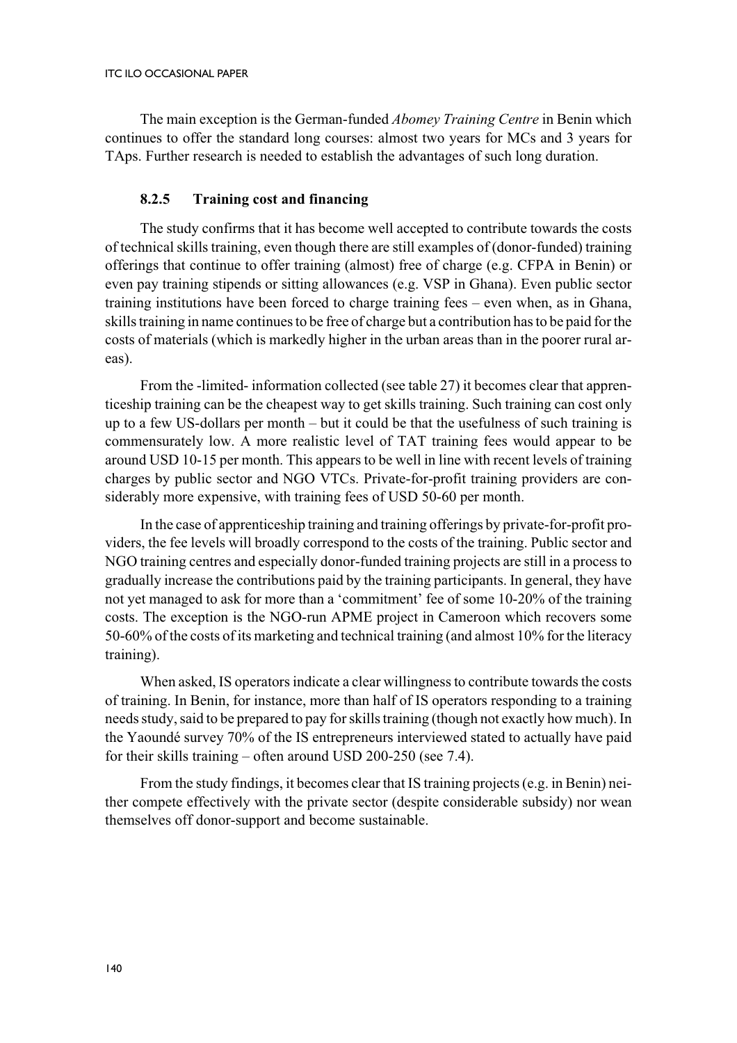The main exception is the German-funded *Abomey Training Centre* in Benin which continues to offer the standard long courses: almost two years for MCs and 3 years for TAps. Further research is needed to establish the advantages of such long duration.

### 8.2.5 Training cost and financing

The study confirms that it has become well accepted to contribute towards the costs of technical skills training, even though there are still examples of (donor-funded) training offerings that continue to offer training (almost) free of charge (e.g. CFPA in Benin) or even pay training stipends or sitting allowances (e.g. VSP in Ghana). Even public sector training institutions have been forced to charge training fees – even when, as in Ghana, skills training in name continues to be free of charge but a contribution has to be paid for the costs of materials (which is markedly higher in the urban areas than in the poorer rural areas).

From the -limited- information collected (see table 27) it becomes clear that apprenticeship training can be the cheapest way to get skills training. Such training can cost only up to a few US-dollars per month – but it could be that the usefulness of such training is commensurately low. A more realistic level of TAT training fees would appear to be around USD 10-15 per month. This appears to be well in line with recent levels of training charges by public sector and NGO VTCs. Private-for-profit training providers are considerably more expensive, with training fees of USD 50-60 per month.

In the case of apprenticeship training and training offerings by private-for-profit providers, the fee levels will broadly correspond to the costs of the training. Public sector and NGO training centres and especially donor-funded training projects are still in a process to gradually increase the contributions paid by the training participants. In general, they have not yet managed to ask for more than a 'commitment' fee of some 10-20% of the training costs. The exception is the NGO-run APME project in Cameroon which recovers some 50-60% of the costs of its marketing and technical training (and almost 10% for the literacy training).

When asked, IS operators indicate a clear willingness to contribute towards the costs of training. In Benin, for instance, more than half of IS operators responding to a training needs study, said to be prepared to pay for skills training (though not exactly how much). In the Yaoundé survey 70% of the IS entrepreneurs interviewed stated to actually have paid for their skills training – often around USD 200-250 (see 7.4).

From the study findings, it becomes clear that IS training projects (e.g. in Benin) neither compete effectively with the private sector (despite considerable subsidy) nor wean themselves off donor-support and become sustainable.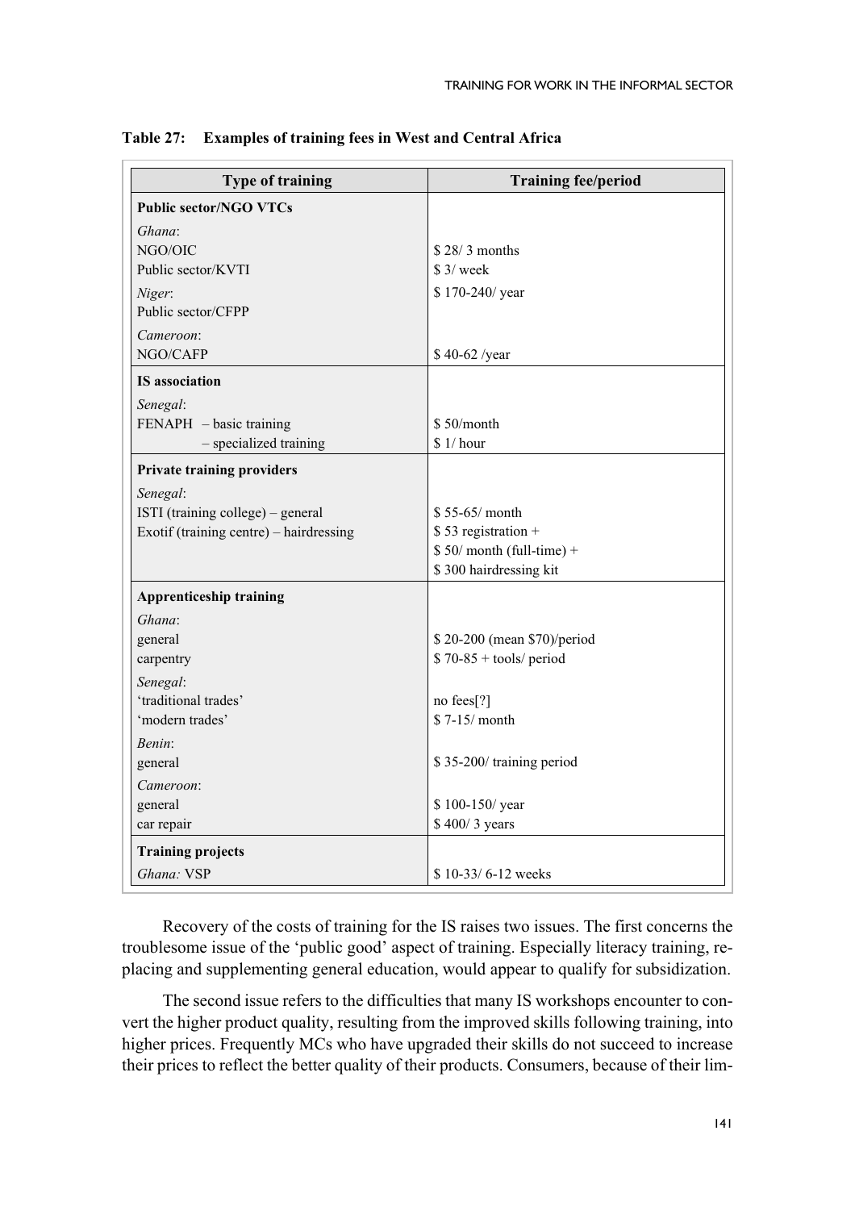**Table 27: Examples of training fees in West and Central Africa**

| Type of training | Training fee/period |
|---|---|
| **Public sector/NGO VTCs** | |
| *Ghana*: | |
| NGO/OIC | $ 28/ 3 months |
| Public sector/KVTI | $ 3/ week |
| *Niger*: | $ 170-240/ year |
| Public sector/CFPP | |
| *Cameroon*: | |
| NGO/CAFP | $ 40-62 /year |
| **IS association** | |
| *Senegal*: | |
| FENAPH – basic training | $ 50/month |
| – specialized training | $ 1/ hour |
| **Private training providers** | |
| *Senegal*: | |
| ISTI (training college) – general | $ 55-65/ month |
| Exotif (training centre) – hairdressing | $ 53 registration + $ 50/ month (full-time) + $ 300 hairdressing kit |
| **Apprenticeship training** | |
| *Ghana*: | |
| general | $ 20-200 (mean $70)/period |
| carpentry | $ 70-85 + tools/ period |
| *Senegal*: | |
| 'traditional trades' | no fees[?] |
| 'modern trades' | $ 7-15/ month |
| *Benin*: | |
| general | $ 35-200/ training period |
| *Cameroon*: | |
| general | $ 100-150/ year |
| car repair | $ 400/ 3 years |
| **Training projects** | |
| *Ghana:* VSP | $ 10-33/ 6-12 weeks |

Recovery of the costs of training for the IS raises two issues. The first concerns the troublesome issue of the 'public good' aspect of training. Especially literacy training, replacing and supplementing general education, would appear to qualify for subsidization.

The second issue refers to the difficulties that many IS workshops encounter to convert the higher product quality, resulting from the improved skills following training, into higher prices. Frequently MCs who have upgraded their skills do not succeed to increase their prices to reflect the better quality of their products. Consumers, because of their lim-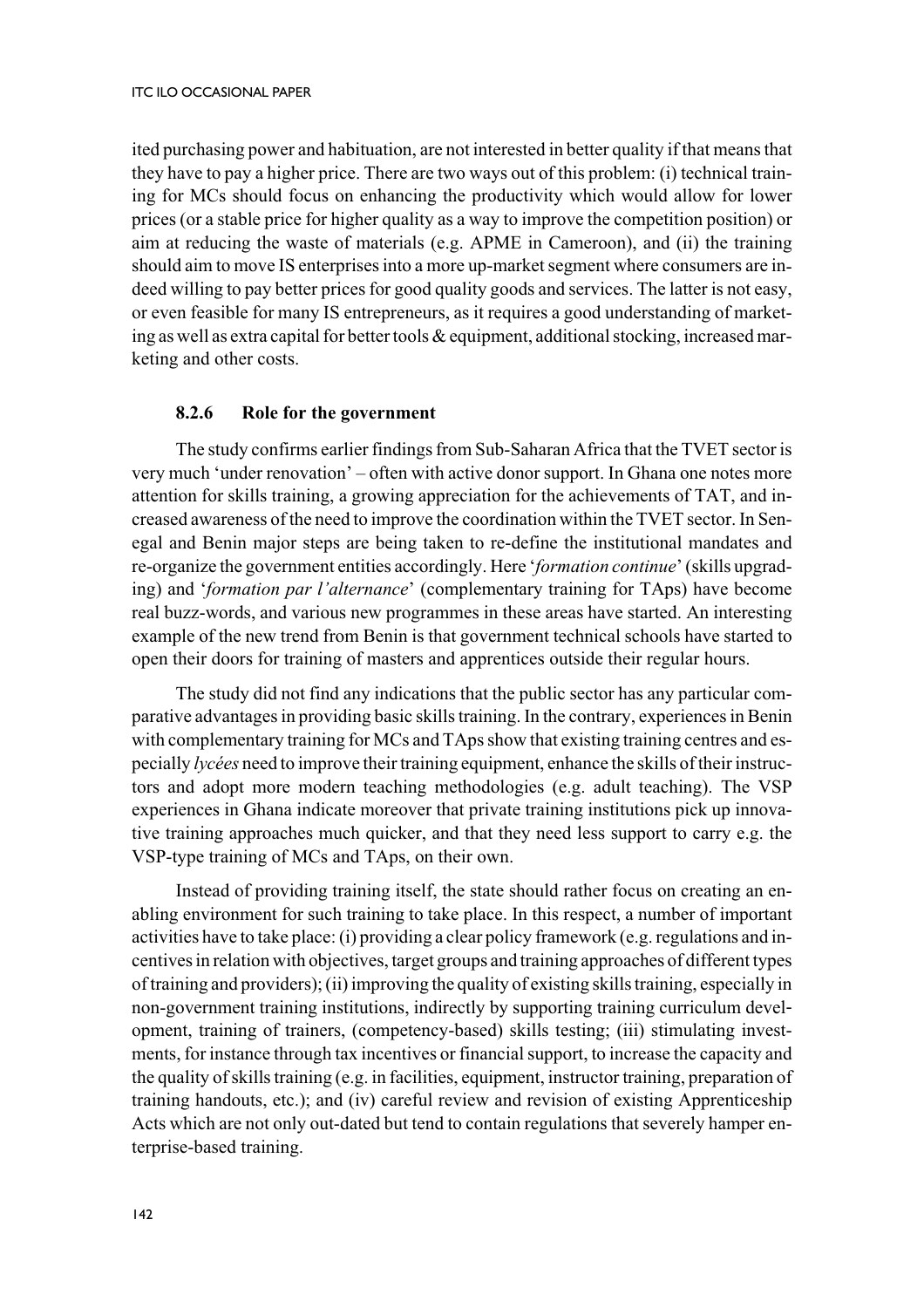ited purchasing power and habituation, are not interested in better quality if that means that they have to pay a higher price. There are two ways out of this problem: (i) technical training for MCs should focus on enhancing the productivity which would allow for lower prices (or a stable price for higher quality as a way to improve the competition position) or aim at reducing the waste of materials (e.g. APME in Cameroon), and (ii) the training should aim to move IS enterprises into a more up-market segment where consumers are indeed willing to pay better prices for good quality goods and services. The latter is not easy, or even feasible for many IS entrepreneurs, as it requires a good understanding of marketing as well as extra capital for better tools & equipment, additional stocking, increased marketing and other costs.

#### 8.2.6 Role for the government

The study confirms earlier findings from Sub-Saharan Africa that the TVET sector is very much 'under renovation' – often with active donor support. In Ghana one notes more attention for skills training, a growing appreciation for the achievements of TAT, and increased awareness of the need to improve the coordination within the TVET sector. In Senegal and Benin major steps are being taken to re-define the institutional mandates and re-organize the government entities accordingly. Here '*formation continue*' (skills upgrading) and '*formation par l'alternance*' (complementary training for TAps) have become real buzz-words, and various new programmes in these areas have started. An interesting example of the new trend from Benin is that government technical schools have started to open their doors for training of masters and apprentices outside their regular hours.

The study did not find any indications that the public sector has any particular comparative advantages in providing basic skills training. In the contrary, experiences in Benin with complementary training for MCs and TAps show that existing training centres and especially *lycées* need to improve their training equipment, enhance the skills of their instructors and adopt more modern teaching methodologies (e.g. adult teaching). The VSP experiences in Ghana indicate moreover that private training institutions pick up innovative training approaches much quicker, and that they need less support to carry e.g. the VSP-type training of MCs and TAps, on their own.

Instead of providing training itself, the state should rather focus on creating an enabling environment for such training to take place. In this respect, a number of important activities have to take place: (i) providing a clear policy framework (e.g. regulations and incentives in relation with objectives, target groups and training approaches of different types of training and providers); (ii) improving the quality of existing skills training, especially in non-government training institutions, indirectly by supporting training curriculum development, training of trainers, (competency-based) skills testing; (iii) stimulating investments, for instance through tax incentives or financial support, to increase the capacity and the quality of skills training (e.g. in facilities, equipment, instructor training, preparation of training handouts, etc.); and (iv) careful review and revision of existing Apprenticeship Acts which are not only out-dated but tend to contain regulations that severely hamper enterprise-based training.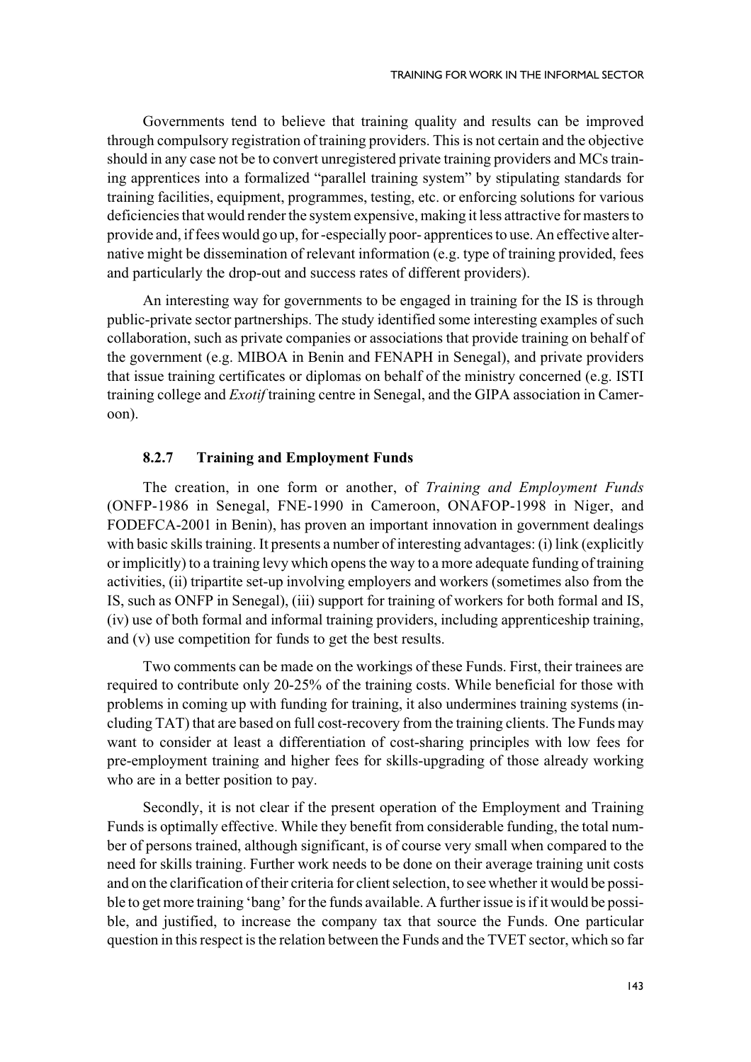Governments tend to believe that training quality and results can be improved through compulsory registration of training providers. This is not certain and the objective should in any case not be to convert unregistered private training providers and MCs training apprentices into a formalized "parallel training system" by stipulating standards for training facilities, equipment, programmes, testing, etc. or enforcing solutions for various deficiencies that would render the system expensive, making it less attractive for masters to provide and, if fees would go up, for -especially poor- apprentices to use. An effective alternative might be dissemination of relevant information (e.g. type of training provided, fees and particularly the drop-out and success rates of different providers).

An interesting way for governments to be engaged in training for the IS is through public-private sector partnerships. The study identified some interesting examples of such collaboration, such as private companies or associations that provide training on behalf of the government (e.g. MIBOA in Benin and FENAPH in Senegal), and private providers that issue training certificates or diplomas on behalf of the ministry concerned (e.g. ISTI training college and *Exotif* training centre in Senegal, and the GIPA association in Cameroon).

### 8.2.7 Training and Employment Funds

The creation, in one form or another, of *Training and Employment Funds* (ONFP-1986 in Senegal, FNE-1990 in Cameroon, ONAFOP-1998 in Niger, and FODEFCA-2001 in Benin), has proven an important innovation in government dealings with basic skills training. It presents a number of interesting advantages: (i) link (explicitly or implicitly) to a training levy which opens the way to a more adequate funding of training activities, (ii) tripartite set-up involving employers and workers (sometimes also from the IS, such as ONFP in Senegal), (iii) support for training of workers for both formal and IS, (iv) use of both formal and informal training providers, including apprenticeship training, and (v) use competition for funds to get the best results.

Two comments can be made on the workings of these Funds. First, their trainees are required to contribute only 20-25% of the training costs. While beneficial for those with problems in coming up with funding for training, it also undermines training systems (including TAT) that are based on full cost-recovery from the training clients. The Funds may want to consider at least a differentiation of cost-sharing principles with low fees for pre-employment training and higher fees for skills-upgrading of those already working who are in a better position to pay.

Secondly, it is not clear if the present operation of the Employment and Training Funds is optimally effective. While they benefit from considerable funding, the total number of persons trained, although significant, is of course very small when compared to the need for skills training. Further work needs to be done on their average training unit costs and on the clarification of their criteria for client selection, to see whether it would be possible to get more training 'bang' for the funds available. A further issue is if it would be possible, and justified, to increase the company tax that source the Funds. One particular question in this respect is the relation between the Funds and the TVET sector, which so far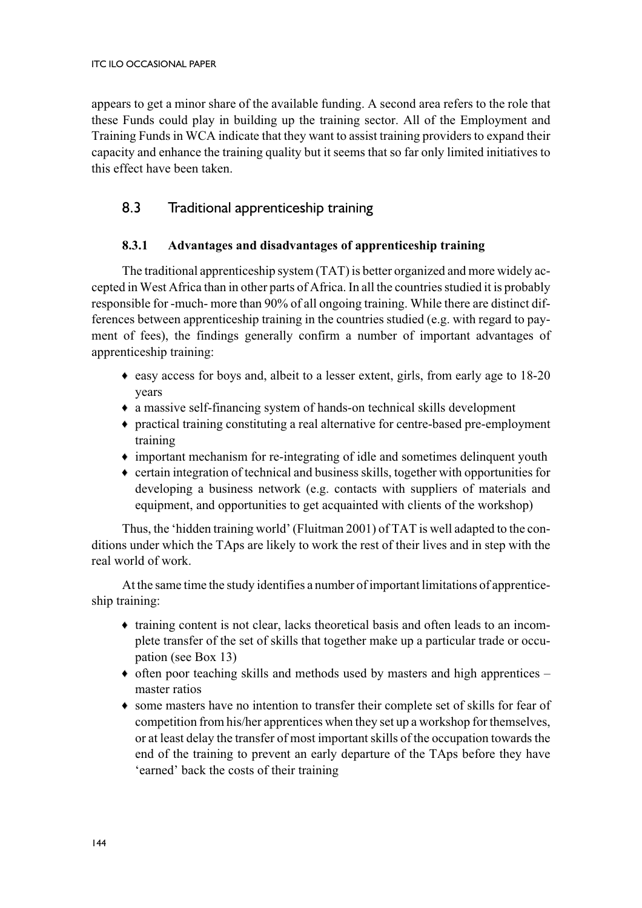appears to get a minor share of the available funding. A second area refers to the role that these Funds could play in building up the training sector. All of the Employment and Training Funds in WCA indicate that they want to assist training providers to expand their capacity and enhance the training quality but it seems that so far only limited initiatives to this effect have been taken.

## 8.3 Traditional apprenticeship training

### 8.3.1 Advantages and disadvantages of apprenticeship training

The traditional apprenticeship system (TAT) is better organized and more widely accepted in West Africa than in other parts of Africa. In all the countries studied it is probably responsible for -much- more than 90% of all ongoing training. While there are distinct differences between apprenticeship training in the countries studied (e.g. with regard to payment of fees), the findings generally confirm a number of important advantages of apprenticeship training:

- easy access for boys and, albeit to a lesser extent, girls, from early age to 18-20 years
- a massive self-financing system of hands-on technical skills development
- practical training constituting a real alternative for centre-based pre-employment training
- important mechanism for re-integrating of idle and sometimes delinquent youth
- certain integration of technical and business skills, together with opportunities for developing a business network (e.g. contacts with suppliers of materials and equipment, and opportunities to get acquainted with clients of the workshop)

Thus, the 'hidden training world' (Fluitman 2001) of TAT is well adapted to the conditions under which the TAps are likely to work the rest of their lives and in step with the real world of work.

At the same time the study identifies a number of important limitations of apprenticeship training:

- training content is not clear, lacks theoretical basis and often leads to an incomplete transfer of the set of skills that together make up a particular trade or occupation (see Box 13)
- often poor teaching skills and methods used by masters and high apprentices – master ratios
- some masters have no intention to transfer their complete set of skills for fear of competition from his/her apprentices when they set up a workshop for themselves, or at least delay the transfer of most important skills of the occupation towards the end of the training to prevent an early departure of the TAps before they have 'earned' back the costs of their training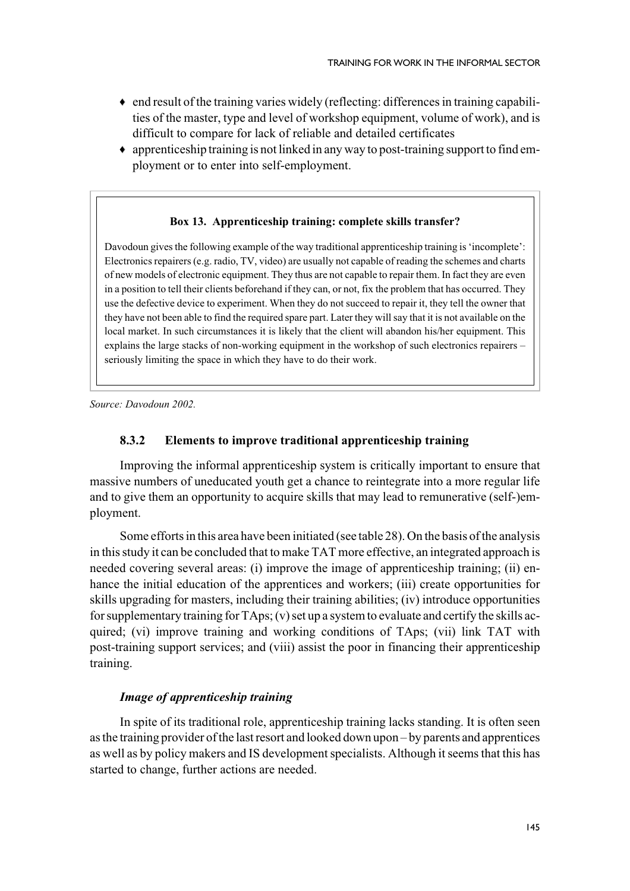- end result of the training varies widely (reflecting: differences in training capabilities of the master, type and level of workshop equipment, volume of work), and is difficult to compare for lack of reliable and detailed certificates
- apprenticeship training is not linked in any way to post-training support to find employment or to enter into self-employment.

**Box 13. Apprenticeship training: complete skills transfer?**

Davodoun gives the following example of the way traditional apprenticeship training is 'incomplete': Electronics repairers (e.g. radio, TV, video) are usually not capable of reading the schemes and charts of new models of electronic equipment. They thus are not capable to repair them. In fact they are even in a position to tell their clients beforehand if they can, or not, fix the problem that has occurred. They use the defective device to experiment. When they do not succeed to repair it, they tell the owner that they have not been able to find the required spare part. Later they will say that it is not available on the local market. In such circumstances it is likely that the client will abandon his/her equipment. This explains the large stacks of non-working equipment in the workshop of such electronics repairers – seriously limiting the space in which they have to do their work.

*Source: Davodoun 2002.*

### 8.3.2 Elements to improve traditional apprenticeship training

Improving the informal apprenticeship system is critically important to ensure that massive numbers of uneducated youth get a chance to reintegrate into a more regular life and to give them an opportunity to acquire skills that may lead to remunerative (self-)employment.

Some efforts in this area have been initiated (see table 28). On the basis of the analysis in this study it can be concluded that to make TAT more effective, an integrated approach is needed covering several areas: (i) improve the image of apprenticeship training; (ii) enhance the initial education of the apprentices and workers; (iii) create opportunities for skills upgrading for masters, including their training abilities; (iv) introduce opportunities for supplementary training for TAps; (v) set up a system to evaluate and certify the skills acquired; (vi) improve training and working conditions of TAps; (vii) link TAT with post-training support services; and (viii) assist the poor in financing their apprenticeship training.

#### *Image of apprenticeship training*

In spite of its traditional role, apprenticeship training lacks standing. It is often seen as the training provider of the last resort and looked down upon – by parents and apprentices as well as by policy makers and IS development specialists. Although it seems that this has started to change, further actions are needed.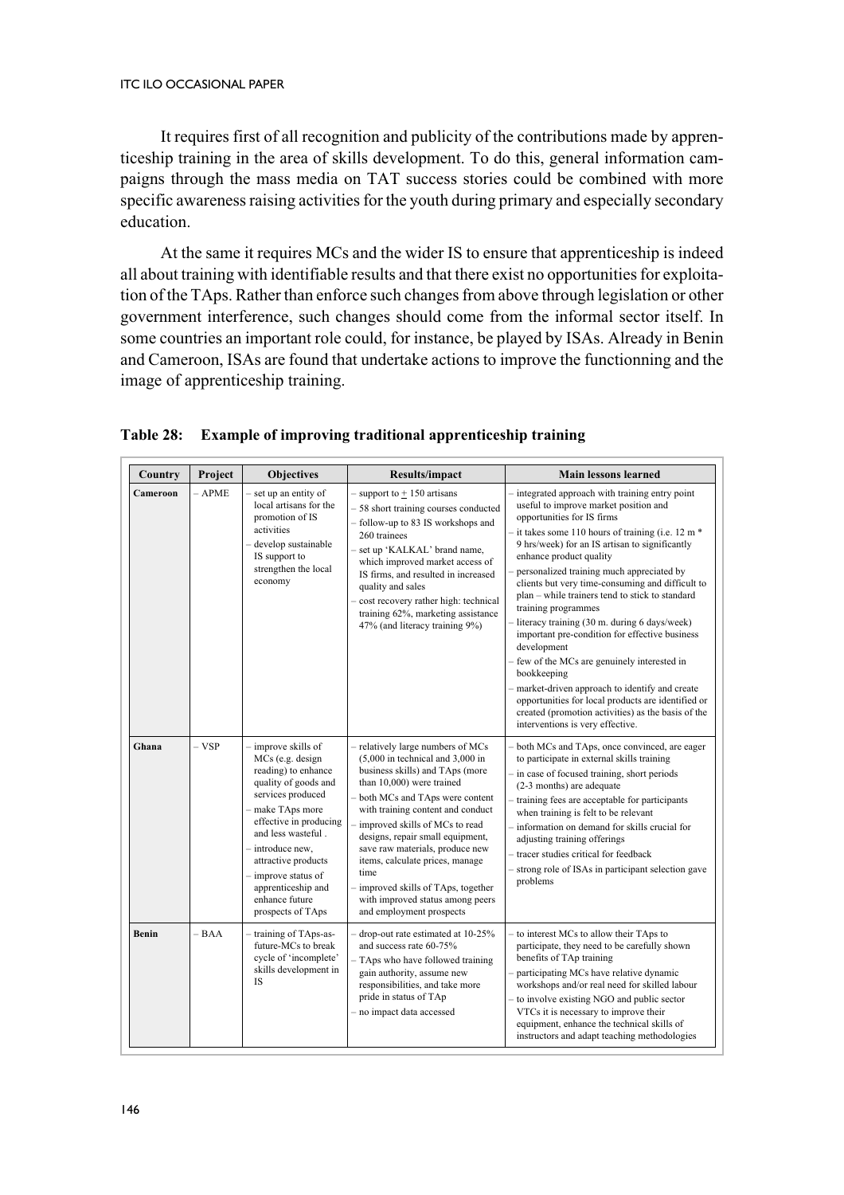It requires first of all recognition and publicity of the contributions made by apprenticeship training in the area of skills development. To do this, general information campaigns through the mass media on TAT success stories could be combined with more specific awareness raising activities for the youth during primary and especially secondary education.

At the same it requires MCs and the wider IS to ensure that apprenticeship is indeed all about training with identifiable results and that there exist no opportunities for exploitation of the TAps. Rather than enforce such changes from above through legislation or other government interference, such changes should come from the informal sector itself. In some countries an important role could, for instance, be played by ISAs. Already in Benin and Cameroon, ISAs are found that undertake actions to improve the functionning and the image of apprenticeship training.

**Table 28: Example of improving traditional apprenticeship training**

| Country | Project | Objectives | Results/impact | Main lessons learned |
|---|---|---|---|---|
| **Cameroon** | – APME | – set up an entity of local artisans for the promotion of IS activities<br>– develop sustainable IS support to strengthen the local economy | – support to ± 150 artisans<br>– 58 short training courses conducted<br>– follow-up to 83 IS workshops and 260 trainees<br>– set up 'KALKAL' brand name, which improved market access of IS firms, and resulted in increased quality and sales<br>– cost recovery rather high: technical training 62%, marketing assistance 47% (and literacy training 9%) | – integrated approach with training entry point useful to improve market position and opportunities for IS firms<br>– it takes some 110 hours of training (i.e. 12 m * 9 hrs/week) for an IS artisan to significantly enhance product quality<br>– personalized training much appreciated by clients but very time-consuming and difficult to plan – while trainers tend to stick to standard training programmes<br>– literacy training (30 m. during 6 days/week) important pre-condition for effective business development<br>– few of the MCs are genuinely interested in bookkeeping<br>– market-driven approach to identify and create opportunities for local products are identified or created (promotion activities) as the basis of the interventions is very effective. |
| **Ghana** | – VSP | – improve skills of MCs (e.g. design reading) to enhance quality of goods and services produced<br>– make TAps more effective in producing and less wasteful .<br>– introduce new, attractive products<br>– improve status of apprenticeship and enhance future prospects of TAps | – relatively large numbers of MCs (5,000 in technical and 3,000 in business skills) and TAps (more than 10,000) were trained<br>– both MCs and TAps were content with training content and conduct<br>– improved skills of MCs to read designs, repair small equipment, save raw materials, produce new items, calculate prices, manage time<br>– improved skills of TAps, together with improved status among peers and employment prospects | – both MCs and TAps, once convinced, are eager to participate in external skills training<br>– in case of focused training, short periods (2-3 months) are adequate<br>– training fees are acceptable for participants when training is felt to be relevant<br>– information on demand for skills crucial for adjusting training offerings<br>– tracer studies critical for feedback<br>– strong role of ISAs in participant selection gave problems |
| **Benin** | – BAA | – training of TAps-as-future-MCs to break cycle of 'incomplete' skills development in IS | – drop-out rate estimated at 10-25% and success rate 60-75%<br>– TAps who have followed training gain authority, assume new responsibilities, and take more pride in status of TAp<br>– no impact data accessed | – to interest MCs to allow their TAps to participate, they need to be carefully shown benefits of TAp training<br>– participating MCs have relative dynamic workshops and/or real need for skilled labour<br>– to involve existing NGO and public sector VTCs it is necessary to improve their equipment, enhance the technical skills of instructors and adapt teaching methodologies |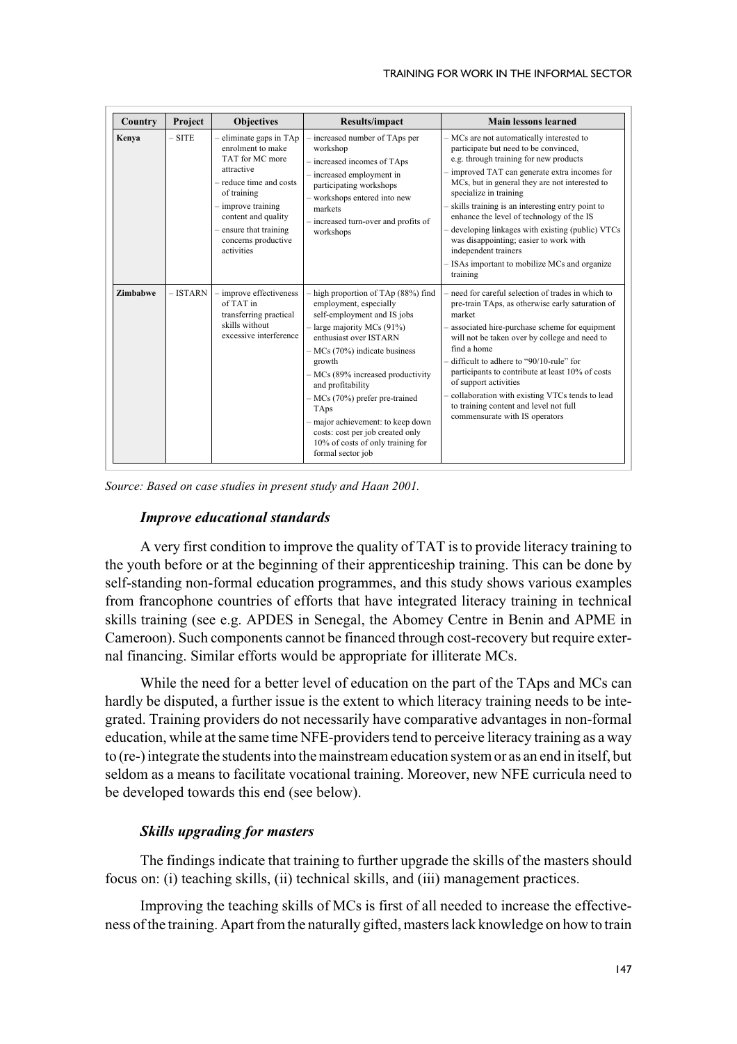| Country | Project | Objectives | Results/impact | Main lessons learned |
|---|---|---|---|---|
| **Kenya** | – SITE | – eliminate gaps in TAp enrolment to make TAT for MC more attractive<br>– reduce time and costs of training<br>– improve training content and quality<br>– ensure that training concerns productive activities | – increased number of TAps per workshop<br>– increased incomes of TAps<br>– increased employment in participating workshops<br>– workshops entered into new markets<br>– increased turn-over and profits of workshops | – MCs are not automatically interested to participate but need to be convinced, e.g. through training for new products<br>– improved TAT can generate extra incomes for MCs, but in general they are not interested to specialize in training<br>– skills training is an interesting entry point to enhance the level of technology of the IS<br>– developing linkages with existing (public) VTCs was disappointing; easier to work with independent trainers<br>– ISAs important to mobilize MCs and organize training |
| **Zimbabwe** | – ISTARN | – improve effectiveness of TAT in transferring practical skills without excessive interference | – high proportion of TAp (88%) find employment, especially self-employment and IS jobs<br>– large majority MCs (91%) enthusiast over ISTARN<br>– MCs (70%) indicate business growth<br>– MCs (89% increased productivity and profitability<br>– MCs (70%) prefer pre-trained TAps<br>– major achievement: to keep down costs: cost per job created only 10% of costs of only training for formal sector job | – need for careful selection of trades in which to pre-train TAps, as otherwise early saturation of market<br>– associated hire-purchase scheme for equipment will not be taken over by college and need to find a home<br>– difficult to adhere to "90/10-rule" for participants to contribute at least 10% of costs of support activities<br>– collaboration with existing VTCs tends to lead to training content and level not full commensurate with IS operators |

*Source: Based on case studies in present study and Haan 2001.*

### *Improve educational standards*

A very first condition to improve the quality of TAT is to provide literacy training to the youth before or at the beginning of their apprenticeship training. This can be done by self-standing non-formal education programmes, and this study shows various examples from francophone countries of efforts that have integrated literacy training in technical skills training (see e.g. APDES in Senegal, the Abomey Centre in Benin and APME in Cameroon). Such components cannot be financed through cost-recovery but require external financing. Similar efforts would be appropriate for illiterate MCs.

While the need for a better level of education on the part of the TAps and MCs can hardly be disputed, a further issue is the extent to which literacy training needs to be integrated. Training providers do not necessarily have comparative advantages in non-formal education, while at the same time NFE-providers tend to perceive literacy training as a way to (re-) integrate the students into the mainstream education system or as an end in itself, but seldom as a means to facilitate vocational training. Moreover, new NFE curricula need to be developed towards this end (see below).

### *Skills upgrading for masters*

The findings indicate that training to further upgrade the skills of the masters should focus on: (i) teaching skills, (ii) technical skills, and (iii) management practices.

Improving the teaching skills of MCs is first of all needed to increase the effectiveness of the training. Apart from the naturally gifted, masters lack knowledge on how to train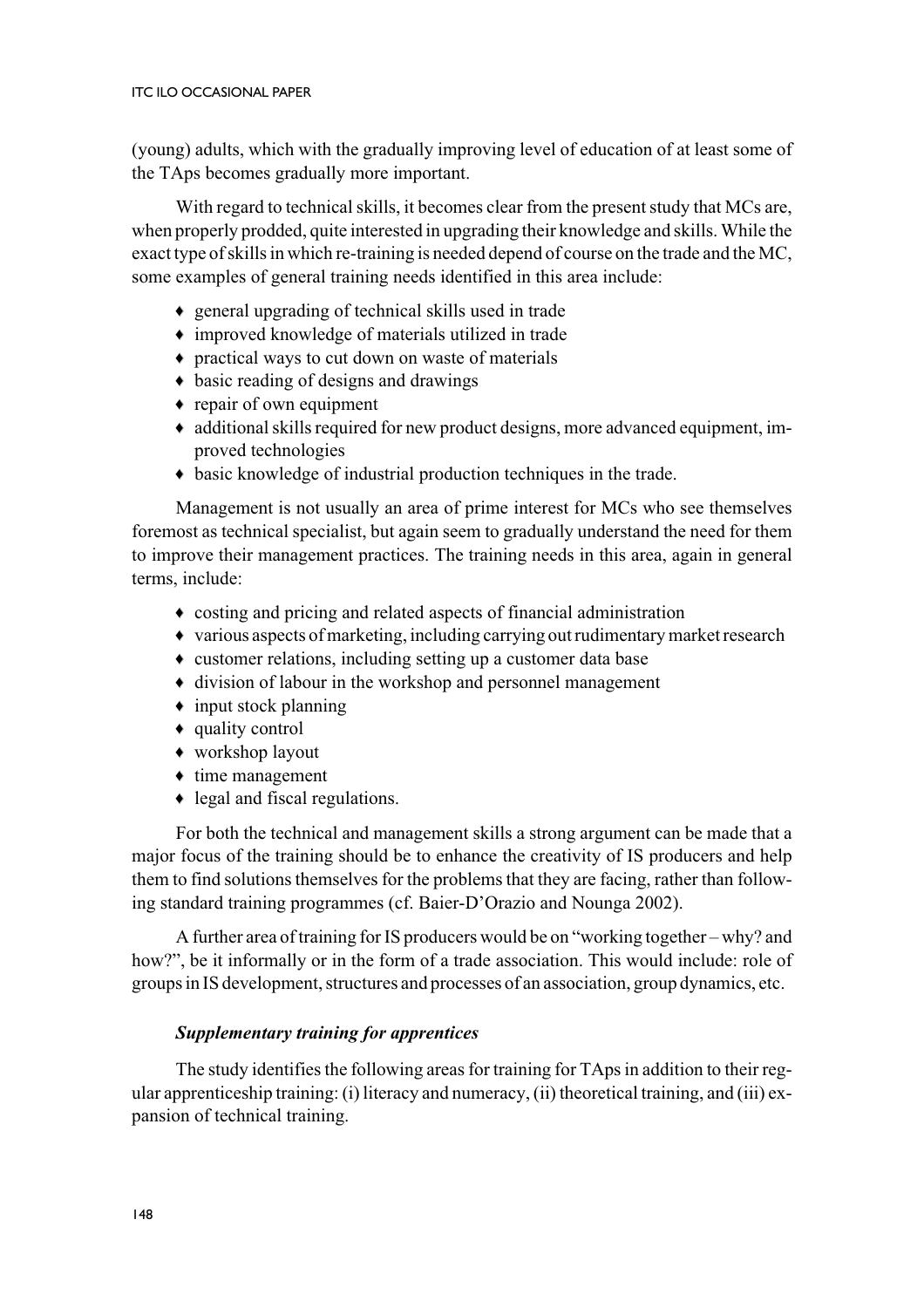(young) adults, which with the gradually improving level of education of at least some of the TAps becomes gradually more important.

With regard to technical skills, it becomes clear from the present study that MCs are, when properly prodded, quite interested in upgrading their knowledge and skills. While the exact type of skills in which re-training is needed depend of course on the trade and the MC, some examples of general training needs identified in this area include:

- general upgrading of technical skills used in trade
- improved knowledge of materials utilized in trade
- practical ways to cut down on waste of materials
- basic reading of designs and drawings
- repair of own equipment
- additional skills required for new product designs, more advanced equipment, improved technologies
- basic knowledge of industrial production techniques in the trade.

Management is not usually an area of prime interest for MCs who see themselves foremost as technical specialist, but again seem to gradually understand the need for them to improve their management practices. The training needs in this area, again in general terms, include:

- costing and pricing and related aspects of financial administration
- various aspects of marketing, including carrying out rudimentary market research
- customer relations, including setting up a customer data base
- division of labour in the workshop and personnel management
- input stock planning
- quality control
- workshop layout
- time management
- legal and fiscal regulations.

For both the technical and management skills a strong argument can be made that a major focus of the training should be to enhance the creativity of IS producers and help them to find solutions themselves for the problems that they are facing, rather than following standard training programmes (cf. Baier-D'Orazio and Nounga 2002).

A further area of training for IS producers would be on "working together – why? and how?", be it informally or in the form of a trade association. This would include: role of groups in IS development, structures and processes of an association, group dynamics, etc.

***Supplementary training for apprentices***

The study identifies the following areas for training for TAps in addition to their regular apprenticeship training: (i) literacy and numeracy, (ii) theoretical training, and (iii) expansion of technical training.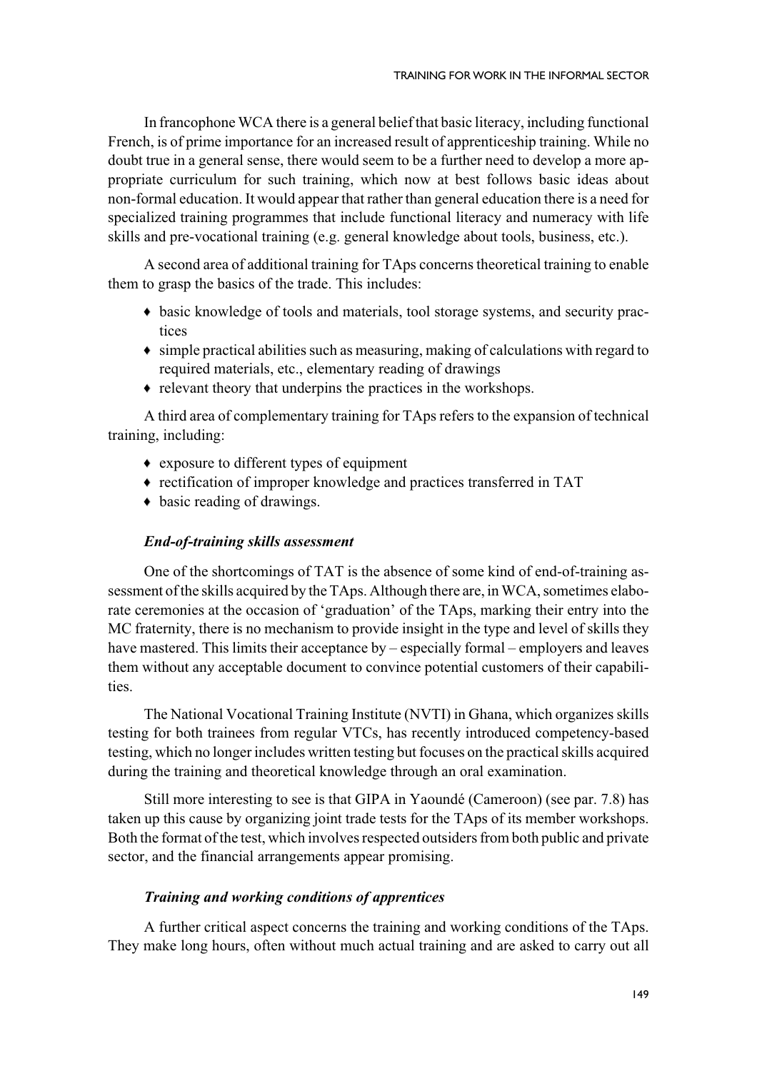In francophone WCA there is a general belief that basic literacy, including functional French, is of prime importance for an increased result of apprenticeship training. While no doubt true in a general sense, there would seem to be a further need to develop a more appropriate curriculum for such training, which now at best follows basic ideas about non-formal education. It would appear that rather than general education there is a need for specialized training programmes that include functional literacy and numeracy with life skills and pre-vocational training (e.g. general knowledge about tools, business, etc.).

A second area of additional training for TAps concerns theoretical training to enable them to grasp the basics of the trade. This includes:

- basic knowledge of tools and materials, tool storage systems, and security practices
- simple practical abilities such as measuring, making of calculations with regard to required materials, etc., elementary reading of drawings
- relevant theory that underpins the practices in the workshops.

A third area of complementary training for TAps refers to the expansion of technical training, including:

- exposure to different types of equipment
- rectification of improper knowledge and practices transferred in TAT
- basic reading of drawings.

### *End-of-training skills assessment*

One of the shortcomings of TAT is the absence of some kind of end-of-training assessment of the skills acquired by the TAps. Although there are, in WCA, sometimes elaborate ceremonies at the occasion of 'graduation' of the TAps, marking their entry into the MC fraternity, there is no mechanism to provide insight in the type and level of skills they have mastered. This limits their acceptance by – especially formal – employers and leaves them without any acceptable document to convince potential customers of their capabilities.

The National Vocational Training Institute (NVTI) in Ghana, which organizes skills testing for both trainees from regular VTCs, has recently introduced competency-based testing, which no longer includes written testing but focuses on the practical skills acquired during the training and theoretical knowledge through an oral examination.

Still more interesting to see is that GIPA in Yaoundé (Cameroon) (see par. 7.8) has taken up this cause by organizing joint trade tests for the TAps of its member workshops. Both the format of the test, which involves respected outsiders from both public and private sector, and the financial arrangements appear promising.

### *Training and working conditions of apprentices*

A further critical aspect concerns the training and working conditions of the TAps. They make long hours, often without much actual training and are asked to carry out all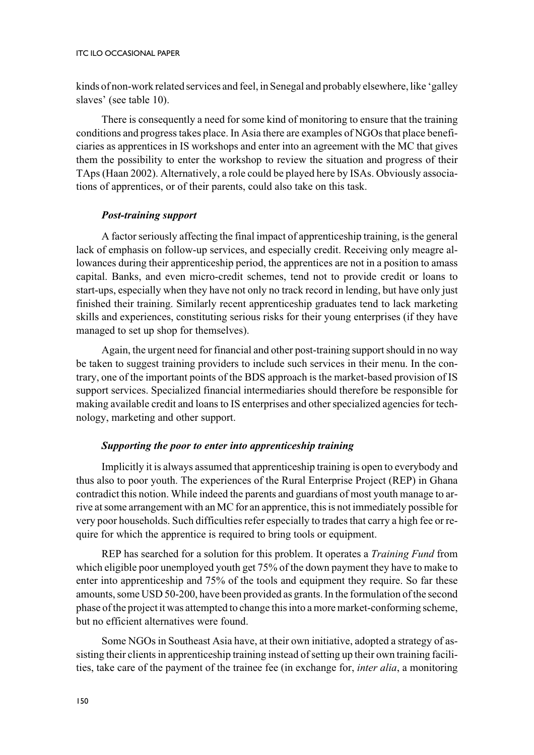kinds of non-work related services and feel, in Senegal and probably elsewhere, like 'galley slaves' (see table 10).

There is consequently a need for some kind of monitoring to ensure that the training conditions and progress takes place. In Asia there are examples of NGOs that place beneficiaries as apprentices in IS workshops and enter into an agreement with the MC that gives them the possibility to enter the workshop to review the situation and progress of their TAps (Haan 2002). Alternatively, a role could be played here by ISAs. Obviously associations of apprentices, or of their parents, could also take on this task.

### *Post-training support*

A factor seriously affecting the final impact of apprenticeship training, is the general lack of emphasis on follow-up services, and especially credit. Receiving only meagre allowances during their apprenticeship period, the apprentices are not in a position to amass capital. Banks, and even micro-credit schemes, tend not to provide credit or loans to start-ups, especially when they have not only no track record in lending, but have only just finished their training. Similarly recent apprenticeship graduates tend to lack marketing skills and experiences, constituting serious risks for their young enterprises (if they have managed to set up shop for themselves).

Again, the urgent need for financial and other post-training support should in no way be taken to suggest training providers to include such services in their menu. In the contrary, one of the important points of the BDS approach is the market-based provision of IS support services. Specialized financial intermediaries should therefore be responsible for making available credit and loans to IS enterprises and other specialized agencies for technology, marketing and other support.

### *Supporting the poor to enter into apprenticeship training*

Implicitly it is always assumed that apprenticeship training is open to everybody and thus also to poor youth. The experiences of the Rural Enterprise Project (REP) in Ghana contradict this notion. While indeed the parents and guardians of most youth manage to arrive at some arrangement with an MC for an apprentice, this is not immediately possible for very poor households. Such difficulties refer especially to trades that carry a high fee or require for which the apprentice is required to bring tools or equipment.

REP has searched for a solution for this problem. It operates a *Training Fund* from which eligible poor unemployed youth get 75% of the down payment they have to make to enter into apprenticeship and 75% of the tools and equipment they require. So far these amounts, some USD 50-200, have been provided as grants. In the formulation of the second phase of the project it was attempted to change this into a more market-conforming scheme, but no efficient alternatives were found.

Some NGOs in Southeast Asia have, at their own initiative, adopted a strategy of assisting their clients in apprenticeship training instead of setting up their own training facilities, take care of the payment of the trainee fee (in exchange for, *inter alia*, a monitoring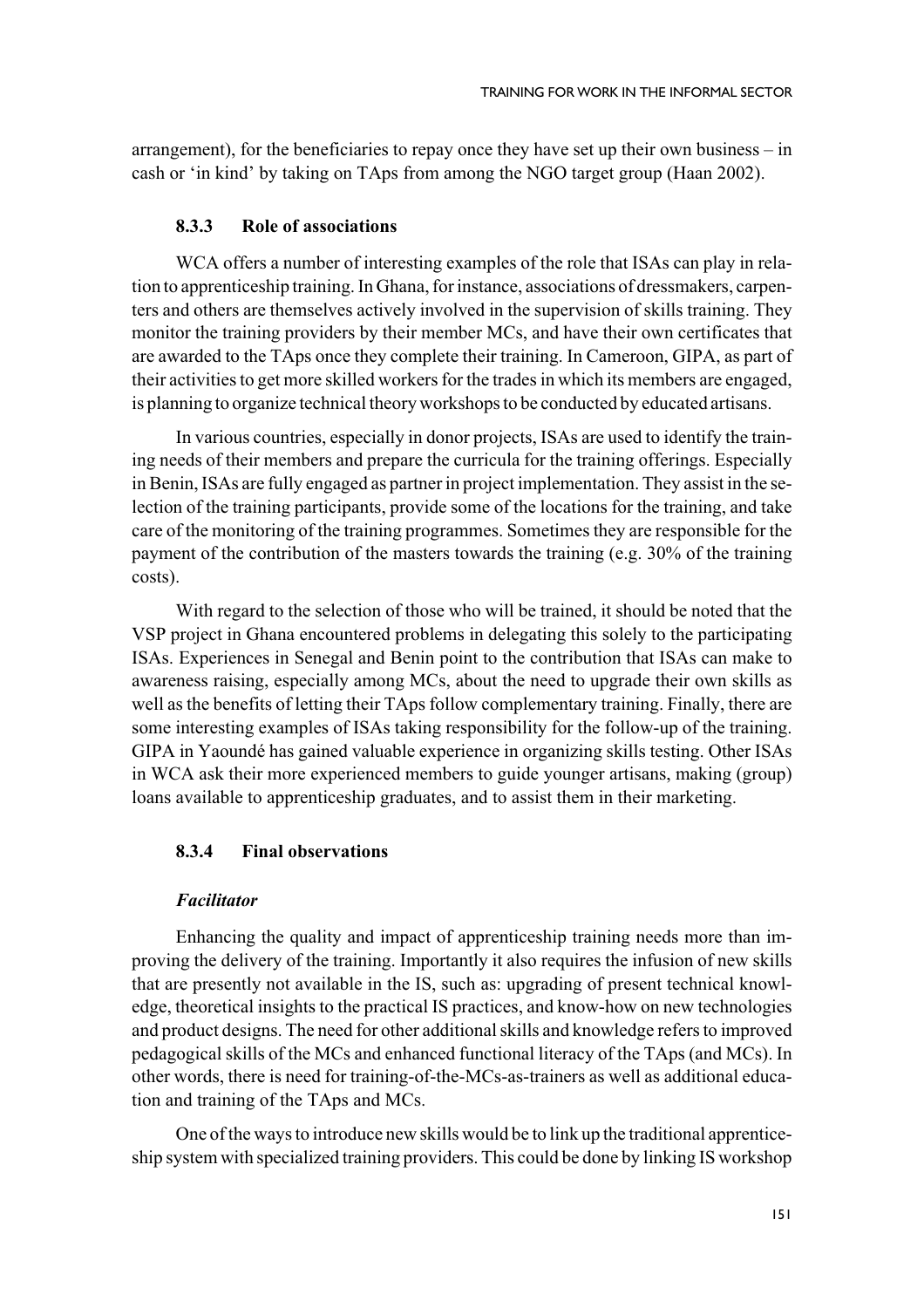arrangement), for the beneficiaries to repay once they have set up their own business – in cash or 'in kind' by taking on TAps from among the NGO target group (Haan 2002).

### 8.3.3 Role of associations

WCA offers a number of interesting examples of the role that ISAs can play in relation to apprenticeship training. In Ghana, for instance, associations of dressmakers, carpenters and others are themselves actively involved in the supervision of skills training. They monitor the training providers by their member MCs, and have their own certificates that are awarded to the TAps once they complete their training. In Cameroon, GIPA, as part of their activities to get more skilled workers for the trades in which its members are engaged, is planning to organize technical theory workshops to be conducted by educated artisans.

In various countries, especially in donor projects, ISAs are used to identify the training needs of their members and prepare the curricula for the training offerings. Especially in Benin, ISAs are fully engaged as partner in project implementation. They assist in the selection of the training participants, provide some of the locations for the training, and take care of the monitoring of the training programmes. Sometimes they are responsible for the payment of the contribution of the masters towards the training (e.g. 30% of the training costs).

With regard to the selection of those who will be trained, it should be noted that the VSP project in Ghana encountered problems in delegating this solely to the participating ISAs. Experiences in Senegal and Benin point to the contribution that ISAs can make to awareness raising, especially among MCs, about the need to upgrade their own skills as well as the benefits of letting their TAps follow complementary training. Finally, there are some interesting examples of ISAs taking responsibility for the follow-up of the training. GIPA in Yaoundé has gained valuable experience in organizing skills testing. Other ISAs in WCA ask their more experienced members to guide younger artisans, making (group) loans available to apprenticeship graduates, and to assist them in their marketing.

### 8.3.4 Final observations

***Facilitator***

Enhancing the quality and impact of apprenticeship training needs more than improving the delivery of the training. Importantly it also requires the infusion of new skills that are presently not available in the IS, such as: upgrading of present technical knowledge, theoretical insights to the practical IS practices, and know-how on new technologies and product designs. The need for other additional skills and knowledge refers to improved pedagogical skills of the MCs and enhanced functional literacy of the TAps (and MCs). In other words, there is need for training-of-the-MCs-as-trainers as well as additional education and training of the TAps and MCs.

One of the ways to introduce new skills would be to link up the traditional apprenticeship system with specialized training providers. This could be done by linking IS workshop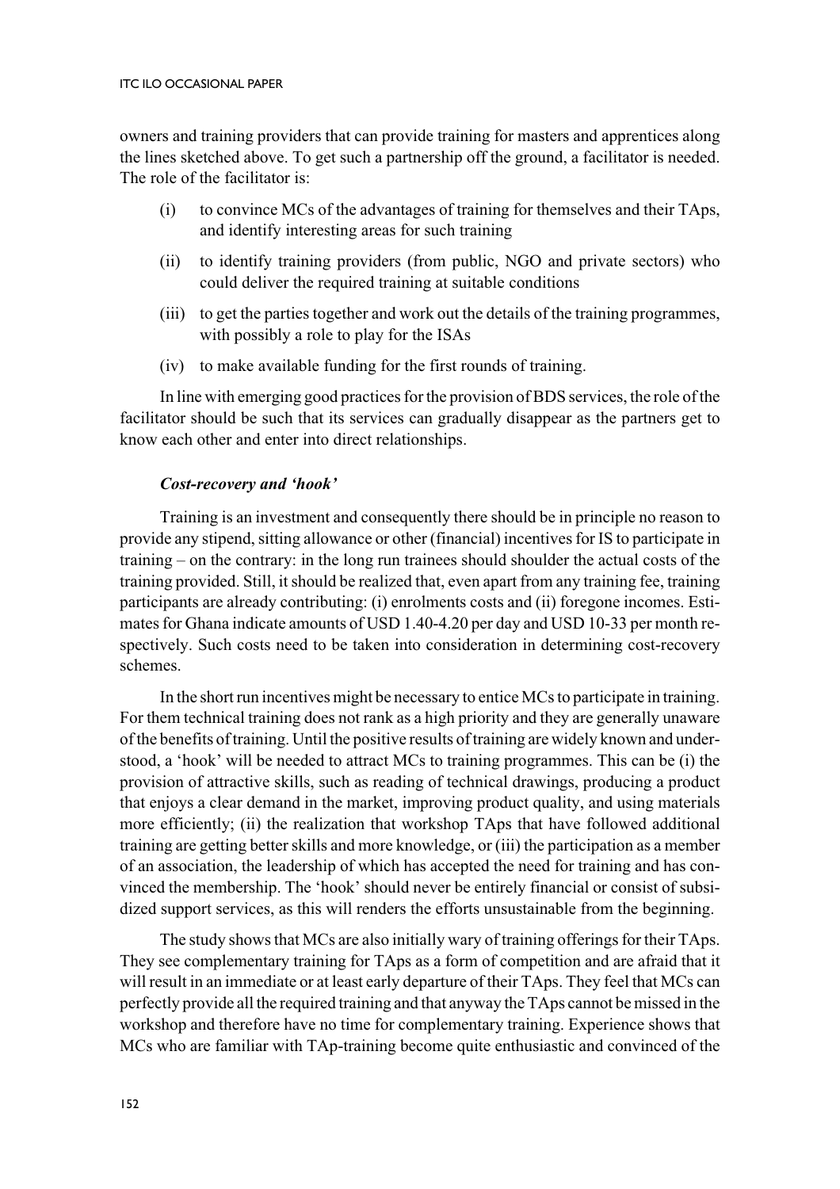owners and training providers that can provide training for masters and apprentices along the lines sketched above. To get such a partnership off the ground, a facilitator is needed. The role of the facilitator is:

(i) to convince MCs of the advantages of training for themselves and their TAps, and identify interesting areas for such training

(ii) to identify training providers (from public, NGO and private sectors) who could deliver the required training at suitable conditions

(iii) to get the parties together and work out the details of the training programmes, with possibly a role to play for the ISAs

(iv) to make available funding for the first rounds of training.

In line with emerging good practices for the provision of BDS services, the role of the facilitator should be such that its services can gradually disappear as the partners get to know each other and enter into direct relationships.

***Cost-recovery and 'hook'***

Training is an investment and consequently there should be in principle no reason to provide any stipend, sitting allowance or other (financial) incentives for IS to participate in training – on the contrary: in the long run trainees should shoulder the actual costs of the training provided. Still, it should be realized that, even apart from any training fee, training participants are already contributing: (i) enrolments costs and (ii) foregone incomes. Estimates for Ghana indicate amounts of USD 1.40-4.20 per day and USD 10-33 per month respectively. Such costs need to be taken into consideration in determining cost-recovery schemes.

In the short run incentives might be necessary to entice MCs to participate in training. For them technical training does not rank as a high priority and they are generally unaware of the benefits of training. Until the positive results of training are widely known and understood, a 'hook' will be needed to attract MCs to training programmes. This can be (i) the provision of attractive skills, such as reading of technical drawings, producing a product that enjoys a clear demand in the market, improving product quality, and using materials more efficiently; (ii) the realization that workshop TAps that have followed additional training are getting better skills and more knowledge, or (iii) the participation as a member of an association, the leadership of which has accepted the need for training and has convinced the membership. The 'hook' should never be entirely financial or consist of subsidized support services, as this will renders the efforts unsustainable from the beginning.

The study shows that MCs are also initially wary of training offerings for their TAps. They see complementary training for TAps as a form of competition and are afraid that it will result in an immediate or at least early departure of their TAps. They feel that MCs can perfectly provide all the required training and that anyway the TAps cannot be missed in the workshop and therefore have no time for complementary training. Experience shows that MCs who are familiar with TAp-training become quite enthusiastic and convinced of the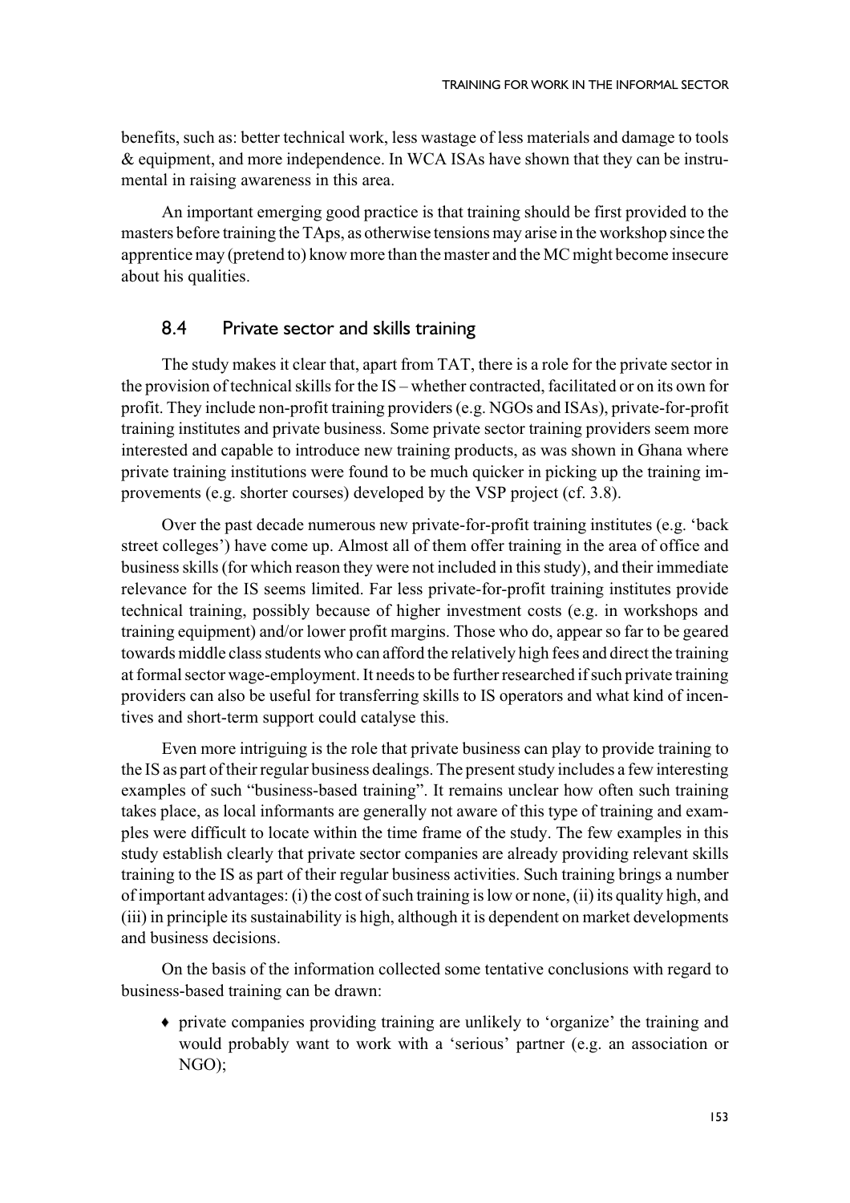benefits, such as: better technical work, less wastage of less materials and damage to tools & equipment, and more independence. In WCA ISAs have shown that they can be instrumental in raising awareness in this area.

An important emerging good practice is that training should be first provided to the masters before training the TAps, as otherwise tensions may arise in the workshop since the apprentice may (pretend to) know more than the master and the MC might become insecure about his qualities.

## 8.4 Private sector and skills training

The study makes it clear that, apart from TAT, there is a role for the private sector in the provision of technical skills for the IS – whether contracted, facilitated or on its own for profit. They include non-profit training providers (e.g. NGOs and ISAs), private-for-profit training institutes and private business. Some private sector training providers seem more interested and capable to introduce new training products, as was shown in Ghana where private training institutions were found to be much quicker in picking up the training improvements (e.g. shorter courses) developed by the VSP project (cf. 3.8).

Over the past decade numerous new private-for-profit training institutes (e.g. 'back street colleges') have come up. Almost all of them offer training in the area of office and business skills (for which reason they were not included in this study), and their immediate relevance for the IS seems limited. Far less private-for-profit training institutes provide technical training, possibly because of higher investment costs (e.g. in workshops and training equipment) and/or lower profit margins. Those who do, appear so far to be geared towards middle class students who can afford the relatively high fees and direct the training at formal sector wage-employment. It needs to be further researched if such private training providers can also be useful for transferring skills to IS operators and what kind of incentives and short-term support could catalyse this.

Even more intriguing is the role that private business can play to provide training to the IS as part of their regular business dealings. The present study includes a few interesting examples of such "business-based training". It remains unclear how often such training takes place, as local informants are generally not aware of this type of training and examples were difficult to locate within the time frame of the study. The few examples in this study establish clearly that private sector companies are already providing relevant skills training to the IS as part of their regular business activities. Such training brings a number of important advantages: (i) the cost of such training is low or none, (ii) its quality high, and (iii) in principle its sustainability is high, although it is dependent on market developments and business decisions.

On the basis of the information collected some tentative conclusions with regard to business-based training can be drawn:

- private companies providing training are unlikely to 'organize' the training and would probably want to work with a 'serious' partner (e.g. an association or NGO);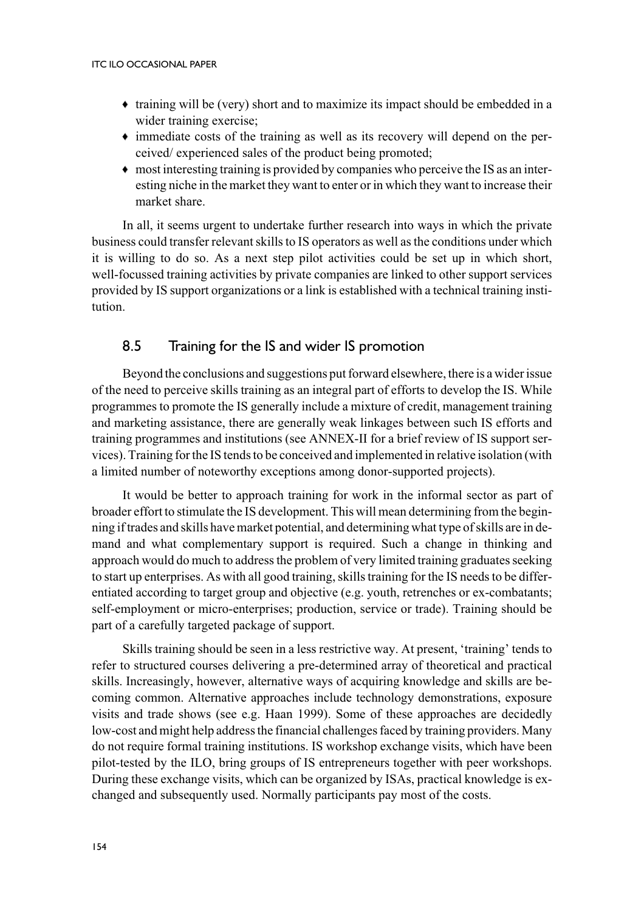- training will be (very) short and to maximize its impact should be embedded in a wider training exercise;
- immediate costs of the training as well as its recovery will depend on the perceived/ experienced sales of the product being promoted;
- most interesting training is provided by companies who perceive the IS as an interesting niche in the market they want to enter or in which they want to increase their market share.

In all, it seems urgent to undertake further research into ways in which the private business could transfer relevant skills to IS operators as well as the conditions under which it is willing to do so. As a next step pilot activities could be set up in which short, well-focussed training activities by private companies are linked to other support services provided by IS support organizations or a link is established with a technical training institution.

### 8.5 Training for the IS and wider IS promotion

Beyond the conclusions and suggestions put forward elsewhere, there is a wider issue of the need to perceive skills training as an integral part of efforts to develop the IS. While programmes to promote the IS generally include a mixture of credit, management training and marketing assistance, there are generally weak linkages between such IS efforts and training programmes and institutions (see ANNEX-II for a brief review of IS support services). Training for the IS tends to be conceived and implemented in relative isolation (with a limited number of noteworthy exceptions among donor-supported projects).

It would be better to approach training for work in the informal sector as part of broader effort to stimulate the IS development. This will mean determining from the beginning if trades and skills have market potential, and determining what type of skills are in demand and what complementary support is required. Such a change in thinking and approach would do much to address the problem of very limited training graduates seeking to start up enterprises. As with all good training, skills training for the IS needs to be differentiated according to target group and objective (e.g. youth, retrenches or ex-combatants; self-employment or micro-enterprises; production, service or trade). Training should be part of a carefully targeted package of support.

Skills training should be seen in a less restrictive way. At present, 'training' tends to refer to structured courses delivering a pre-determined array of theoretical and practical skills. Increasingly, however, alternative ways of acquiring knowledge and skills are becoming common. Alternative approaches include technology demonstrations, exposure visits and trade shows (see e.g. Haan 1999). Some of these approaches are decidedly low-cost and might help address the financial challenges faced by training providers. Many do not require formal training institutions. IS workshop exchange visits, which have been pilot-tested by the ILO, bring groups of IS entrepreneurs together with peer workshops. During these exchange visits, which can be organized by ISAs, practical knowledge is exchanged and subsequently used. Normally participants pay most of the costs.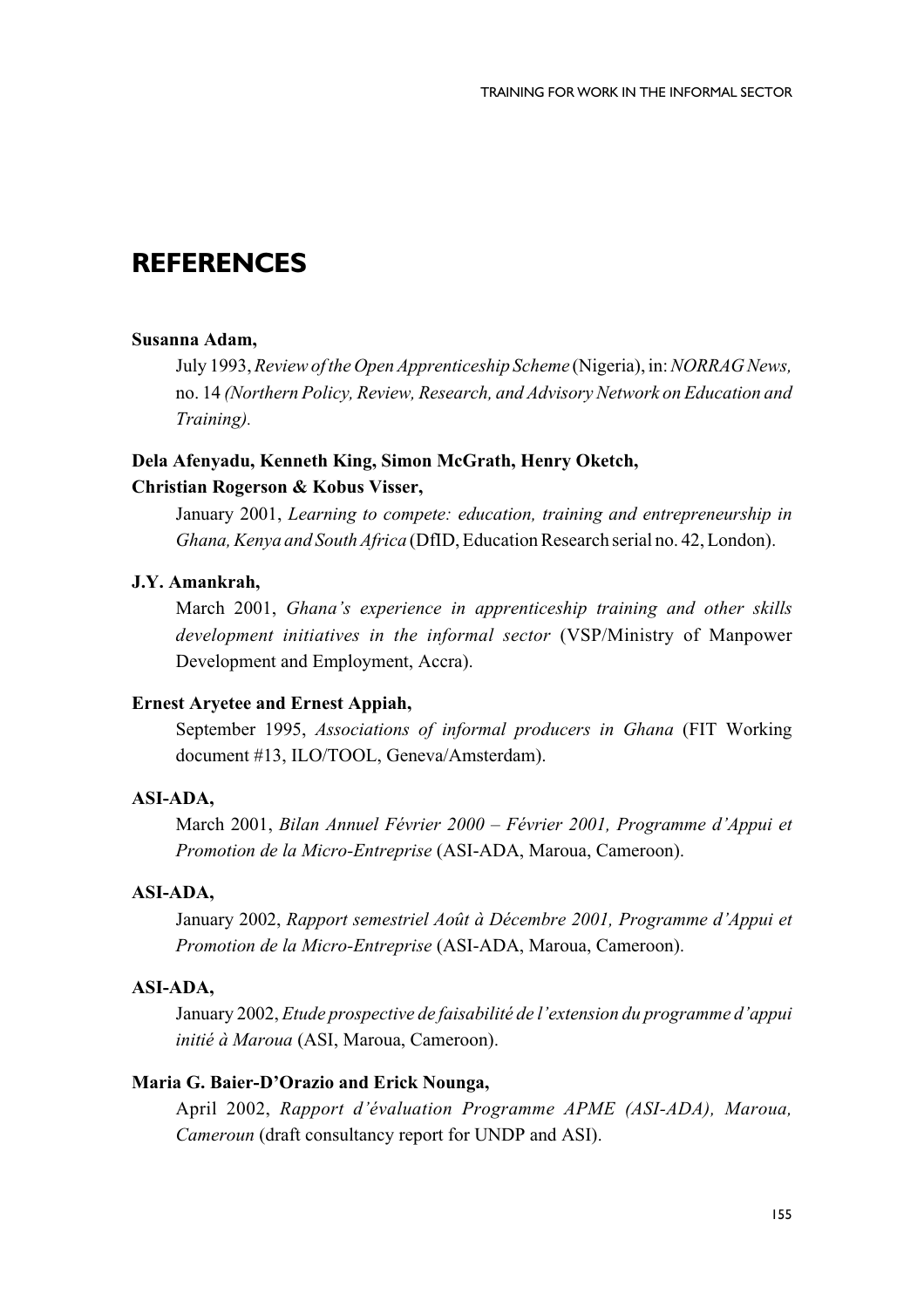# REFERENCES

**Susanna Adam,**

July 1993, *Review of the Open Apprenticeship Scheme* (Nigeria), in: *NORRAG News,* no. 14 *(Northern Policy, Review, Research, and Advisory Network on Education and Training).*

**Dela Afenyadu, Kenneth King, Simon McGrath, Henry Oketch, Christian Rogerson & Kobus Visser,**

January 2001, *Learning to compete: education, training and entrepreneurship in Ghana, Kenya and South Africa* (DfID, Education Research serial no. 42, London).

**J.Y. Amankrah,**

March 2001, *Ghana's experience in apprenticeship training and other skills development initiatives in the informal sector* (VSP/Ministry of Manpower Development and Employment, Accra).

**Ernest Aryetee and Ernest Appiah,**

September 1995, *Associations of informal producers in Ghana* (FIT Working document #13, ILO/TOOL, Geneva/Amsterdam).

**ASI-ADA,**

March 2001, *Bilan Annuel Février 2000 – Février 2001, Programme d'Appui et Promotion de la Micro-Entreprise* (ASI-ADA, Maroua, Cameroon).

**ASI-ADA,**

January 2002, *Rapport semestriel Août à Décembre 2001, Programme d'Appui et Promotion de la Micro-Entreprise* (ASI-ADA, Maroua, Cameroon).

**ASI-ADA,**

January 2002, *Etude prospective de faisabilité de l'extension du programme d'appui initié à Maroua* (ASI, Maroua, Cameroon).

**Maria G. Baier-D'Orazio and Erick Nounga,**

April 2002, *Rapport d'évaluation Programme APME (ASI-ADA), Maroua, Cameroun* (draft consultancy report for UNDP and ASI).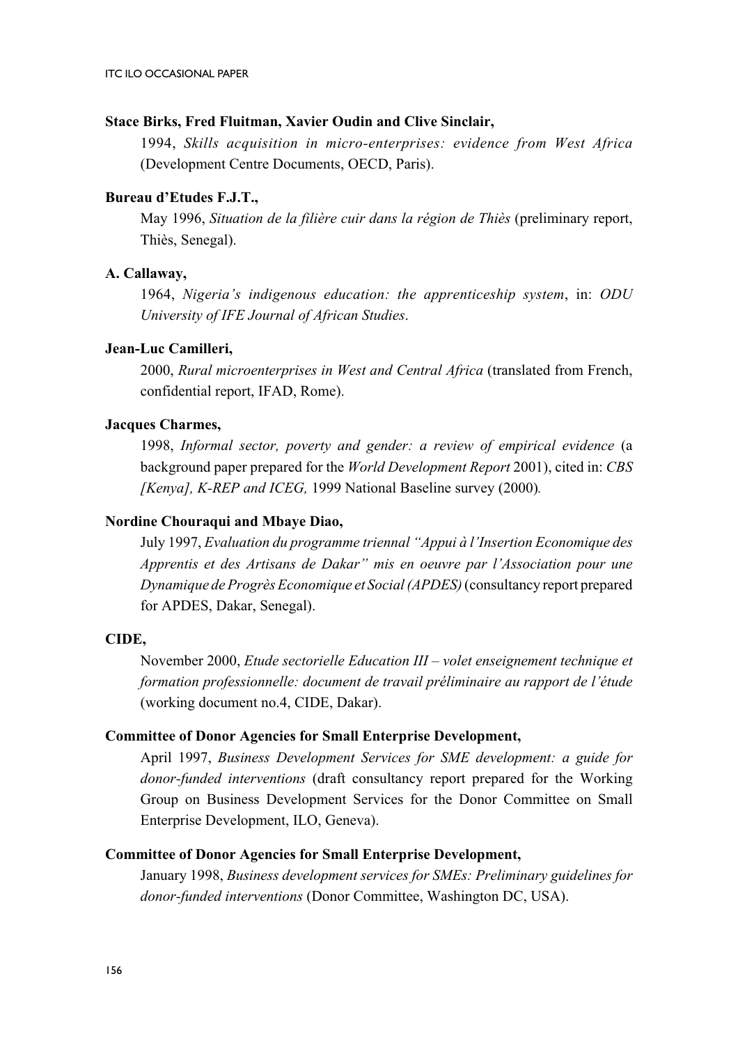**Stace Birks, Fred Fluitman, Xavier Oudin and Clive Sinclair,**

1994, *Skills acquisition in micro-enterprises: evidence from West Africa* (Development Centre Documents, OECD, Paris).

**Bureau d'Etudes F.J.T.,**

May 1996, *Situation de la filière cuir dans la région de Thiès* (preliminary report, Thiès, Senegal).

**A. Callaway,**

1964, *Nigeria's indigenous education: the apprenticeship system*, in: *ODU University of IFE Journal of African Studies*.

**Jean-Luc Camilleri,**

2000, *Rural microenterprises in West and Central Africa* (translated from French, confidential report, IFAD, Rome).

**Jacques Charmes,**

1998, *Informal sector, poverty and gender: a review of empirical evidence* (a background paper prepared for the *World Development Report* 2001), cited in: *CBS [Kenya], K-REP and ICEG,* 1999 National Baseline survey (2000).

**Nordine Chouraqui and Mbaye Diao,**

July 1997, *Evaluation du programme triennal "Appui à l'Insertion Economique des Apprentis et des Artisans de Dakar" mis en oeuvre par l'Association pour une Dynamique de Progrès Economique et Social (APDES)* (consultancy report prepared for APDES, Dakar, Senegal).

**CIDE,**

November 2000, *Etude sectorielle Education III – volet enseignement technique et formation professionnelle: document de travail préliminaire au rapport de l'étude* (working document no.4, CIDE, Dakar).

**Committee of Donor Agencies for Small Enterprise Development,**

April 1997, *Business Development Services for SME development: a guide for donor-funded interventions* (draft consultancy report prepared for the Working Group on Business Development Services for the Donor Committee on Small Enterprise Development, ILO, Geneva).

**Committee of Donor Agencies for Small Enterprise Development,**

January 1998, *Business development services for SMEs: Preliminary guidelines for donor-funded interventions* (Donor Committee, Washington DC, USA).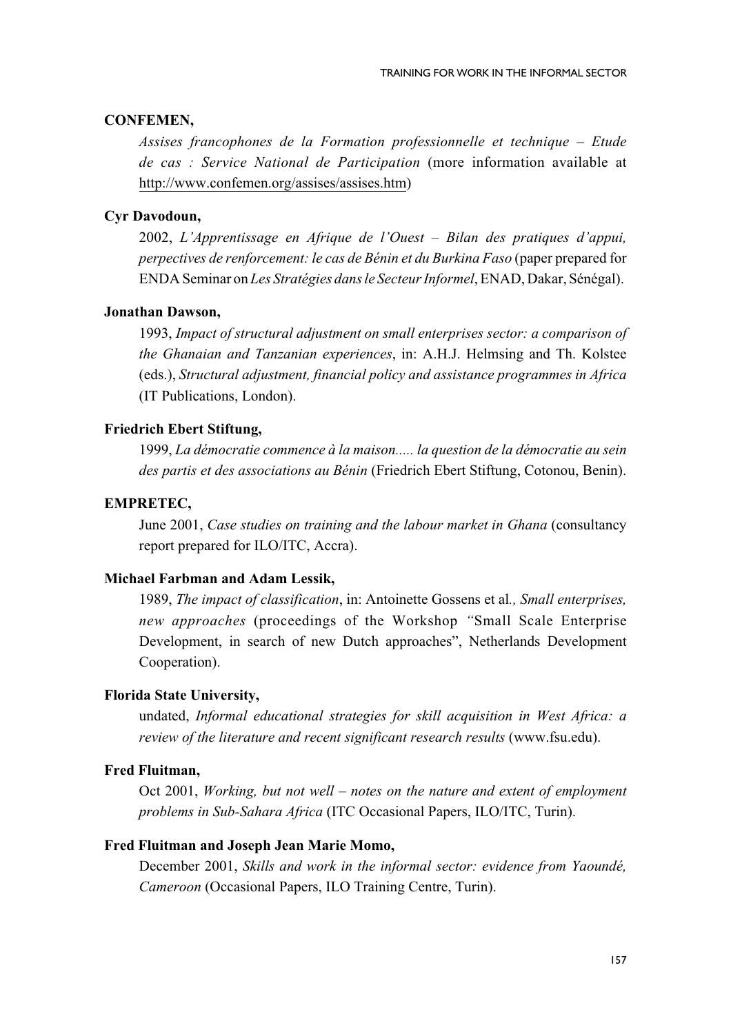**CONFEMEN,**

*Assises francophones de la Formation professionnelle et technique – Etude de cas : Service National de Participation* (more information available at http://www.confemen.org/assises/assises.htm)

**Cyr Davodoun,**

2002, *L'Apprentissage en Afrique de l'Ouest – Bilan des pratiques d'appui, perpectives de renforcement: le cas de Bénin et du Burkina Faso* (paper prepared for ENDA Seminar on *Les Stratégies dans le Secteur Informel*, ENAD, Dakar, Sénégal).

**Jonathan Dawson,**

1993, *Impact of structural adjustment on small enterprises sector: a comparison of the Ghanaian and Tanzanian experiences*, in: A.H.J. Helmsing and Th. Kolstee (eds.), *Structural adjustment, financial policy and assistance programmes in Africa* (IT Publications, London).

**Friedrich Ebert Stiftung,**

1999, *La démocratie commence à la maison..... la question de la démocratie au sein des partis et des associations au Bénin* (Friedrich Ebert Stiftung, Cotonou, Benin).

**EMPRETEC,**

June 2001, *Case studies on training and the labour market in Ghana* (consultancy report prepared for ILO/ITC, Accra).

**Michael Farbman and Adam Lessik,**

1989, *The impact of classification*, in: Antoinette Gossens et al*., Small enterprises, new approaches* (proceedings of the Workshop *"*Small Scale Enterprise Development, in search of new Dutch approaches", Netherlands Development Cooperation).

**Florida State University,**

undated, *Informal educational strategies for skill acquisition in West Africa: a review of the literature and recent significant research results* (www.fsu.edu).

**Fred Fluitman,**

Oct 2001, *Working, but not well – notes on the nature and extent of employment problems in Sub-Sahara Africa* (ITC Occasional Papers, ILO/ITC, Turin).

**Fred Fluitman and Joseph Jean Marie Momo,**

December 2001, *Skills and work in the informal sector: evidence from Yaoundé, Cameroon* (Occasional Papers, ILO Training Centre, Turin).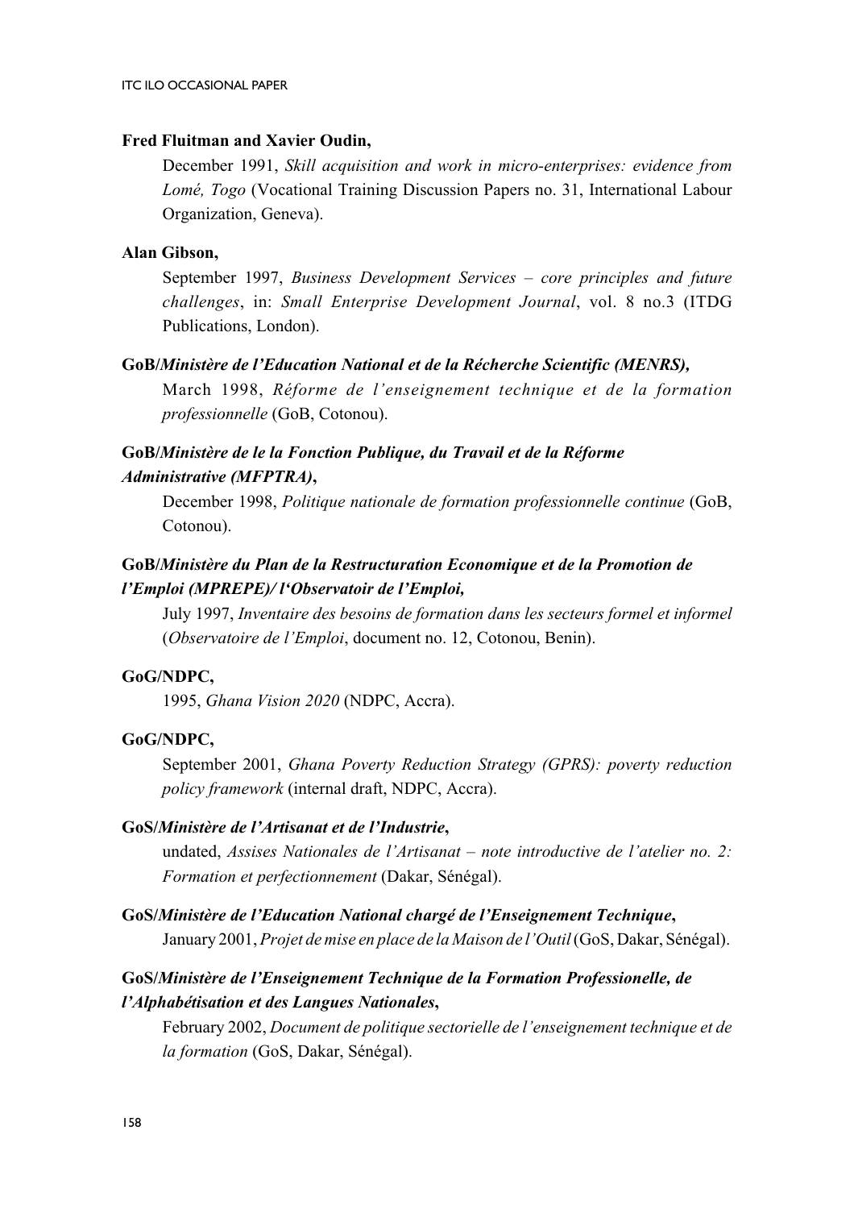**Fred Fluitman and Xavier Oudin,**

December 1991, *Skill acquisition and work in micro-enterprises: evidence from Lomé, Togo* (Vocational Training Discussion Papers no. 31, International Labour Organization, Geneva).

**Alan Gibson,**

September 1997, *Business Development Services – core principles and future challenges*, in: *Small Enterprise Development Journal*, vol. 8 no.3 (ITDG Publications, London).

**GoB/*Ministère de l'Education National et de la Récherche Scientific (MENRS),***

March 1998, *Réforme de l'enseignement technique et de la formation professionnelle* (GoB, Cotonou).

**GoB/*Ministère de le la Fonction Publique, du Travail et de la Réforme Administrative (MFPTRA)*,**

December 1998, *Politique nationale de formation professionnelle continue* (GoB, Cotonou).

**GoB/*Ministère du Plan de la Restructuration Economique et de la Promotion de l'Emploi (MPREPE)/ l'Observatoir de l'Emploi,***

July 1997, *Inventaire des besoins de formation dans les secteurs formel et informel* (*Observatoire de l'Emploi*, document no. 12, Cotonou, Benin).

**GoG/NDPC,**

1995, *Ghana Vision 2020* (NDPC, Accra).

**GoG/NDPC,**

September 2001, *Ghana Poverty Reduction Strategy (GPRS): poverty reduction policy framework* (internal draft, NDPC, Accra).

**GoS/*Ministère de l'Artisanat et de l'Industrie*,**

undated, *Assises Nationales de l'Artisanat – note introductive de l'atelier no. 2: Formation et perfectionnement* (Dakar, Sénégal).

**GoS/*Ministère de l'Education National chargé de l'Enseignement Technique*,**

January 2001, *Projet de mise en place de la Maison de l'Outil* (GoS, Dakar, Sénégal).

**GoS/*Ministère de l'Enseignement Technique de la Formation Professionelle, de l'Alphabétisation et des Langues Nationales*,**

February 2002, *Document de politique sectorielle de l'enseignement technique et de la formation* (GoS, Dakar, Sénégal).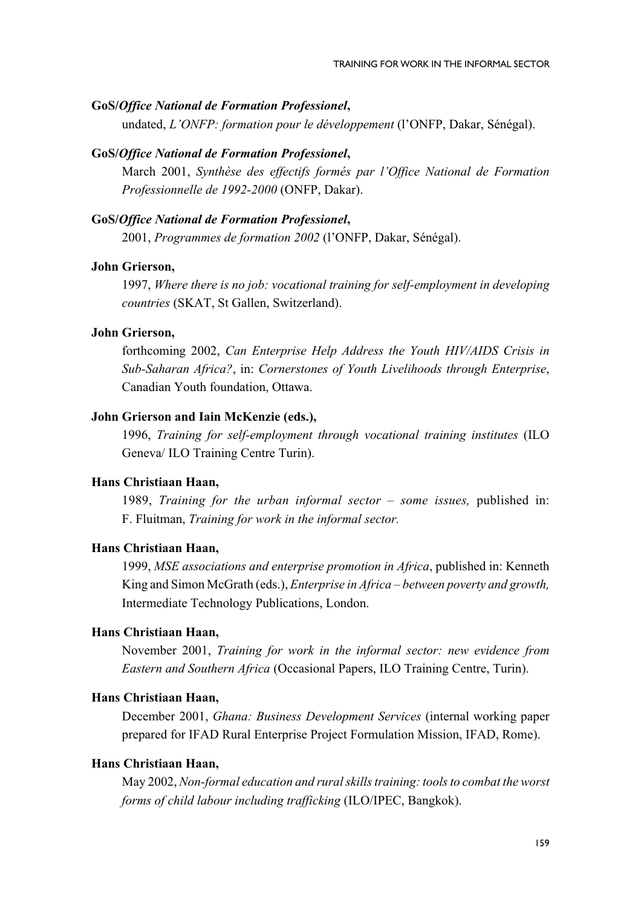**GoS/*Office National de Formation Professionel*,**

undated, *L'ONFP: formation pour le développement* (l'ONFP, Dakar, Sénégal).

**GoS/*Office National de Formation Professionel*,**

March 2001, *Synthèse des effectifs formés par l'Office National de Formation Professionnelle de 1992-2000* (ONFP, Dakar).

**GoS/*Office National de Formation Professionel*,**

2001, *Programmes de formation 2002* (l'ONFP, Dakar, Sénégal).

**John Grierson,**

1997, *Where there is no job: vocational training for self-employment in developing countries* (SKAT, St Gallen, Switzerland).

**John Grierson,**

forthcoming 2002, *Can Enterprise Help Address the Youth HIV/AIDS Crisis in Sub-Saharan Africa?*, in: *Cornerstones of Youth Livelihoods through Enterprise*, Canadian Youth foundation, Ottawa.

**John Grierson and Iain McKenzie (eds.),**

1996, *Training for self-employment through vocational training institutes* (ILO Geneva/ ILO Training Centre Turin).

**Hans Christiaan Haan,**

1989, *Training for the urban informal sector – some issues,* published in: F. Fluitman, *Training for work in the informal sector.*

**Hans Christiaan Haan,**

1999, *MSE associations and enterprise promotion in Africa*, published in: Kenneth King and Simon McGrath (eds.), *Enterprise in Africa – between poverty and growth,* Intermediate Technology Publications, London.

**Hans Christiaan Haan,**

November 2001, *Training for work in the informal sector: new evidence from Eastern and Southern Africa* (Occasional Papers, ILO Training Centre, Turin).

**Hans Christiaan Haan,**

December 2001, *Ghana: Business Development Services* (internal working paper prepared for IFAD Rural Enterprise Project Formulation Mission, IFAD, Rome).

**Hans Christiaan Haan,**

May 2002, *Non-formal education and rural skills training: tools to combat the worst forms of child labour including trafficking* (ILO/IPEC, Bangkok).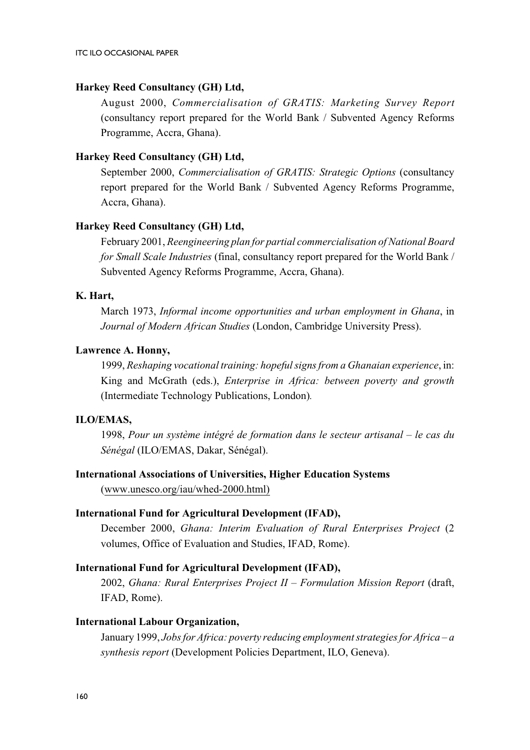**Harkey Reed Consultancy (GH) Ltd,**

August 2000, *Commercialisation of GRATIS: Marketing Survey Report* (consultancy report prepared for the World Bank / Subvented Agency Reforms Programme, Accra, Ghana).

**Harkey Reed Consultancy (GH) Ltd,**

September 2000, *Commercialisation of GRATIS: Strategic Options* (consultancy report prepared for the World Bank / Subvented Agency Reforms Programme, Accra, Ghana).

**Harkey Reed Consultancy (GH) Ltd,**

February 2001, *Reengineering plan for partial commercialisation of National Board for Small Scale Industries* (final, consultancy report prepared for the World Bank / Subvented Agency Reforms Programme, Accra, Ghana).

**K. Hart,**

March 1973, *Informal income opportunities and urban employment in Ghana*, in *Journal of Modern African Studies* (London, Cambridge University Press).

**Lawrence A. Honny,**

1999, *Reshaping vocational training: hopeful signs from a Ghanaian experience*, in: King and McGrath (eds.), *Enterprise in Africa: between poverty and growth* (Intermediate Technology Publications, London).

**ILO/EMAS,**

1998, *Pour un système intégré de formation dans le secteur artisanal – le cas du Sénégal* (ILO/EMAS, Dakar, Sénégal).

**International Associations of Universities, Higher Education Systems**

(www.unesco.org/iau/whed-2000.html)

**International Fund for Agricultural Development (IFAD),**

December 2000, *Ghana: Interim Evaluation of Rural Enterprises Project* (2 volumes, Office of Evaluation and Studies, IFAD, Rome).

**International Fund for Agricultural Development (IFAD),**

2002, *Ghana: Rural Enterprises Project II – Formulation Mission Report* (draft, IFAD, Rome).

**International Labour Organization,**

January 1999, *Jobs for Africa: poverty reducing employment strategies for Africa – a synthesis report* (Development Policies Department, ILO, Geneva).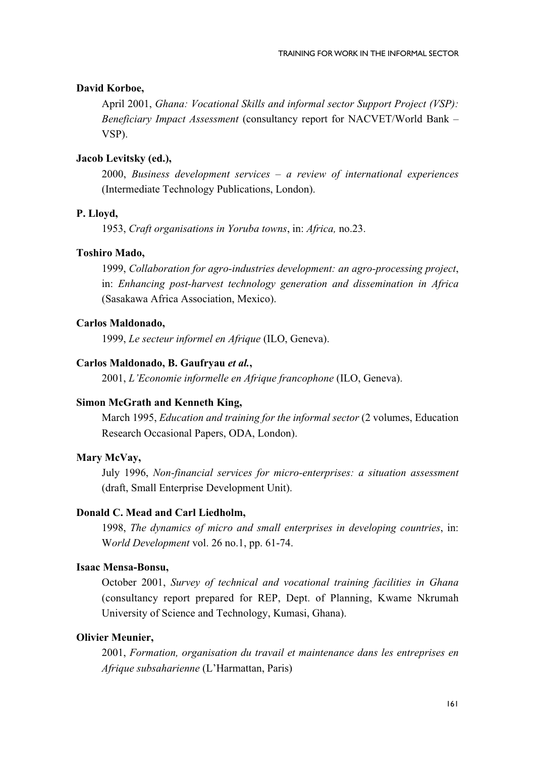**David Korboe,**

April 2001, *Ghana: Vocational Skills and informal sector Support Project (VSP): Beneficiary Impact Assessment* (consultancy report for NACVET/World Bank – VSP).

**Jacob Levitsky (ed.),**

2000, *Business development services – a review of international experiences* (Intermediate Technology Publications, London).

**P. Lloyd,**

1953, *Craft organisations in Yoruba towns*, in: *Africa,* no.23.

**Toshiro Mado,**

1999, *Collaboration for agro-industries development: an agro-processing project*, in: *Enhancing post-harvest technology generation and dissemination in Africa* (Sasakawa Africa Association, Mexico).

**Carlos Maldonado,**

1999, *Le secteur informel en Afrique* (ILO, Geneva).

**Carlos Maldonado, B. Gaufryau *et al.*,**

2001, *L'Economie informelle en Afrique francophone* (ILO, Geneva).

**Simon McGrath and Kenneth King,**

March 1995, *Education and training for the informal sector* (2 volumes, Education Research Occasional Papers, ODA, London).

**Mary McVay,**

July 1996, *Non-financial services for micro-enterprises: a situation assessment* (draft, Small Enterprise Development Unit).

**Donald C. Mead and Carl Liedholm,**

1998, *The dynamics of micro and small enterprises in developing countries*, in: *World Development* vol. 26 no.1, pp. 61-74.

**Isaac Mensa-Bonsu,**

October 2001, *Survey of technical and vocational training facilities in Ghana* (consultancy report prepared for REP, Dept. of Planning, Kwame Nkrumah University of Science and Technology, Kumasi, Ghana).

**Olivier Meunier,**

2001, *Formation, organisation du travail et maintenance dans les entreprises en Afrique subsaharienne* (L'Harmattan, Paris)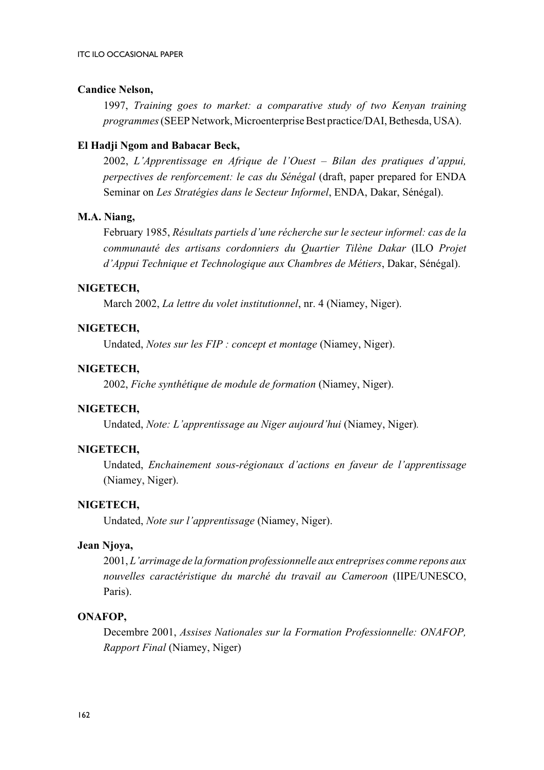**Candice Nelson,**

1997, *Training goes to market: a comparative study of two Kenyan training programmes* (SEEP Network, Microenterprise Best practice/DAI, Bethesda, USA).

**El Hadji Ngom and Babacar Beck,**

2002, *L'Apprentissage en Afrique de l'Ouest – Bilan des pratiques d'appui, perpectives de renforcement: le cas du Sénégal* (draft, paper prepared for ENDA Seminar on *Les Stratégies dans le Secteur Informel*, ENDA, Dakar, Sénégal).

**M.A. Niang,**

February 1985, *Résultats partiels d'une récherche sur le secteur informel: cas de la communauté des artisans cordonniers du Quartier Tilène Dakar* (ILO *Projet d'Appui Technique et Technologique aux Chambres de Métiers*, Dakar, Sénégal).

**NIGETECH,**

March 2002, *La lettre du volet institutionnel*, nr. 4 (Niamey, Niger).

**NIGETECH,**

Undated, *Notes sur les FIP : concept et montage* (Niamey, Niger).

**NIGETECH,**

2002, *Fiche synthétique de module de formation* (Niamey, Niger).

**NIGETECH,**

Undated, *Note: L'apprentissage au Niger aujourd'hui* (Niamey, Niger).

**NIGETECH,**

Undated, *Enchainement sous-régionaux d'actions en faveur de l'apprentissage* (Niamey, Niger).

**NIGETECH,**

Undated, *Note sur l'apprentissage* (Niamey, Niger).

**Jean Njoya,**

2001, *L'arrimage de la formation professionnelle aux entreprises comme repons aux nouvelles caractéristique du marché du travail au Cameroon* (IIPE/UNESCO, Paris).

**ONAFOP,**

Decembre 2001, *Assises Nationales sur la Formation Professionnelle: ONAFOP, Rapport Final* (Niamey, Niger)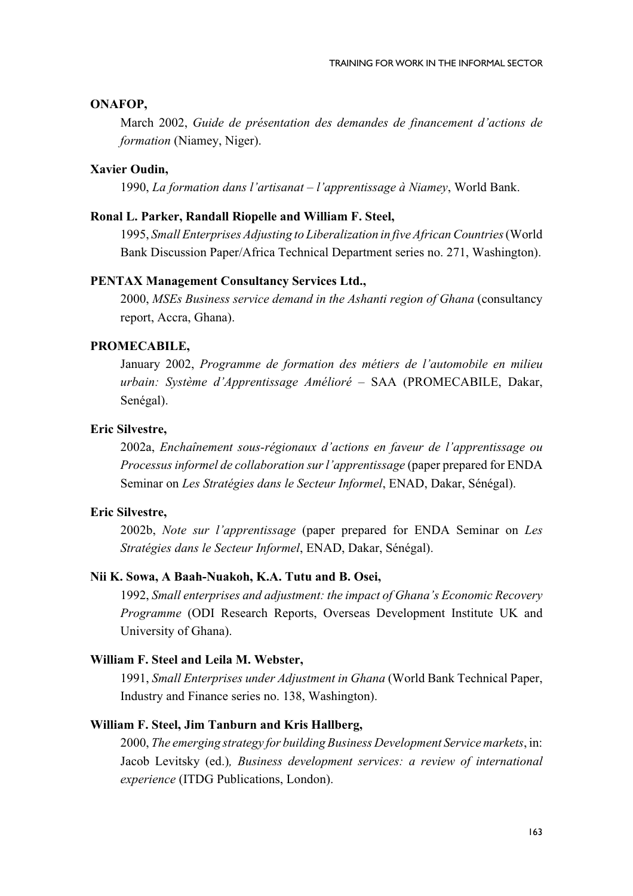**ONAFOP,**

March 2002, *Guide de présentation des demandes de financement d'actions de formation* (Niamey, Niger).

**Xavier Oudin,**

1990, *La formation dans l'artisanat – l'apprentissage à Niamey*, World Bank.

**Ronal L. Parker, Randall Riopelle and William F. Steel,**

1995, *Small Enterprises Adjusting to Liberalization in five African Countries* (World Bank Discussion Paper/Africa Technical Department series no. 271, Washington).

**PENTAX Management Consultancy Services Ltd.,**

2000, *MSEs Business service demand in the Ashanti region of Ghana* (consultancy report, Accra, Ghana).

**PROMECABILE,**

January 2002, *Programme de formation des métiers de l'automobile en milieu urbain: Système d'Apprentissage Amélioré* – SAA (PROMECABILE, Dakar, Senégal).

**Eric Silvestre,**

2002a, *Enchaînement sous-régionaux d'actions en faveur de l'apprentissage ou Processus informel de collaboration sur l'apprentissage* (paper prepared for ENDA Seminar on *Les Stratégies dans le Secteur Informel*, ENAD, Dakar, Sénégal).

**Eric Silvestre,**

2002b, *Note sur l'apprentissage* (paper prepared for ENDA Seminar on *Les Stratégies dans le Secteur Informel*, ENAD, Dakar, Sénégal).

**Nii K. Sowa, A Baah-Nuakoh, K.A. Tutu and B. Osei,**

1992, *Small enterprises and adjustment: the impact of Ghana's Economic Recovery Programme* (ODI Research Reports, Overseas Development Institute UK and University of Ghana).

**William F. Steel and Leila M. Webster,**

1991, *Small Enterprises under Adjustment in Ghana* (World Bank Technical Paper, Industry and Finance series no. 138, Washington).

**William F. Steel, Jim Tanburn and Kris Hallberg,**

2000, *The emerging strategy for building Business Development Service markets*, in: Jacob Levitsky (ed.)*, Business development services: a review of international experience* (ITDG Publications, London).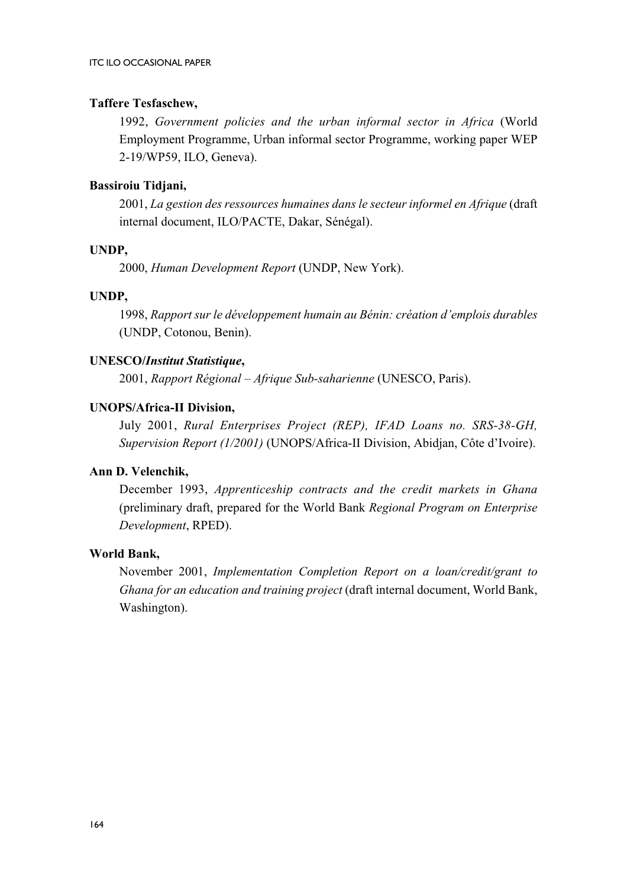**Taffere Tesfaschew,**

1992, *Government policies and the urban informal sector in Africa* (World Employment Programme, Urban informal sector Programme, working paper WEP 2-19/WP59, ILO, Geneva).

**Bassiroiu Tidjani,**

2001, *La gestion des ressources humaines dans le secteur informel en Afrique* (draft internal document, ILO/PACTE, Dakar, Sénégal).

**UNDP,**

2000, *Human Development Report* (UNDP, New York).

**UNDP,**

1998, *Rapport sur le développement humain au Bénin: création d'emplois durables* (UNDP, Cotonou, Benin).

**UNESCO/*Institut Statistique*,**

2001, *Rapport Régional – Afrique Sub-saharienne* (UNESCO, Paris).

**UNOPS/Africa-II Division,**

July 2001, *Rural Enterprises Project (REP), IFAD Loans no. SRS-38-GH, Supervision Report (1/2001)* (UNOPS/Africa-II Division, Abidjan, Côte d'Ivoire).

**Ann D. Velenchik,**

December 1993, *Apprenticeship contracts and the credit markets in Ghana* (preliminary draft, prepared for the World Bank *Regional Program on Enterprise Development*, RPED).

**World Bank,**

November 2001, *Implementation Completion Report on a loan/credit/grant to Ghana for an education and training project* (draft internal document, World Bank, Washington).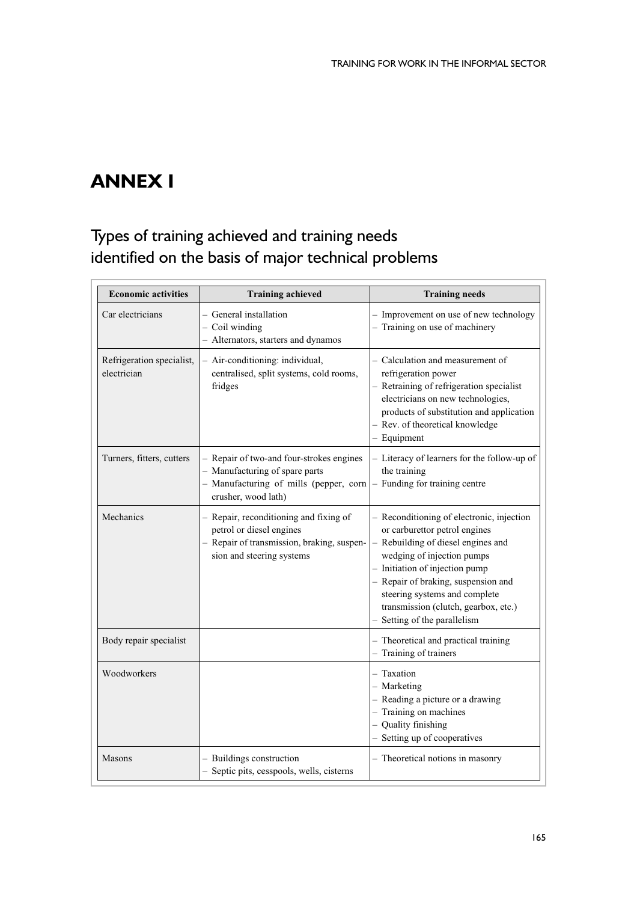# ANNEX I

## Types of training achieved and training needs identified on the basis of major technical problems

| Economic activities | Training achieved | Training needs |
|---|---|---|
| Car electricians | – General installation<br>– Coil winding<br>– Alternators, starters and dynamos | – Improvement on use of new technology<br>– Training on use of machinery |
| Refrigeration specialist, electrician | – Air-conditioning: individual, centralised, split systems, cold rooms, fridges | – Calculation and measurement of refrigeration power<br>– Retraining of refrigeration specialist electricians on new technologies, products of substitution and application<br>– Rev. of theoretical knowledge<br>– Equipment |
| Turners, fitters, cutters | – Repair of two-and four-strokes engines<br>– Manufacturing of spare parts<br>– Manufacturing of mills (pepper, corn crusher, wood lath) | – Literacy of learners for the follow-up of the training<br>– Funding for training centre |
| Mechanics | – Repair, reconditioning and fixing of petrol or diesel engines<br>– Repair of transmission, braking, suspension and steering systems | – Reconditioning of electronic, injection or carburettor petrol engines<br>– Rebuilding of diesel engines and wedging of injection pumps<br>– Initiation of injection pump<br>– Repair of braking, suspension and steering systems and complete transmission (clutch, gearbox, etc.)<br>– Setting of the parallelism |
| Body repair specialist | | – Theoretical and practical training<br>– Training of trainers |
| Woodworkers | | – Taxation<br>– Marketing<br>– Reading a picture or a drawing<br>– Training on machines<br>– Quality finishing<br>– Setting up of cooperatives |
| Masons | – Buildings construction<br>– Septic pits, cesspools, wells, cisterns | – Theoretical notions in masonry |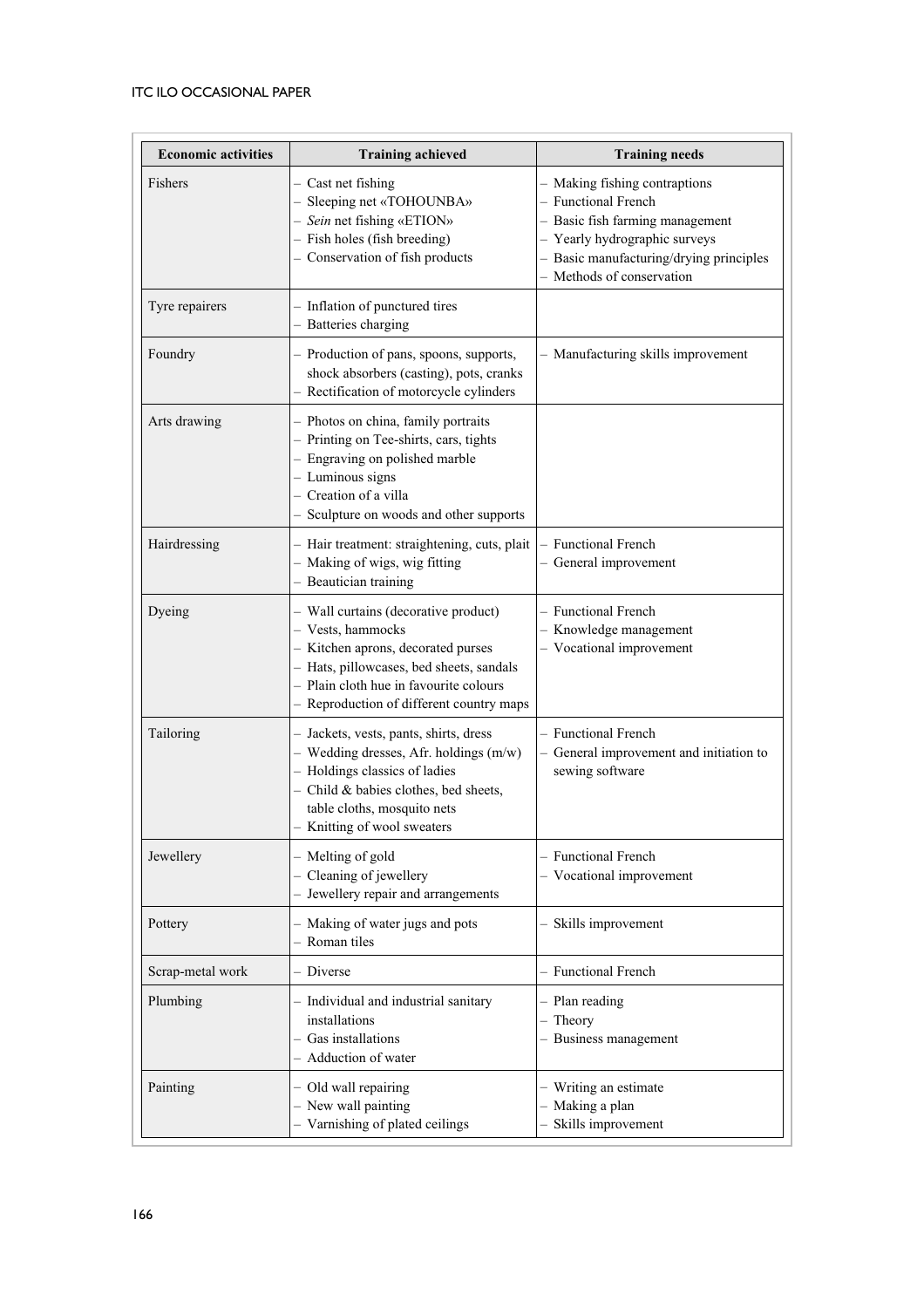| Economic activities | Training achieved | Training needs |
|---|---|---|
| Fishers | – Cast net fishing<br>– Sleeping net «TOHOUNBA»<br>– *Sein* net fishing «ETION»<br>– Fish holes (fish breeding)<br>– Conservation of fish products | – Making fishing contraptions<br>– Functional French<br>– Basic fish farming management<br>– Yearly hydrographic surveys<br>– Basic manufacturing/drying principles<br>– Methods of conservation |
| Tyre repairers | – Inflation of punctured tires<br>– Batteries charging | |
| Foundry | – Production of pans, spoons, supports, shock absorbers (casting), pots, cranks<br>– Rectification of motorcycle cylinders | – Manufacturing skills improvement |
| Arts drawing | – Photos on china, family portraits<br>– Printing on Tee-shirts, cars, tights<br>– Engraving on polished marble<br>– Luminous signs<br>– Creation of a villa<br>– Sculpture on woods and other supports | |
| Hairdressing | – Hair treatment: straightening, cuts, plait<br>– Making of wigs, wig fitting<br>– Beautician training | – Functional French<br>– General improvement |
| Dyeing | – Wall curtains (decorative product)<br>– Vests, hammocks<br>– Kitchen aprons, decorated purses<br>– Hats, pillowcases, bed sheets, sandals<br>– Plain cloth hue in favourite colours<br>– Reproduction of different country maps | – Functional French<br>– Knowledge management<br>– Vocational improvement |
| Tailoring | – Jackets, vests, pants, shirts, dress<br>– Wedding dresses, Afr. holdings (m/w)<br>– Holdings classics of ladies<br>– Child & babies clothes, bed sheets, table cloths, mosquito nets<br>– Knitting of wool sweaters | – Functional French<br>– General improvement and initiation to sewing software |
| Jewellery | – Melting of gold<br>– Cleaning of jewellery<br>– Jewellery repair and arrangements | – Functional French<br>– Vocational improvement |
| Pottery | – Making of water jugs and pots<br>– Roman tiles | – Skills improvement |
| Scrap-metal work | – Diverse | – Functional French |
| Plumbing | – Individual and industrial sanitary installations<br>– Gas installations<br>– Adduction of water | – Plan reading<br>– Theory<br>– Business management |
| Painting | – Old wall repairing<br>– New wall painting<br>– Varnishing of plated ceilings | – Writing an estimate<br>– Making a plan<br>– Skills improvement |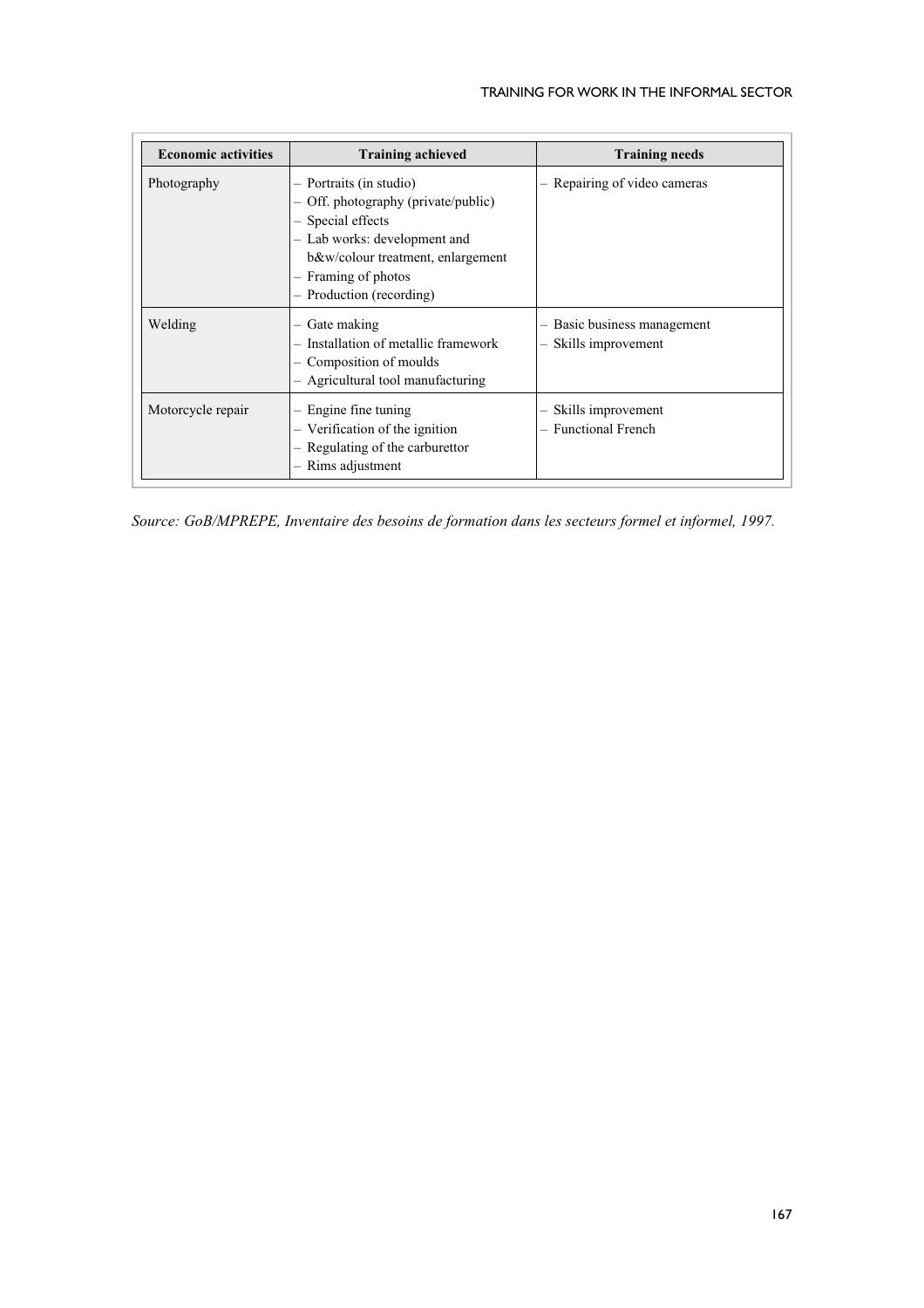| Economic activities | Training achieved | Training needs |
|---|---|---|
| Photography | – Portraits (in studio)<br>– Off. photography (private/public)<br>– Special effects<br>– Lab works: development and b&w/colour treatment, enlargement<br>– Framing of photos<br>– Production (recording) | – Repairing of video cameras |
| Welding | – Gate making<br>– Installation of metallic framework<br>– Composition of moulds<br>– Agricultural tool manufacturing | – Basic business management<br>– Skills improvement |
| Motorcycle repair | – Engine fine tuning<br>– Verification of the ignition<br>– Regulating of the carburettor<br>– Rims adjustment | – Skills improvement<br>– Functional French |

*Source: GoB/MPREPE, Inventaire des besoins de formation dans les secteurs formel et informel, 1997.*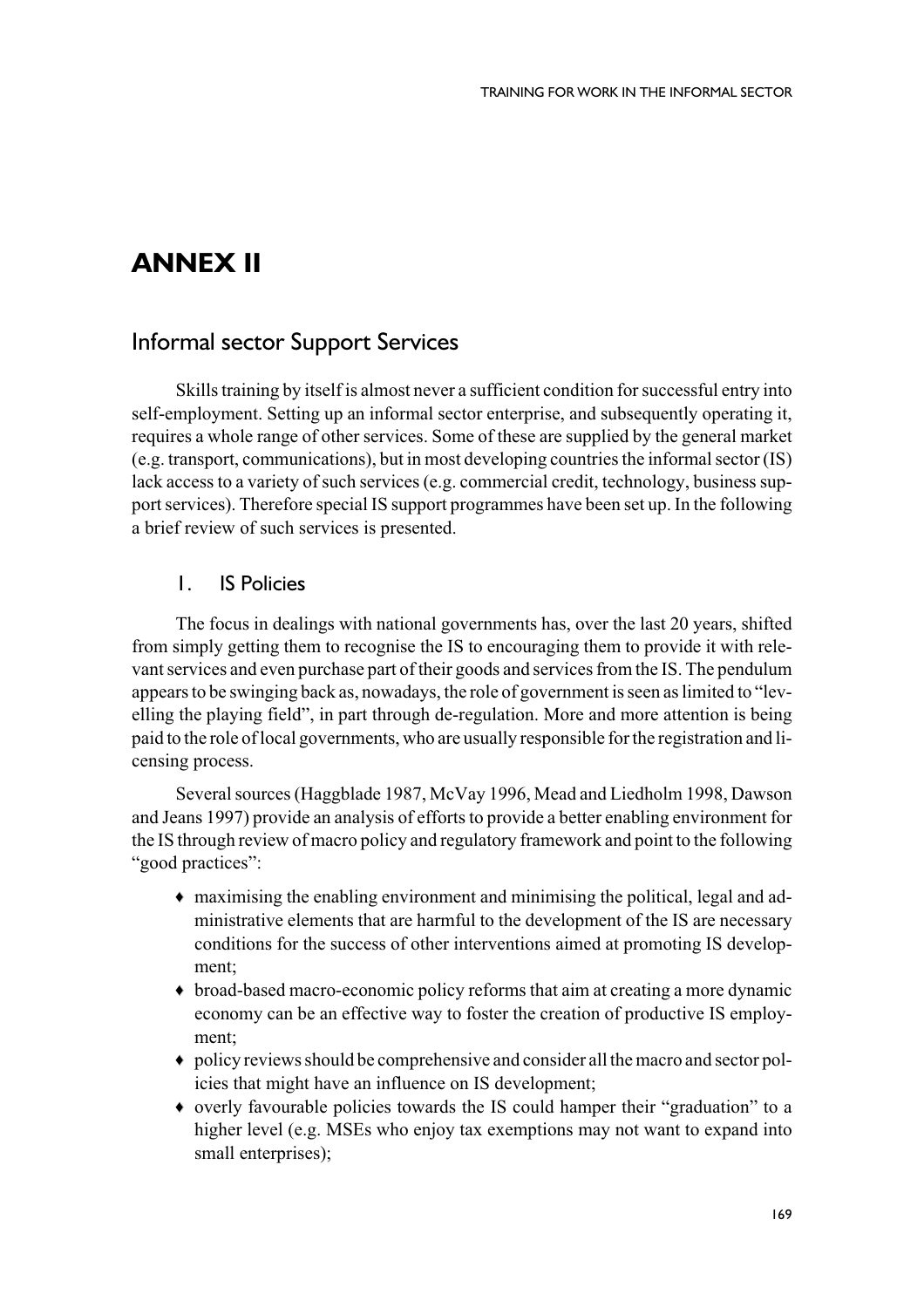# ANNEX II

## Informal sector Support Services

Skills training by itself is almost never a sufficient condition for successful entry into self-employment. Setting up an informal sector enterprise, and subsequently operating it, requires a whole range of other services. Some of these are supplied by the general market (e.g. transport, communications), but in most developing countries the informal sector (IS) lack access to a variety of such services (e.g. commercial credit, technology, business support services). Therefore special IS support programmes have been set up. In the following a brief review of such services is presented.

### 1. IS Policies

The focus in dealings with national governments has, over the last 20 years, shifted from simply getting them to recognise the IS to encouraging them to provide it with relevant services and even purchase part of their goods and services from the IS. The pendulum appears to be swinging back as, nowadays, the role of government is seen as limited to "levelling the playing field", in part through de-regulation. More and more attention is being paid to the role of local governments, who are usually responsible for the registration and licensing process.

Several sources (Haggblade 1987, McVay 1996, Mead and Liedholm 1998, Dawson and Jeans 1997) provide an analysis of efforts to provide a better enabling environment for the IS through review of macro policy and regulatory framework and point to the following "good practices":

- maximising the enabling environment and minimising the political, legal and administrative elements that are harmful to the development of the IS are necessary conditions for the success of other interventions aimed at promoting IS development;
- broad-based macro-economic policy reforms that aim at creating a more dynamic economy can be an effective way to foster the creation of productive IS employment;
- policy reviews should be comprehensive and consider all the macro and sector policies that might have an influence on IS development;
- overly favourable policies towards the IS could hamper their "graduation" to a higher level (e.g. MSEs who enjoy tax exemptions may not want to expand into small enterprises);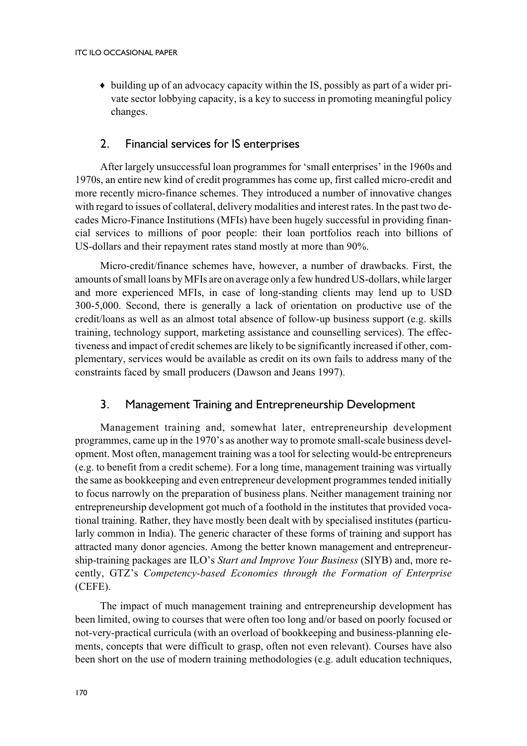- building up of an advocacy capacity within the IS, possibly as part of a wider private sector lobbying capacity, is a key to success in promoting meaningful policy changes.

## 2. Financial services for IS enterprises

After largely unsuccessful loan programmes for 'small enterprises' in the 1960s and 1970s, an entire new kind of credit programmes has come up, first called micro-credit and more recently micro-finance schemes. They introduced a number of innovative changes with regard to issues of collateral, delivery modalities and interest rates. In the past two decades Micro-Finance Institutions (MFIs) have been hugely successful in providing financial services to millions of poor people: their loan portfolios reach into billions of US-dollars and their repayment rates stand mostly at more than 90%.

Micro-credit/finance schemes have, however, a number of drawbacks. First, the amounts of small loans by MFIs are on average only a few hundred US-dollars, while larger and more experienced MFIs, in case of long-standing clients may lend up to USD 300-5,000. Second, there is generally a lack of orientation on productive use of the credit/loans as well as an almost total absence of follow-up business support (e.g. skills training, technology support, marketing assistance and counselling services). The effectiveness and impact of credit schemes are likely to be significantly increased if other, complementary, services would be available as credit on its own fails to address many of the constraints faced by small producers (Dawson and Jeans 1997).

## 3. Management Training and Entrepreneurship Development

Management training and, somewhat later, entrepreneurship development programmes, came up in the 1970's as another way to promote small-scale business development. Most often, management training was a tool for selecting would-be entrepreneurs (e.g. to benefit from a credit scheme). For a long time, management training was virtually the same as bookkeeping and even entrepreneur development programmes tended initially to focus narrowly on the preparation of business plans. Neither management training nor entrepreneurship development got much of a foothold in the institutes that provided vocational training. Rather, they have mostly been dealt with by specialised institutes (particularly common in India). The generic character of these forms of training and support has attracted many donor agencies. Among the better known management and entrepreneurship-training packages are ILO's *Start and Improve Your Business* (SIYB) and, more recently, GTZ's *Competency-based Economies through the Formation of Enterprise* (CEFE).

The impact of much management training and entrepreneurship development has been limited, owing to courses that were often too long and/or based on poorly focused or not-very-practical curricula (with an overload of bookkeeping and business-planning elements, concepts that were difficult to grasp, often not even relevant). Courses have also been short on the use of modern training methodologies (e.g. adult education techniques,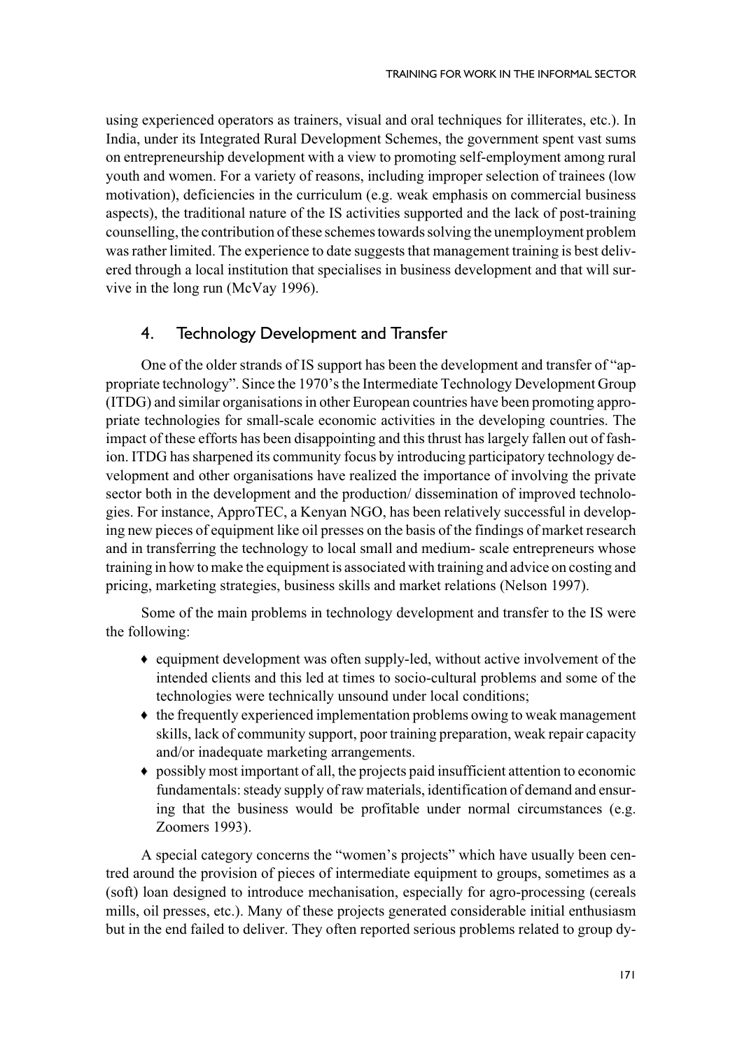using experienced operators as trainers, visual and oral techniques for illiterates, etc.). In India, under its Integrated Rural Development Schemes, the government spent vast sums on entrepreneurship development with a view to promoting self-employment among rural youth and women. For a variety of reasons, including improper selection of trainees (low motivation), deficiencies in the curriculum (e.g. weak emphasis on commercial business aspects), the traditional nature of the IS activities supported and the lack of post-training counselling, the contribution of these schemes towards solving the unemployment problem was rather limited. The experience to date suggests that management training is best delivered through a local institution that specialises in business development and that will survive in the long run (McVay 1996).

## 4. Technology Development and Transfer

One of the older strands of IS support has been the development and transfer of "appropriate technology". Since the 1970's the Intermediate Technology Development Group (ITDG) and similar organisations in other European countries have been promoting appropriate technologies for small-scale economic activities in the developing countries. The impact of these efforts has been disappointing and this thrust has largely fallen out of fashion. ITDG has sharpened its community focus by introducing participatory technology development and other organisations have realized the importance of involving the private sector both in the development and the production/ dissemination of improved technologies. For instance, ApproTEC, a Kenyan NGO, has been relatively successful in developing new pieces of equipment like oil presses on the basis of the findings of market research and in transferring the technology to local small and medium- scale entrepreneurs whose training in how to make the equipment is associated with training and advice on costing and pricing, marketing strategies, business skills and market relations (Nelson 1997).

Some of the main problems in technology development and transfer to the IS were the following:

- equipment development was often supply-led, without active involvement of the intended clients and this led at times to socio-cultural problems and some of the technologies were technically unsound under local conditions;
- the frequently experienced implementation problems owing to weak management skills, lack of community support, poor training preparation, weak repair capacity and/or inadequate marketing arrangements.
- possibly most important of all, the projects paid insufficient attention to economic fundamentals: steady supply of raw materials, identification of demand and ensuring that the business would be profitable under normal circumstances (e.g. Zoomers 1993).

A special category concerns the "women's projects" which have usually been centred around the provision of pieces of intermediate equipment to groups, sometimes as a (soft) loan designed to introduce mechanisation, especially for agro-processing (cereals mills, oil presses, etc.). Many of these projects generated considerable initial enthusiasm but in the end failed to deliver. They often reported serious problems related to group dy-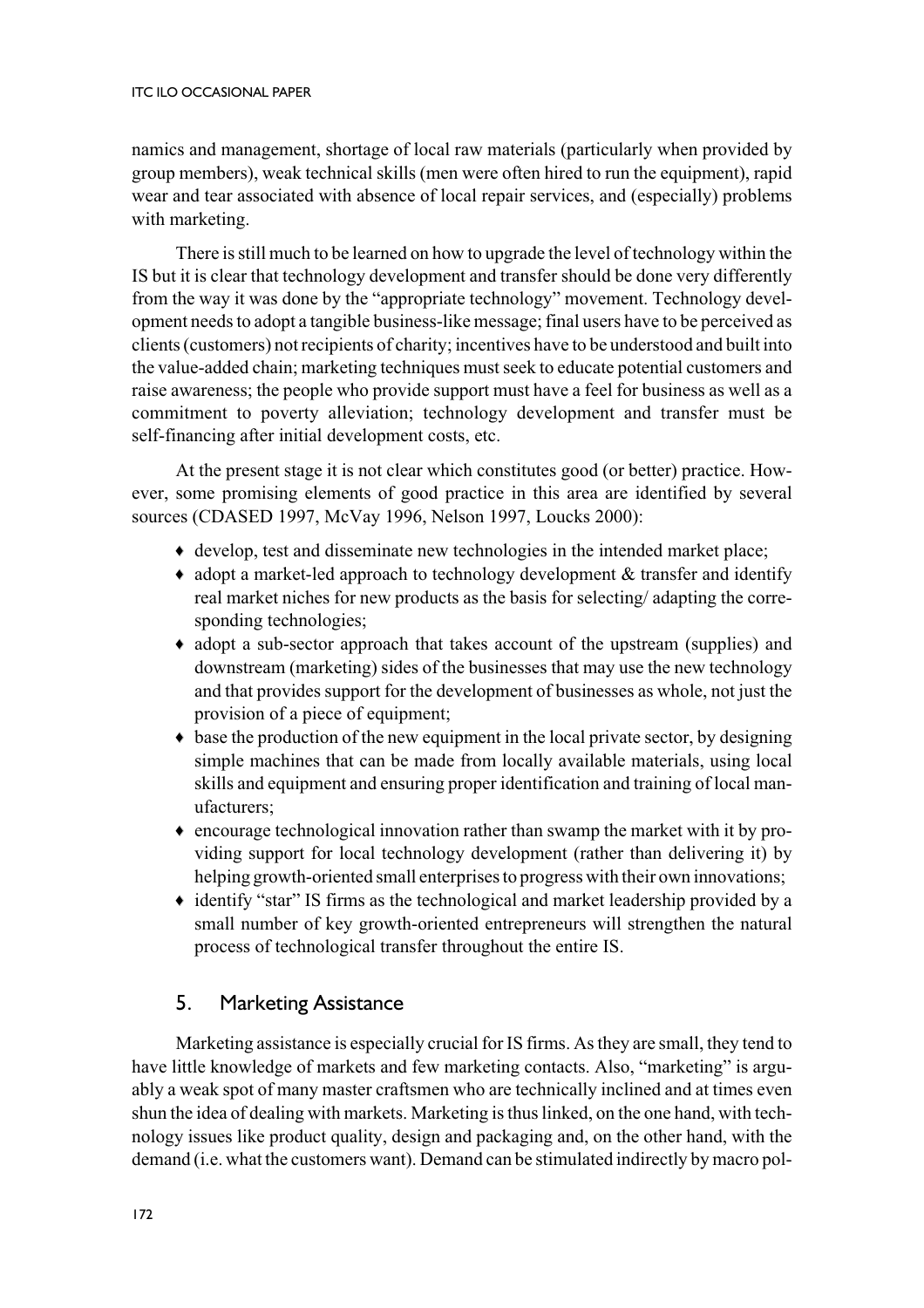namics and management, shortage of local raw materials (particularly when provided by group members), weak technical skills (men were often hired to run the equipment), rapid wear and tear associated with absence of local repair services, and (especially) problems with marketing.

There is still much to be learned on how to upgrade the level of technology within the IS but it is clear that technology development and transfer should be done very differently from the way it was done by the "appropriate technology" movement. Technology development needs to adopt a tangible business-like message; final users have to be perceived as clients (customers) not recipients of charity; incentives have to be understood and built into the value-added chain; marketing techniques must seek to educate potential customers and raise awareness; the people who provide support must have a feel for business as well as a commitment to poverty alleviation; technology development and transfer must be self-financing after initial development costs, etc.

At the present stage it is not clear which constitutes good (or better) practice. However, some promising elements of good practice in this area are identified by several sources (CDASED 1997, McVay 1996, Nelson 1997, Loucks 2000):

- develop, test and disseminate new technologies in the intended market place;
- adopt a market-led approach to technology development & transfer and identify real market niches for new products as the basis for selecting/ adapting the corresponding technologies;
- adopt a sub-sector approach that takes account of the upstream (supplies) and downstream (marketing) sides of the businesses that may use the new technology and that provides support for the development of businesses as whole, not just the provision of a piece of equipment;
- base the production of the new equipment in the local private sector, by designing simple machines that can be made from locally available materials, using local skills and equipment and ensuring proper identification and training of local manufacturers;
- encourage technological innovation rather than swamp the market with it by providing support for local technology development (rather than delivering it) by helping growth-oriented small enterprises to progress with their own innovations;
- identify "star" IS firms as the technological and market leadership provided by a small number of key growth-oriented entrepreneurs will strengthen the natural process of technological transfer throughout the entire IS.

## 5. Marketing Assistance

Marketing assistance is especially crucial for IS firms. As they are small, they tend to have little knowledge of markets and few marketing contacts. Also, "marketing" is arguably a weak spot of many master craftsmen who are technically inclined and at times even shun the idea of dealing with markets. Marketing is thus linked, on the one hand, with technology issues like product quality, design and packaging and, on the other hand, with the demand (i.e. what the customers want). Demand can be stimulated indirectly by macro pol-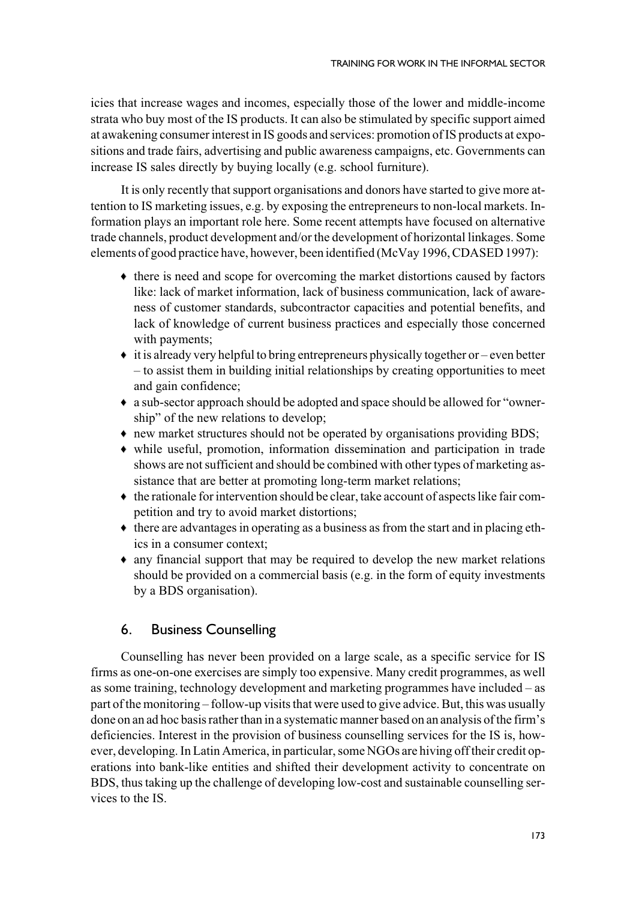icies that increase wages and incomes, especially those of the lower and middle-income strata who buy most of the IS products. It can also be stimulated by specific support aimed at awakening consumer interest in IS goods and services: promotion of IS products at expositions and trade fairs, advertising and public awareness campaigns, etc. Governments can increase IS sales directly by buying locally (e.g. school furniture).

It is only recently that support organisations and donors have started to give more attention to IS marketing issues, e.g. by exposing the entrepreneurs to non-local markets. Information plays an important role here. Some recent attempts have focused on alternative trade channels, product development and/or the development of horizontal linkages. Some elements of good practice have, however, been identified (McVay 1996, CDASED 1997):

- there is need and scope for overcoming the market distortions caused by factors like: lack of market information, lack of business communication, lack of awareness of customer standards, subcontractor capacities and potential benefits, and lack of knowledge of current business practices and especially those concerned with payments;
- it is already very helpful to bring entrepreneurs physically together or – even better – to assist them in building initial relationships by creating opportunities to meet and gain confidence;
- a sub-sector approach should be adopted and space should be allowed for "ownership" of the new relations to develop;
- new market structures should not be operated by organisations providing BDS;
- while useful, promotion, information dissemination and participation in trade shows are not sufficient and should be combined with other types of marketing assistance that are better at promoting long-term market relations;
- the rationale for intervention should be clear, take account of aspects like fair competition and try to avoid market distortions;
- there are advantages in operating as a business as from the start and in placing ethics in a consumer context;
- any financial support that may be required to develop the new market relations should be provided on a commercial basis (e.g. in the form of equity investments by a BDS organisation).

## 6. Business Counselling

Counselling has never been provided on a large scale, as a specific service for IS firms as one-on-one exercises are simply too expensive. Many credit programmes, as well as some training, technology development and marketing programmes have included – as part of the monitoring – follow-up visits that were used to give advice. But, this was usually done on an ad hoc basis rather than in a systematic manner based on an analysis of the firm's deficiencies. Interest in the provision of business counselling services for the IS is, however, developing. In Latin America, in particular, some NGOs are hiving off their credit operations into bank-like entities and shifted their development activity to concentrate on BDS, thus taking up the challenge of developing low-cost and sustainable counselling services to the IS.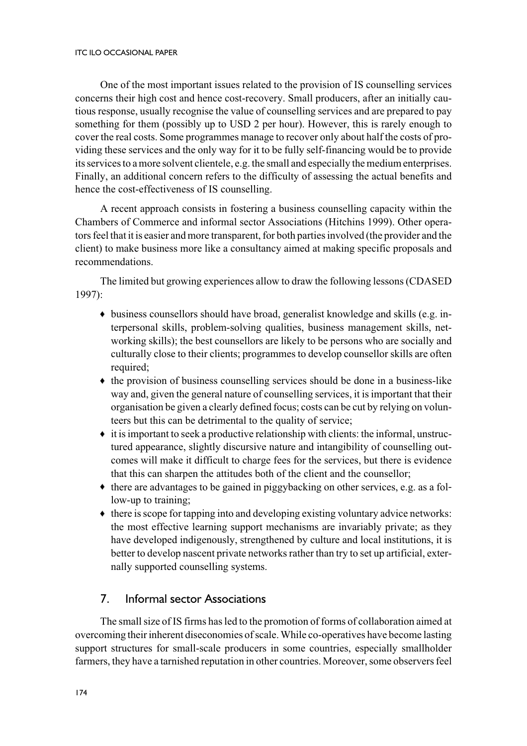One of the most important issues related to the provision of IS counselling services concerns their high cost and hence cost-recovery. Small producers, after an initially cautious response, usually recognise the value of counselling services and are prepared to pay something for them (possibly up to USD 2 per hour). However, this is rarely enough to cover the real costs. Some programmes manage to recover only about half the costs of providing these services and the only way for it to be fully self-financing would be to provide its services to a more solvent clientele, e.g. the small and especially the medium enterprises. Finally, an additional concern refers to the difficulty of assessing the actual benefits and hence the cost-effectiveness of IS counselling.

A recent approach consists in fostering a business counselling capacity within the Chambers of Commerce and informal sector Associations (Hitchins 1999). Other operators feel that it is easier and more transparent, for both parties involved (the provider and the client) to make business more like a consultancy aimed at making specific proposals and recommendations.

The limited but growing experiences allow to draw the following lessons (CDASED 1997):

- business counsellors should have broad, generalist knowledge and skills (e.g. interpersonal skills, problem-solving qualities, business management skills, networking skills); the best counsellors are likely to be persons who are socially and culturally close to their clients; programmes to develop counsellor skills are often required;
- the provision of business counselling services should be done in a business-like way and, given the general nature of counselling services, it is important that their organisation be given a clearly defined focus; costs can be cut by relying on volunteers but this can be detrimental to the quality of service;
- it is important to seek a productive relationship with clients: the informal, unstructured appearance, slightly discursive nature and intangibility of counselling outcomes will make it difficult to charge fees for the services, but there is evidence that this can sharpen the attitudes both of the client and the counsellor;
- there are advantages to be gained in piggybacking on other services, e.g. as a follow-up to training;
- there is scope for tapping into and developing existing voluntary advice networks: the most effective learning support mechanisms are invariably private; as they have developed indigenously, strengthened by culture and local institutions, it is better to develop nascent private networks rather than try to set up artificial, externally supported counselling systems.

## 7. Informal sector Associations

The small size of IS firms has led to the promotion of forms of collaboration aimed at overcoming their inherent diseconomies of scale. While co-operatives have become lasting support structures for small-scale producers in some countries, especially smallholder farmers, they have a tarnished reputation in other countries. Moreover, some observers feel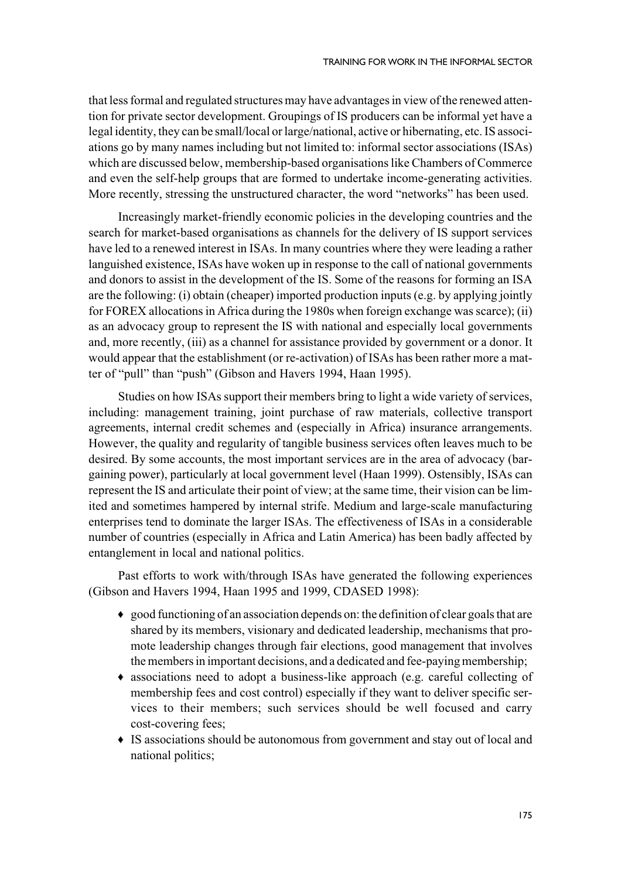that less formal and regulated structures may have advantages in view of the renewed attention for private sector development. Groupings of IS producers can be informal yet have a legal identity, they can be small/local or large/national, active or hibernating, etc. IS associations go by many names including but not limited to: informal sector associations (ISAs) which are discussed below, membership-based organisations like Chambers of Commerce and even the self-help groups that are formed to undertake income-generating activities. More recently, stressing the unstructured character, the word "networks" has been used.

Increasingly market-friendly economic policies in the developing countries and the search for market-based organisations as channels for the delivery of IS support services have led to a renewed interest in ISAs. In many countries where they were leading a rather languished existence, ISAs have woken up in response to the call of national governments and donors to assist in the development of the IS. Some of the reasons for forming an ISA are the following: (i) obtain (cheaper) imported production inputs (e.g. by applying jointly for FOREX allocations in Africa during the 1980s when foreign exchange was scarce); (ii) as an advocacy group to represent the IS with national and especially local governments and, more recently, (iii) as a channel for assistance provided by government or a donor. It would appear that the establishment (or re-activation) of ISAs has been rather more a matter of "pull" than "push" (Gibson and Havers 1994, Haan 1995).

Studies on how ISAs support their members bring to light a wide variety of services, including: management training, joint purchase of raw materials, collective transport agreements, internal credit schemes and (especially in Africa) insurance arrangements. However, the quality and regularity of tangible business services often leaves much to be desired. By some accounts, the most important services are in the area of advocacy (bargaining power), particularly at local government level (Haan 1999). Ostensibly, ISAs can represent the IS and articulate their point of view; at the same time, their vision can be limited and sometimes hampered by internal strife. Medium and large-scale manufacturing enterprises tend to dominate the larger ISAs. The effectiveness of ISAs in a considerable number of countries (especially in Africa and Latin America) has been badly affected by entanglement in local and national politics.

Past efforts to work with/through ISAs have generated the following experiences (Gibson and Havers 1994, Haan 1995 and 1999, CDASED 1998):

- good functioning of an association depends on: the definition of clear goals that are shared by its members, visionary and dedicated leadership, mechanisms that promote leadership changes through fair elections, good management that involves the members in important decisions, and a dedicated and fee-paying membership;
- associations need to adopt a business-like approach (e.g. careful collecting of membership fees and cost control) especially if they want to deliver specific services to their members; such services should be well focused and carry cost-covering fees;
- IS associations should be autonomous from government and stay out of local and national politics;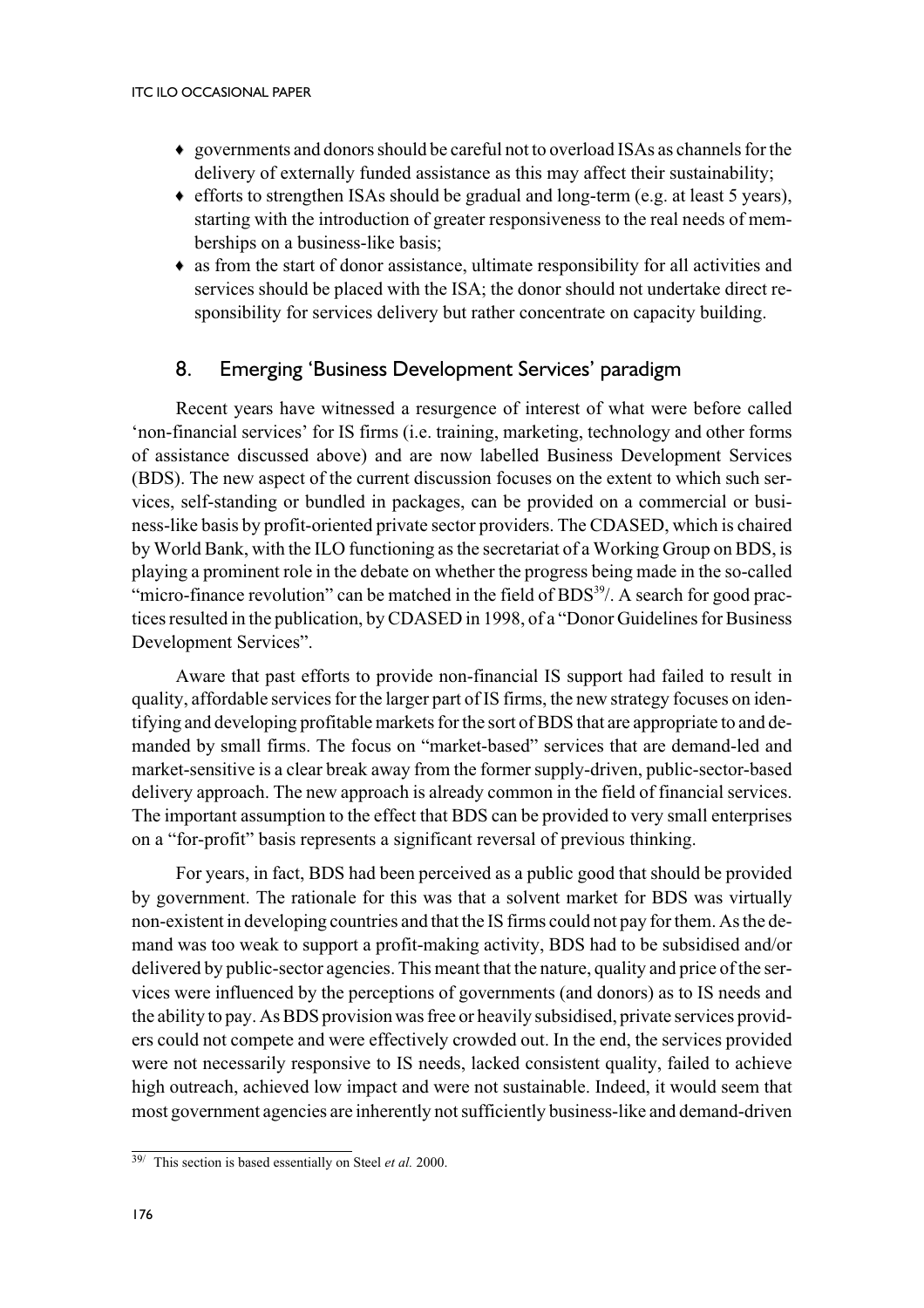- governments and donors should be careful not to overload ISAs as channels for the delivery of externally funded assistance as this may affect their sustainability;
- efforts to strengthen ISAs should be gradual and long-term (e.g. at least 5 years), starting with the introduction of greater responsiveness to the real needs of memberships on a business-like basis;
- as from the start of donor assistance, ultimate responsibility for all activities and services should be placed with the ISA; the donor should not undertake direct responsibility for services delivery but rather concentrate on capacity building.

## 8. Emerging 'Business Development Services' paradigm

Recent years have witnessed a resurgence of interest of what were before called 'non-financial services' for IS firms (i.e. training, marketing, technology and other forms of assistance discussed above) and are now labelled Business Development Services (BDS). The new aspect of the current discussion focuses on the extent to which such services, self-standing or bundled in packages, can be provided on a commercial or business-like basis by profit-oriented private sector providers. The CDASED, which is chaired by World Bank, with the ILO functioning as the secretariat of a Working Group on BDS, is playing a prominent role in the debate on whether the progress being made in the so-called "micro-finance revolution" can be matched in the field of BDS[39/]. A search for good practices resulted in the publication, by CDASED in 1998, of a "Donor Guidelines for Business Development Services".

Aware that past efforts to provide non-financial IS support had failed to result in quality, affordable services for the larger part of IS firms, the new strategy focuses on identifying and developing profitable markets for the sort of BDS that are appropriate to and demanded by small firms. The focus on "market-based" services that are demand-led and market-sensitive is a clear break away from the former supply-driven, public-sector-based delivery approach. The new approach is already common in the field of financial services. The important assumption to the effect that BDS can be provided to very small enterprises on a "for-profit" basis represents a significant reversal of previous thinking.

For years, in fact, BDS had been perceived as a public good that should be provided by government. The rationale for this was that a solvent market for BDS was virtually non-existent in developing countries and that the IS firms could not pay for them. As the demand was too weak to support a profit-making activity, BDS had to be subsidised and/or delivered by public-sector agencies. This meant that the nature, quality and price of the services were influenced by the perceptions of governments (and donors) as to IS needs and the ability to pay. As BDS provision was free or heavily subsidised, private services providers could not compete and were effectively crowded out. In the end, the services provided were not necessarily responsive to IS needs, lacked consistent quality, failed to achieve high outreach, achieved low impact and were not sustainable. Indeed, it would seem that most government agencies are inherently not sufficiently business-like and demand-driven

---

39/ This section is based essentially on Steel *et al.* 2000.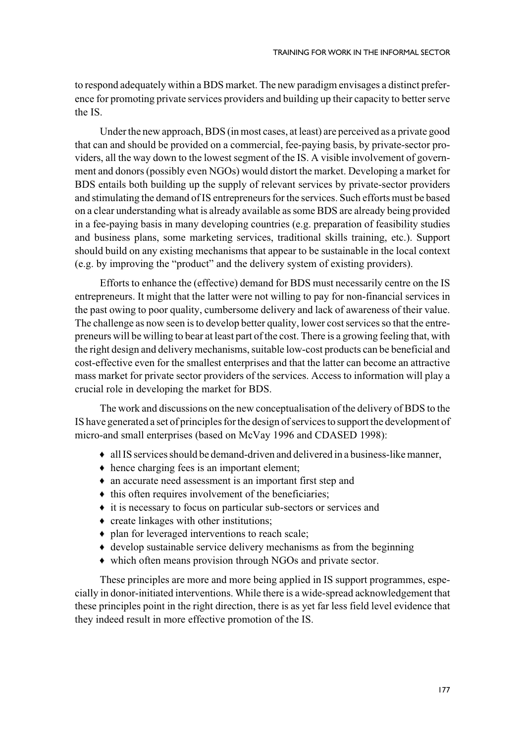to respond adequately within a BDS market. The new paradigm envisages a distinct preference for promoting private services providers and building up their capacity to better serve the IS.

Under the new approach, BDS (in most cases, at least) are perceived as a private good that can and should be provided on a commercial, fee-paying basis, by private-sector providers, all the way down to the lowest segment of the IS. A visible involvement of government and donors (possibly even NGOs) would distort the market. Developing a market for BDS entails both building up the supply of relevant services by private-sector providers and stimulating the demand of IS entrepreneurs for the services. Such efforts must be based on a clear understanding what is already available as some BDS are already being provided in a fee-paying basis in many developing countries (e.g. preparation of feasibility studies and business plans, some marketing services, traditional skills training, etc.). Support should build on any existing mechanisms that appear to be sustainable in the local context (e.g. by improving the "product" and the delivery system of existing providers).

Efforts to enhance the (effective) demand for BDS must necessarily centre on the IS entrepreneurs. It might that the latter were not willing to pay for non-financial services in the past owing to poor quality, cumbersome delivery and lack of awareness of their value. The challenge as now seen is to develop better quality, lower cost services so that the entrepreneurs will be willing to bear at least part of the cost. There is a growing feeling that, with the right design and delivery mechanisms, suitable low-cost products can be beneficial and cost-effective even for the smallest enterprises and that the latter can become an attractive mass market for private sector providers of the services. Access to information will play a crucial role in developing the market for BDS.

The work and discussions on the new conceptualisation of the delivery of BDS to the IS have generated a set of principles for the design of services to support the development of micro-and small enterprises (based on McVay 1996 and CDASED 1998):

- all IS services should be demand-driven and delivered in a business-like manner,
- hence charging fees is an important element;
- an accurate need assessment is an important first step and
- this often requires involvement of the beneficiaries;
- it is necessary to focus on particular sub-sectors or services and
- create linkages with other institutions;
- plan for leveraged interventions to reach scale;
- develop sustainable service delivery mechanisms as from the beginning
- which often means provision through NGOs and private sector.

These principles are more and more being applied in IS support programmes, especially in donor-initiated interventions. While there is a wide-spread acknowledgement that these principles point in the right direction, there is as yet far less field level evidence that they indeed result in more effective promotion of the IS.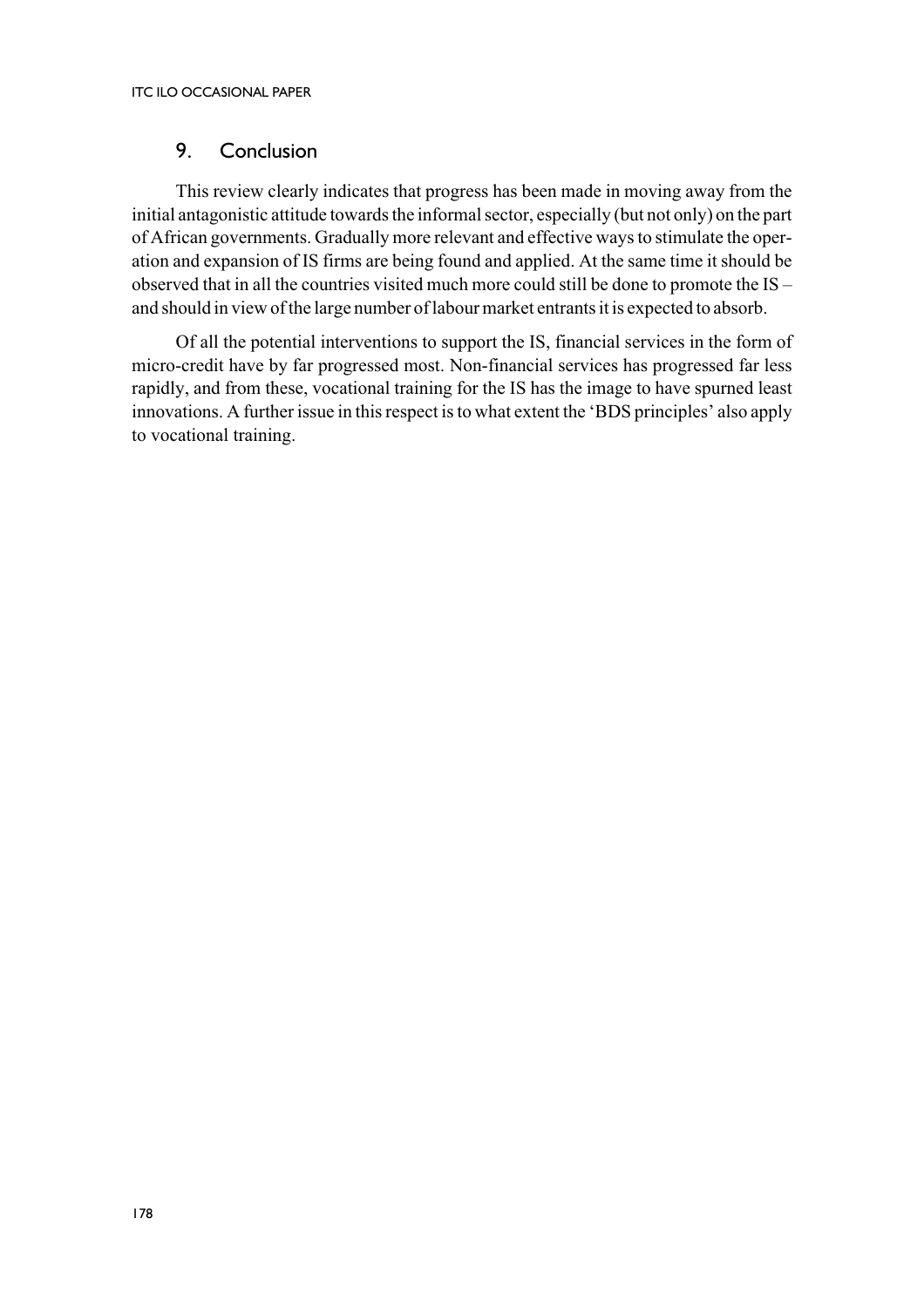## 9. Conclusion

This review clearly indicates that progress has been made in moving away from the initial antagonistic attitude towards the informal sector, especially (but not only) on the part of African governments. Gradually more relevant and effective ways to stimulate the operation and expansion of IS firms are being found and applied. At the same time it should be observed that in all the countries visited much more could still be done to promote the IS – and should in view of the large number of labour market entrants it is expected to absorb.

Of all the potential interventions to support the IS, financial services in the form of micro-credit have by far progressed most. Non-financial services has progressed far less rapidly, and from these, vocational training for the IS has the image to have spurned least innovations. A further issue in this respect is to what extent the 'BDS principles' also apply to vocational training.